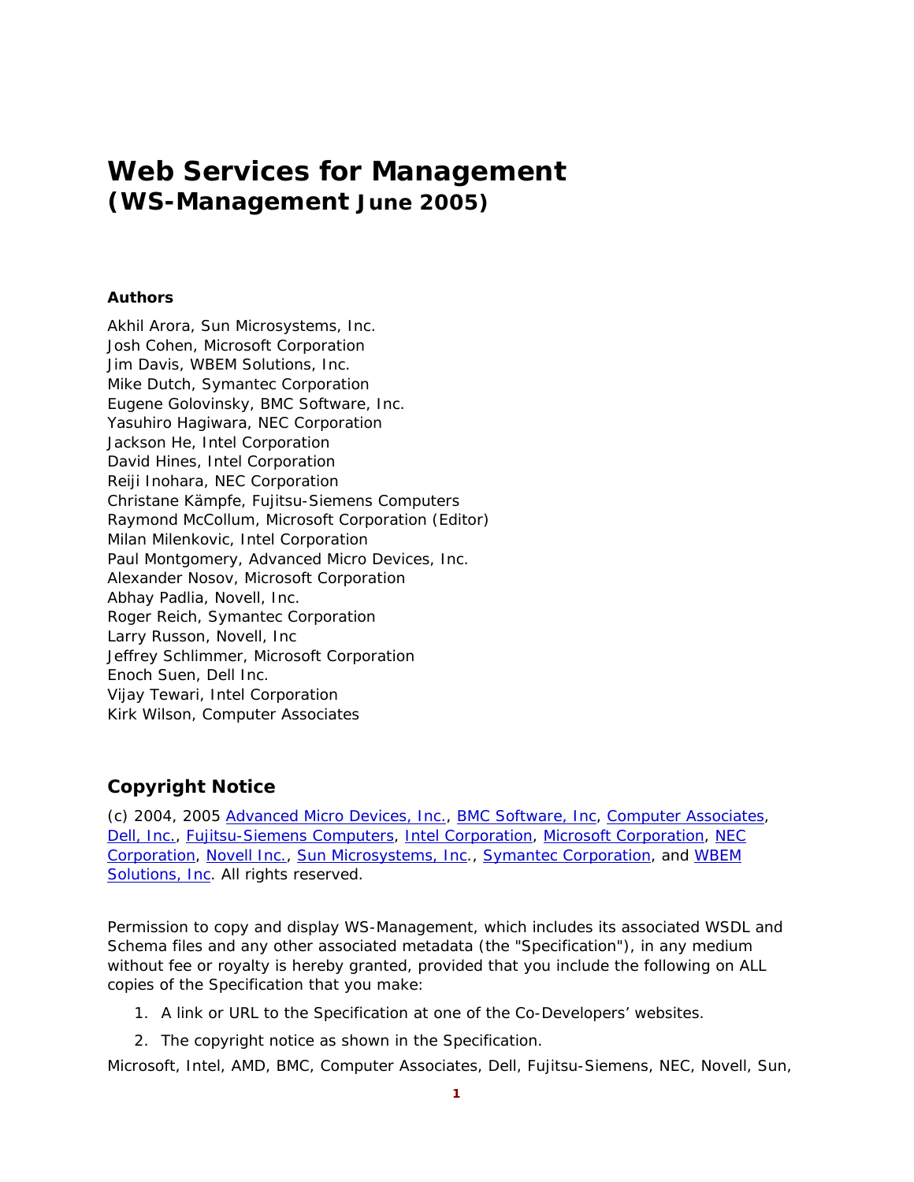# Web Services for Management
## (WS-Management June 2005)

**Authors**

Akhil Arora, Sun Microsystems, Inc.
Josh Cohen, Microsoft Corporation
Jim Davis, WBEM Solutions, Inc.
Mike Dutch, Symantec Corporation
Eugene Golovinsky, BMC Software, Inc.
Yasuhiro Hagiwara, NEC Corporation
Jackson He, Intel Corporation
David Hines, Intel Corporation
Reiji Inohara, NEC Corporation
Christane Kämpfe, Fujitsu-Siemens Computers
Raymond McCollum, Microsoft Corporation (Editor)
Milan Milenkovic, Intel Corporation
Paul Montgomery, Advanced Micro Devices, Inc.
Alexander Nosov, Microsoft Corporation
Abhay Padlia, Novell, Inc.
Roger Reich, Symantec Corporation
Larry Russon, Novell, Inc
Jeffrey Schlimmer, Microsoft Corporation
Enoch Suen, Dell Inc.
Vijay Tewari, Intel Corporation
Kirk Wilson, Computer Associates

## Copyright Notice

(c) 2004, 2005 Advanced Micro Devices, Inc., BMC Software, Inc, Computer Associates, Dell, Inc., Fujitsu-Siemens Computers, Intel Corporation, Microsoft Corporation, NEC Corporation, Novell Inc., Sun Microsystems, Inc., Symantec Corporation, and WBEM Solutions, Inc. All rights reserved.

Permission to copy and display WS-Management, which includes its associated WSDL and Schema files and any other associated metadata (the "Specification"), in any medium without fee or royalty is hereby granted, provided that you include the following on ALL copies of the Specification that you make:

1. A link or URL to the Specification at one of the Co-Developers' websites.
2. The copyright notice as shown in the Specification.

Microsoft, Intel, AMD, BMC, Computer Associates, Dell, Fujitsu-Siemens, NEC, Novell, Sun,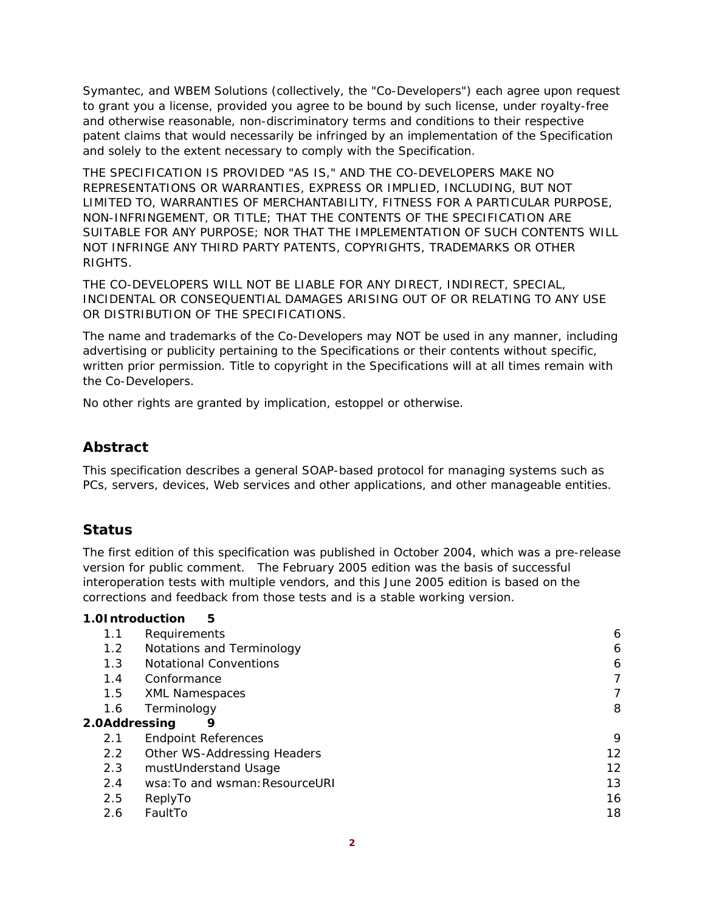Symantec, and WBEM Solutions (collectively, the "Co-Developers") each agree upon request to grant you a license, provided you agree to be bound by such license, under royalty-free and otherwise reasonable, non-discriminatory terms and conditions to their respective patent claims that would necessarily be infringed by an implementation of the Specification and solely to the extent necessary to comply with the Specification.

THE SPECIFICATION IS PROVIDED "AS IS," AND THE CO-DEVELOPERS MAKE NO REPRESENTATIONS OR WARRANTIES, EXPRESS OR IMPLIED, INCLUDING, BUT NOT LIMITED TO, WARRANTIES OF MERCHANTABILITY, FITNESS FOR A PARTICULAR PURPOSE, NON-INFRINGEMENT, OR TITLE; THAT THE CONTENTS OF THE SPECIFICATION ARE SUITABLE FOR ANY PURPOSE; NOR THAT THE IMPLEMENTATION OF SUCH CONTENTS WILL NOT INFRINGE ANY THIRD PARTY PATENTS, COPYRIGHTS, TRADEMARKS OR OTHER RIGHTS.

THE CO-DEVELOPERS WILL NOT BE LIABLE FOR ANY DIRECT, INDIRECT, SPECIAL, INCIDENTAL OR CONSEQUENTIAL DAMAGES ARISING OUT OF OR RELATING TO ANY USE OR DISTRIBUTION OF THE SPECIFICATIONS.

The name and trademarks of the Co-Developers may NOT be used in any manner, including advertising or publicity pertaining to the Specifications or their contents without specific, written prior permission. Title to copyright in the Specifications will at all times remain with the Co-Developers.

No other rights are granted by implication, estoppel or otherwise.

## Abstract

This specification describes a general SOAP-based protocol for managing systems such as PCs, servers, devices, Web services and other applications, and other manageable entities.

## Status

The first edition of this specification was published in October 2004, which was a pre-release version for public comment. The February 2005 edition was the basis of successful interoperation tests with multiple vendors, and this June 2005 edition is based on the corrections and feedback from those tests and is a stable working version.

**1.0 Introduction 5**

- 1.1 Requirements 6
- 1.2 Notations and Terminology 6
- 1.3 Notational Conventions 6
- 1.4 Conformance 7
- 1.5 XML Namespaces 7
- 1.6 Terminology 8

**2.0 Addressing 9**

- 2.1 Endpoint References 9
- 2.2 Other WS-Addressing Headers 12
- 2.3 mustUnderstand Usage 12
- 2.4 wsa:To and wsman:ResourceURI 13
- 2.5 ReplyTo 16
- 2.6 FaultTo 18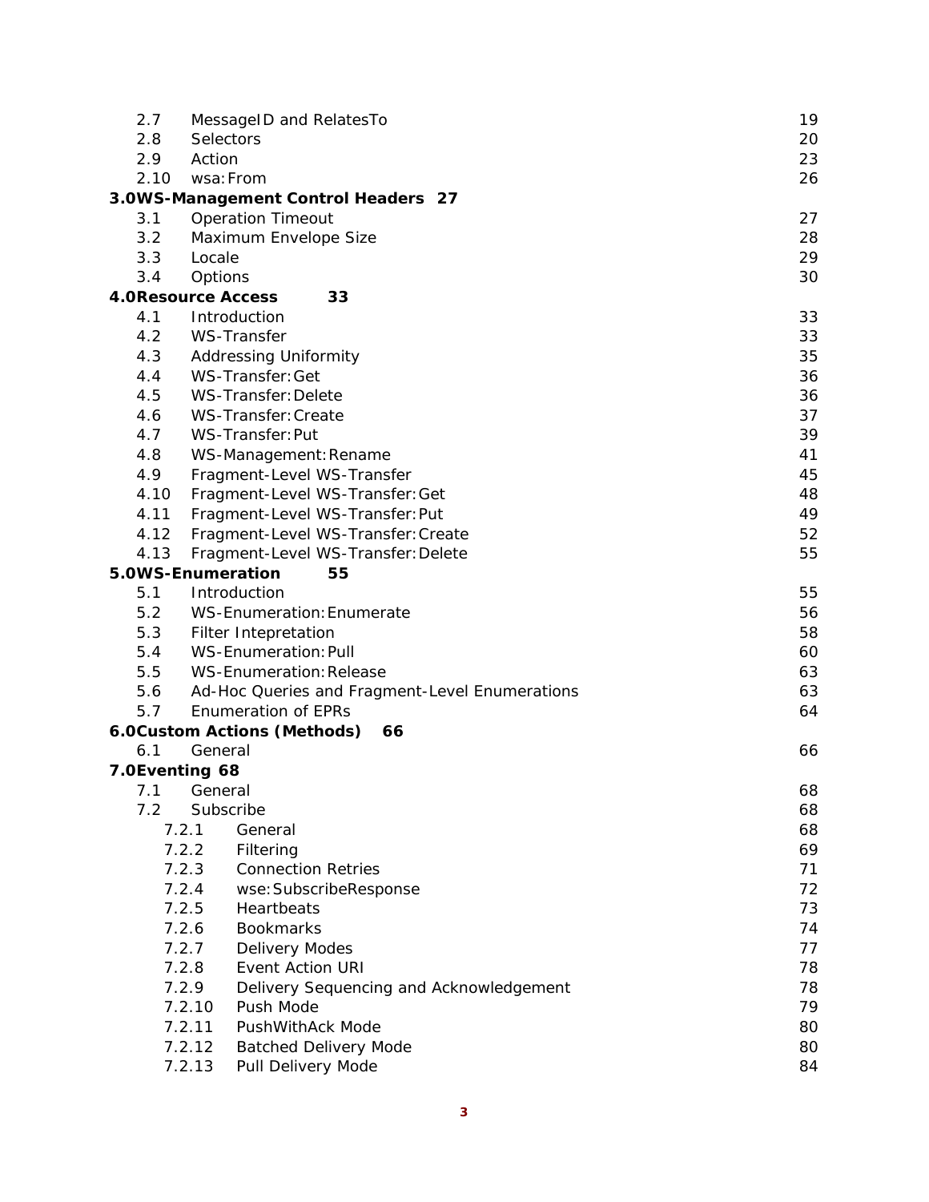2.7 MessageID and RelatesTo 19
2.8 Selectors 20
2.9 Action 23
2.10 wsa:From 26

**3.0 WS-Management Control Headers 27**

3.1 Operation Timeout 27
3.2 Maximum Envelope Size 28
3.3 Locale 29
3.4 Options 30

**4.0 Resource Access 33**

4.1 Introduction 33
4.2 WS-Transfer 33
4.3 Addressing Uniformity 35
4.4 WS-Transfer:Get 36
4.5 WS-Transfer:Delete 36
4.6 WS-Transfer:Create 37
4.7 WS-Transfer:Put 39
4.8 WS-Management:Rename 41
4.9 Fragment-Level WS-Transfer 45
4.10 Fragment-Level WS-Transfer:Get 48
4.11 Fragment-Level WS-Transfer:Put 49
4.12 Fragment-Level WS-Transfer:Create 52
4.13 Fragment-Level WS-Transfer:Delete 55

**5.0 WS-Enumeration 55**

5.1 Introduction 55
5.2 WS-Enumeration:Enumerate 56
5.3 Filter Intepretation 58
5.4 WS-Enumeration:Pull 60
5.5 WS-Enumeration:Release 63
5.6 Ad-Hoc Queries and Fragment-Level Enumerations 63
5.7 Enumeration of EPRs 64

**6.0 Custom Actions (Methods) 66**

6.1 General 66

**7.0 Eventing 68**

7.1 General 68
7.2 Subscribe 68
 7.2.1 General 68
 7.2.2 Filtering 69
 7.2.3 Connection Retries 71
 7.2.4 wse:SubscribeResponse 72
 7.2.5 Heartbeats 73
 7.2.6 Bookmarks 74
 7.2.7 Delivery Modes 77
 7.2.8 Event Action URI 78
 7.2.9 Delivery Sequencing and Acknowledgement 78
 7.2.10 Push Mode 79
 7.2.11 PushWithAck Mode 80
 7.2.12 Batched Delivery Mode 80
 7.2.13 Pull Delivery Mode 84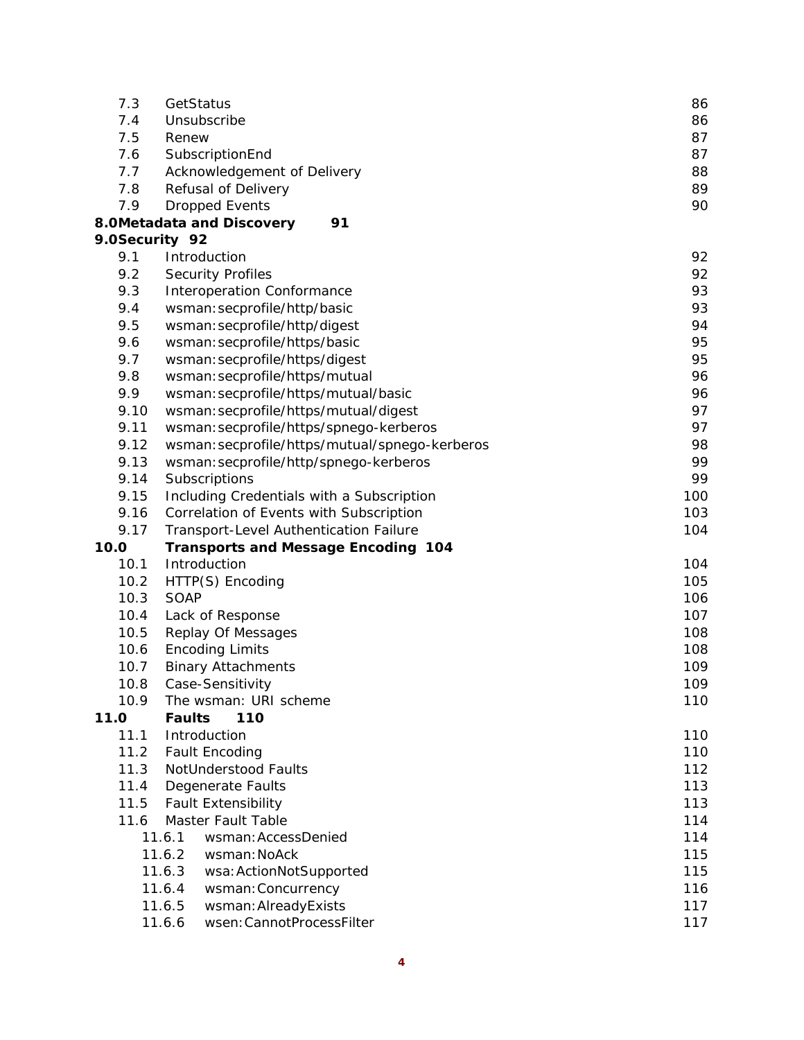| | | |
|---|---|---|
| 7.3 | GetStatus | 86 |
| 7.4 | Unsubscribe | 86 |
| 7.5 | Renew | 87 |
| 7.6 | SubscriptionEnd | 87 |
| 7.7 | Acknowledgement of Delivery | 88 |
| 7.8 | Refusal of Delivery | 89 |
| 7.9 | Dropped Events | 90 |
| **8.0** | **Metadata and Discovery** | **91** |
| **9.0** | **Security** | **92** |
| 9.1 | Introduction | 92 |
| 9.2 | Security Profiles | 92 |
| 9.3 | Interoperation Conformance | 93 |
| 9.4 | wsman:secprofile/http/basic | 93 |
| 9.5 | wsman:secprofile/http/digest | 94 |
| 9.6 | wsman:secprofile/https/basic | 95 |
| 9.7 | wsman:secprofile/https/digest | 95 |
| 9.8 | wsman:secprofile/https/mutual | 96 |
| 9.9 | wsman:secprofile/https/mutual/basic | 96 |
| 9.10 | wsman:secprofile/https/mutual/digest | 97 |
| 9.11 | wsman:secprofile/https/spnego-kerberos | 97 |
| 9.12 | wsman:secprofile/https/mutual/spnego-kerberos | 98 |
| 9.13 | wsman:secprofile/http/spnego-kerberos | 99 |
| 9.14 | Subscriptions | 99 |
| 9.15 | Including Credentials with a Subscription | 100 |
| 9.16 | Correlation of Events with Subscription | 103 |
| 9.17 | Transport-Level Authentication Failure | 104 |
| **10.0** | **Transports and Message Encoding** | **104** |
| 10.1 | Introduction | 104 |
| 10.2 | HTTP(S) Encoding | 105 |
| 10.3 | SOAP | 106 |
| 10.4 | Lack of Response | 107 |
| 10.5 | Replay Of Messages | 108 |
| 10.6 | Encoding Limits | 108 |
| 10.7 | Binary Attachments | 109 |
| 10.8 | Case-Sensitivity | 109 |
| 10.9 | The wsman: URI scheme | 110 |
| **11.0** | **Faults** | **110** |
| 11.1 | Introduction | 110 |
| 11.2 | Fault Encoding | 110 |
| 11.3 | NotUnderstood Faults | 112 |
| 11.4 | Degenerate Faults | 113 |
| 11.5 | Fault Extensibility | 113 |
| 11.6 | Master Fault Table | 114 |
| 11.6.1 | wsman:AccessDenied | 114 |
| 11.6.2 | wsman:NoAck | 115 |
| 11.6.3 | wsa:ActionNotSupported | 115 |
| 11.6.4 | wsman:Concurrency | 116 |
| 11.6.5 | wsman:AlreadyExists | 117 |
| 11.6.6 | wsen:CannotProcessFilter | 117 |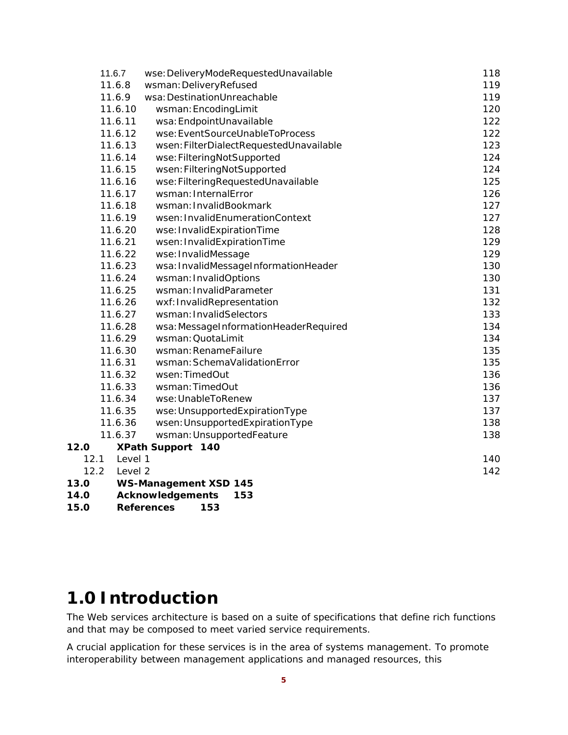11.6.7 wse:DeliveryModeRequestedUnavailable 118
11.6.8 wsman:DeliveryRefused 119
11.6.9 wsa:DestinationUnreachable 119
11.6.10 wsman:EncodingLimit 120
11.6.11 wsa:EndpointUnavailable 122
11.6.12 wse:EventSourceUnableToProcess 122
11.6.13 wsen:FilterDialectRequestedUnavailable 123
11.6.14 wse:FilteringNotSupported 124
11.6.15 wsen:FilteringNotSupported 124
11.6.16 wse:FilteringRequestedUnavailable 125
11.6.17 wsman:InternalError 126
11.6.18 wsman:InvalidBookmark 127
11.6.19 wsen:InvalidEnumerationContext 127
11.6.20 wse:InvalidExpirationTime 128
11.6.21 wsen:InvalidExpirationTime 129
11.6.22 wse:InvalidMessage 129
11.6.23 wsa:InvalidMessageInformationHeader 130
11.6.24 wsman:InvalidOptions 130
11.6.25 wsman:InvalidParameter 131
11.6.26 wxf:InvalidRepresentation 132
11.6.27 wsman:InvalidSelectors 133
11.6.28 wsa:MessageInformationHeaderRequired 134
11.6.29 wsman:QuotaLimit 134
11.6.30 wsman:RenameFailure 135
11.6.31 wsman:SchemaValidationError 135
11.6.32 wsen:TimedOut 136
11.6.33 wsman:TimedOut 136
11.6.34 wse:UnableToRenew 137
11.6.35 wse:UnsupportedExpirationType 137
11.6.36 wsen:UnsupportedExpirationType 138
11.6.37 wsman:UnsupportedFeature 138

**12.0 XPath Support 140**

12.1 Level 1 140
12.2 Level 2 142

**13.0 WS-Management XSD 145**

**14.0 Acknowledgements 153**

**15.0 References 153**

# 1.0 Introduction

The Web services architecture is based on a suite of specifications that define rich functions and that may be composed to meet varied service requirements.

A crucial application for these services is in the area of systems management. To promote interoperability between management applications and managed resources, this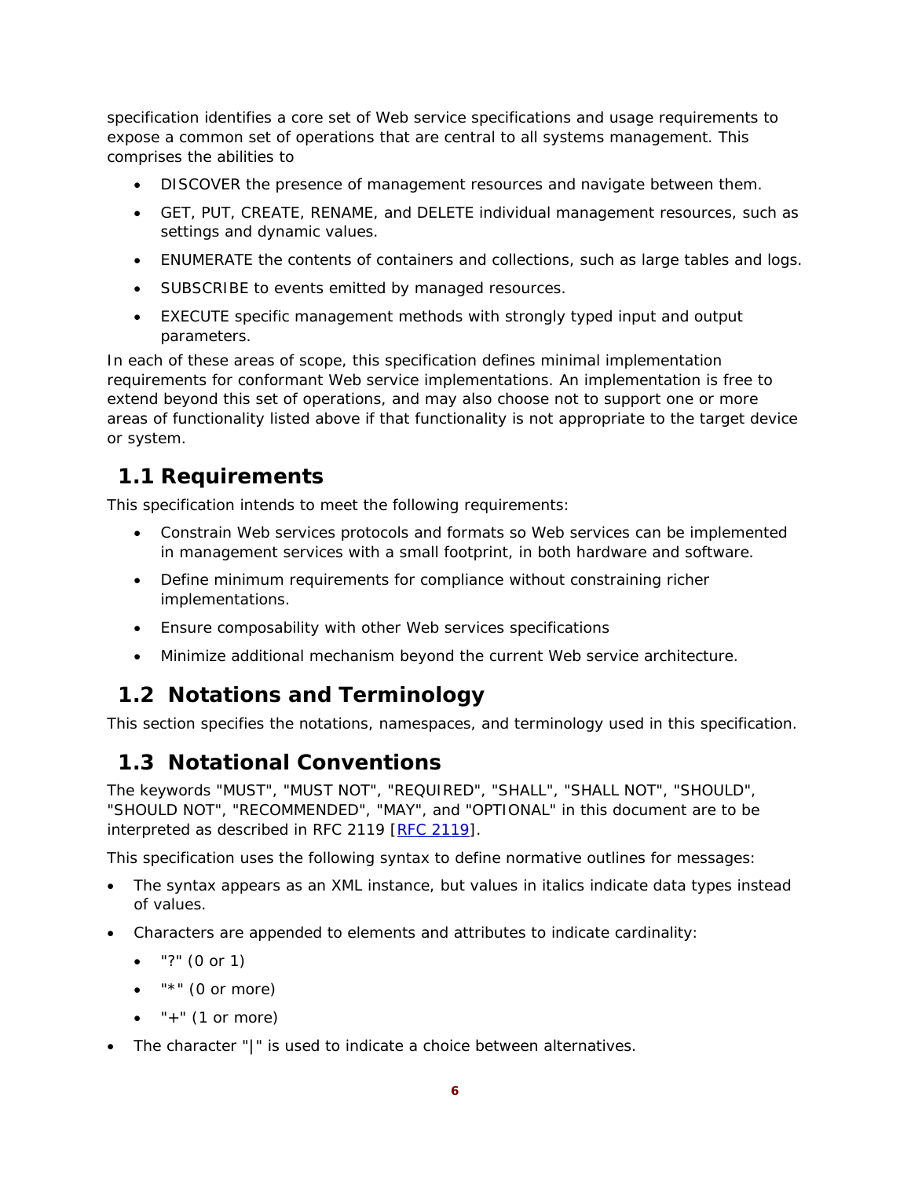specification identifies a core set of Web service specifications and usage requirements to expose a common set of operations that are central to all systems management. This comprises the abilities to

- DISCOVER the presence of management resources and navigate between them.
- GET, PUT, CREATE, RENAME, and DELETE individual management resources, such as settings and dynamic values.
- ENUMERATE the contents of containers and collections, such as large tables and logs.
- SUBSCRIBE to events emitted by managed resources.
- EXECUTE specific management methods with strongly typed input and output parameters.

In each of these areas of scope, this specification defines minimal implementation requirements for conformant Web service implementations. An implementation is free to extend beyond this set of operations, and may also choose not to support one or more areas of functionality listed above if that functionality is not appropriate to the target device or system.

## 1.1 Requirements

This specification intends to meet the following requirements:

- Constrain Web services protocols and formats so Web services can be implemented in management services with a small footprint, in both hardware and software.
- Define minimum requirements for compliance without constraining richer implementations.
- Ensure composability with other Web services specifications
- Minimize additional mechanism beyond the current Web service architecture.

## 1.2 Notations and Terminology

This section specifies the notations, namespaces, and terminology used in this specification.

## 1.3 Notational Conventions

The keywords "MUST", "MUST NOT", "REQUIRED", "SHALL", "SHALL NOT", "SHOULD", "SHOULD NOT", "RECOMMENDED", "MAY", and "OPTIONAL" in this document are to be interpreted as described in RFC 2119 [RFC 2119].

This specification uses the following syntax to define normative outlines for messages:

- The syntax appears as an XML instance, but values in italics indicate data types instead of values.
- Characters are appended to elements and attributes to indicate cardinality:
  - "?" (0 or 1)
  - "*" (0 or more)
  - "+" (1 or more)
- The character "|" is used to indicate a choice between alternatives.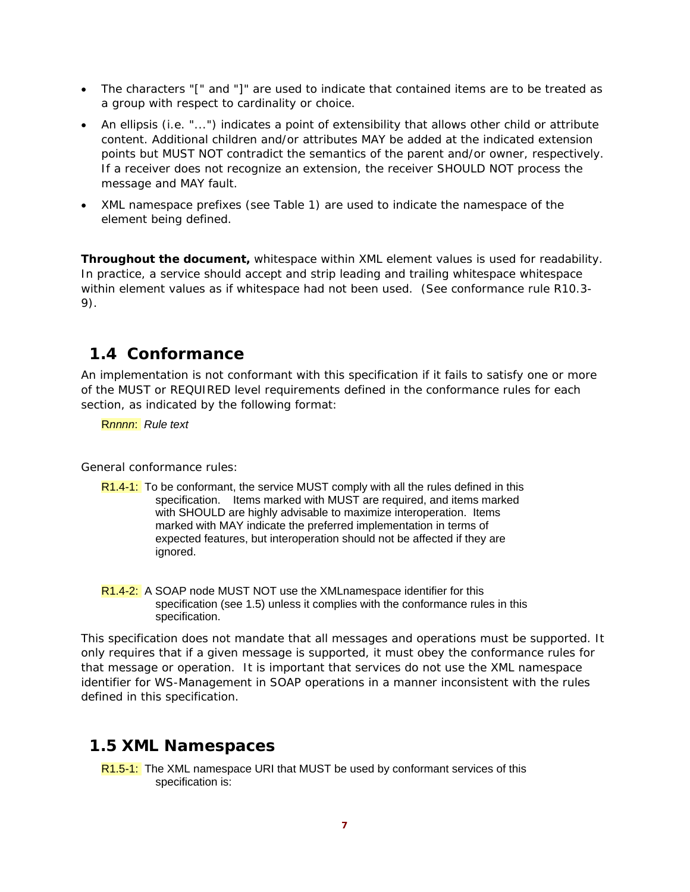- The characters "[" and "]" are used to indicate that contained items are to be treated as a group with respect to cardinality or choice.
- An ellipsis (i.e. "...") indicates a point of extensibility that allows other child or attribute content. Additional children and/or attributes MAY be added at the indicated extension points but MUST NOT contradict the semantics of the parent and/or owner, respectively. If a receiver does not recognize an extension, the receiver SHOULD NOT process the message and MAY fault.
- XML namespace prefixes (see Table 1) are used to indicate the namespace of the element being defined.

**Throughout the document,** whitespace within XML element values is used for readability. In practice, a service should accept and strip leading and trailing whitespace whitespace within element values as if whitespace had not been used. (See conformance rule R10.3-9).

## 1.4 Conformance

An implementation is not conformant with this specification if it fails to satisfy one or more of the MUST or REQUIRED level requirements defined in the conformance rules for each section, as indicated by the following format:

R*nnnn*: *Rule text*

General conformance rules:

R1.4-1: To be conformant, the service MUST comply with all the rules defined in this specification. Items marked with MUST are required, and items marked with SHOULD are highly advisable to maximize interoperation. Items marked with MAY indicate the preferred implementation in terms of expected features, but interoperation should not be affected if they are ignored.

R1.4-2: A SOAP node MUST NOT use the XMLnamespace identifier for this specification (see 1.5) unless it complies with the conformance rules in this specification.

This specification does not mandate that all messages and operations must be supported. It only requires that if a given message is supported, it must obey the conformance rules for that message or operation. It is important that services do not use the XML namespace identifier for WS-Management in SOAP operations in a manner inconsistent with the rules defined in this specification.

## 1.5 XML Namespaces

R1.5-1: The XML namespace URI that MUST be used by conformant services of this specification is: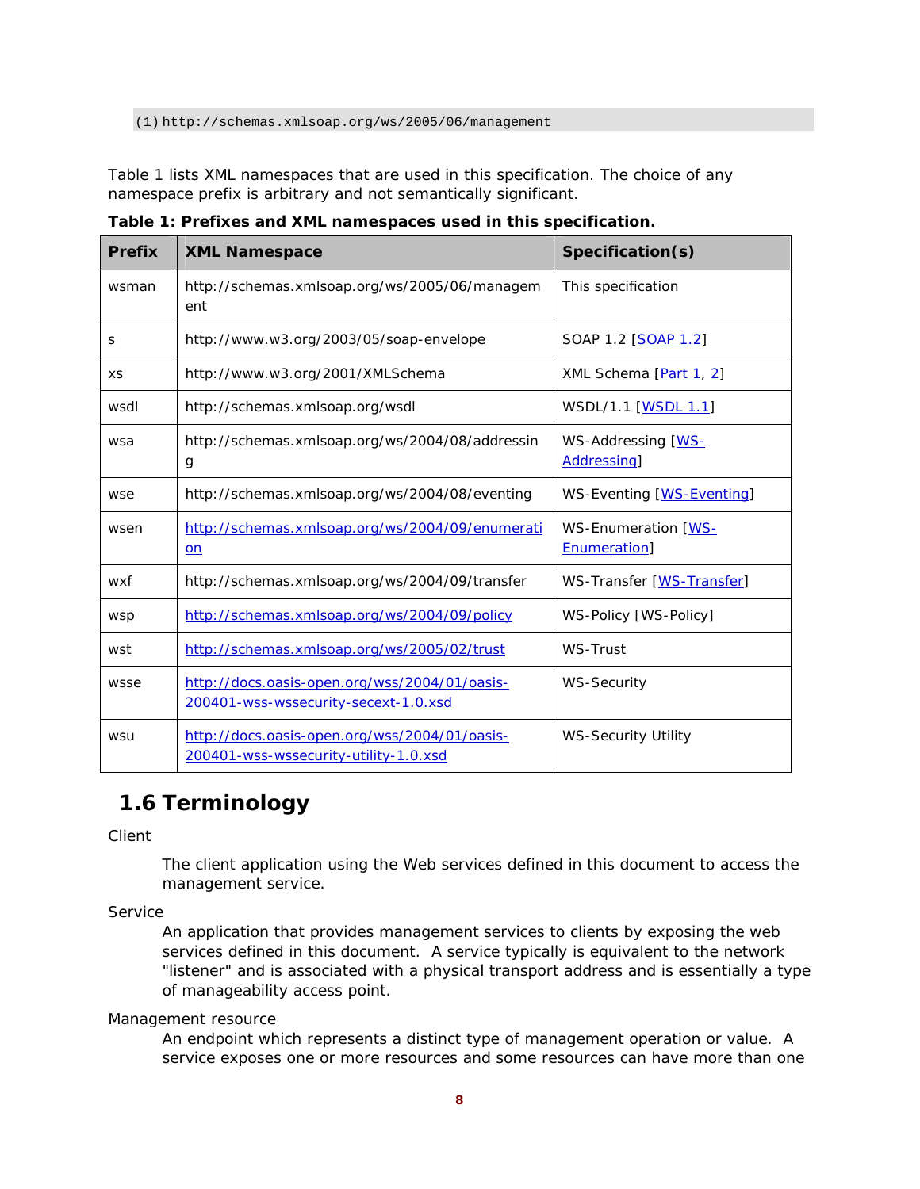```
(1) http://schemas.xmlsoap.org/ws/2005/06/management
```

Table 1 lists XML namespaces that are used in this specification. The choice of any namespace prefix is arbitrary and not semantically significant.

**Table 1: Prefixes and XML namespaces used in this specification.**

| Prefix | XML Namespace | Specification(s) |
|---|---|---|
| wsman | http://schemas.xmlsoap.org/ws/2005/06/management | This specification |
| s | http://www.w3.org/2003/05/soap-envelope | SOAP 1.2 [SOAP 1.2] |
| xs | http://www.w3.org/2001/XMLSchema | XML Schema [Part 1, 2] |
| wsdl | http://schemas.xmlsoap.org/wsdl | WSDL/1.1 [WSDL 1.1] |
| wsa | http://schemas.xmlsoap.org/ws/2004/08/addressing | WS-Addressing [WS-Addressing] |
| wse | http://schemas.xmlsoap.org/ws/2004/08/eventing | WS-Eventing [WS-Eventing] |
| wsen | http://schemas.xmlsoap.org/ws/2004/09/enumeration | WS-Enumeration [WS-Enumeration] |
| wxf | http://schemas.xmlsoap.org/ws/2004/09/transfer | WS-Transfer [WS-Transfer] |
| wsp | http://schemas.xmlsoap.org/ws/2004/09/policy | WS-Policy [WS-Policy] |
| wst | http://schemas.xmlsoap.org/ws/2005/02/trust | WS-Trust |
| wsse | http://docs.oasis-open.org/wss/2004/01/oasis-200401-wss-wssecurity-secext-1.0.xsd | WS-Security |
| wsu | http://docs.oasis-open.org/wss/2004/01/oasis-200401-wss-wssecurity-utility-1.0.xsd | WS-Security Utility |

## 1.6 Terminology

Client

> The client application using the Web services defined in this document to access the management service.

Service

> An application that provides management services to clients by exposing the web services defined in this document. A service typically is equivalent to the network "listener" and is associated with a physical transport address and is essentially a type of manageability access point.

Management resource

> An endpoint which represents a distinct type of management operation or value. A service exposes one or more resources and some resources can have more than one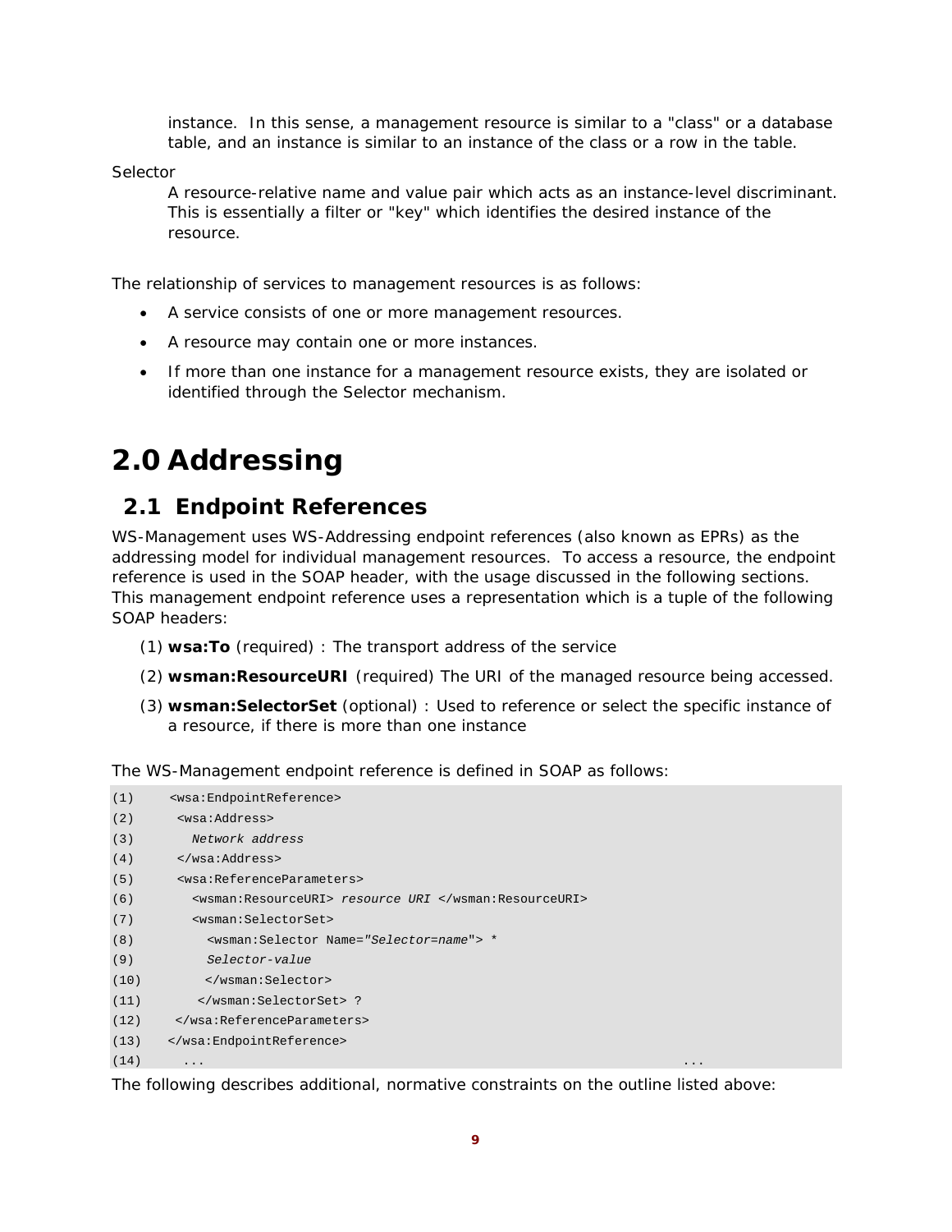instance. In this sense, a management resource is similar to a "class" or a database table, and an instance is similar to an instance of the class or a row in the table.

Selector

A resource-relative name and value pair which acts as an instance-level discriminant. This is essentially a filter or "key" which identifies the desired instance of the resource.

The relationship of services to management resources is as follows:

- A service consists of one or more management resources.
- A resource may contain one or more instances.
- If more than one instance for a management resource exists, they are isolated or identified through the Selector mechanism.

# 2.0 Addressing

## 2.1 Endpoint References

WS-Management uses WS-Addressing endpoint references (also known as EPRs) as the addressing model for individual management resources. To access a resource, the endpoint reference is used in the SOAP header, with the usage discussed in the following sections. This management endpoint reference uses a representation which is a tuple of the following SOAP headers:

(1) **wsa:To** (required) : The transport address of the service

(2) **wsman:ResourceURI** (required) The URI of the managed resource being accessed.

(3) **wsman:SelectorSet** (optional) : Used to reference or select the specific instance of a resource, if there is more than one instance

The WS-Management endpoint reference is defined in SOAP as follows:

```
(1)    <wsa:EndpointReference>
(2)     <wsa:Address>
(3)       Network address
(4)     </wsa:Address>
(5)     <wsa:ReferenceParameters>
(6)       <wsman:ResourceURI> resource URI </wsman:ResourceURI>
(7)       <wsman:SelectorSet>
(8)         <wsman:Selector Name="Selector=name"> *
(9)         Selector-value
(10)        </wsman:Selector>
(11)       </wsman:SelectorSet> ?
(12)    </wsa:ReferenceParameters>
(13)   </wsa:EndpointReference>
(14)     ...                                                         ...
```

The following describes additional, normative constraints on the outline listed above: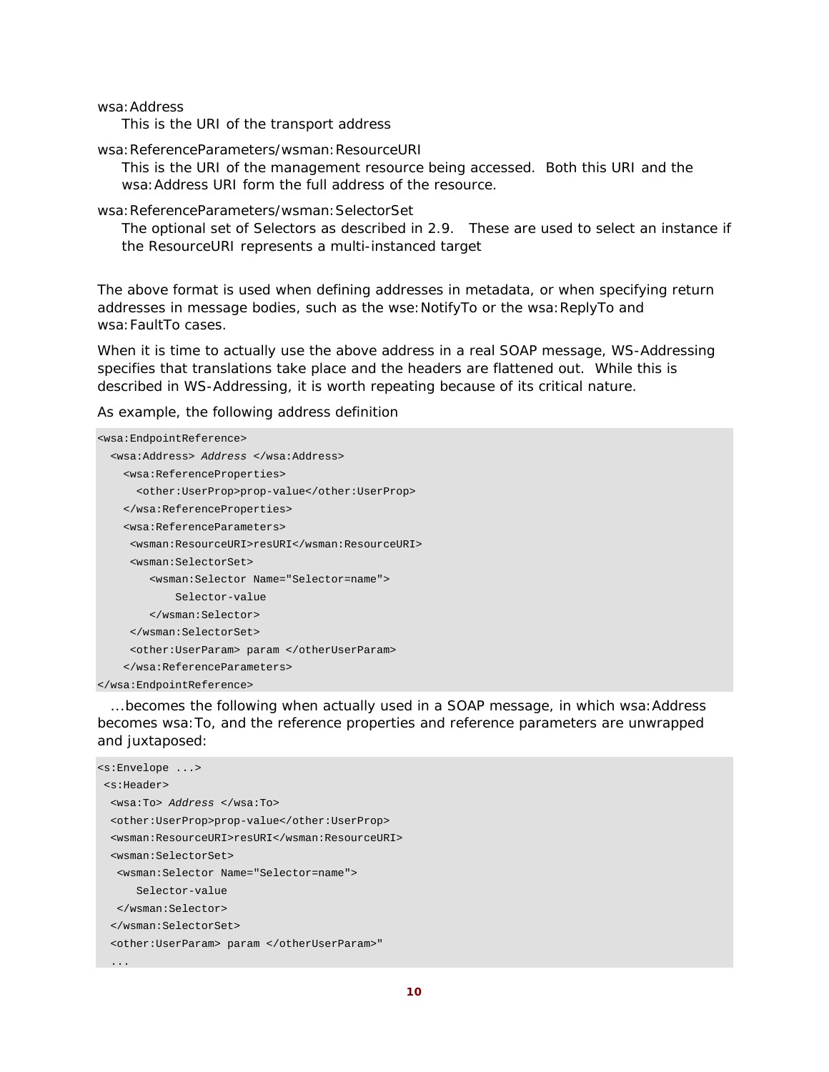wsa:Address

This is the URI of the transport address

wsa:ReferenceParameters/wsman:ResourceURI

This is the URI of the management resource being accessed.  Both this URI and the wsa:Address URI form the full address of the resource.

wsa:ReferenceParameters/wsman:SelectorSet

The optional set of Selectors as described in 2.9.   These are used to select an instance if the ResourceURI represents a multi-instanced target

The above format is used when defining addresses in metadata, or when specifying return addresses in message bodies, such as the wse:NotifyTo or the wsa:ReplyTo and wsa:FaultTo cases.

When it is time to actually use the above address in a real SOAP message, WS-Addressing specifies that translations take place and the headers are flattened out.  While this is described in WS-Addressing, it is worth repeating because of its critical nature.

As example, the following address definition

```
<wsa:EndpointReference>
  <wsa:Address> Address </wsa:Address>
    <wsa:ReferenceProperties>
      <other:UserProp>prop-value</other:UserProp>
    </wsa:ReferenceProperties>
    <wsa:ReferenceParameters>
     <wsman:ResourceURI>resURI</wsman:ResourceURI>
     <wsman:SelectorSet>
        <wsman:Selector Name="Selector=name">
            Selector-value
        </wsman:Selector>
     </wsman:SelectorSet>
     <other:UserParam> param </otherUserParam>
    </wsa:ReferenceParameters>
</wsa:EndpointReference>
```

...becomes the following when actually used in a SOAP message, in which wsa:Address becomes wsa:To, and the reference properties and reference parameters are unwrapped and juxtaposed:

```
<s:Envelope ...>
 <s:Header>
  <wsa:To> Address </wsa:To>
  <other:UserProp>prop-value</other:UserProp>
  <wsman:ResourceURI>resURI</wsman:ResourceURI>
  <wsman:SelectorSet>
   <wsman:Selector Name="Selector=name">
      Selector-value
   </wsman:Selector>
  </wsman:SelectorSet>
  <other:UserParam> param </otherUserParam>"
  ...
```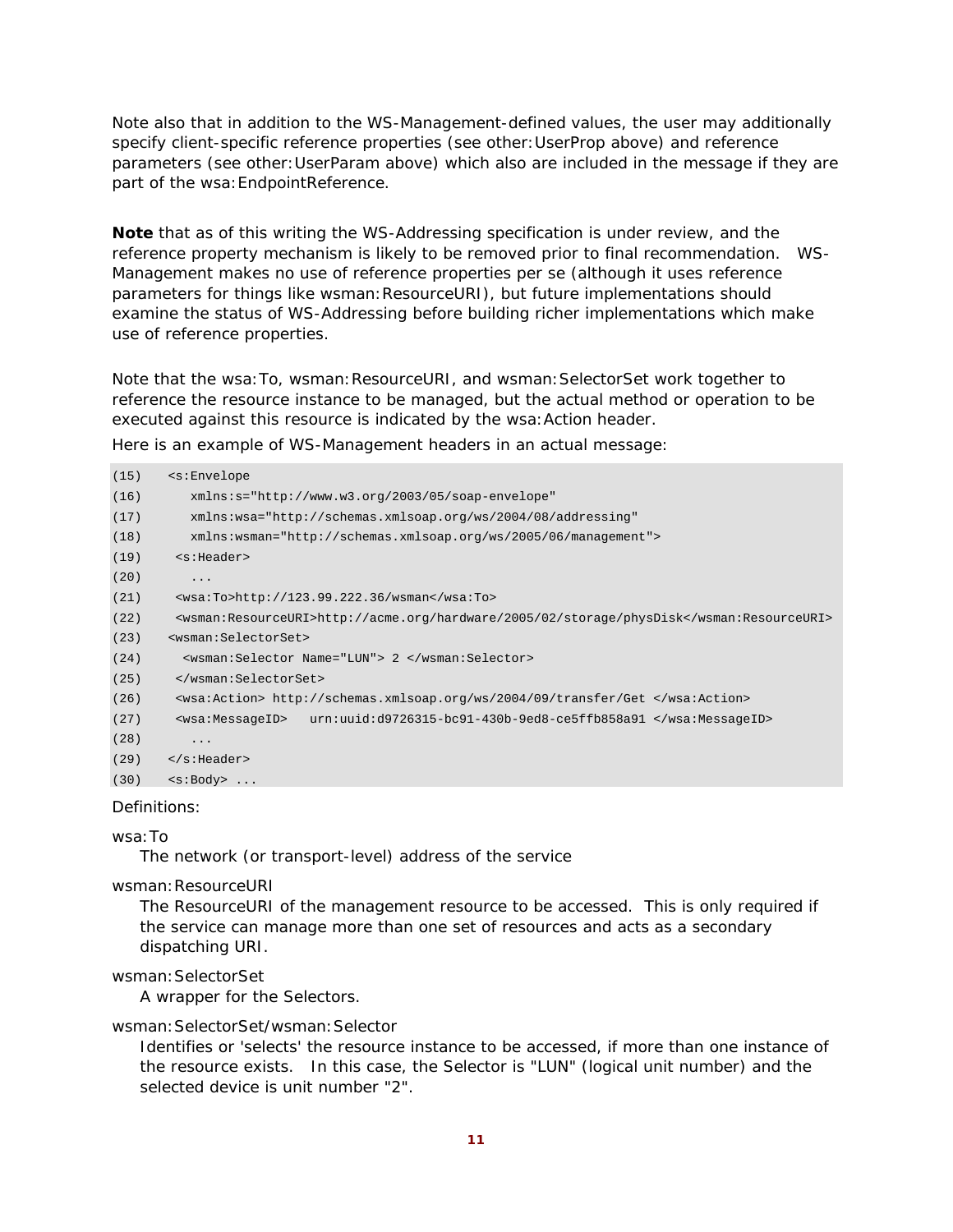Note also that in addition to the WS-Management-defined values, the user may additionally specify client-specific reference properties (see other:UserProp above) and reference parameters (see other:UserParam above) which also are included in the message if they are part of the wsa:EndpointReference.

**Note** that as of this writing the WS-Addressing specification is under review, and the reference property mechanism is likely to be removed prior to final recommendation. WS-Management makes no use of reference properties per se (although it uses reference parameters for things like wsman:ResourceURI), but future implementations should examine the status of WS-Addressing before building richer implementations which make use of reference properties.

Note that the wsa:To, wsman:ResourceURI, and wsman:SelectorSet work together to reference the resource instance to be managed, but the actual method or operation to be executed against this resource is indicated by the wsa:Action header.

Here is an example of WS-Management headers in an actual message:

```
(15)   <s:Envelope
(16)      xmlns:s="http://www.w3.org/2003/05/soap-envelope"
(17)      xmlns:wsa="http://schemas.xmlsoap.org/ws/2004/08/addressing"
(18)      xmlns:wsman="http://schemas.xmlsoap.org/ws/2005/06/management">
(19)    <s:Header>
(20)      ...
(21)    <wsa:To>http://123.99.222.36/wsman</wsa:To>
(22)    <wsman:ResourceURI>http://acme.org/hardware/2005/02/storage/physDisk</wsman:ResourceURI>
(23)   <wsman:SelectorSet>
(24)     <wsman:Selector Name="LUN"> 2 </wsman:Selector>
(25)    </wsman:SelectorSet>
(26)    <wsa:Action> http://schemas.xmlsoap.org/ws/2004/09/transfer/Get </wsa:Action>
(27)    <wsa:MessageID>   urn:uuid:d9726315-bc91-430b-9ed8-ce5ffb858a91 </wsa:MessageID>
(28)      ...
(29)   </s:Header>
(30)   <s:Body> ...
```

Definitions:

wsa:To
: The network (or transport-level) address of the service

wsman:ResourceURI
: The ResourceURI of the management resource to be accessed. This is only required if the service can manage more than one set of resources and acts as a secondary dispatching URI.

wsman:SelectorSet
: A wrapper for the Selectors.

wsman:SelectorSet/wsman:Selector
: Identifies or 'selects' the resource instance to be accessed, if more than one instance of the resource exists. In this case, the Selector is "LUN" (logical unit number) and the selected device is unit number "2".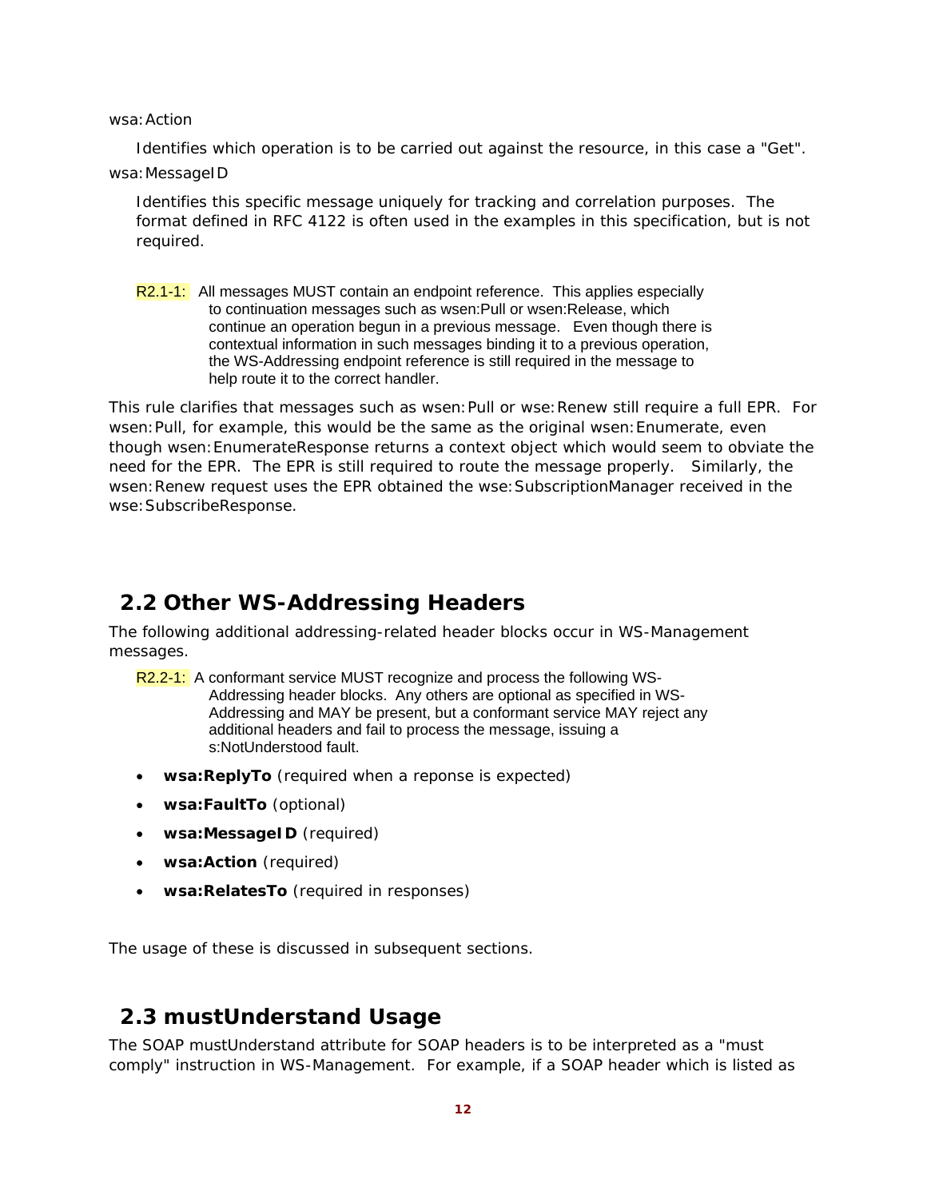wsa:Action

Identifies which operation is to be carried out against the resource, in this case a "Get".

wsa:MessageID

Identifies this specific message uniquely for tracking and correlation purposes. The format defined in RFC 4122 is often used in the examples in this specification, but is not required.

R2.1-1: All messages MUST contain an endpoint reference. This applies especially to continuation messages such as wsen:Pull or wsen:Release, which continue an operation begun in a previous message. Even though there is contextual information in such messages binding it to a previous operation, the WS-Addressing endpoint reference is still required in the message to help route it to the correct handler.

This rule clarifies that messages such as wsen:Pull or wse:Renew still require a full EPR. For wsen:Pull, for example, this would be the same as the original wsen:Enumerate, even though wsen:EnumerateResponse returns a context object which would seem to obviate the need for the EPR. The EPR is still required to route the message properly. Similarly, the wsen:Renew request uses the EPR obtained the wse:SubscriptionManager received in the wse:SubscribeResponse.

## 2.2 Other WS-Addressing Headers

The following additional addressing-related header blocks occur in WS-Management messages.

R2.2-1: A conformant service MUST recognize and process the following WS-Addressing header blocks. Any others are optional as specified in WS-Addressing and MAY be present, but a conformant service MAY reject any additional headers and fail to process the message, issuing a s:NotUnderstood fault.

- **wsa:ReplyTo** (required when a reponse is expected)
- **wsa:FaultTo** (optional)
- **wsa:MessageID** (required)
- **wsa:Action** (required)
- **wsa:RelatesTo** (required in responses)

The usage of these is discussed in subsequent sections.

## 2.3 mustUnderstand Usage

The SOAP mustUnderstand attribute for SOAP headers is to be interpreted as a "must comply" instruction in WS-Management. For example, if a SOAP header which is listed as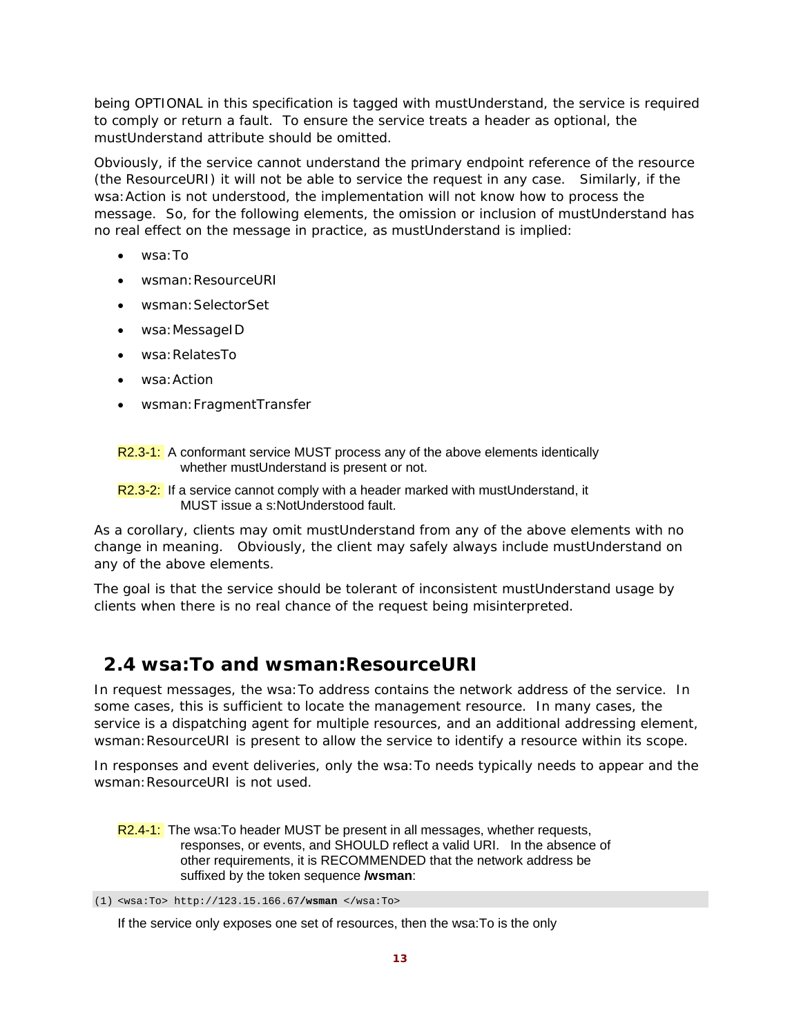being OPTIONAL in this specification is tagged with mustUnderstand, the service is required to comply or return a fault. To ensure the service treats a header as optional, the mustUnderstand attribute should be omitted.

Obviously, if the service cannot understand the primary endpoint reference of the resource (the ResourceURI) it will not be able to service the request in any case. Similarly, if the wsa:Action is not understood, the implementation will not know how to process the message. So, for the following elements, the omission or inclusion of mustUnderstand has no real effect on the message in practice, as mustUnderstand is implied:

- wsa:To
- wsman:ResourceURI
- wsman:SelectorSet
- wsa:MessageID
- wsa:RelatesTo
- wsa:Action
- wsman:FragmentTransfer

R2.3-1: A conformant service MUST process any of the above elements identically whether mustUnderstand is present or not.

R2.3-2: If a service cannot comply with a header marked with mustUnderstand, it MUST issue a s:NotUnderstood fault.

As a corollary, clients may omit mustUnderstand from any of the above elements with no change in meaning. Obviously, the client may safely always include mustUnderstand on any of the above elements.

The goal is that the service should be tolerant of inconsistent mustUnderstand usage by clients when there is no real chance of the request being misinterpreted.

## 2.4 wsa:To and wsman:ResourceURI

In request messages, the wsa:To address contains the network address of the service. In some cases, this is sufficient to locate the management resource. In many cases, the service is a dispatching agent for multiple resources, and an additional addressing element, wsman:ResourceURI is present to allow the service to identify a resource within its scope.

In responses and event deliveries, only the wsa:To needs typically needs to appear and the wsman:ResourceURI is not used.

R2.4-1: The wsa:To header MUST be present in all messages, whether requests, responses, or events, and SHOULD reflect a valid URI. In the absence of other requirements, it is RECOMMENDED that the network address be suffixed by the token sequence **/wsman**:

```
(1) <wsa:To> http://123.15.166.67/wsman </wsa:To>
```

If the service only exposes one set of resources, then the wsa:To is the only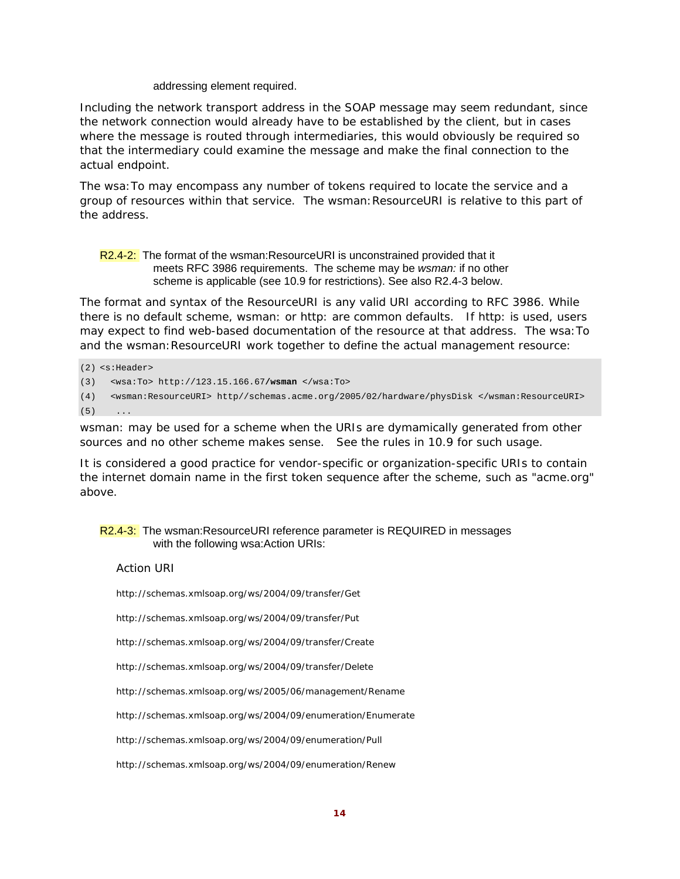addressing element required.

Including the network transport address in the SOAP message may seem redundant, since the network connection would already have to be established by the client, but in cases where the message is routed through intermediaries, this would obviously be required so that the intermediary could examine the message and make the final connection to the actual endpoint.

The wsa:To may encompass any number of tokens required to locate the service and a group of resources within that service. The wsman:ResourceURI is relative to this part of the address.

R2.4-2: The format of the wsman:ResourceURI is unconstrained provided that it meets RFC 3986 requirements. The scheme may be *wsman:* if no other scheme is applicable (see 10.9 for restrictions). See also R2.4-3 below.

The format and syntax of the ResourceURI is any valid URI according to RFC 3986. While there is no default scheme, wsman: or http: are common defaults. If http: is used, users may expect to find web-based documentation of the resource at that address. The wsa:To and the wsman:ResourceURI work together to define the actual management resource:

```
(2) <s:Header>
(3)   <wsa:To> http://123.15.166.67/wsman </wsa:To>
(4)   <wsman:ResourceURI> http//schemas.acme.org/2005/02/hardware/physDisk </wsman:ResourceURI>
(5)    ...
```

wsman: may be used for a scheme when the URIs are dymamically generated from other sources and no other scheme makes sense. See the rules in 10.9 for such usage.

It is considered a good practice for vendor-specific or organization-specific URIs to contain the internet domain name in the first token sequence after the scheme, such as "acme.org" above.

R2.4-3: The wsman:ResourceURI reference parameter is REQUIRED in messages with the following wsa:Action URIs:

| Action URI |
| --- |
| http://schemas.xmlsoap.org/ws/2004/09/transfer/Get |
| http://schemas.xmlsoap.org/ws/2004/09/transfer/Put |
| http://schemas.xmlsoap.org/ws/2004/09/transfer/Create |
| http://schemas.xmlsoap.org/ws/2004/09/transfer/Delete |
| http://schemas.xmlsoap.org/ws/2005/06/management/Rename |
| http://schemas.xmlsoap.org/ws/2004/09/enumeration/Enumerate |
| http://schemas.xmlsoap.org/ws/2004/09/enumeration/Pull |
| http://schemas.xmlsoap.org/ws/2004/09/enumeration/Renew |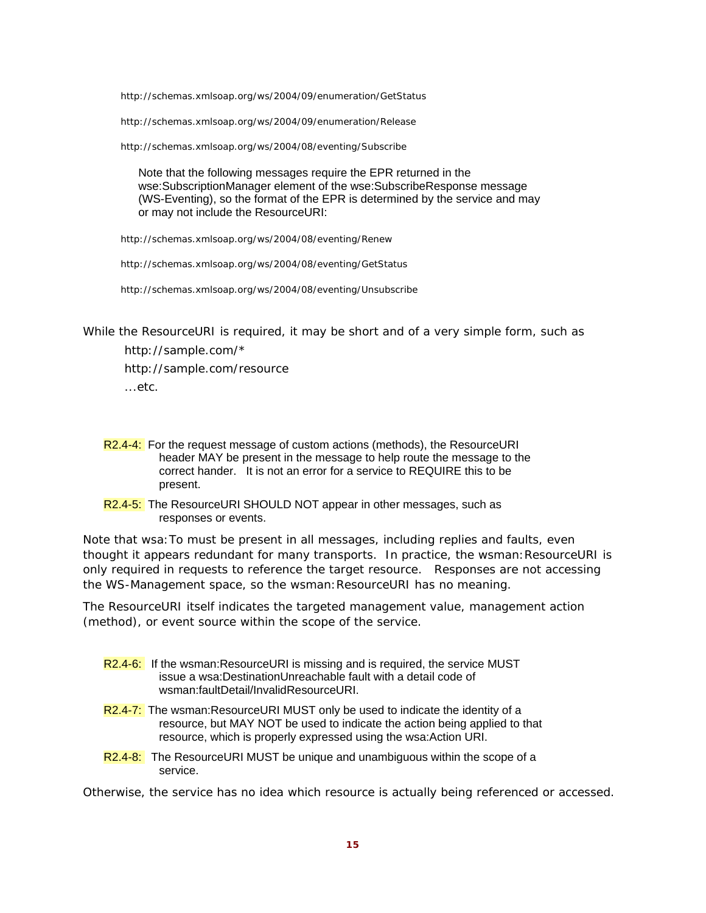http://schemas.xmlsoap.org/ws/2004/09/enumeration/GetStatus

http://schemas.xmlsoap.org/ws/2004/09/enumeration/Release

http://schemas.xmlsoap.org/ws/2004/08/eventing/Subscribe

Note that the following messages require the EPR returned in the wse:SubscriptionManager element of the wse:SubscribeResponse message (WS-Eventing), so the format of the EPR is determined by the service and may or may not include the ResourceURI:

http://schemas.xmlsoap.org/ws/2004/08/eventing/Renew

http://schemas.xmlsoap.org/ws/2004/08/eventing/GetStatus

http://schemas.xmlsoap.org/ws/2004/08/eventing/Unsubscribe

While the ResourceURI is required, it may be short and of a very simple form, such as

http://sample.com/*

http://sample.com/resource

...etc.

R2.4-4: For the request message of custom actions (methods), the ResourceURI header MAY be present in the message to help route the message to the correct hander. It is not an error for a service to REQUIRE this to be present.

R2.4-5: The ResourceURI SHOULD NOT appear in other messages, such as responses or events.

Note that wsa:To must be present in all messages, including replies and faults, even thought it appears redundant for many transports. In practice, the wsman:ResourceURI is only required in requests to reference the target resource. Responses are not accessing the WS-Management space, so the wsman:ResourceURI has no meaning.

The ResourceURI itself indicates the targeted management value, management action (method), or event source within the scope of the service.

R2.4-6: If the wsman:ResourceURI is missing and is required, the service MUST issue a wsa:DestinationUnreachable fault with a detail code of wsman:faultDetail/InvalidResourceURI.

R2.4-7: The wsman:ResourceURI MUST only be used to indicate the identity of a resource, but MAY NOT be used to indicate the action being applied to that resource, which is properly expressed using the wsa:Action URI.

R2.4-8: The ResourceURI MUST be unique and unambiguous within the scope of a service.

Otherwise, the service has no idea which resource is actually being referenced or accessed.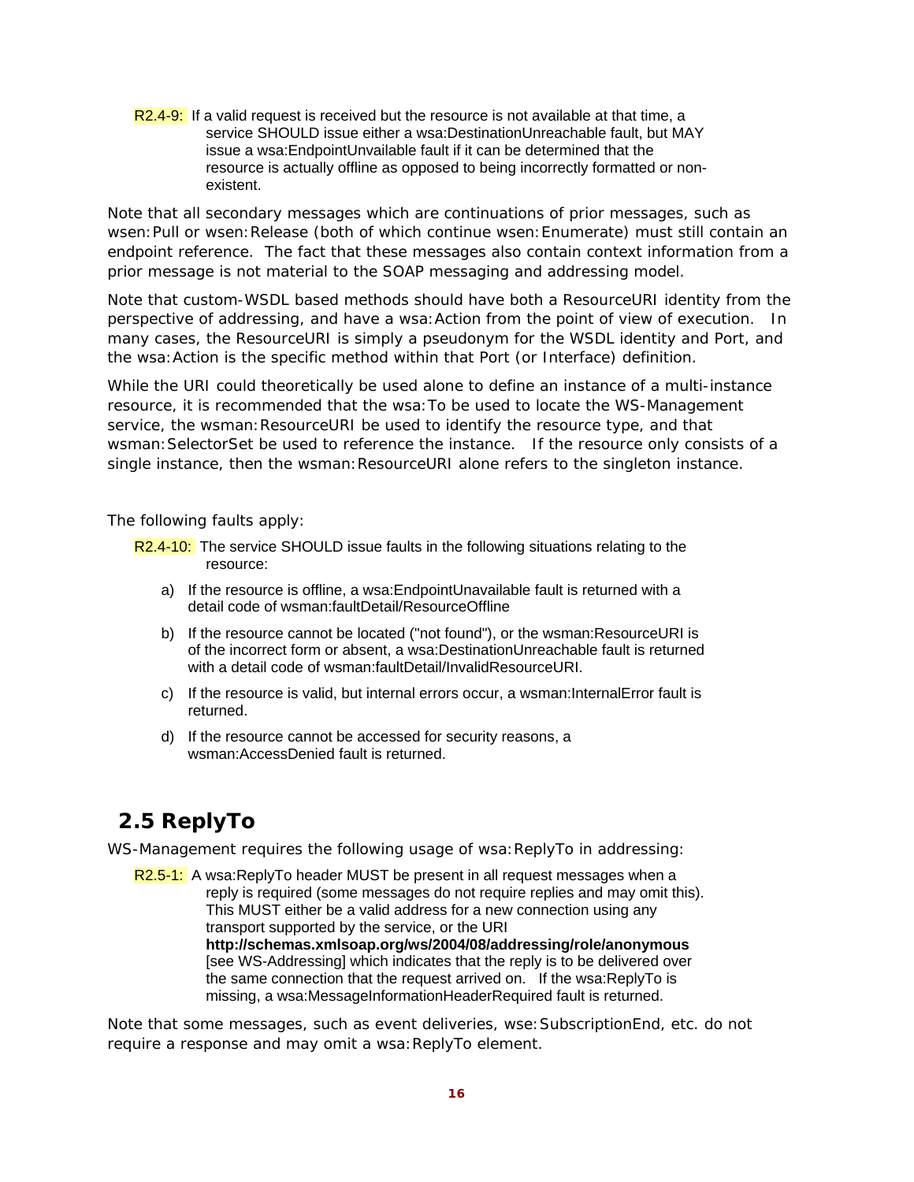R2.4-9: If a valid request is received but the resource is not available at that time, a service SHOULD issue either a wsa:DestinationUnreachable fault, but MAY issue a wsa:EndpointUnvailable fault if it can be determined that the resource is actually offline as opposed to being incorrectly formatted or non-existent.

Note that all secondary messages which are continuations of prior messages, such as wsen:Pull or wsen:Release (both of which continue wsen:Enumerate) must still contain an endpoint reference. The fact that these messages also contain context information from a prior message is not material to the SOAP messaging and addressing model.

Note that custom-WSDL based methods should have both a ResourceURI identity from the perspective of addressing, and have a wsa:Action from the point of view of execution. In many cases, the ResourceURI is simply a pseudonym for the WSDL identity and Port, and the wsa:Action is the specific method within that Port (or Interface) definition.

While the URI could theoretically be used alone to define an instance of a multi-instance resource, it is recommended that the wsa:To be used to locate the WS-Management service, the wsman:ResourceURI be used to identify the resource type, and that wsman:SelectorSet be used to reference the instance. If the resource only consists of a single instance, then the wsman:ResourceURI alone refers to the singleton instance.

The following faults apply:

R2.4-10: The service SHOULD issue faults in the following situations relating to the resource:

a) If the resource is offline, a wsa:EndpointUnavailable fault is returned with a detail code of wsman:faultDetail/ResourceOffline

b) If the resource cannot be located ("not found"), or the wsman:ResourceURI is of the incorrect form or absent, a wsa:DestinationUnreachable fault is returned with a detail code of wsman:faultDetail/InvalidResourceURI.

c) If the resource is valid, but internal errors occur, a wsman:InternalError fault is returned.

d) If the resource cannot be accessed for security reasons, a wsman:AccessDenied fault is returned.

## 2.5 ReplyTo

WS-Management requires the following usage of wsa:ReplyTo in addressing:

R2.5-1: A wsa:ReplyTo header MUST be present in all request messages when a reply is required (some messages do not require replies and may omit this). This MUST either be a valid address for a new connection using any transport supported by the service, or the URI **http://schemas.xmlsoap.org/ws/2004/08/addressing/role/anonymous** [see WS-Addressing] which indicates that the reply is to be delivered over the same connection that the request arrived on. If the wsa:ReplyTo is missing, a wsa:MessageInformationHeaderRequired fault is returned.

Note that some messages, such as event deliveries, wse:SubscriptionEnd, etc. do not require a response and may omit a wsa:ReplyTo element.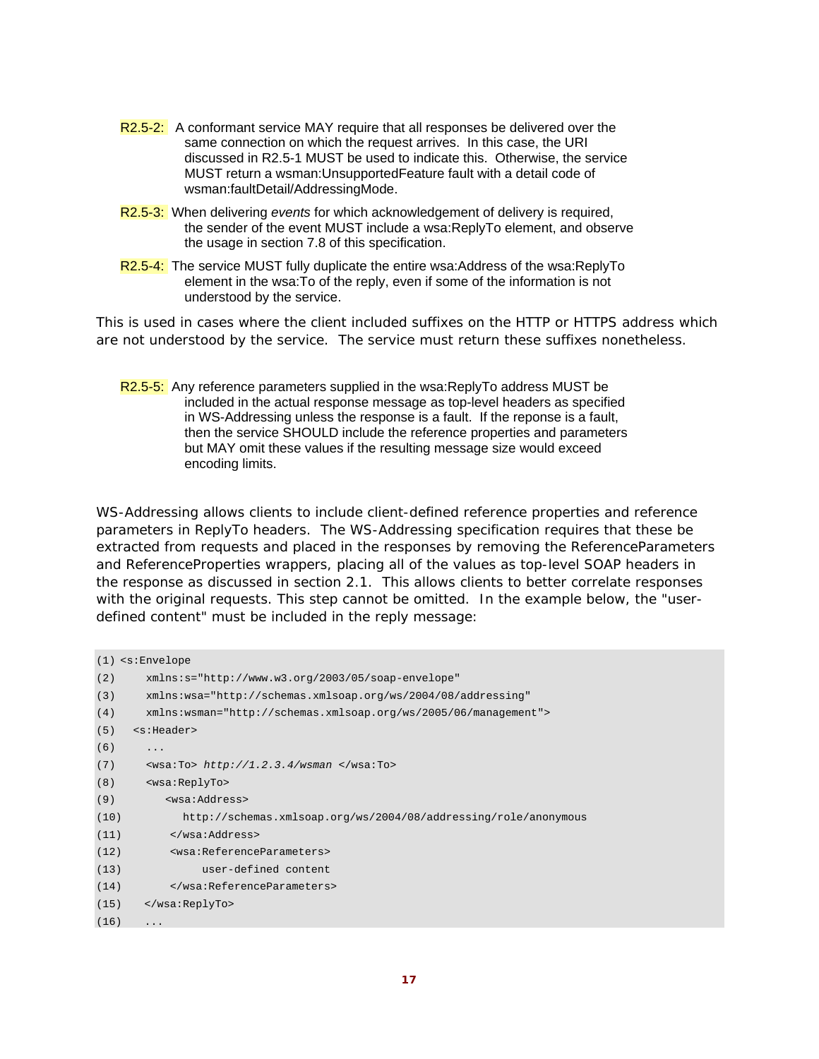R2.5-2: A conformant service MAY require that all responses be delivered over the same connection on which the request arrives. In this case, the URI discussed in R2.5-1 MUST be used to indicate this. Otherwise, the service MUST return a wsman:UnsupportedFeature fault with a detail code of wsman:faultDetail/AddressingMode.

R2.5-3: When delivering *events* for which acknowledgement of delivery is required, the sender of the event MUST include a wsa:ReplyTo element, and observe the usage in section 7.8 of this specification.

R2.5-4: The service MUST fully duplicate the entire wsa:Address of the wsa:ReplyTo element in the wsa:To of the reply, even if some of the information is not understood by the service.

This is used in cases where the client included suffixes on the HTTP or HTTPS address which are not understood by the service. The service must return these suffixes nonetheless.

R2.5-5: Any reference parameters supplied in the wsa:ReplyTo address MUST be included in the actual response message as top-level headers as specified in WS-Addressing unless the response is a fault. If the reponse is a fault, then the service SHOULD include the reference properties and parameters but MAY omit these values if the resulting message size would exceed encoding limits.

WS-Addressing allows clients to include client-defined reference properties and reference parameters in ReplyTo headers. The WS-Addressing specification requires that these be extracted from requests and placed in the responses by removing the ReferenceParameters and ReferenceProperties wrappers, placing all of the values as top-level SOAP headers in the response as discussed in section 2.1. This allows clients to better correlate responses with the original requests. This step cannot be omitted. In the example below, the "user-defined content" must be included in the reply message:

```
(1) <s:Envelope
(2)     xmlns:s="http://www.w3.org/2003/05/soap-envelope"
(3)     xmlns:wsa="http://schemas.xmlsoap.org/ws/2004/08/addressing"
(4)     xmlns:wsman="http://schemas.xmlsoap.org/ws/2005/06/management">
(5)   <s:Header>
(6)     ...
(7)     <wsa:To> http://1.2.3.4/wsman </wsa:To>
(8)     <wsa:ReplyTo>
(9)        <wsa:Address>
(10)         http://schemas.xmlsoap.org/ws/2004/08/addressing/role/anonymous
(11)       </wsa:Address>
(12)       <wsa:ReferenceParameters>
(13)            user-defined content
(14)       </wsa:ReferenceParameters>
(15)    </wsa:ReplyTo>
(16)    ...
```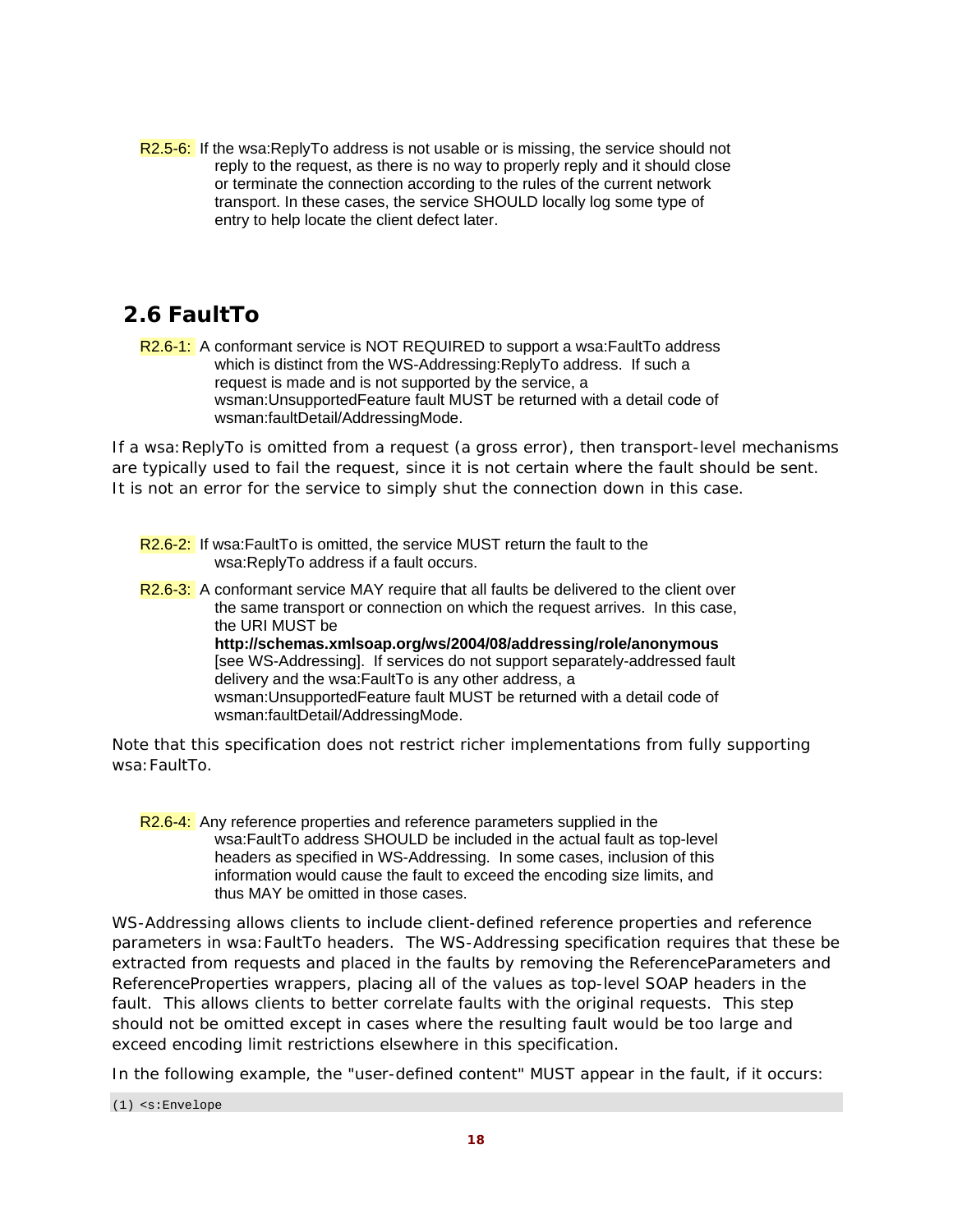R2.5-6: If the wsa:ReplyTo address is not usable or is missing, the service should not reply to the request, as there is no way to properly reply and it should close or terminate the connection according to the rules of the current network transport. In these cases, the service SHOULD locally log some type of entry to help locate the client defect later.

## 2.6 FaultTo

R2.6-1: A conformant service is NOT REQUIRED to support a wsa:FaultTo address which is distinct from the WS-Addressing:ReplyTo address. If such a request is made and is not supported by the service, a wsman:UnsupportedFeature fault MUST be returned with a detail code of wsman:faultDetail/AddressingMode.

If a wsa:ReplyTo is omitted from a request (a gross error), then transport-level mechanisms are typically used to fail the request, since it is not certain where the fault should be sent. It is not an error for the service to simply shut the connection down in this case.

R2.6-2: If wsa:FaultTo is omitted, the service MUST return the fault to the wsa:ReplyTo address if a fault occurs.

R2.6-3: A conformant service MAY require that all faults be delivered to the client over the same transport or connection on which the request arrives. In this case, the URI MUST be **http://schemas.xmlsoap.org/ws/2004/08/addressing/role/anonymous** [see WS-Addressing]. If services do not support separately-addressed fault delivery and the wsa:FaultTo is any other address, a wsman:UnsupportedFeature fault MUST be returned with a detail code of wsman:faultDetail/AddressingMode.

Note that this specification does not restrict richer implementations from fully supporting wsa:FaultTo.

R2.6-4: Any reference properties and reference parameters supplied in the wsa:FaultTo address SHOULD be included in the actual fault as top-level headers as specified in WS-Addressing. In some cases, inclusion of this information would cause the fault to exceed the encoding size limits, and thus MAY be omitted in those cases.

WS-Addressing allows clients to include client-defined reference properties and reference parameters in wsa:FaultTo headers. The WS-Addressing specification requires that these be extracted from requests and placed in the faults by removing the ReferenceParameters and ReferenceProperties wrappers, placing all of the values as top-level SOAP headers in the fault. This allows clients to better correlate faults with the original requests. This step should not be omitted except in cases where the resulting fault would be too large and exceed encoding limit restrictions elsewhere in this specification.

In the following example, the "user-defined content" MUST appear in the fault, if it occurs:

```
(1) <s:Envelope
```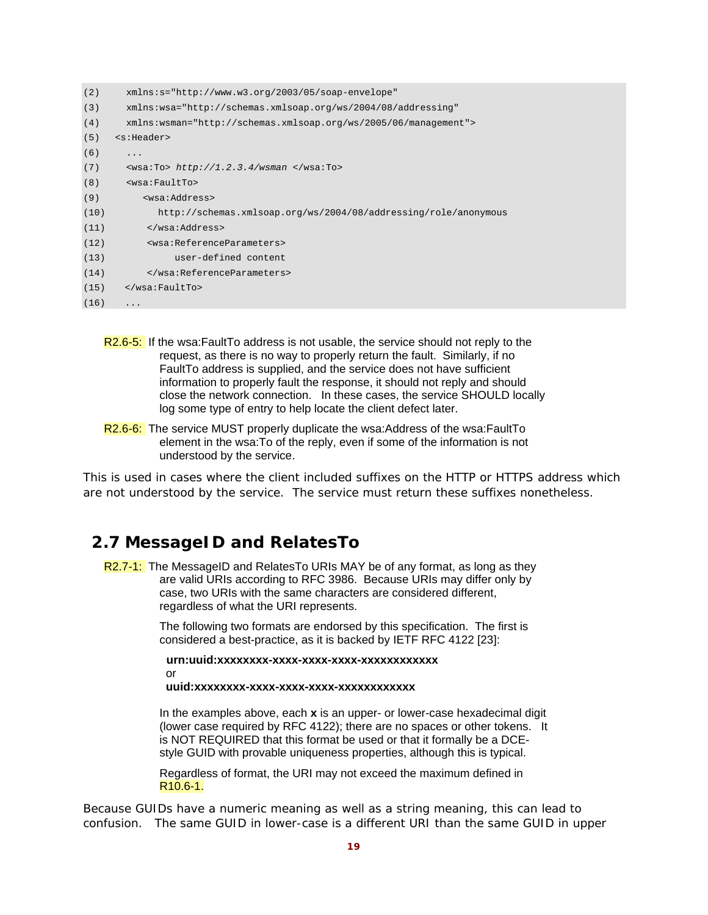```
(2)     xmlns:s="http://www.w3.org/2003/05/soap-envelope"
(3)     xmlns:wsa="http://schemas.xmlsoap.org/ws/2004/08/addressing"
(4)     xmlns:wsman="http://schemas.xmlsoap.org/ws/2005/06/management">
(5)   <s:Header>
(6)     ...
(7)     <wsa:To> http://1.2.3.4/wsman </wsa:To>
(8)     <wsa:FaultTo>
(9)        <wsa:Address>
(10)         http://schemas.xmlsoap.org/ws/2004/08/addressing/role/anonymous
(11)       </wsa:Address>
(12)       <wsa:ReferenceParameters>
(13)            user-defined content
(14)       </wsa:ReferenceParameters>
(15)    </wsa:FaultTo>
(16)    ...
```

R2.6-5: If the wsa:FaultTo address is not usable, the service should not reply to the request, as there is no way to properly return the fault. Similarly, if no FaultTo address is supplied, and the service does not have sufficient information to properly fault the response, it should not reply and should close the network connection. In these cases, the service SHOULD locally log some type of entry to help locate the client defect later.

R2.6-6: The service MUST properly duplicate the wsa:Address of the wsa:FaultTo element in the wsa:To of the reply, even if some of the information is not understood by the service.

This is used in cases where the client included suffixes on the HTTP or HTTPS address which are not understood by the service. The service must return these suffixes nonetheless.

## 2.7 MessageID and RelatesTo

R2.7-1: The MessageID and RelatesTo URIs MAY be of any format, as long as they are valid URIs according to RFC 3986. Because URIs may differ only by case, two URIs with the same characters are considered different, regardless of what the URI represents.

The following two formats are endorsed by this specification. The first is considered a best-practice, as it is backed by IETF RFC 4122 [23]:

**urn:uuid:xxxxxxxx-xxxx-xxxx-xxxx-xxxxxxxxxxxx**
or
**uuid:xxxxxxxx-xxxx-xxxx-xxxx-xxxxxxxxxxxx**

In the examples above, each **x** is an upper- or lower-case hexadecimal digit (lower case required by RFC 4122); there are no spaces or other tokens. It is NOT REQUIRED that this format be used or that it formally be a DCE-style GUID with provable uniqueness properties, although this is typical.

Regardless of format, the URI may not exceed the maximum defined in R10.6-1.

Because GUIDs have a numeric meaning as well as a string meaning, this can lead to confusion. The same GUID in lower-case is a different URI than the same GUID in upper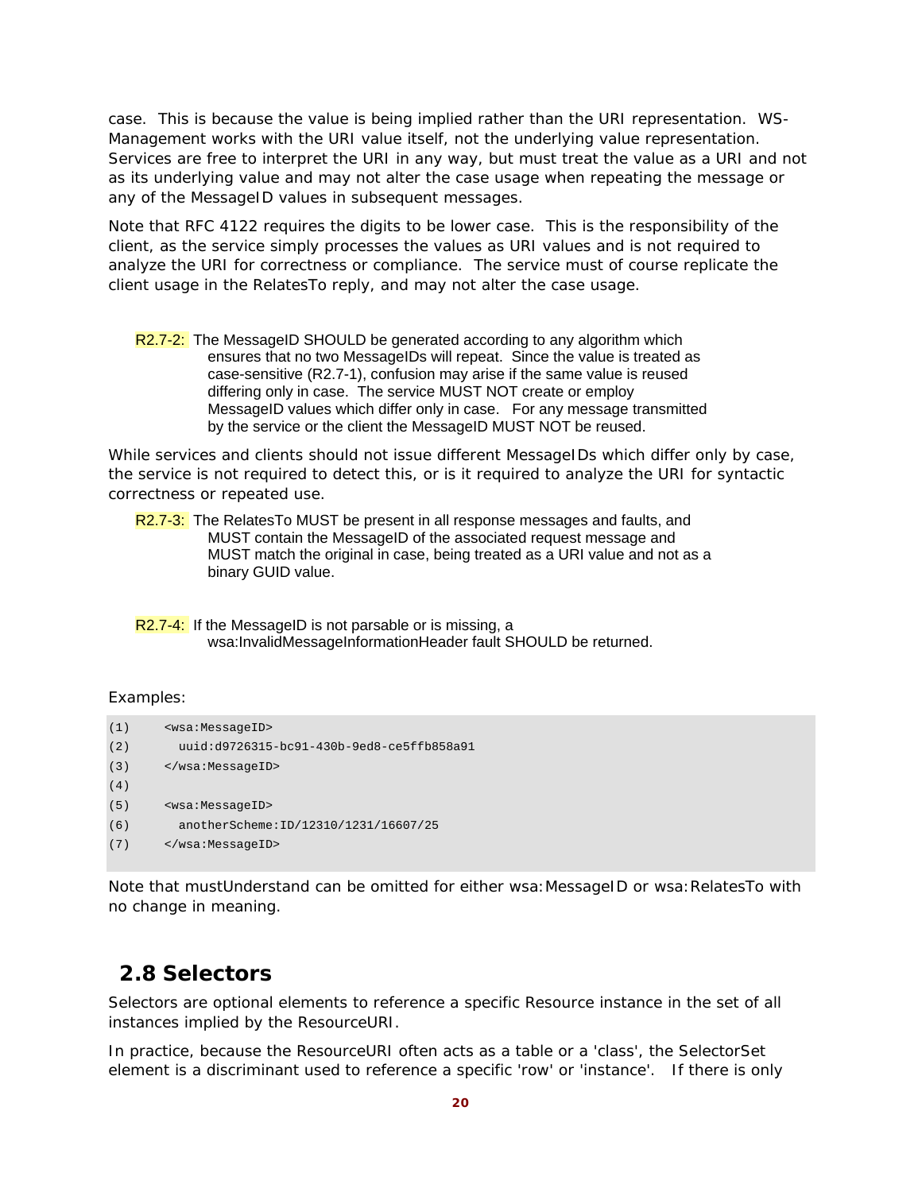case. This is because the value is being implied rather than the URI representation. WS-Management works with the URI value itself, not the underlying value representation. Services are free to interpret the URI in any way, but must treat the value as a URI and not as its underlying value and may not alter the case usage when repeating the message or any of the MessageID values in subsequent messages.

Note that RFC 4122 requires the digits to be lower case. This is the responsibility of the client, as the service simply processes the values as URI values and is not required to analyze the URI for correctness or compliance. The service must of course replicate the client usage in the RelatesTo reply, and may not alter the case usage.

> R2.7-2: The MessageID SHOULD be generated according to any algorithm which ensures that no two MessageIDs will repeat. Since the value is treated as case-sensitive (R2.7-1), confusion may arise if the same value is reused differing only in case. The service MUST NOT create or employ MessageID values which differ only in case. For any message transmitted by the service or the client the MessageID MUST NOT be reused.

While services and clients should not issue different MessageIDs which differ only by case, the service is not required to detect this, or is it required to analyze the URI for syntactic correctness or repeated use.

> R2.7-3: The RelatesTo MUST be present in all response messages and faults, and MUST contain the MessageID of the associated request message and MUST match the original in case, being treated as a URI value and not as a binary GUID value.

> R2.7-4: If the MessageID is not parsable or is missing, a wsa:InvalidMessageInformationHeader fault SHOULD be returned.

Examples:

```
(1)     <wsa:MessageID>
(2)       uuid:d9726315-bc91-430b-9ed8-ce5ffb858a91
(3)     </wsa:MessageID>
(4)
(5)     <wsa:MessageID>
(6)       anotherScheme:ID/12310/1231/16607/25
(7)     </wsa:MessageID>
```

Note that mustUnderstand can be omitted for either wsa:MessageID or wsa:RelatesTo with no change in meaning.

## 2.8 Selectors

Selectors are optional elements to reference a specific Resource instance in the set of all instances implied by the ResourceURI.

In practice, because the ResourceURI often acts as a table or a 'class', the SelectorSet element is a discriminant used to reference a specific 'row' or 'instance'. If there is only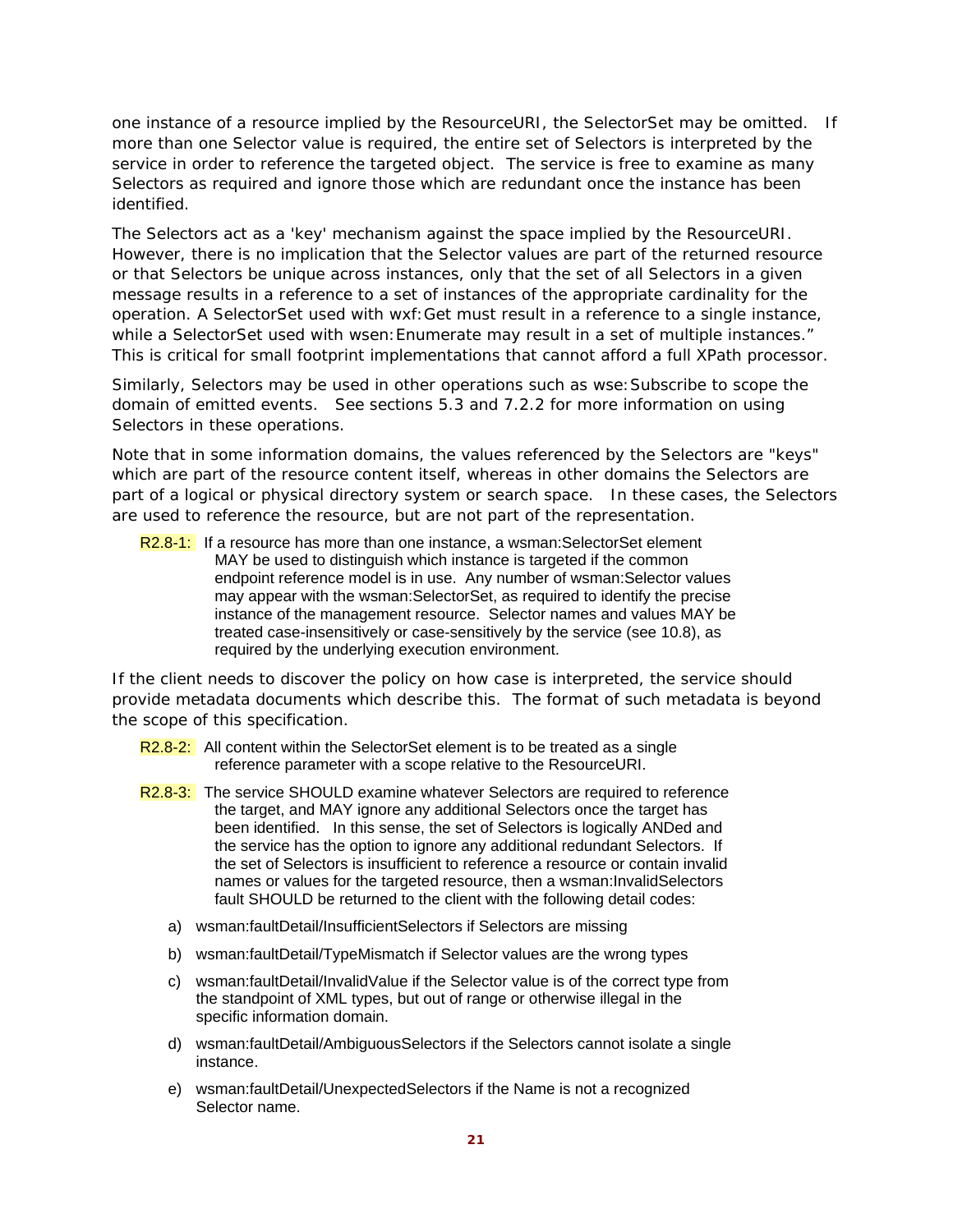one instance of a resource implied by the ResourceURI, the SelectorSet may be omitted. If more than one Selector value is required, the entire set of Selectors is interpreted by the service in order to reference the targeted object. The service is free to examine as many Selectors as required and ignore those which are redundant once the instance has been identified.

The Selectors act as a 'key' mechanism against the space implied by the ResourceURI. However, there is no implication that the Selector values are part of the returned resource or that Selectors be unique across instances, only that the set of all Selectors in a given message results in a reference to a set of instances of the appropriate cardinality for the operation. A SelectorSet used with wxf:Get must result in a reference to a single instance, while a SelectorSet used with wsen:Enumerate may result in a set of multiple instances." This is critical for small footprint implementations that cannot afford a full XPath processor.

Similarly, Selectors may be used in other operations such as wse:Subscribe to scope the domain of emitted events. See sections 5.3 and 7.2.2 for more information on using Selectors in these operations.

Note that in some information domains, the values referenced by the Selectors are "keys" which are part of the resource content itself, whereas in other domains the Selectors are part of a logical or physical directory system or search space. In these cases, the Selectors are used to reference the resource, but are not part of the representation.

R2.8-1: If a resource has more than one instance, a wsman:SelectorSet element MAY be used to distinguish which instance is targeted if the common endpoint reference model is in use. Any number of wsman:Selector values may appear with the wsman:SelectorSet, as required to identify the precise instance of the management resource. Selector names and values MAY be treated case-insensitively or case-sensitively by the service (see 10.8), as required by the underlying execution environment.

If the client needs to discover the policy on how case is interpreted, the service should provide metadata documents which describe this. The format of such metadata is beyond the scope of this specification.

R2.8-2: All content within the SelectorSet element is to be treated as a single reference parameter with a scope relative to the ResourceURI.

R2.8-3: The service SHOULD examine whatever Selectors are required to reference the target, and MAY ignore any additional Selectors once the target has been identified. In this sense, the set of Selectors is logically ANDed and the service has the option to ignore any additional redundant Selectors. If the set of Selectors is insufficient to reference a resource or contain invalid names or values for the targeted resource, then a wsman:InvalidSelectors fault SHOULD be returned to the client with the following detail codes:

a) wsman:faultDetail/InsufficientSelectors if Selectors are missing

b) wsman:faultDetail/TypeMismatch if Selector values are the wrong types

c) wsman:faultDetail/InvalidValue if the Selector value is of the correct type from the standpoint of XML types, but out of range or otherwise illegal in the specific information domain.

d) wsman:faultDetail/AmbiguousSelectors if the Selectors cannot isolate a single instance.

e) wsman:faultDetail/UnexpectedSelectors if the Name is not a recognized Selector name.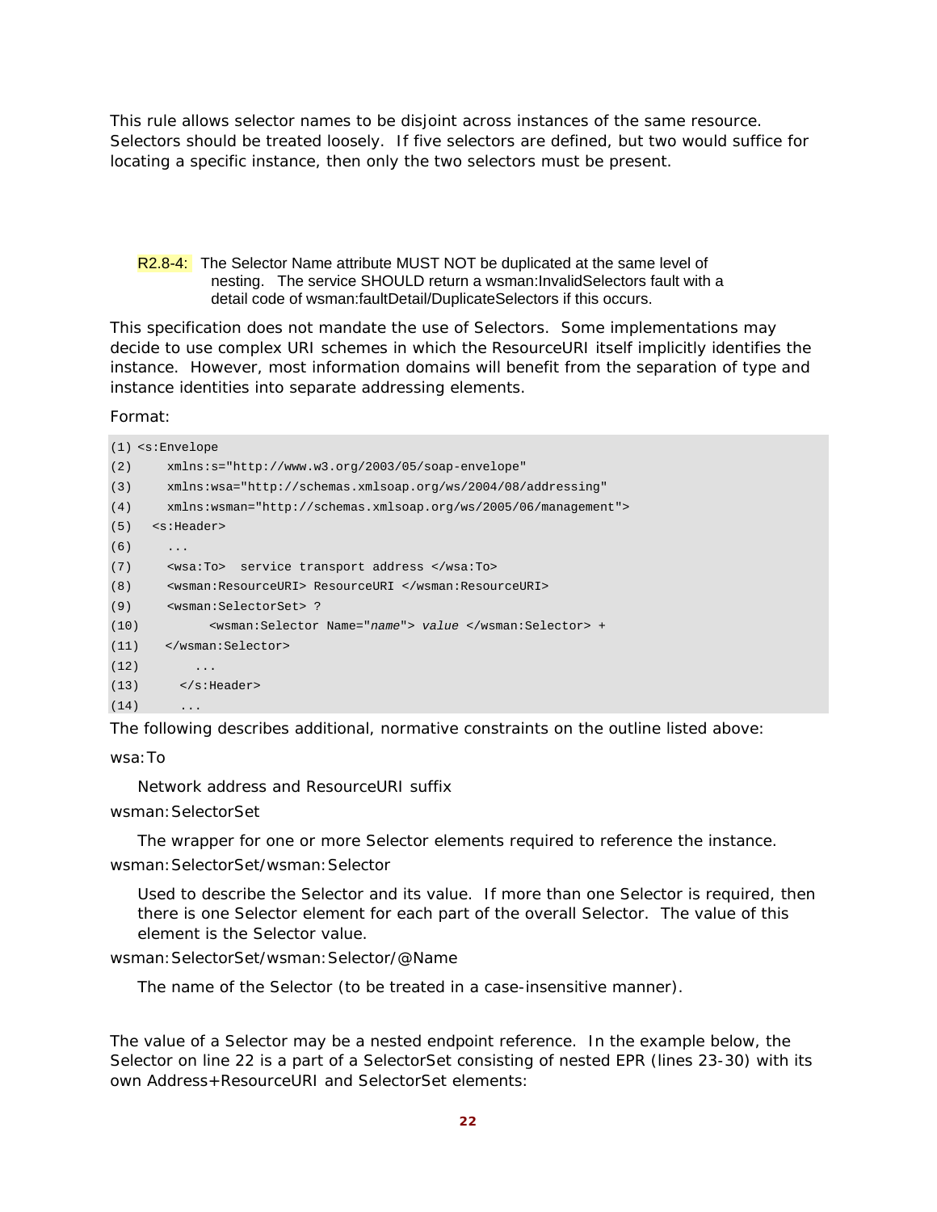This rule allows selector names to be disjoint across instances of the same resource. Selectors should be treated loosely. If five selectors are defined, but two would suffice for locating a specific instance, then only the two selectors must be present.

R2.8-4: The Selector Name attribute MUST NOT be duplicated at the same level of nesting. The service SHOULD return a wsman:InvalidSelectors fault with a detail code of wsman:faultDetail/DuplicateSelectors if this occurs.

This specification does not mandate the use of Selectors. Some implementations may decide to use complex URI schemes in which the ResourceURI itself implicitly identifies the instance. However, most information domains will benefit from the separation of type and instance identities into separate addressing elements.

Format:

```
(1) <s:Envelope
(2)     xmlns:s="http://www.w3.org/2003/05/soap-envelope"
(3)     xmlns:wsa="http://schemas.xmlsoap.org/ws/2004/08/addressing"
(4)     xmlns:wsman="http://schemas.xmlsoap.org/ws/2005/06/management">
(5)   <s:Header>
(6)     ...
(7)     <wsa:To>  service transport address </wsa:To>
(8)     <wsman:ResourceURI> ResourceURI </wsman:ResourceURI>
(9)     <wsman:SelectorSet> ?
(10)          <wsman:Selector Name="name"> value </wsman:Selector> +
(11)    </wsman:Selector>
(12)        ...
(13)      </s:Header>
(14)      ...
```

The following describes additional, normative constraints on the outline listed above:

wsa:To

Network address and ResourceURI suffix

wsman:SelectorSet

The wrapper for one or more Selector elements required to reference the instance.

wsman:SelectorSet/wsman:Selector

Used to describe the Selector and its value. If more than one Selector is required, then there is one Selector element for each part of the overall Selector. The value of this element is the Selector value.

wsman:SelectorSet/wsman:Selector/@Name

The name of the Selector (to be treated in a case-insensitive manner).

The value of a Selector may be a nested endpoint reference. In the example below, the Selector on line 22 is a part of a SelectorSet consisting of nested EPR (lines 23-30) with its own Address+ResourceURI and SelectorSet elements: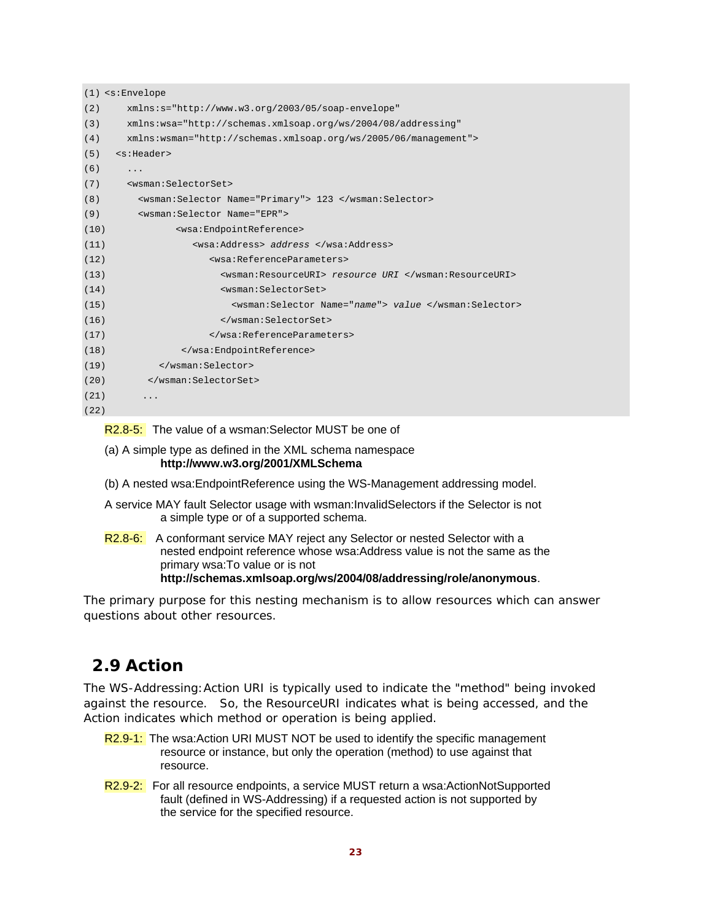```
(1) <s:Envelope
(2)     xmlns:s="http://www.w3.org/2003/05/soap-envelope"
(3)     xmlns:wsa="http://schemas.xmlsoap.org/ws/2004/08/addressing"
(4)     xmlns:wsman="http://schemas.xmlsoap.org/ws/2005/06/management">
(5)   <s:Header>
(6)     ...
(7)     <wsman:SelectorSet>
(8)       <wsman:Selector Name="Primary"> 123 </wsman:Selector>
(9)       <wsman:Selector Name="EPR">
(10)            <wsa:EndpointReference>
(11)               <wsa:Address> address </wsa:Address>
(12)                  <wsa:ReferenceParameters>
(13)                    <wsman:ResourceURI> resource URI </wsman:ResourceURI>
(14)                    <wsman:SelectorSet>
(15)                      <wsman:Selector Name="name"> value </wsman:Selector>
(16)                    </wsman:SelectorSet>
(17)                  </wsa:ReferenceParameters>
(18)             </wsa:EndpointReference>
(19)         </wsman:Selector>
(20)       </wsman:SelectorSet>
(21)      ...
(22)
```

R2.8-5: The value of a wsman:Selector MUST be one of

(a) A simple type as defined in the XML schema namespace **http://www.w3.org/2001/XMLSchema**

(b) A nested wsa:EndpointReference using the WS-Management addressing model.

A service MAY fault Selector usage with wsman:InvalidSelectors if the Selector is not a simple type or of a supported schema.

R2.8-6: A conformant service MAY reject any Selector or nested Selector with a nested endpoint reference whose wsa:Address value is not the same as the primary wsa:To value or is not **http://schemas.xmlsoap.org/ws/2004/08/addressing/role/anonymous**.

The primary purpose for this nesting mechanism is to allow resources which can answer questions about other resources.

## 2.9 Action

The WS-Addressing:Action URI is typically used to indicate the "method" being invoked against the resource. So, the ResourceURI indicates what is being accessed, and the Action indicates which method or operation is being applied.

R2.9-1: The wsa:Action URI MUST NOT be used to identify the specific management resource or instance, but only the operation (method) to use against that resource.

R2.9-2: For all resource endpoints, a service MUST return a wsa:ActionNotSupported fault (defined in WS-Addressing) if a requested action is not supported by the service for the specified resource.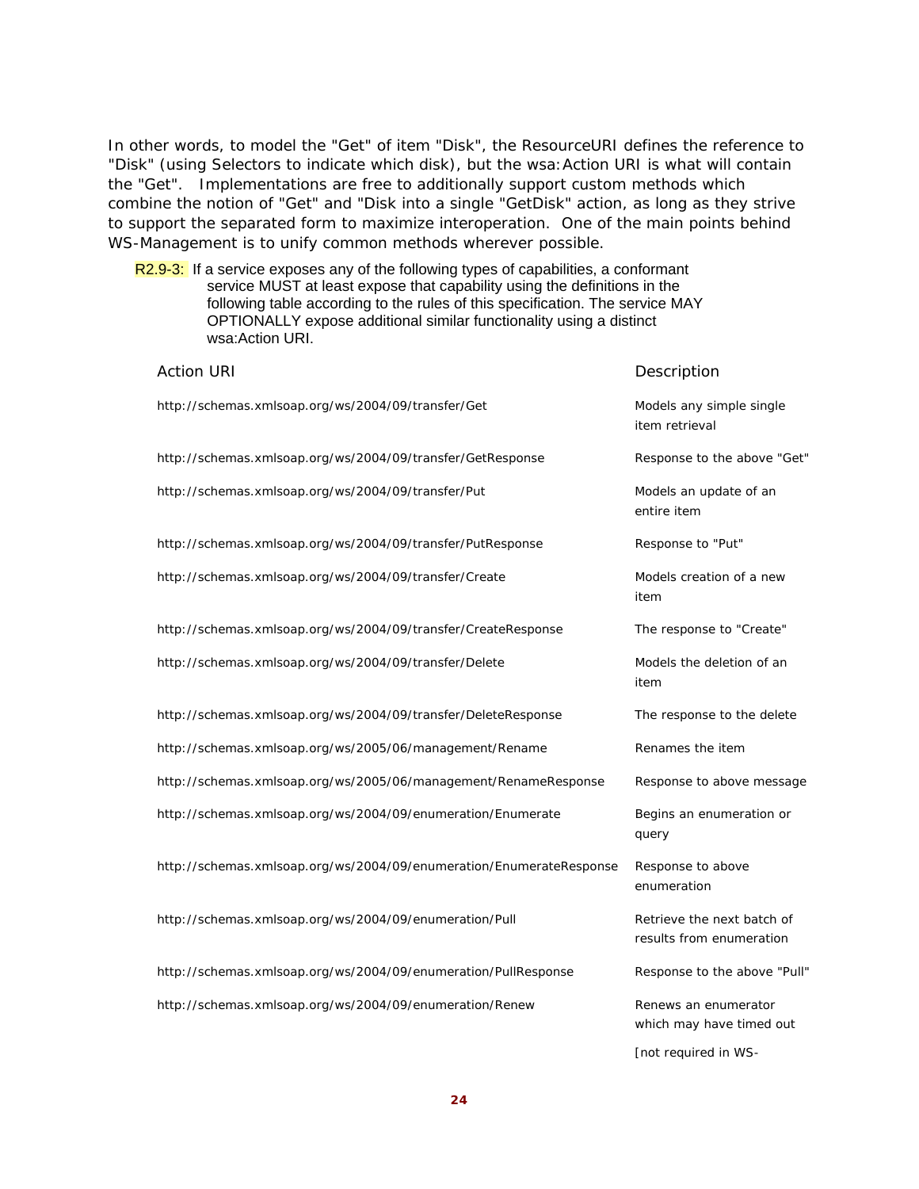In other words, to model the "Get" of item "Disk", the ResourceURI defines the reference to "Disk" (using Selectors to indicate which disk), but the wsa:Action URI is what will contain the "Get". Implementations are free to additionally support custom methods which combine the notion of "Get" and "Disk into a single "GetDisk" action, as long as they strive to support the separated form to maximize interoperation. One of the main points behind WS-Management is to unify common methods wherever possible.

R2.9-3: If a service exposes any of the following types of capabilities, a conformant service MUST at least expose that capability using the definitions in the following table according to the rules of this specification. The service MAY OPTIONALLY expose additional similar functionality using a distinct wsa:Action URI.

| Action URI | Description |
|---|---|
| http://schemas.xmlsoap.org/ws/2004/09/transfer/Get | Models any simple single item retrieval |
| http://schemas.xmlsoap.org/ws/2004/09/transfer/GetResponse | Response to the above "Get" |
| http://schemas.xmlsoap.org/ws/2004/09/transfer/Put | Models an update of an entire item |
| http://schemas.xmlsoap.org/ws/2004/09/transfer/PutResponse | Response to "Put" |
| http://schemas.xmlsoap.org/ws/2004/09/transfer/Create | Models creation of a new item |
| http://schemas.xmlsoap.org/ws/2004/09/transfer/CreateResponse | The response to "Create" |
| http://schemas.xmlsoap.org/ws/2004/09/transfer/Delete | Models the deletion of an item |
| http://schemas.xmlsoap.org/ws/2004/09/transfer/DeleteResponse | The response to the delete |
| http://schemas.xmlsoap.org/ws/2005/06/management/Rename | Renames the item |
| http://schemas.xmlsoap.org/ws/2005/06/management/RenameResponse | Response to above message |
| http://schemas.xmlsoap.org/ws/2004/09/enumeration/Enumerate | Begins an enumeration or query |
| http://schemas.xmlsoap.org/ws/2004/09/enumeration/EnumerateResponse | Response to above enumeration |
| http://schemas.xmlsoap.org/ws/2004/09/enumeration/Pull | Retrieve the next batch of results from enumeration |
| http://schemas.xmlsoap.org/ws/2004/09/enumeration/PullResponse | Response to the above "Pull" |
| http://schemas.xmlsoap.org/ws/2004/09/enumeration/Renew | Renews an enumerator which may have timed out [not required in WS- |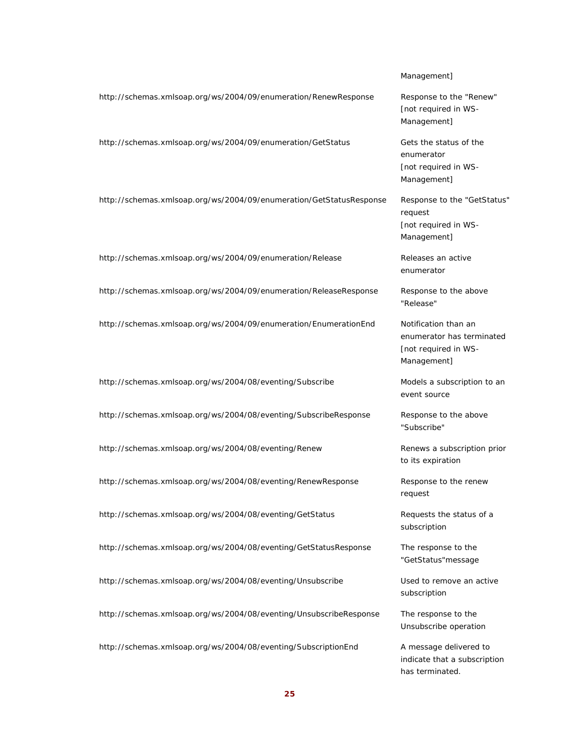| | |
|---|---|
| | Management] |
| http://schemas.xmlsoap.org/ws/2004/09/enumeration/RenewResponse | Response to the "Renew" [not required in WS-Management] |
| http://schemas.xmlsoap.org/ws/2004/09/enumeration/GetStatus | Gets the status of the enumerator [not required in WS-Management] |
| http://schemas.xmlsoap.org/ws/2004/09/enumeration/GetStatusResponse | Response to the "GetStatus" request [not required in WS-Management] |
| http://schemas.xmlsoap.org/ws/2004/09/enumeration/Release | Releases an active enumerator |
| http://schemas.xmlsoap.org/ws/2004/09/enumeration/ReleaseResponse | Response to the above "Release" |
| http://schemas.xmlsoap.org/ws/2004/09/enumeration/EnumerationEnd | Notification than an enumerator has terminated [not required in WS-Management] |
| http://schemas.xmlsoap.org/ws/2004/08/eventing/Subscribe | Models a subscription to an event source |
| http://schemas.xmlsoap.org/ws/2004/08/eventing/SubscribeResponse | Response to the above "Subscribe" |
| http://schemas.xmlsoap.org/ws/2004/08/eventing/Renew | Renews a subscription prior to its expiration |
| http://schemas.xmlsoap.org/ws/2004/08/eventing/RenewResponse | Response to the renew request |
| http://schemas.xmlsoap.org/ws/2004/08/eventing/GetStatus | Requests the status of a subscription |
| http://schemas.xmlsoap.org/ws/2004/08/eventing/GetStatusResponse | The response to the "GetStatus"message |
| http://schemas.xmlsoap.org/ws/2004/08/eventing/Unsubscribe | Used to remove an active subscription |
| http://schemas.xmlsoap.org/ws/2004/08/eventing/UnsubscribeResponse | The response to the Unsubscribe operation |
| http://schemas.xmlsoap.org/ws/2004/08/eventing/SubscriptionEnd | A message delivered to indicate that a subscription has terminated. |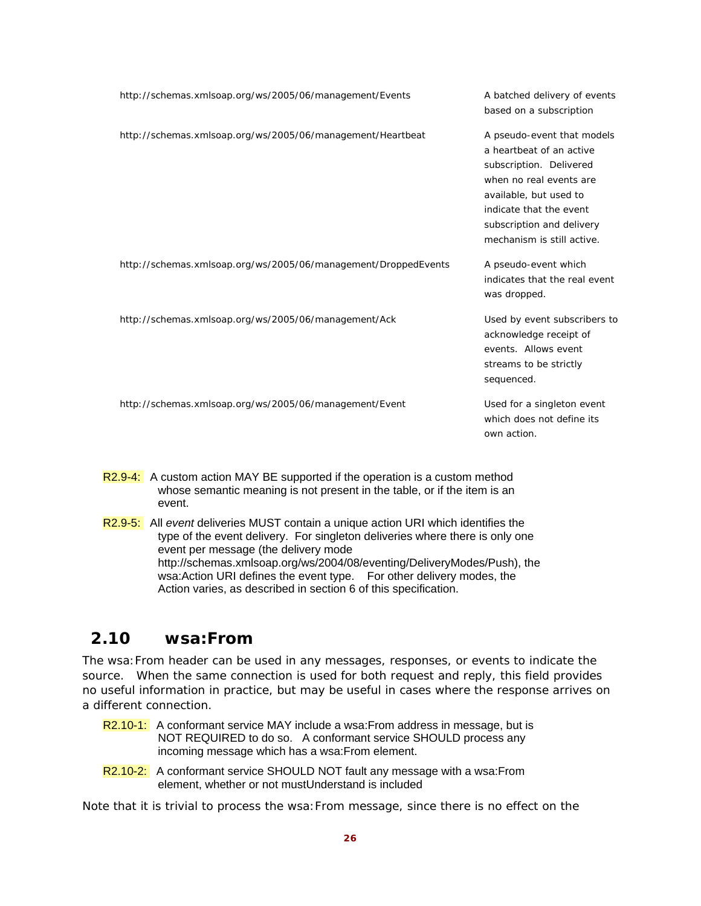| | |
|---|---|
| http://schemas.xmlsoap.org/ws/2005/06/management/Events | A batched delivery of events based on a subscription |
| http://schemas.xmlsoap.org/ws/2005/06/management/Heartbeat | A pseudo-event that models a heartbeat of an active subscription. Delivered when no real events are available, but used to indicate that the event subscription and delivery mechanism is still active. |
| http://schemas.xmlsoap.org/ws/2005/06/management/DroppedEvents | A pseudo-event which indicates that the real event was dropped. |
| http://schemas.xmlsoap.org/ws/2005/06/management/Ack | Used by event subscribers to acknowledge receipt of events. Allows event streams to be strictly sequenced. |
| http://schemas.xmlsoap.org/ws/2005/06/management/Event | Used for a singleton event which does not define its own action. |

R2.9-4: A custom action MAY BE supported if the operation is a custom method whose semantic meaning is not present in the table, or if the item is an event.

R2.9-5: All *event* deliveries MUST contain a unique action URI which identifies the type of the event delivery. For singleton deliveries where there is only one event per message (the delivery mode http://schemas.xmlsoap.org/ws/2004/08/eventing/DeliveryModes/Push), the wsa:Action URI defines the event type. For other delivery modes, the Action varies, as described in section 6 of this specification.

## 2.10 wsa:From

The wsa:From header can be used in any messages, responses, or events to indicate the source. When the same connection is used for both request and reply, this field provides no useful information in practice, but may be useful in cases where the response arrives on a different connection.

R2.10-1: A conformant service MAY include a wsa:From address in message, but is NOT REQUIRED to do so. A conformant service SHOULD process any incoming message which has a wsa:From element.

R2.10-2: A conformant service SHOULD NOT fault any message with a wsa:From element, whether or not mustUnderstand is included

Note that it is trivial to process the wsa:From message, since there is no effect on the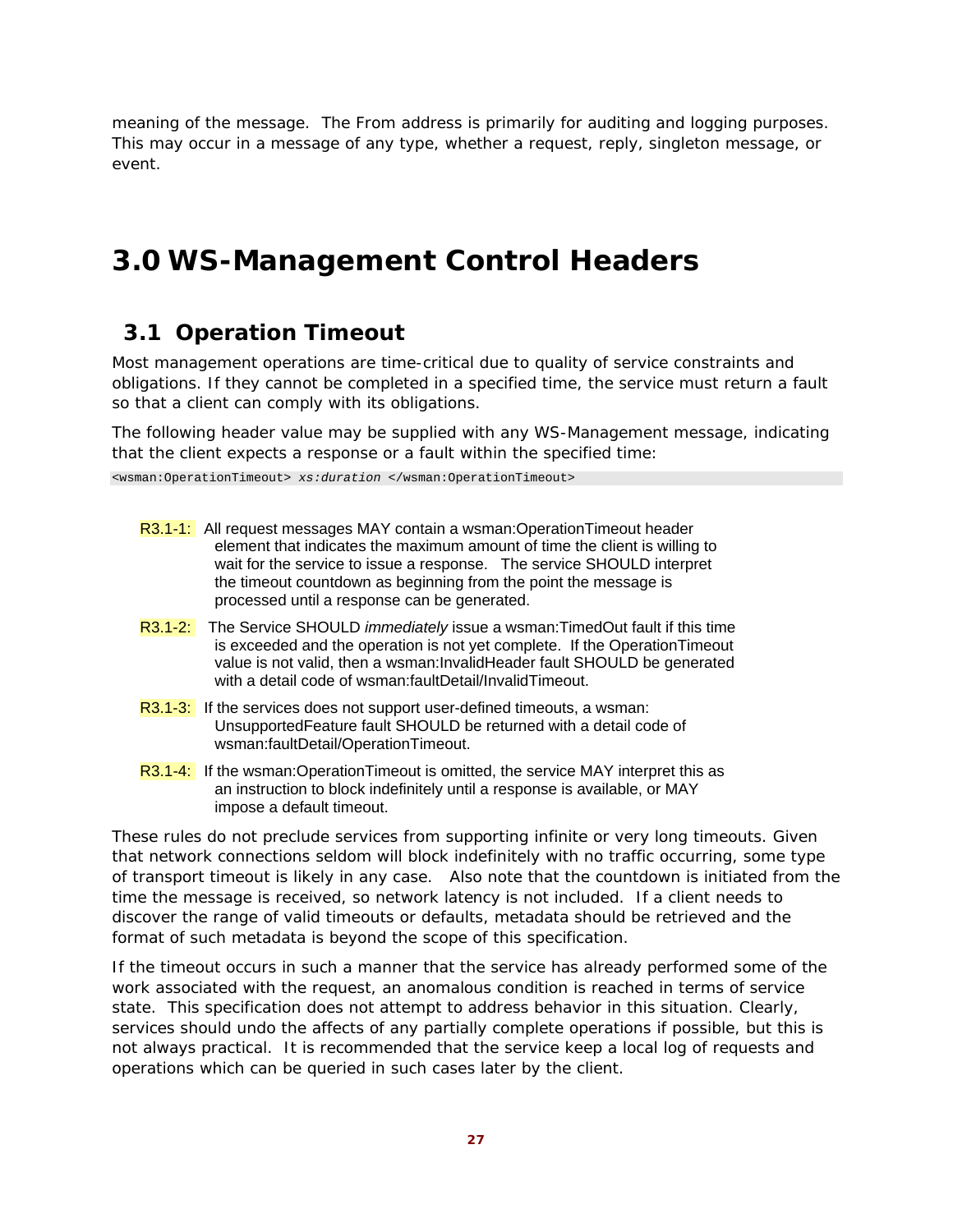meaning of the message. The From address is primarily for auditing and logging purposes. This may occur in a message of any type, whether a request, reply, singleton message, or event.

# 3.0 WS-Management Control Headers

## 3.1 Operation Timeout

Most management operations are time-critical due to quality of service constraints and obligations. If they cannot be completed in a specified time, the service must return a fault so that a client can comply with its obligations.

The following header value may be supplied with any WS-Management message, indicating that the client expects a response or a fault within the specified time:

```
<wsman:OperationTimeout> xs:duration </wsman:OperationTimeout>
```

R3.1-1: All request messages MAY contain a wsman:OperationTimeout header element that indicates the maximum amount of time the client is willing to wait for the service to issue a response. The service SHOULD interpret the timeout countdown as beginning from the point the message is processed until a response can be generated.

R3.1-2: The Service SHOULD *immediately* issue a wsman:TimedOut fault if this time is exceeded and the operation is not yet complete. If the OperationTimeout value is not valid, then a wsman:InvalidHeader fault SHOULD be generated with a detail code of wsman:faultDetail/InvalidTimeout.

R3.1-3: If the services does not support user-defined timeouts, a wsman: UnsupportedFeature fault SHOULD be returned with a detail code of wsman:faultDetail/OperationTimeout.

R3.1-4: If the wsman:OperationTimeout is omitted, the service MAY interpret this as an instruction to block indefinitely until a response is available, or MAY impose a default timeout.

These rules do not preclude services from supporting infinite or very long timeouts. Given that network connections seldom will block indefinitely with no traffic occurring, some type of transport timeout is likely in any case. Also note that the countdown is initiated from the time the message is received, so network latency is not included. If a client needs to discover the range of valid timeouts or defaults, metadata should be retrieved and the format of such metadata is beyond the scope of this specification.

If the timeout occurs in such a manner that the service has already performed some of the work associated with the request, an anomalous condition is reached in terms of service state. This specification does not attempt to address behavior in this situation. Clearly, services should undo the affects of any partially complete operations if possible, but this is not always practical. It is recommended that the service keep a local log of requests and operations which can be queried in such cases later by the client.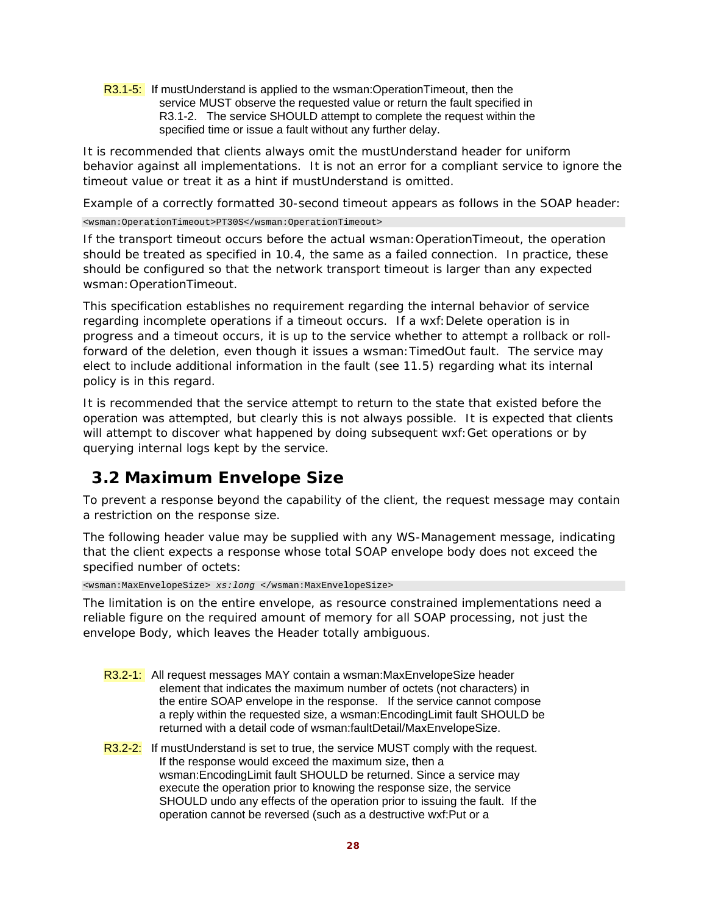R3.1-5: If mustUnderstand is applied to the wsman:OperationTimeout, then the service MUST observe the requested value or return the fault specified in R3.1-2. The service SHOULD attempt to complete the request within the specified time or issue a fault without any further delay.

It is recommended that clients always omit the mustUnderstand header for uniform behavior against all implementations. It is not an error for a compliant service to ignore the timeout value or treat it as a hint if mustUnderstand is omitted.

Example of a correctly formatted 30-second timeout appears as follows in the SOAP header:

```
<wsman:OperationTimeout>PT30S</wsman:OperationTimeout>
```

If the transport timeout occurs before the actual wsman:OperationTimeout, the operation should be treated as specified in 10.4, the same as a failed connection. In practice, these should be configured so that the network transport timeout is larger than any expected wsman:OperationTimeout.

This specification establishes no requirement regarding the internal behavior of service regarding incomplete operations if a timeout occurs. If a wxf:Delete operation is in progress and a timeout occurs, it is up to the service whether to attempt a rollback or roll-forward of the deletion, even though it issues a wsman:TimedOut fault. The service may elect to include additional information in the fault (see 11.5) regarding what its internal policy is in this regard.

It is recommended that the service attempt to return to the state that existed before the operation was attempted, but clearly this is not always possible. It is expected that clients will attempt to discover what happened by doing subsequent wxf:Get operations or by querying internal logs kept by the service.

## 3.2 Maximum Envelope Size

To prevent a response beyond the capability of the client, the request message may contain a restriction on the response size.

The following header value may be supplied with any WS-Management message, indicating that the client expects a response whose total SOAP envelope body does not exceed the specified number of octets:

```
<wsman:MaxEnvelopeSize> xs:long </wsman:MaxEnvelopeSize>
```

The limitation is on the entire envelope, as resource constrained implementations need a reliable figure on the required amount of memory for all SOAP processing, not just the envelope Body, which leaves the Header totally ambiguous.

R3.2-1: All request messages MAY contain a wsman:MaxEnvelopeSize header element that indicates the maximum number of octets (not characters) in the entire SOAP envelope in the response. If the service cannot compose a reply within the requested size, a wsman:EncodingLimit fault SHOULD be returned with a detail code of wsman:faultDetail/MaxEnvelopeSize.

R3.2-2: If mustUnderstand is set to true, the service MUST comply with the request. If the response would exceed the maximum size, then a wsman:EncodingLimit fault SHOULD be returned. Since a service may execute the operation prior to knowing the response size, the service SHOULD undo any effects of the operation prior to issuing the fault. If the operation cannot be reversed (such as a destructive wxf:Put or a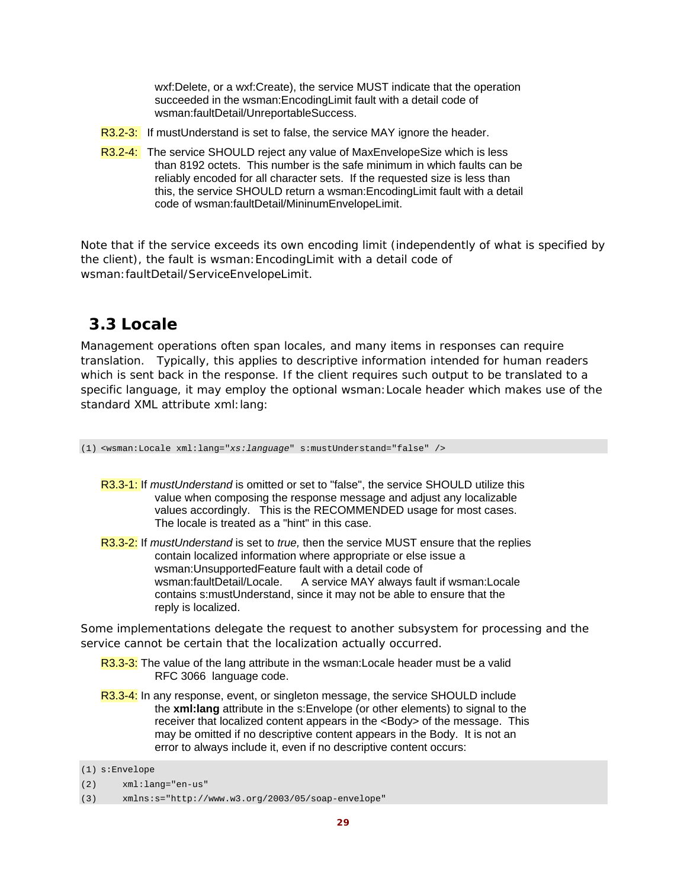wxf:Delete, or a wxf:Create), the service MUST indicate that the operation succeeded in the wsman:EncodingLimit fault with a detail code of wsman:faultDetail/UnreportableSuccess.

R3.2-3: If mustUnderstand is set to false, the service MAY ignore the header.

R3.2-4: The service SHOULD reject any value of MaxEnvelopeSize which is less than 8192 octets. This number is the safe minimum in which faults can be reliably encoded for all character sets. If the requested size is less than this, the service SHOULD return a wsman:EncodingLimit fault with a detail code of wsman:faultDetail/MininumEnvelopeLimit.

Note that if the service exceeds its own encoding limit (independently of what is specified by the client), the fault is wsman:EncodingLimit with a detail code of wsman:faultDetail/ServiceEnvelopeLimit.

## 3.3 Locale

Management operations often span locales, and many items in responses can require translation. Typically, this applies to descriptive information intended for human readers which is sent back in the response. If the client requires such output to be translated to a specific language, it may employ the optional wsman:Locale header which makes use of the standard XML attribute xml:lang:

```
(1) <wsman:Locale xml:lang="xs:language" s:mustUnderstand="false" />
```

R3.3-1: If *mustUnderstand* is omitted or set to "false", the service SHOULD utilize this value when composing the response message and adjust any localizable values accordingly. This is the RECOMMENDED usage for most cases. The locale is treated as a "hint" in this case.

R3.3-2: If *mustUnderstand* is set to *true,* then the service MUST ensure that the replies contain localized information where appropriate or else issue a wsman:UnsupportedFeature fault with a detail code of wsman:faultDetail/Locale. A service MAY always fault if wsman:Locale contains s:mustUnderstand, since it may not be able to ensure that the reply is localized.

Some implementations delegate the request to another subsystem for processing and the service cannot be certain that the localization actually occurred.

R3.3-3: The value of the lang attribute in the wsman:Locale header must be a valid RFC 3066 language code.

R3.3-4: In any response, event, or singleton message, the service SHOULD include the **xml:lang** attribute in the s:Envelope (or other elements) to signal to the receiver that localized content appears in the <Body> of the message. This may be omitted if no descriptive content appears in the Body. It is not an error to always include it, even if no descriptive content occurs:

```
(1) s:Envelope
(2)     xml:lang="en-us"
(3)     xmlns:s="http://www.w3.org/2003/05/soap-envelope"
```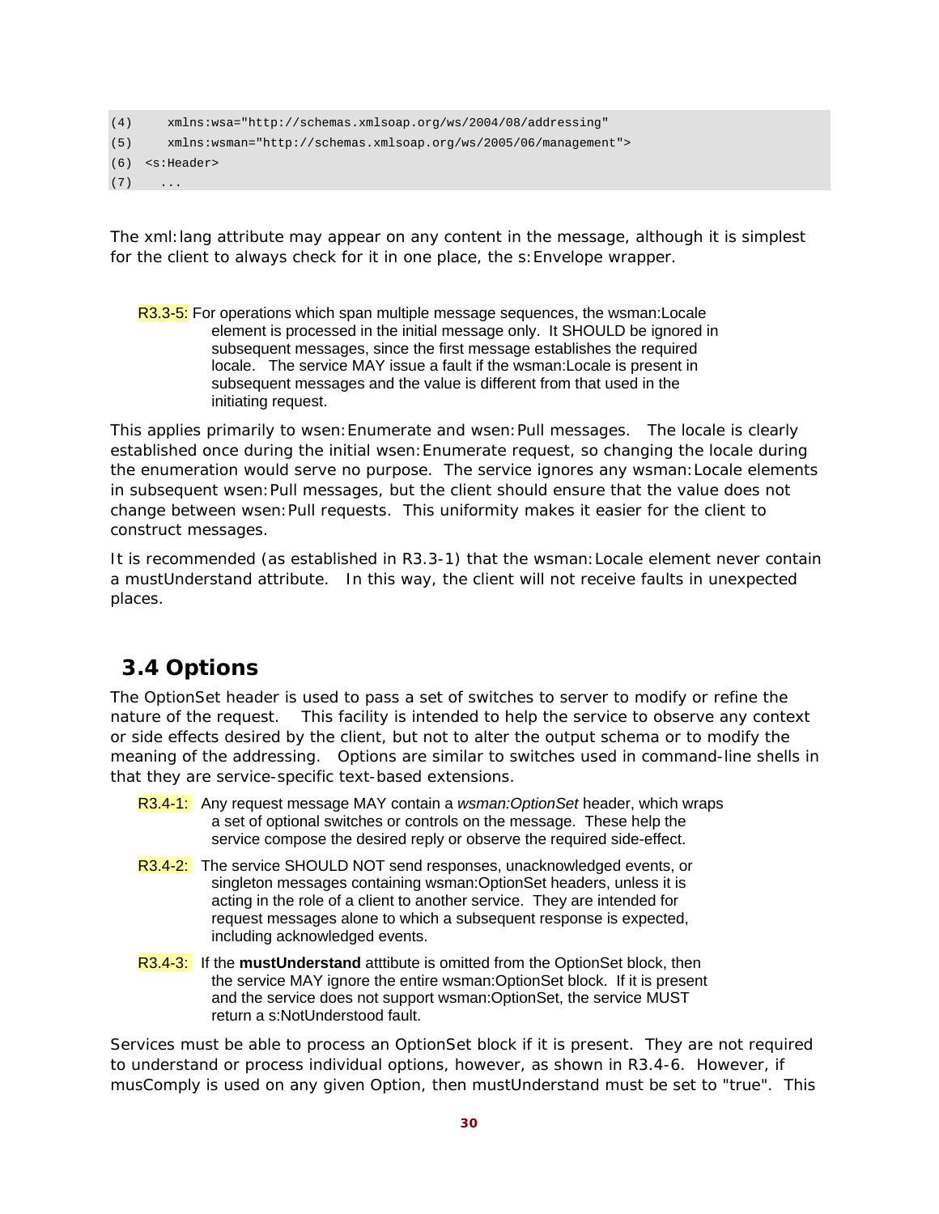```
(4)     xmlns:wsa="http://schemas.xmlsoap.org/ws/2004/08/addressing"
(5)     xmlns:wsman="http://schemas.xmlsoap.org/ws/2005/06/management">
(6)  <s:Header>
(7)    ...
```

The xml:lang attribute may appear on any content in the message, although it is simplest for the client to always check for it in one place, the s:Envelope wrapper.

R3.3-5: For operations which span multiple message sequences, the wsman:Locale element is processed in the initial message only. It SHOULD be ignored in subsequent messages, since the first message establishes the required locale. The service MAY issue a fault if the wsman:Locale is present in subsequent messages and the value is different from that used in the initiating request.

This applies primarily to wsen:Enumerate and wsen:Pull messages. The locale is clearly established once during the initial wsen:Enumerate request, so changing the locale during the enumeration would serve no purpose. The service ignores any wsman:Locale elements in subsequent wsen:Pull messages, but the client should ensure that the value does not change between wsen:Pull requests. This uniformity makes it easier for the client to construct messages.

It is recommended (as established in R3.3-1) that the wsman:Locale element never contain a mustUnderstand attribute. In this way, the client will not receive faults in unexpected places.

## 3.4 Options

The OptionSet header is used to pass a set of switches to server to modify or refine the nature of the request. This facility is intended to help the service to observe any context or side effects desired by the client, but not to alter the output schema or to modify the meaning of the addressing. Options are similar to switches used in command-line shells in that they are service-specific text-based extensions.

R3.4-1: Any request message MAY contain a *wsman:OptionSet* header, which wraps a set of optional switches or controls on the message. These help the service compose the desired reply or observe the required side-effect.

R3.4-2: The service SHOULD NOT send responses, unacknowledged events, or singleton messages containing wsman:OptionSet headers, unless it is acting in the role of a client to another service. They are intended for request messages alone to which a subsequent response is expected, including acknowledged events.

R3.4-3: If the **mustUnderstand** atttibute is omitted from the OptionSet block, then the service MAY ignore the entire wsman:OptionSet block. If it is present and the service does not support wsman:OptionSet, the service MUST return a s:NotUnderstood fault.

Services must be able to process an OptionSet block if it is present. They are not required to understand or process individual options, however, as shown in R3.4-6. However, if musComply is used on any given Option, then mustUnderstand must be set to "true". This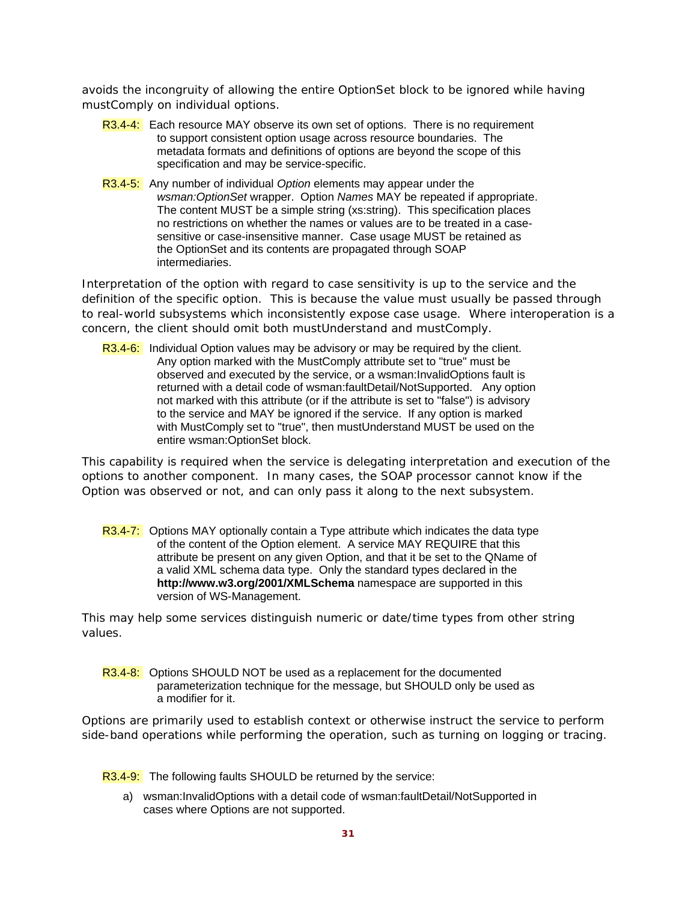avoids the incongruity of allowing the entire OptionSet block to be ignored while having mustComply on individual options.

R3.4-4: Each resource MAY observe its own set of options. There is no requirement to support consistent option usage across resource boundaries. The metadata formats and definitions of options are beyond the scope of this specification and may be service-specific.

R3.4-5: Any number of individual *Option* elements may appear under the *wsman:OptionSet* wrapper. Option *Names* MAY be repeated if appropriate. The content MUST be a simple string (xs:string). This specification places no restrictions on whether the names or values are to be treated in a case-sensitive or case-insensitive manner. Case usage MUST be retained as the OptionSet and its contents are propagated through SOAP intermediaries.

Interpretation of the option with regard to case sensitivity is up to the service and the definition of the specific option. This is because the value must usually be passed through to real-world subsystems which inconsistently expose case usage. Where interoperation is a concern, the client should omit both mustUnderstand and mustComply.

R3.4-6: Individual Option values may be advisory or may be required by the client. Any option marked with the MustComply attribute set to "true" must be observed and executed by the service, or a wsman:InvalidOptions fault is returned with a detail code of wsman:faultDetail/NotSupported. Any option not marked with this attribute (or if the attribute is set to "false") is advisory to the service and MAY be ignored if the service. If any option is marked with MustComply set to "true", then mustUnderstand MUST be used on the entire wsman:OptionSet block.

This capability is required when the service is delegating interpretation and execution of the options to another component. In many cases, the SOAP processor cannot know if the Option was observed or not, and can only pass it along to the next subsystem.

R3.4-7: Options MAY optionally contain a Type attribute which indicates the data type of the content of the Option element. A service MAY REQUIRE that this attribute be present on any given Option, and that it be set to the QName of a valid XML schema data type. Only the standard types declared in the **http://www.w3.org/2001/XMLSchema** namespace are supported in this version of WS-Management.

This may help some services distinguish numeric or date/time types from other string values.

R3.4-8: Options SHOULD NOT be used as a replacement for the documented parameterization technique for the message, but SHOULD only be used as a modifier for it.

Options are primarily used to establish context or otherwise instruct the service to perform side-band operations while performing the operation, such as turning on logging or tracing.

R3.4-9: The following faults SHOULD be returned by the service:

a) wsman:InvalidOptions with a detail code of wsman:faultDetail/NotSupported in cases where Options are not supported.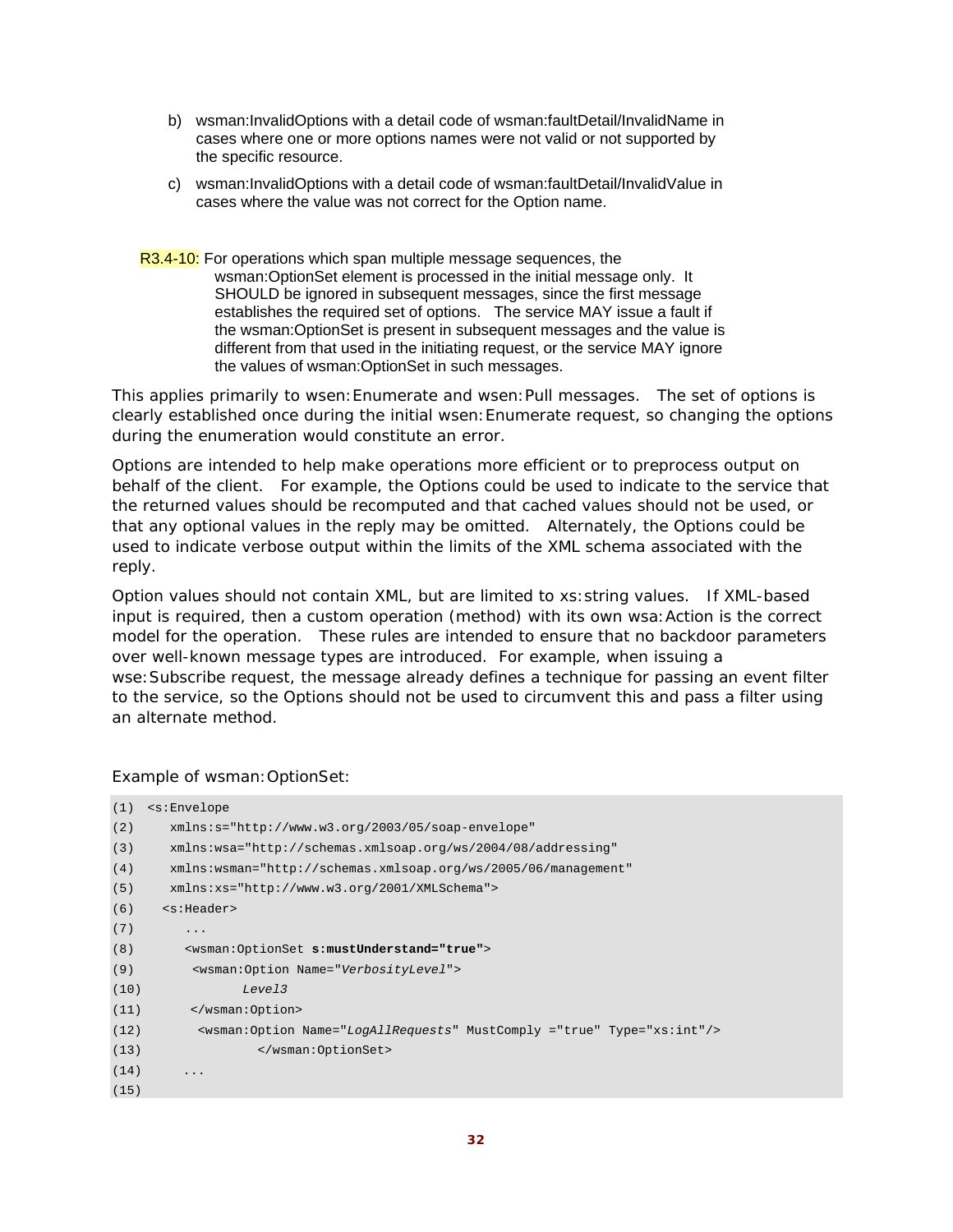b) wsman:InvalidOptions with a detail code of wsman:faultDetail/InvalidName in cases where one or more options names were not valid or not supported by the specific resource.

c) wsman:InvalidOptions with a detail code of wsman:faultDetail/InvalidValue in cases where the value was not correct for the Option name.

R3.4-10: For operations which span multiple message sequences, the wsman:OptionSet element is processed in the initial message only. It SHOULD be ignored in subsequent messages, since the first message establishes the required set of options. The service MAY issue a fault if the wsman:OptionSet is present in subsequent messages and the value is different from that used in the initiating request, or the service MAY ignore the values of wsman:OptionSet in such messages.

This applies primarily to wsen:Enumerate and wsen:Pull messages. The set of options is clearly established once during the initial wsen:Enumerate request, so changing the options during the enumeration would constitute an error.

Options are intended to help make operations more efficient or to preprocess output on behalf of the client. For example, the Options could be used to indicate to the service that the returned values should be recomputed and that cached values should not be used, or that any optional values in the reply may be omitted. Alternately, the Options could be used to indicate verbose output within the limits of the XML schema associated with the reply.

Option values should not contain XML, but are limited to xs:string values. If XML-based input is required, then a custom operation (method) with its own wsa:Action is the correct model for the operation. These rules are intended to ensure that no backdoor parameters over well-known message types are introduced. For example, when issuing a wse:Subscribe request, the message already defines a technique for passing an event filter to the service, so the Options should not be used to circumvent this and pass a filter using an alternate method.

Example of wsman:OptionSet:

```
(1)  <s:Envelope
(2)     xmlns:s="http://www.w3.org/2003/05/soap-envelope"
(3)     xmlns:wsa="http://schemas.xmlsoap.org/ws/2004/08/addressing"
(4)     xmlns:wsman="http://schemas.xmlsoap.org/ws/2005/06/management"
(5)     xmlns:xs="http://www.w3.org/2001/XMLSchema">
(6)    <s:Header>
(7)       ...
(8)       <wsman:OptionSet s:mustUnderstand="true">
(9)        <wsman:Option Name="VerbosityLevel">
(10)             Level3
(11)       </wsman:Option>
(12)        <wsman:Option Name="LogAllRequests" MustComply ="true" Type="xs:int"/>
(13)                </wsman:OptionSet>
(14)      ...
(15)
```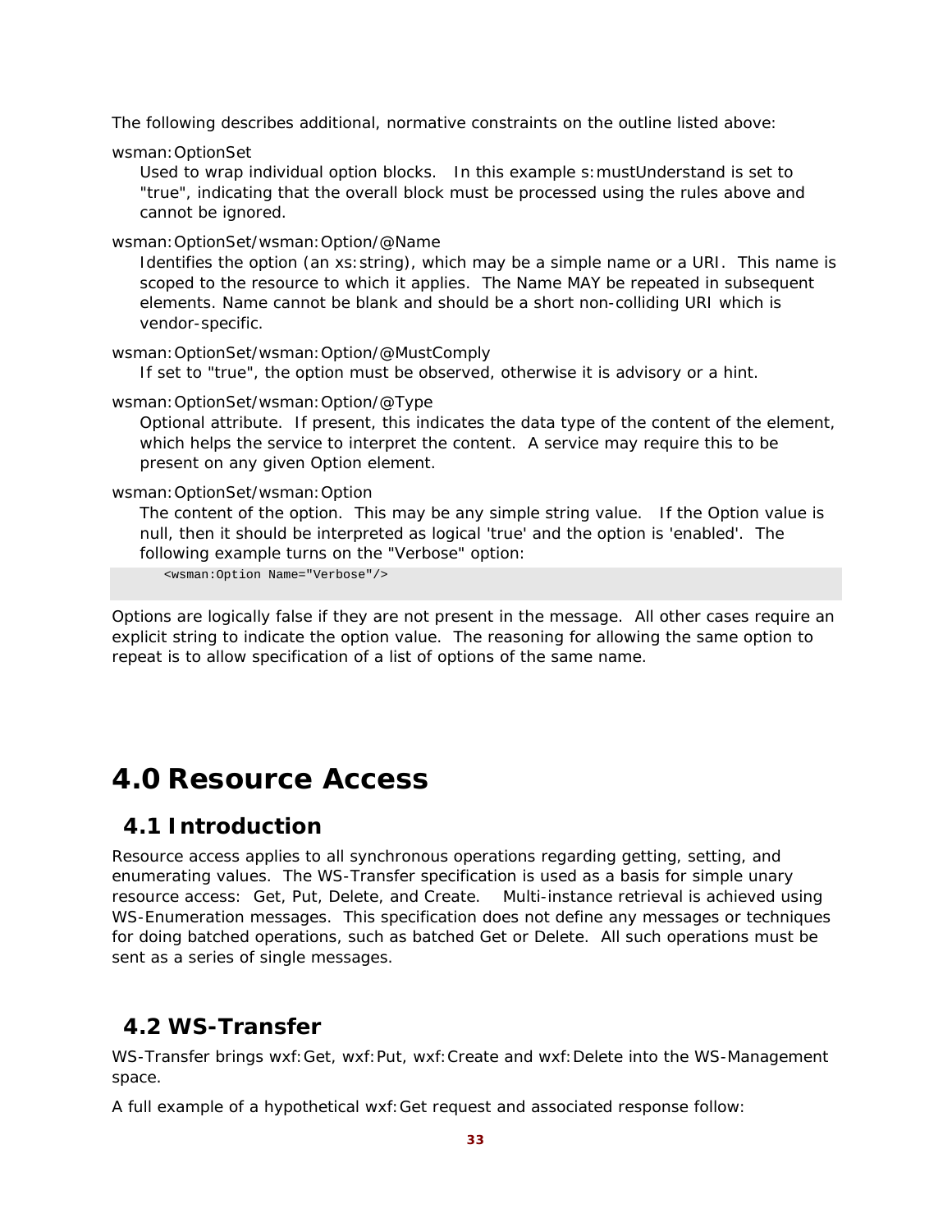The following describes additional, normative constraints on the outline listed above:

wsman:OptionSet

Used to wrap individual option blocks. In this example s:mustUnderstand is set to "true", indicating that the overall block must be processed using the rules above and cannot be ignored.

wsman:OptionSet/wsman:Option/@Name

Identifies the option (an xs:string), which may be a simple name or a URI. This name is scoped to the resource to which it applies. The Name MAY be repeated in subsequent elements. Name cannot be blank and should be a short non-colliding URI which is vendor-specific.

wsman:OptionSet/wsman:Option/@MustComply

If set to "true", the option must be observed, otherwise it is advisory or a hint.

wsman:OptionSet/wsman:Option/@Type

Optional attribute. If present, this indicates the data type of the content of the element, which helps the service to interpret the content. A service may require this to be present on any given Option element.

wsman:OptionSet/wsman:Option

The content of the option. This may be any simple string value. If the Option value is null, then it should be interpreted as logical 'true' and the option is 'enabled'. The following example turns on the "Verbose" option:

```
<wsman:Option Name="Verbose"/>
```

Options are logically false if they are not present in the message. All other cases require an explicit string to indicate the option value. The reasoning for allowing the same option to repeat is to allow specification of a list of options of the same name.

# 4.0 Resource Access

## 4.1 Introduction

Resource access applies to all synchronous operations regarding getting, setting, and enumerating values. The WS-Transfer specification is used as a basis for simple unary resource access: Get, Put, Delete, and Create. Multi-instance retrieval is achieved using WS-Enumeration messages. This specification does not define any messages or techniques for doing batched operations, such as batched Get or Delete. All such operations must be sent as a series of single messages.

## 4.2 WS-Transfer

WS-Transfer brings wxf:Get, wxf:Put, wxf:Create and wxf:Delete into the WS-Management space.

A full example of a hypothetical wxf:Get request and associated response follow: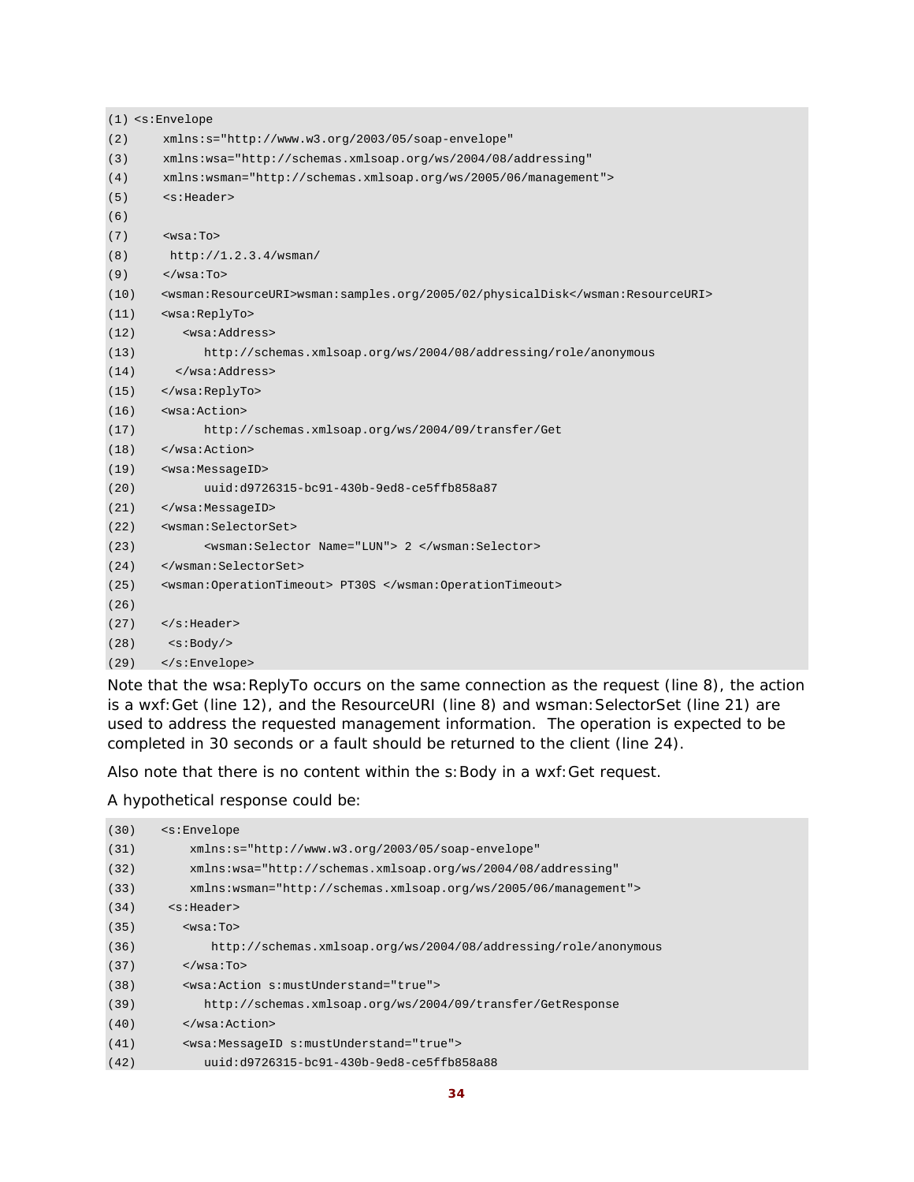```
(1) <s:Envelope
(2)     xmlns:s="http://www.w3.org/2003/05/soap-envelope"
(3)     xmlns:wsa="http://schemas.xmlsoap.org/ws/2004/08/addressing"
(4)     xmlns:wsman="http://schemas.xmlsoap.org/ws/2005/06/management">
(5)     <s:Header>
(6)
(7)     <wsa:To>
(8)      http://1.2.3.4/wsman/
(9)     </wsa:To>
(10)    <wsman:ResourceURI>wsman:samples.org/2005/02/physicalDisk</wsman:ResourceURI>
(11)    <wsa:ReplyTo>
(12)       <wsa:Address>
(13)          http://schemas.xmlsoap.org/ws/2004/08/addressing/role/anonymous
(14)      </wsa:Address>
(15)    </wsa:ReplyTo>
(16)    <wsa:Action>
(17)          http://schemas.xmlsoap.org/ws/2004/09/transfer/Get
(18)    </wsa:Action>
(19)    <wsa:MessageID>
(20)          uuid:d9726315-bc91-430b-9ed8-ce5ffb858a87
(21)    </wsa:MessageID>
(22)    <wsman:SelectorSet>
(23)          <wsman:Selector Name="LUN"> 2 </wsman:Selector>
(24)    </wsman:SelectorSet>
(25)    <wsman:OperationTimeout> PT30S </wsman:OperationTimeout>
(26)
(27)    </s:Header>
(28)     <s:Body/>
(29)    </s:Envelope>
```

Note that the wsa:ReplyTo occurs on the same connection as the request (line 8), the action is a wxf:Get (line 12), and the ResourceURI (line 8) and wsman:SelectorSet (line 21) are used to address the requested management information. The operation is expected to be completed in 30 seconds or a fault should be returned to the client (line 24).

Also note that there is no content within the s:Body in a wxf:Get request.

A hypothetical response could be:

```
(30)    <s:Envelope
(31)        xmlns:s="http://www.w3.org/2003/05/soap-envelope"
(32)        xmlns:wsa="http://schemas.xmlsoap.org/ws/2004/08/addressing"
(33)        xmlns:wsman="http://schemas.xmlsoap.org/ws/2005/06/management">
(34)     <s:Header>
(35)       <wsa:To>
(36)           http://schemas.xmlsoap.org/ws/2004/08/addressing/role/anonymous
(37)       </wsa:To>
(38)       <wsa:Action s:mustUnderstand="true">
(39)          http://schemas.xmlsoap.org/ws/2004/09/transfer/GetResponse
(40)       </wsa:Action>
(41)       <wsa:MessageID s:mustUnderstand="true">
(42)          uuid:d9726315-bc91-430b-9ed8-ce5ffb858a88
```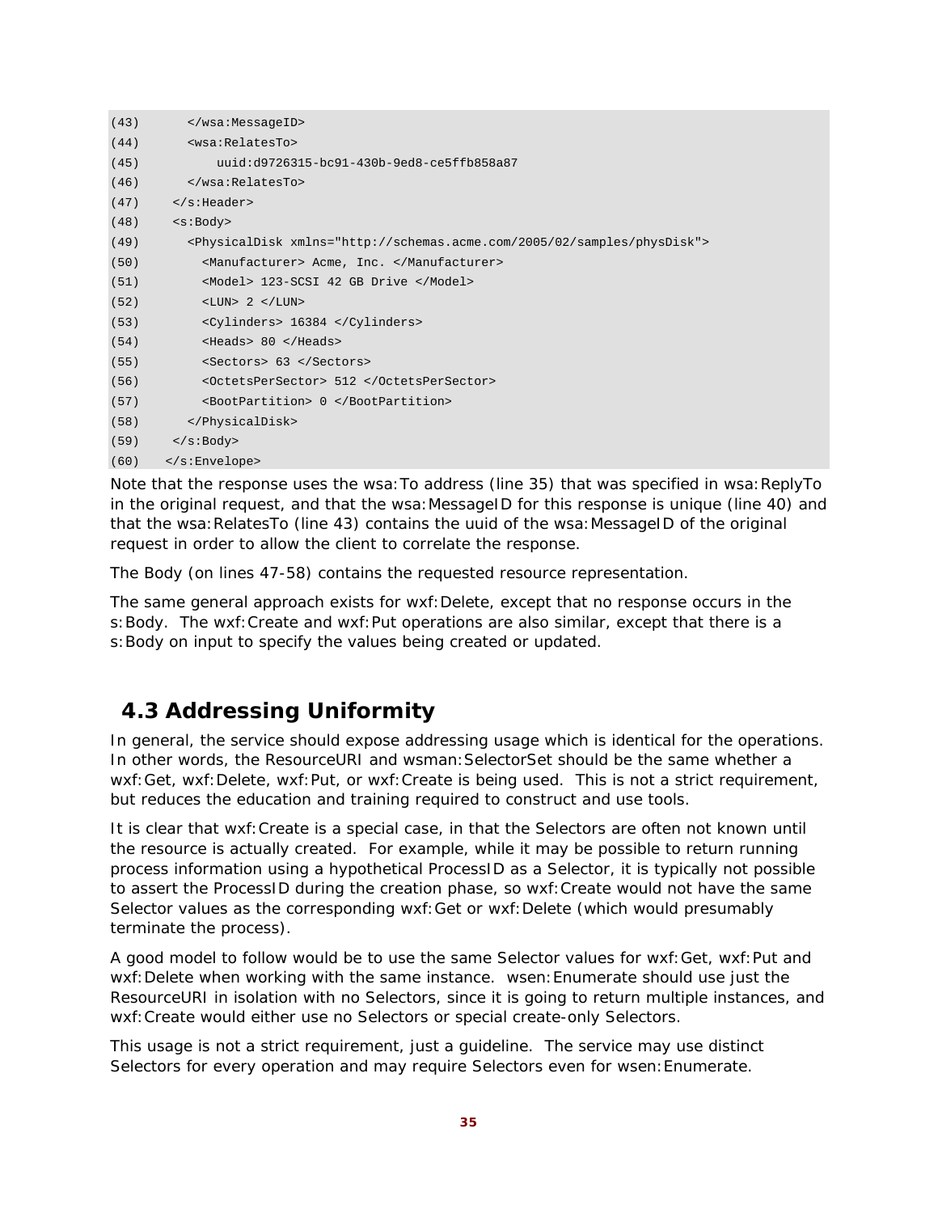```
(43)      </wsa:MessageID>
(44)      <wsa:RelatesTo>
(45)          uuid:d9726315-bc91-430b-9ed8-ce5ffb858a87
(46)      </wsa:RelatesTo>
(47)    </s:Header>
(48)    <s:Body>
(49)      <PhysicalDisk xmlns="http://schemas.acme.com/2005/02/samples/physDisk">
(50)        <Manufacturer> Acme, Inc. </Manufacturer>
(51)        <Model> 123-SCSI 42 GB Drive </Model>
(52)        <LUN> 2 </LUN>
(53)        <Cylinders> 16384 </Cylinders>
(54)        <Heads> 80 </Heads>
(55)        <Sectors> 63 </Sectors>
(56)        <OctetsPerSector> 512 </OctetsPerSector>
(57)        <BootPartition> 0 </BootPartition>
(58)      </PhysicalDisk>
(59)    </s:Body>
(60)   </s:Envelope>
```

Note that the response uses the wsa:To address (line 35) that was specified in wsa:ReplyTo in the original request, and that the wsa:MessageID for this response is unique (line 40) and that the wsa:RelatesTo (line 43) contains the uuid of the wsa:MessageID of the original request in order to allow the client to correlate the response.

The Body (on lines 47-58) contains the requested resource representation.

The same general approach exists for wxf:Delete, except that no response occurs in the s:Body. The wxf:Create and wxf:Put operations are also similar, except that there is a s:Body on input to specify the values being created or updated.

## 4.3 Addressing Uniformity

In general, the service should expose addressing usage which is identical for the operations. In other words, the ResourceURI and wsman:SelectorSet should be the same whether a wxf:Get, wxf:Delete, wxf:Put, or wxf:Create is being used. This is not a strict requirement, but reduces the education and training required to construct and use tools.

It is clear that wxf:Create is a special case, in that the Selectors are often not known until the resource is actually created. For example, while it may be possible to return running process information using a hypothetical ProcessID as a Selector, it is typically not possible to assert the ProcessID during the creation phase, so wxf:Create would not have the same Selector values as the corresponding wxf:Get or wxf:Delete (which would presumably terminate the process).

A good model to follow would be to use the same Selector values for wxf:Get, wxf:Put and wxf:Delete when working with the same instance. wsen:Enumerate should use just the ResourceURI in isolation with no Selectors, since it is going to return multiple instances, and wxf:Create would either use no Selectors or special create-only Selectors.

This usage is not a strict requirement, just a guideline. The service may use distinct Selectors for every operation and may require Selectors even for wsen:Enumerate.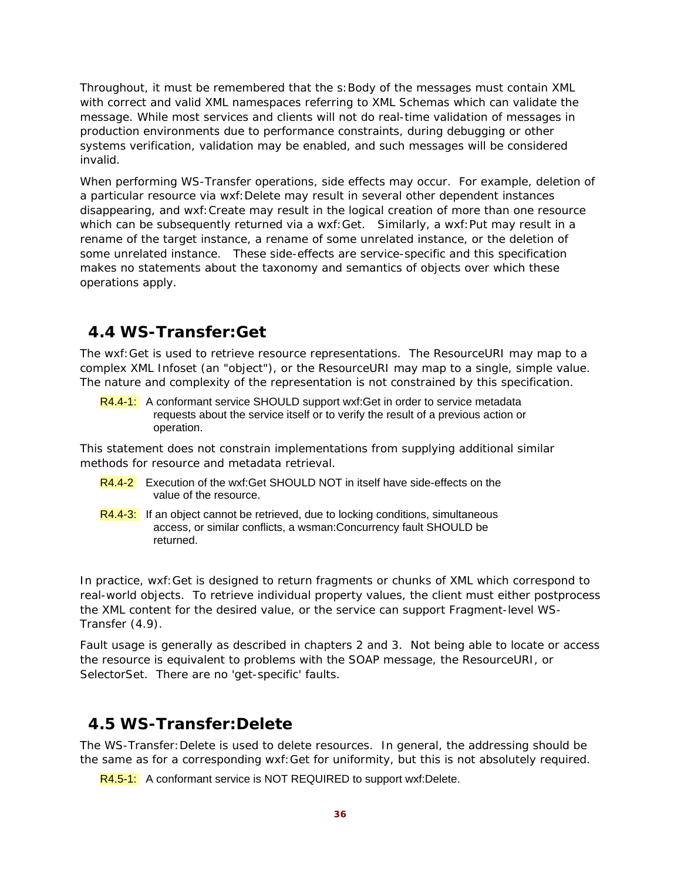Throughout, it must be remembered that the s:Body of the messages must contain XML with correct and valid XML namespaces referring to XML Schemas which can validate the message. While most services and clients will not do real-time validation of messages in production environments due to performance constraints, during debugging or other systems verification, validation may be enabled, and such messages will be considered invalid.

When performing WS-Transfer operations, side effects may occur. For example, deletion of a particular resource via wxf:Delete may result in several other dependent instances disappearing, and wxf:Create may result in the logical creation of more than one resource which can be subsequently returned via a wxf:Get. Similarly, a wxf:Put may result in a rename of the target instance, a rename of some unrelated instance, or the deletion of some unrelated instance. These side-effects are service-specific and this specification makes no statements about the taxonomy and semantics of objects over which these operations apply.

## 4.4 WS-Transfer:Get

The wxf:Get is used to retrieve resource representations. The ResourceURI may map to a complex XML Infoset (an "object"), or the ResourceURI may map to a single, simple value. The nature and complexity of the representation is not constrained by this specification.

R4.4-1: A conformant service SHOULD support wxf:Get in order to service metadata requests about the service itself or to verify the result of a previous action or operation.

This statement does not constrain implementations from supplying additional similar methods for resource and metadata retrieval.

R4.4-2 Execution of the wxf:Get SHOULD NOT in itself have side-effects on the value of the resource.

R4.4-3: If an object cannot be retrieved, due to locking conditions, simultaneous access, or similar conflicts, a wsman:Concurrency fault SHOULD be returned.

In practice, wxf:Get is designed to return fragments or chunks of XML which correspond to real-world objects. To retrieve individual property values, the client must either postprocess the XML content for the desired value, or the service can support Fragment-level WS-Transfer (4.9).

Fault usage is generally as described in chapters 2 and 3. Not being able to locate or access the resource is equivalent to problems with the SOAP message, the ResourceURI, or SelectorSet. There are no 'get-specific' faults.

## 4.5 WS-Transfer:Delete

The WS-Transfer:Delete is used to delete resources. In general, the addressing should be the same as for a corresponding wxf:Get for uniformity, but this is not absolutely required.

R4.5-1: A conformant service is NOT REQUIRED to support wxf:Delete.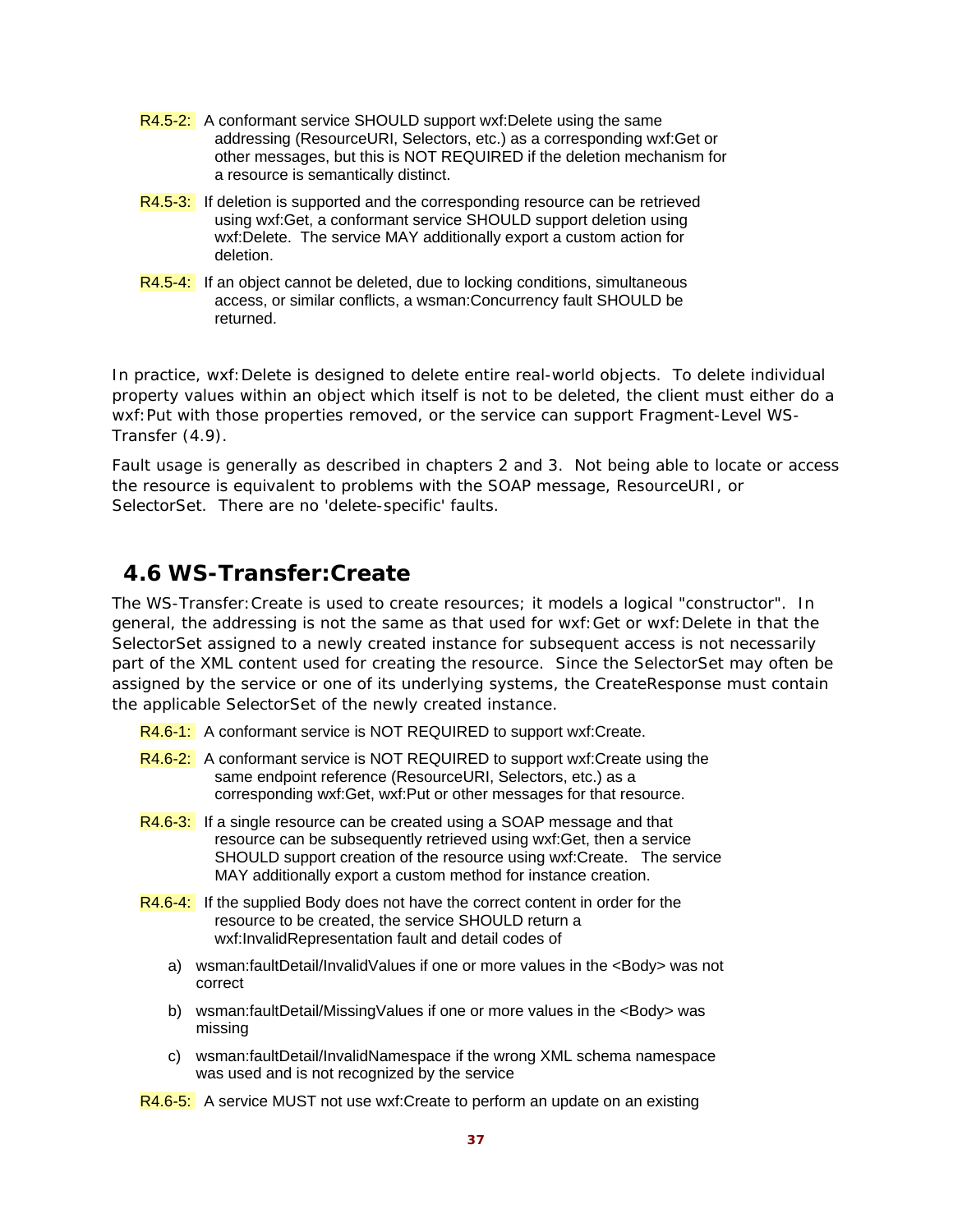R4.5-2: A conformant service SHOULD support wxf:Delete using the same addressing (ResourceURI, Selectors, etc.) as a corresponding wxf:Get or other messages, but this is NOT REQUIRED if the deletion mechanism for a resource is semantically distinct.

R4.5-3: If deletion is supported and the corresponding resource can be retrieved using wxf:Get, a conformant service SHOULD support deletion using wxf:Delete. The service MAY additionally export a custom action for deletion.

R4.5-4: If an object cannot be deleted, due to locking conditions, simultaneous access, or similar conflicts, a wsman:Concurrency fault SHOULD be returned.

In practice, wxf:Delete is designed to delete entire real-world objects. To delete individual property values within an object which itself is not to be deleted, the client must either do a wxf:Put with those properties removed, or the service can support Fragment-Level WS-Transfer (4.9).

Fault usage is generally as described in chapters 2 and 3. Not being able to locate or access the resource is equivalent to problems with the SOAP message, ResourceURI, or SelectorSet. There are no 'delete-specific' faults.

## 4.6 WS-Transfer:Create

The WS-Transfer:Create is used to create resources; it models a logical "constructor". In general, the addressing is not the same as that used for wxf:Get or wxf:Delete in that the SelectorSet assigned to a newly created instance for subsequent access is not necessarily part of the XML content used for creating the resource. Since the SelectorSet may often be assigned by the service or one of its underlying systems, the CreateResponse must contain the applicable SelectorSet of the newly created instance.

R4.6-1: A conformant service is NOT REQUIRED to support wxf:Create.

R4.6-2: A conformant service is NOT REQUIRED to support wxf:Create using the same endpoint reference (ResourceURI, Selectors, etc.) as a corresponding wxf:Get, wxf:Put or other messages for that resource.

R4.6-3: If a single resource can be created using a SOAP message and that resource can be subsequently retrieved using wxf:Get, then a service SHOULD support creation of the resource using wxf:Create. The service MAY additionally export a custom method for instance creation.

R4.6-4: If the supplied Body does not have the correct content in order for the resource to be created, the service SHOULD return a wxf:InvalidRepresentation fault and detail codes of

a) wsman:faultDetail/InvalidValues if one or more values in the <Body> was not correct

b) wsman:faultDetail/MissingValues if one or more values in the <Body> was missing

c) wsman:faultDetail/InvalidNamespace if the wrong XML schema namespace was used and is not recognized by the service

R4.6-5: A service MUST not use wxf:Create to perform an update on an existing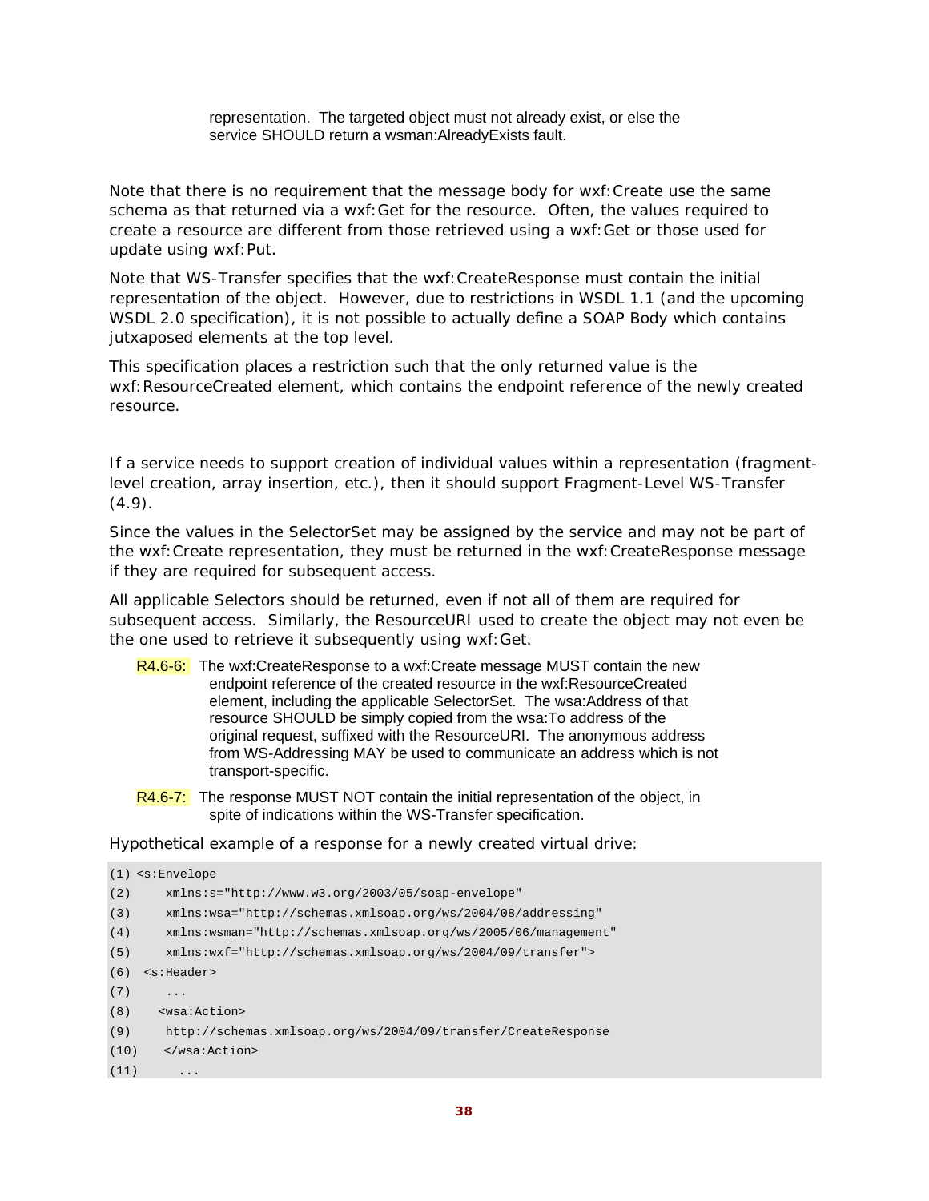representation. The targeted object must not already exist, or else the service SHOULD return a wsman:AlreadyExists fault.

Note that there is no requirement that the message body for wxf:Create use the same schema as that returned via a wxf:Get for the resource. Often, the values required to create a resource are different from those retrieved using a wxf:Get or those used for update using wxf:Put.

Note that WS-Transfer specifies that the wxf:CreateResponse must contain the initial representation of the object. However, due to restrictions in WSDL 1.1 (and the upcoming WSDL 2.0 specification), it is not possible to actually define a SOAP Body which contains jutxaposed elements at the top level.

This specification places a restriction such that the only returned value is the wxf:ResourceCreated element, which contains the endpoint reference of the newly created resource.

If a service needs to support creation of individual values within a representation (fragment-level creation, array insertion, etc.), then it should support Fragment-Level WS-Transfer (4.9).

Since the values in the SelectorSet may be assigned by the service and may not be part of the wxf:Create representation, they must be returned in the wxf:CreateResponse message if they are required for subsequent access.

All applicable Selectors should be returned, even if not all of them are required for subsequent access. Similarly, the ResourceURI used to create the object may not even be the one used to retrieve it subsequently using wxf:Get.

R4.6-6: The wxf:CreateResponse to a wxf:Create message MUST contain the new endpoint reference of the created resource in the wxf:ResourceCreated element, including the applicable SelectorSet. The wsa:Address of that resource SHOULD be simply copied from the wsa:To address of the original request, suffixed with the ResourceURI. The anonymous address from WS-Addressing MAY be used to communicate an address which is not transport-specific.

R4.6-7: The response MUST NOT contain the initial representation of the object, in spite of indications within the WS-Transfer specification.

Hypothetical example of a response for a newly created virtual drive:

```
(1) <s:Envelope
(2)     xmlns:s="http://www.w3.org/2003/05/soap-envelope"
(3)     xmlns:wsa="http://schemas.xmlsoap.org/ws/2004/08/addressing"
(4)     xmlns:wsman="http://schemas.xmlsoap.org/ws/2005/06/management"
(5)     xmlns:wxf="http://schemas.xmlsoap.org/ws/2004/09/transfer">
(6)  <s:Header>
(7)     ...
(8)    <wsa:Action>
(9)     http://schemas.xmlsoap.org/ws/2004/09/transfer/CreateResponse
(10)    </wsa:Action>
(11)      ...
```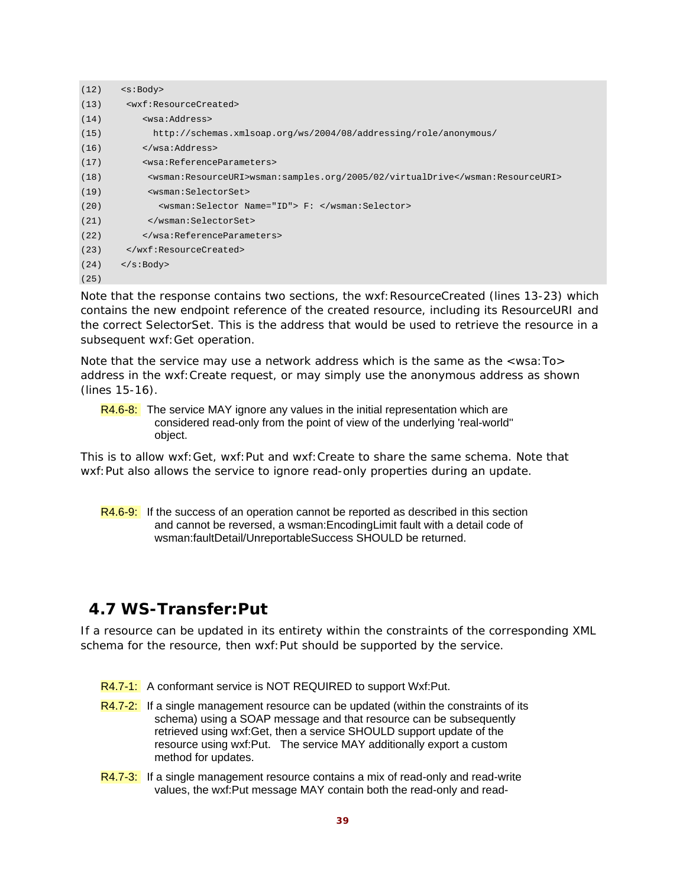```
(12)   <s:Body>
(13)    <wxf:ResourceCreated>
(14)       <wsa:Address>
(15)         http://schemas.xmlsoap.org/ws/2004/08/addressing/role/anonymous/
(16)       </wsa:Address>
(17)       <wsa:ReferenceParameters>
(18)        <wsman:ResourceURI>wsman:samples.org/2005/02/virtualDrive</wsman:ResourceURI>
(19)        <wsman:SelectorSet>
(20)          <wsman:Selector Name="ID"> F: </wsman:Selector>
(21)        </wsman:SelectorSet>
(22)       </wsa:ReferenceParameters>
(23)    </wxf:ResourceCreated>
(24)   </s:Body>
(25)
```

Note that the response contains two sections, the wxf:ResourceCreated (lines 13-23) which contains the new endpoint reference of the created resource, including its ResourceURI and the correct SelectorSet. This is the address that would be used to retrieve the resource in a subsequent wxf:Get operation.

Note that the service may use a network address which is the same as the <wsa:To> address in the wxf:Create request, or may simply use the anonymous address as shown (lines 15-16).

R4.6-8: The service MAY ignore any values in the initial representation which are considered read-only from the point of view of the underlying 'real-world" object.

This is to allow wxf:Get, wxf:Put and wxf:Create to share the same schema. Note that wxf:Put also allows the service to ignore read-only properties during an update.

R4.6-9: If the success of an operation cannot be reported as described in this section and cannot be reversed, a wsman:EncodingLimit fault with a detail code of wsman:faultDetail/UnreportableSuccess SHOULD be returned.

## 4.7 WS-Transfer:Put

If a resource can be updated in its entirety within the constraints of the corresponding XML schema for the resource, then wxf:Put should be supported by the service.

R4.7-1: A conformant service is NOT REQUIRED to support Wxf:Put.

R4.7-2: If a single management resource can be updated (within the constraints of its schema) using a SOAP message and that resource can be subsequently retrieved using wxf:Get, then a service SHOULD support update of the resource using wxf:Put. The service MAY additionally export a custom method for updates.

R4.7-3: If a single management resource contains a mix of read-only and read-write values, the wxf:Put message MAY contain both the read-only and read-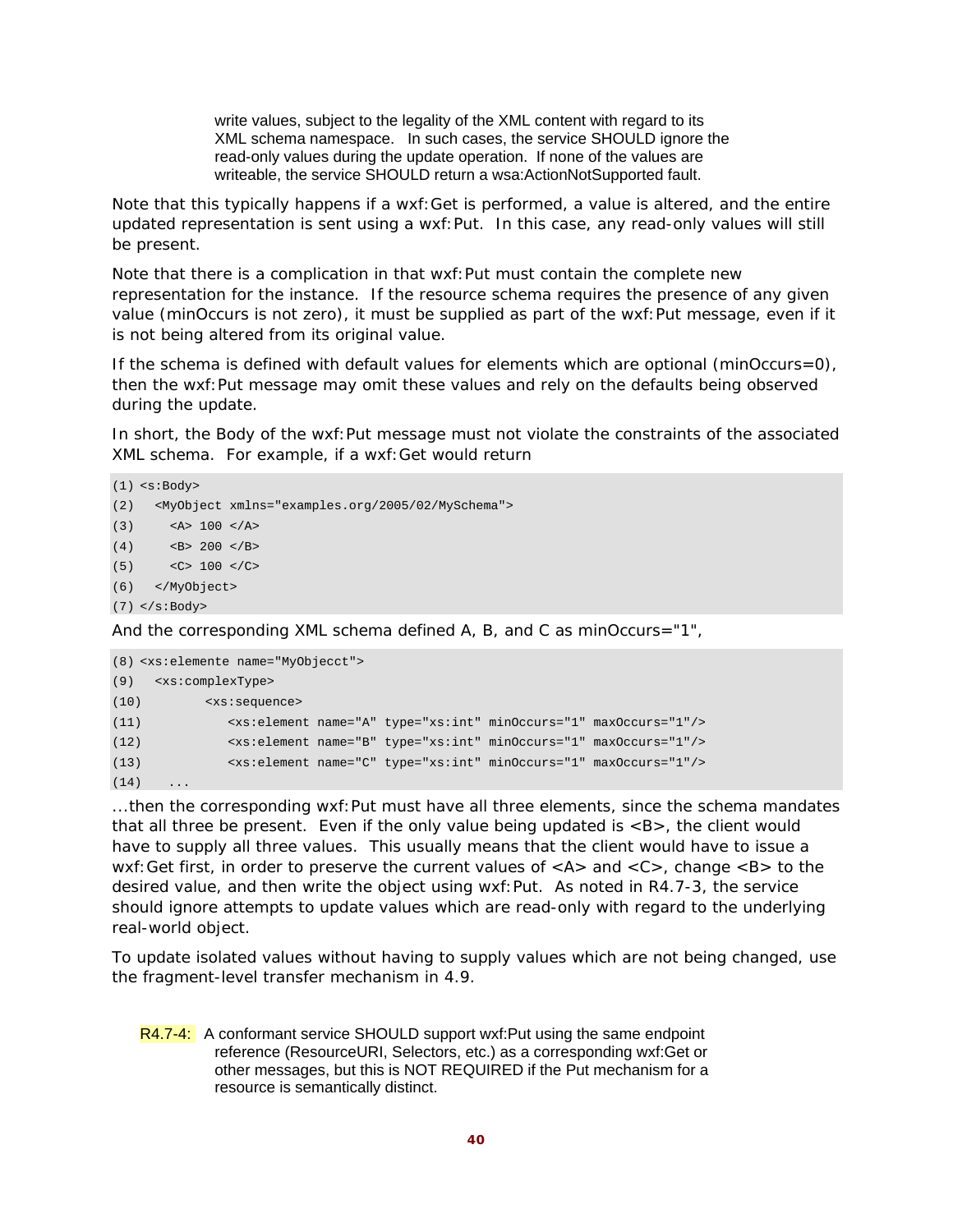write values, subject to the legality of the XML content with regard to its XML schema namespace. In such cases, the service SHOULD ignore the read-only values during the update operation. If none of the values are writeable, the service SHOULD return a wsa:ActionNotSupported fault.

Note that this typically happens if a wxf:Get is performed, a value is altered, and the entire updated representation is sent using a wxf:Put. In this case, any read-only values will still be present.

Note that there is a complication in that wxf:Put must contain the complete new representation for the instance. If the resource schema requires the presence of any given value (minOccurs is not zero), it must be supplied as part of the wxf:Put message, even if it is not being altered from its original value.

If the schema is defined with default values for elements which are optional (minOccurs=0), then the wxf:Put message may omit these values and rely on the defaults being observed during the update.

In short, the Body of the wxf:Put message must not violate the constraints of the associated XML schema. For example, if a wxf:Get would return

```
(1) <s:Body>
(2)   <MyObject xmlns="examples.org/2005/02/MySchema">
(3)     <A> 100 </A>
(4)     <B> 200 </B>
(5)     <C> 100 </C>
(6)   </MyObject>
(7) </s:Body>
```

And the corresponding XML schema defined A, B, and C as minOccurs="1",

```
(8) <xs:elemente name="MyObjecct">
(9)   <xs:complexType>
(10)        <xs:sequence>
(11)           <xs:element name="A" type="xs:int" minOccurs="1" maxOccurs="1"/>
(12)           <xs:element name="B" type="xs:int" minOccurs="1" maxOccurs="1"/>
(13)           <xs:element name="C" type="xs:int" minOccurs="1" maxOccurs="1"/>
(14)    ...
```

...then the corresponding wxf:Put must have all three elements, since the schema mandates that all three be present. Even if the only value being updated is <B>, the client would have to supply all three values. This usually means that the client would have to issue a wxf:Get first, in order to preserve the current values of <A> and <C>, change <B> to the desired value, and then write the object using wxf:Put. As noted in R4.7-3, the service should ignore attempts to update values which are read-only with regard to the underlying real-world object.

To update isolated values without having to supply values which are not being changed, use the fragment-level transfer mechanism in 4.9.

R4.7-4: A conformant service SHOULD support wxf:Put using the same endpoint reference (ResourceURI, Selectors, etc.) as a corresponding wxf:Get or other messages, but this is NOT REQUIRED if the Put mechanism for a resource is semantically distinct.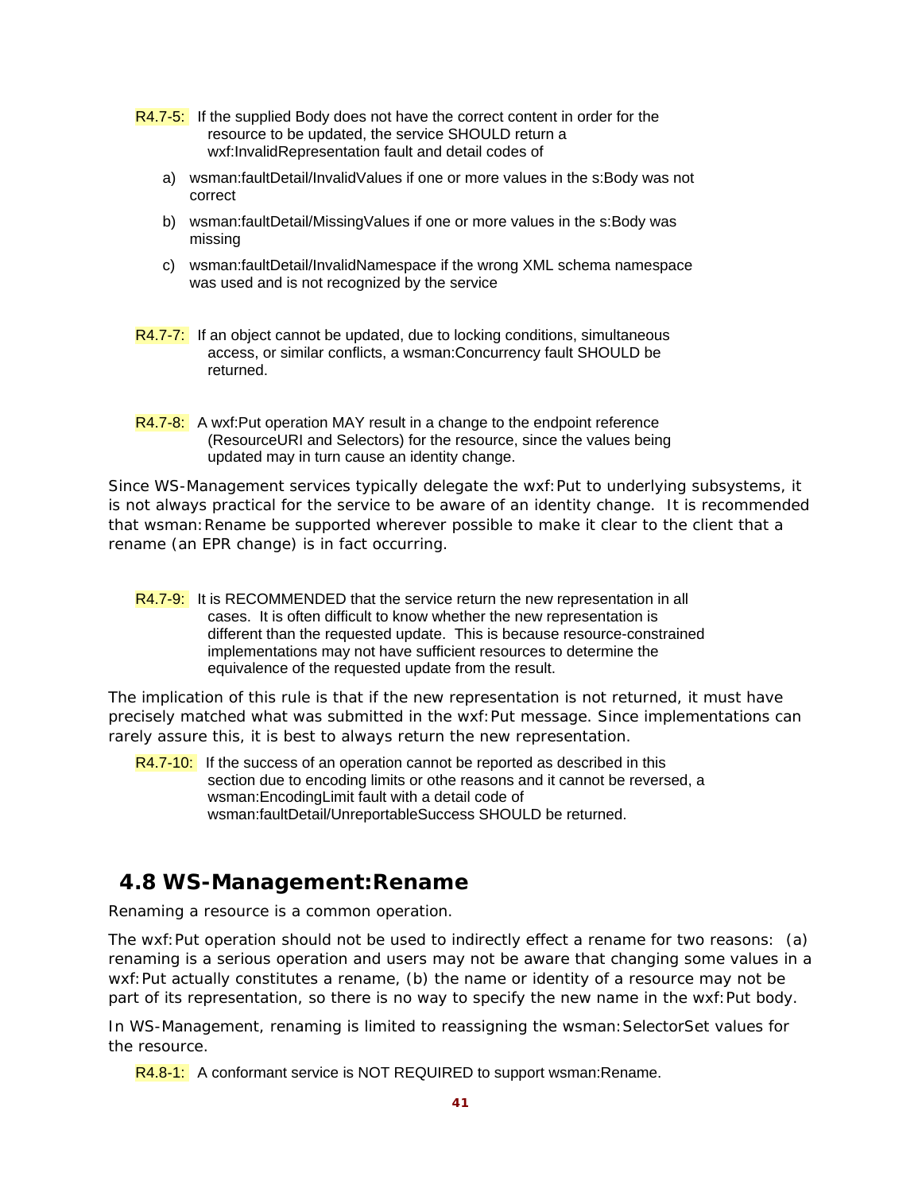R4.7-5: If the supplied Body does not have the correct content in order for the resource to be updated, the service SHOULD return a wxf:InvalidRepresentation fault and detail codes of

a) wsman:faultDetail/InvalidValues if one or more values in the s:Body was not correct

b) wsman:faultDetail/MissingValues if one or more values in the s:Body was missing

c) wsman:faultDetail/InvalidNamespace if the wrong XML schema namespace was used and is not recognized by the service

R4.7-7: If an object cannot be updated, due to locking conditions, simultaneous access, or similar conflicts, a wsman:Concurrency fault SHOULD be returned.

R4.7-8: A wxf:Put operation MAY result in a change to the endpoint reference (ResourceURI and Selectors) for the resource, since the values being updated may in turn cause an identity change.

Since WS-Management services typically delegate the wxf:Put to underlying subsystems, it is not always practical for the service to be aware of an identity change. It is recommended that wsman:Rename be supported wherever possible to make it clear to the client that a rename (an EPR change) is in fact occurring.

R4.7-9: It is RECOMMENDED that the service return the new representation in all cases. It is often difficult to know whether the new representation is different than the requested update. This is because resource-constrained implementations may not have sufficient resources to determine the equivalence of the requested update from the result.

The implication of this rule is that if the new representation is not returned, it must have precisely matched what was submitted in the wxf:Put message. Since implementations can rarely assure this, it is best to always return the new representation.

R4.7-10: If the success of an operation cannot be reported as described in this section due to encoding limits or othe reasons and it cannot be reversed, a wsman:EncodingLimit fault with a detail code of wsman:faultDetail/UnreportableSuccess SHOULD be returned.

## 4.8 WS-Management:Rename

Renaming a resource is a common operation.

The wxf:Put operation should not be used to indirectly effect a rename for two reasons: (a) renaming is a serious operation and users may not be aware that changing some values in a wxf:Put actually constitutes a rename, (b) the name or identity of a resource may not be part of its representation, so there is no way to specify the new name in the wxf:Put body.

In WS-Management, renaming is limited to reassigning the wsman:SelectorSet values for the resource.

R4.8-1: A conformant service is NOT REQUIRED to support wsman:Rename.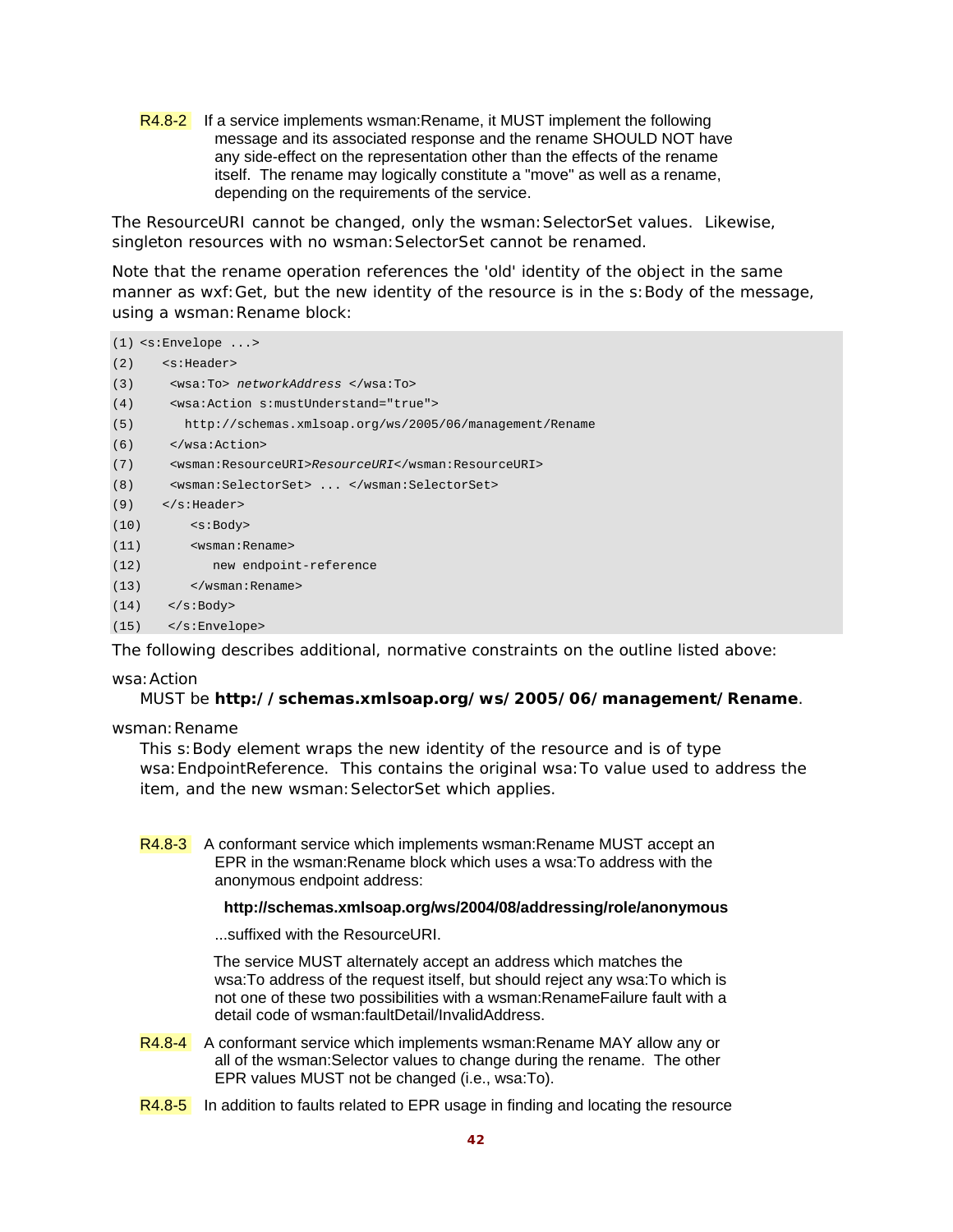R4.8-2 If a service implements wsman:Rename, it MUST implement the following message and its associated response and the rename SHOULD NOT have any side-effect on the representation other than the effects of the rename itself. The rename may logically constitute a "move" as well as a rename, depending on the requirements of the service.

The ResourceURI cannot be changed, only the wsman:SelectorSet values. Likewise, singleton resources with no wsman:SelectorSet cannot be renamed.

Note that the rename operation references the 'old' identity of the object in the same manner as wxf:Get, but the new identity of the resource is in the s:Body of the message, using a wsman:Rename block:

```
(1) <s:Envelope ...>
(2)   <s:Header>
(3)    <wsa:To> networkAddress </wsa:To>
(4)    <wsa:Action s:mustUnderstand="true">
(5)      http://schemas.xmlsoap.org/ws/2005/06/management/Rename
(6)    </wsa:Action>
(7)    <wsman:ResourceURI>ResourceURI</wsman:ResourceURI>
(8)    <wsman:SelectorSet> ... </wsman:SelectorSet>
(9)   </s:Header>
(10)      <s:Body>
(11)      <wsman:Rename>
(12)         new endpoint-reference
(13)      </wsman:Rename>
(14)   </s:Body>
(15)   </s:Envelope>
```

The following describes additional, normative constraints on the outline listed above:

wsa:Action

MUST be **http://schemas.xmlsoap.org/ws/2005/06/management/Rename**.

wsman:Rename

This s:Body element wraps the new identity of the resource and is of type wsa:EndpointReference. This contains the original wsa:To value used to address the item, and the new wsman:SelectorSet which applies.

R4.8-3 A conformant service which implements wsman:Rename MUST accept an EPR in the wsman:Rename block which uses a wsa:To address with the anonymous endpoint address:

**http://schemas.xmlsoap.org/ws/2004/08/addressing/role/anonymous**

...suffixed with the ResourceURI.

The service MUST alternately accept an address which matches the wsa:To address of the request itself, but should reject any wsa:To which is not one of these two possibilities with a wsman:RenameFailure fault with a detail code of wsman:faultDetail/InvalidAddress.

R4.8-4 A conformant service which implements wsman:Rename MAY allow any or all of the wsman:Selector values to change during the rename. The other EPR values MUST not be changed (i.e., wsa:To).

R4.8-5 In addition to faults related to EPR usage in finding and locating the resource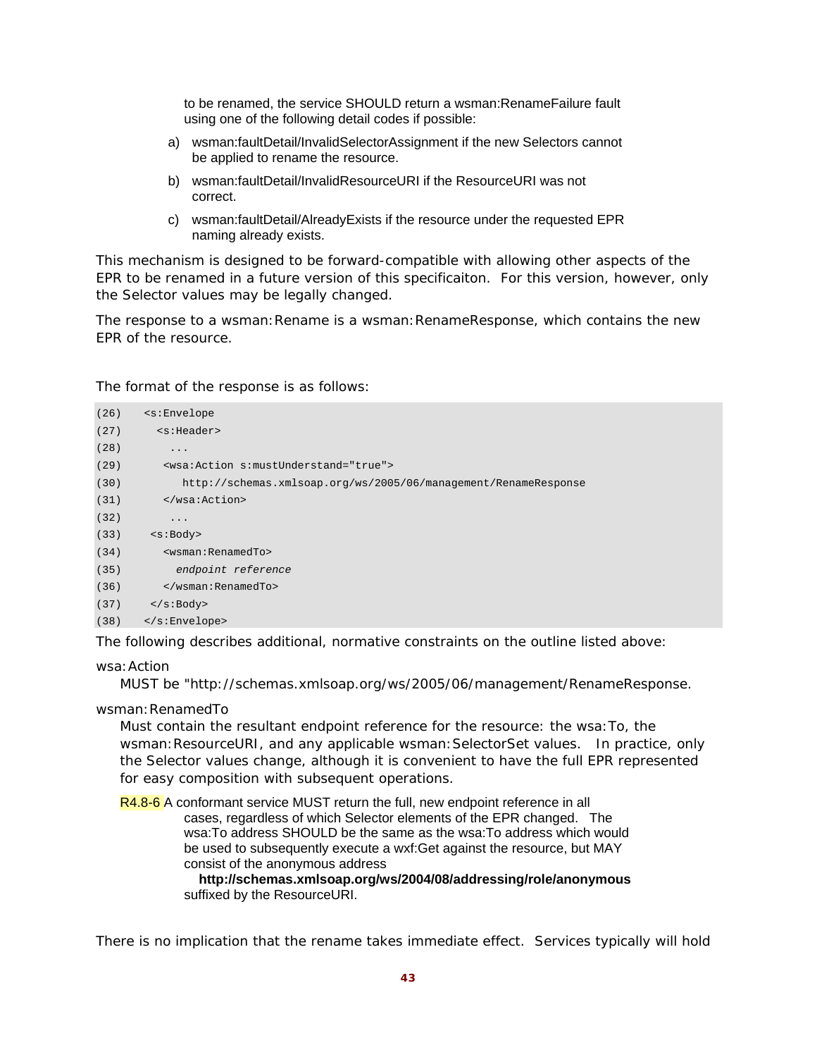to be renamed, the service SHOULD return a wsman:RenameFailure fault using one of the following detail codes if possible:

a) wsman:faultDetail/InvalidSelectorAssignment if the new Selectors cannot be applied to rename the resource.

b) wsman:faultDetail/InvalidResourceURI if the ResourceURI was not correct.

c) wsman:faultDetail/AlreadyExists if the resource under the requested EPR naming already exists.

This mechanism is designed to be forward-compatible with allowing other aspects of the EPR to be renamed in a future version of this specificaiton. For this version, however, only the Selector values may be legally changed.

The response to a wsman:Rename is a wsman:RenameResponse, which contains the new EPR of the resource.

The format of the response is as follows:

```
(26)   <s:Envelope
(27)     <s:Header>
(28)       ...
(29)      <wsa:Action s:mustUnderstand="true">
(30)         http://schemas.xmlsoap.org/ws/2005/06/management/RenameResponse
(31)      </wsa:Action>
(32)       ...
(33)    <s:Body>
(34)      <wsman:RenamedTo>
(35)        endpoint reference
(36)      </wsman:RenamedTo>
(37)    </s:Body>
(38)   </s:Envelope>
```

The following describes additional, normative constraints on the outline listed above:

wsa:Action

MUST be "http://schemas.xmlsoap.org/ws/2005/06/management/RenameResponse.

wsman:RenamedTo

Must contain the resultant endpoint reference for the resource: the wsa:To, the wsman:ResourceURI, and any applicable wsman:SelectorSet values. In practice, only the Selector values change, although it is convenient to have the full EPR represented for easy composition with subsequent operations.

R4.8-6 A conformant service MUST return the full, new endpoint reference in all cases, regardless of which Selector elements of the EPR changed. The wsa:To address SHOULD be the same as the wsa:To address which would be used to subsequently execute a wxf:Get against the resource, but MAY consist of the anonymous address

**http://schemas.xmlsoap.org/ws/2004/08/addressing/role/anonymous**

suffixed by the ResourceURI.

There is no implication that the rename takes immediate effect. Services typically will hold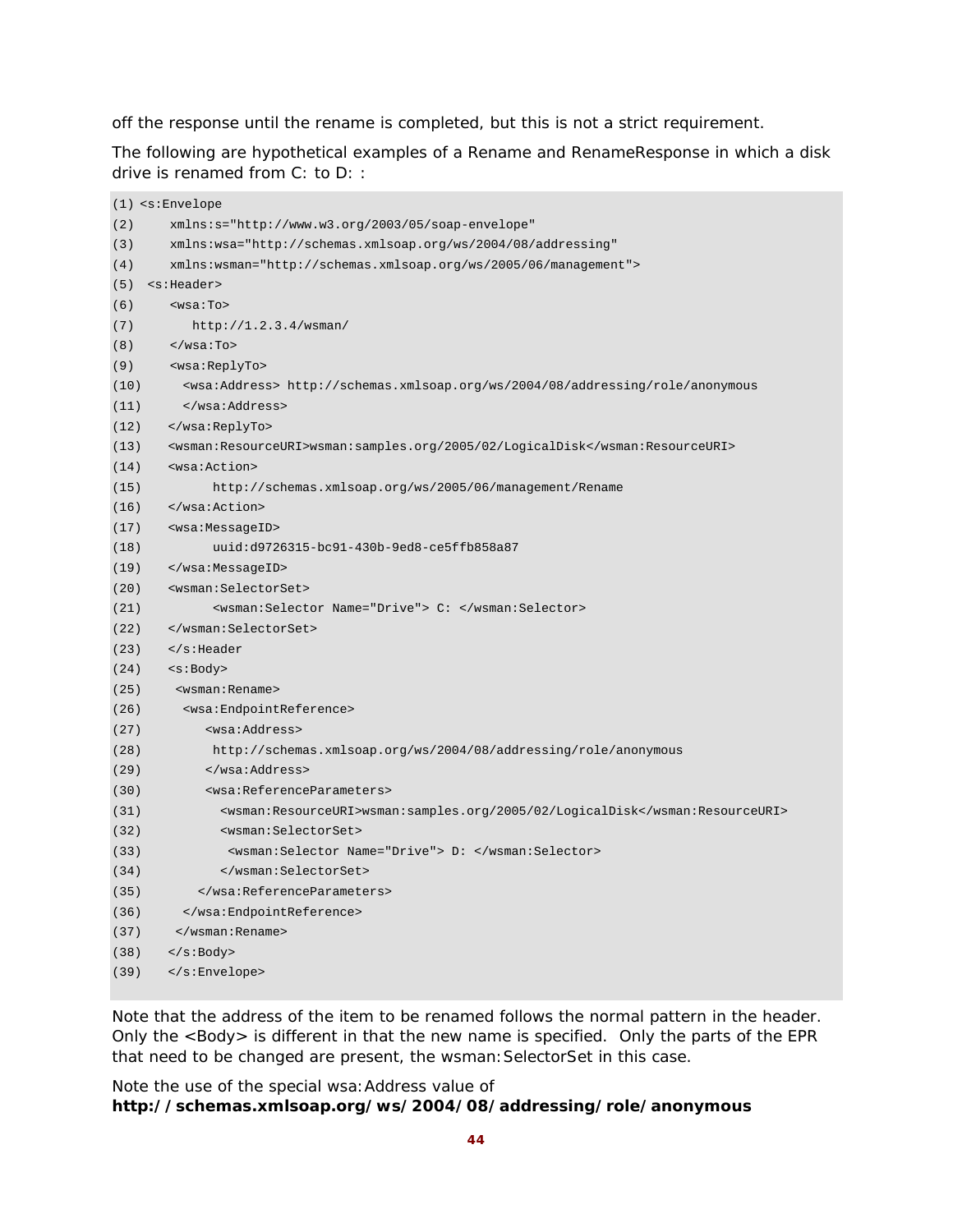off the response until the rename is completed, but this is not a strict requirement.

The following are hypothetical examples of a Rename and RenameResponse in which a disk drive is renamed from C: to D: :

```
(1) <s:Envelope
(2)     xmlns:s="http://www.w3.org/2003/05/soap-envelope"
(3)     xmlns:wsa="http://schemas.xmlsoap.org/ws/2004/08/addressing"
(4)     xmlns:wsman="http://schemas.xmlsoap.org/ws/2005/06/management">
(5)  <s:Header>
(6)     <wsa:To>
(7)        http://1.2.3.4/wsman/
(8)     </wsa:To>
(9)     <wsa:ReplyTo>
(10)      <wsa:Address> http://schemas.xmlsoap.org/ws/2004/08/addressing/role/anonymous
(11)      </wsa:Address>
(12)    </wsa:ReplyTo>
(13)    <wsman:ResourceURI>wsman:samples.org/2005/02/LogicalDisk</wsman:ResourceURI>
(14)    <wsa:Action>
(15)          http://schemas.xmlsoap.org/ws/2005/06/management/Rename
(16)    </wsa:Action>
(17)    <wsa:MessageID>
(18)          uuid:d9726315-bc91-430b-9ed8-ce5ffb858a87
(19)    </wsa:MessageID>
(20)    <wsman:SelectorSet>
(21)          <wsman:Selector Name="Drive"> C: </wsman:Selector>
(22)    </wsman:SelectorSet>
(23)    </s:Header
(24)    <s:Body>
(25)     <wsman:Rename>
(26)      <wsa:EndpointReference>
(27)         <wsa:Address>
(28)          http://schemas.xmlsoap.org/ws/2004/08/addressing/role/anonymous
(29)         </wsa:Address>
(30)         <wsa:ReferenceParameters>
(31)           <wsman:ResourceURI>wsman:samples.org/2005/02/LogicalDisk</wsman:ResourceURI>
(32)           <wsman:SelectorSet>
(33)            <wsman:Selector Name="Drive"> D: </wsman:Selector>
(34)           </wsman:SelectorSet>
(35)        </wsa:ReferenceParameters>
(36)      </wsa:EndpointReference>
(37)     </wsman:Rename>
(38)    </s:Body>
(39)    </s:Envelope>
```

Note that the address of the item to be renamed follows the normal pattern in the header. Only the <Body> is different in that the new name is specified. Only the parts of the EPR that need to be changed are present, the wsman:SelectorSet in this case.

Note the use of the special wsa:Address value of **http://schemas.xmlsoap.org/ws/2004/08/addressing/role/anonymous**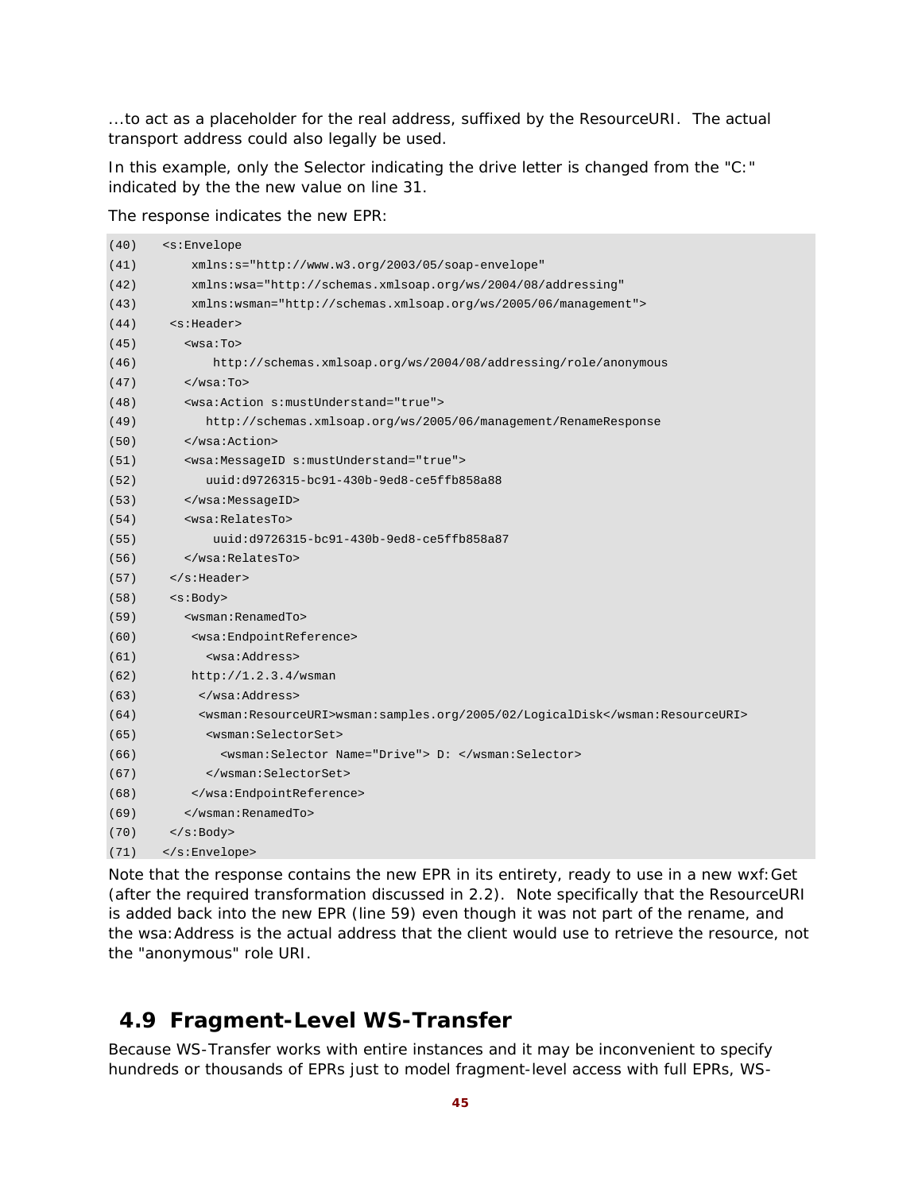...to act as a placeholder for the real address, suffixed by the ResourceURI. The actual transport address could also legally be used.

In this example, only the Selector indicating the drive letter is changed from the "C:" indicated by the the new value on line 31.

The response indicates the new EPR:

```
(40)   <s:Envelope
(41)       xmlns:s="http://www.w3.org/2003/05/soap-envelope"
(42)       xmlns:wsa="http://schemas.xmlsoap.org/ws/2004/08/addressing"
(43)       xmlns:wsman="http://schemas.xmlsoap.org/ws/2005/06/management">
(44)    <s:Header>
(45)      <wsa:To>
(46)          http://schemas.xmlsoap.org/ws/2004/08/addressing/role/anonymous
(47)      </wsa:To>
(48)      <wsa:Action s:mustUnderstand="true">
(49)         http://schemas.xmlsoap.org/ws/2005/06/management/RenameResponse
(50)      </wsa:Action>
(51)      <wsa:MessageID s:mustUnderstand="true">
(52)         uuid:d9726315-bc91-430b-9ed8-ce5ffb858a88
(53)      </wsa:MessageID>
(54)      <wsa:RelatesTo>
(55)          uuid:d9726315-bc91-430b-9ed8-ce5ffb858a87
(56)      </wsa:RelatesTo>
(57)    </s:Header>
(58)    <s:Body>
(59)      <wsman:RenamedTo>
(60)       <wsa:EndpointReference>
(61)         <wsa:Address>
(62)       http://1.2.3.4/wsman
(63)        </wsa:Address>
(64)        <wsman:ResourceURI>wsman:samples.org/2005/02/LogicalDisk</wsman:ResourceURI>
(65)         <wsman:SelectorSet>
(66)           <wsman:Selector Name="Drive"> D: </wsman:Selector>
(67)         </wsman:SelectorSet>
(68)       </wsa:EndpointReference>
(69)      </wsman:RenamedTo>
(70)    </s:Body>
(71)   </s:Envelope>
```

Note that the response contains the new EPR in its entirety, ready to use in a new wxf:Get (after the required transformation discussed in 2.2). Note specifically that the ResourceURI is added back into the new EPR (line 59) even though it was not part of the rename, and the wsa:Address is the actual address that the client would use to retrieve the resource, not the "anonymous" role URI.

## 4.9 Fragment-Level WS-Transfer

Because WS-Transfer works with entire instances and it may be inconvenient to specify hundreds or thousands of EPRs just to model fragment-level access with full EPRs, WS-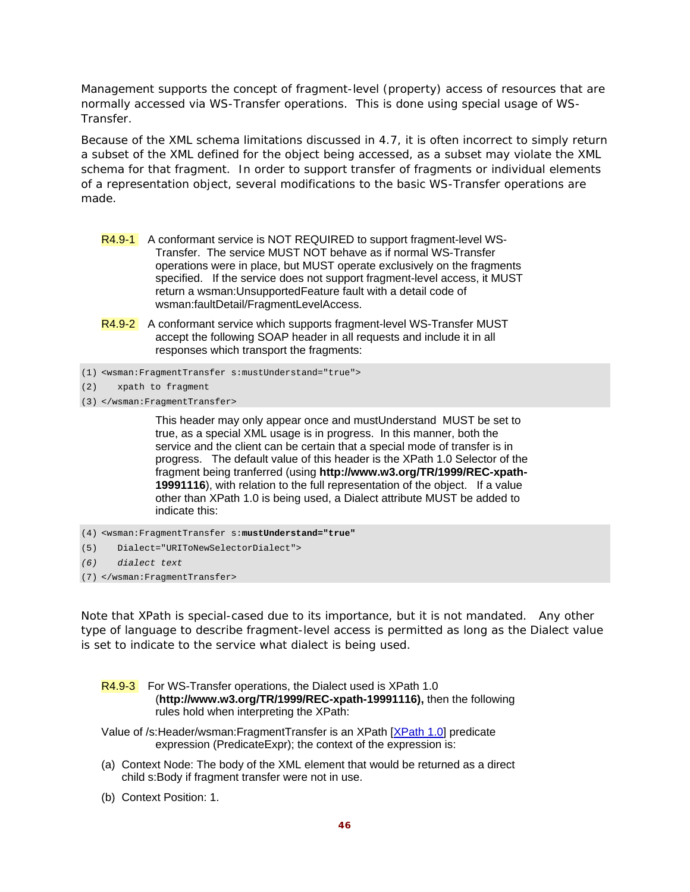Management supports the concept of fragment-level (property) access of resources that are normally accessed via WS-Transfer operations. This is done using special usage of WS-Transfer.

Because of the XML schema limitations discussed in 4.7, it is often incorrect to simply return a subset of the XML defined for the object being accessed, as a subset may violate the XML schema for that fragment. In order to support transfer of fragments or individual elements of a representation object, several modifications to the basic WS-Transfer operations are made.

R4.9-1 A conformant service is NOT REQUIRED to support fragment-level WS-Transfer. The service MUST NOT behave as if normal WS-Transfer operations were in place, but MUST operate exclusively on the fragments specified. If the service does not support fragment-level access, it MUST return a wsman:UnsupportedFeature fault with a detail code of wsman:faultDetail/FragmentLevelAccess.

R4.9-2 A conformant service which supports fragment-level WS-Transfer MUST accept the following SOAP header in all requests and include it in all responses which transport the fragments:

```
(1) <wsman:FragmentTransfer s:mustUnderstand="true">
(2)    xpath to fragment
(3) </wsman:FragmentTransfer>
```

This header may only appear once and mustUnderstand MUST be set to true, as a special XML usage is in progress. In this manner, both the service and the client can be certain that a special mode of transfer is in progress. The default value of this header is the XPath 1.0 Selector of the fragment being tranferred (using **http://www.w3.org/TR/1999/REC-xpath-19991116**), with relation to the full representation of the object. If a value other than XPath 1.0 is being used, a Dialect attribute MUST be added to indicate this:

```
(4) <wsman:FragmentTransfer s:mustUnderstand="true"
(5)    Dialect="URIToNewSelectorDialect">
(6)    dialect text
(7) </wsman:FragmentTransfer>
```

Note that XPath is special-cased due to its importance, but it is not mandated. Any other type of language to describe fragment-level access is permitted as long as the Dialect value is set to indicate to the service what dialect is being used.

R4.9-3 For WS-Transfer operations, the Dialect used is XPath 1.0 (**http://www.w3.org/TR/1999/REC-xpath-19991116),** then the following rules hold when interpreting the XPath:

Value of /s:Header/wsman:FragmentTransfer is an XPath [XPath 1.0] predicate expression (PredicateExpr); the context of the expression is:

(a) Context Node: The body of the XML element that would be returned as a direct child s:Body if fragment transfer were not in use.

(b) Context Position: 1.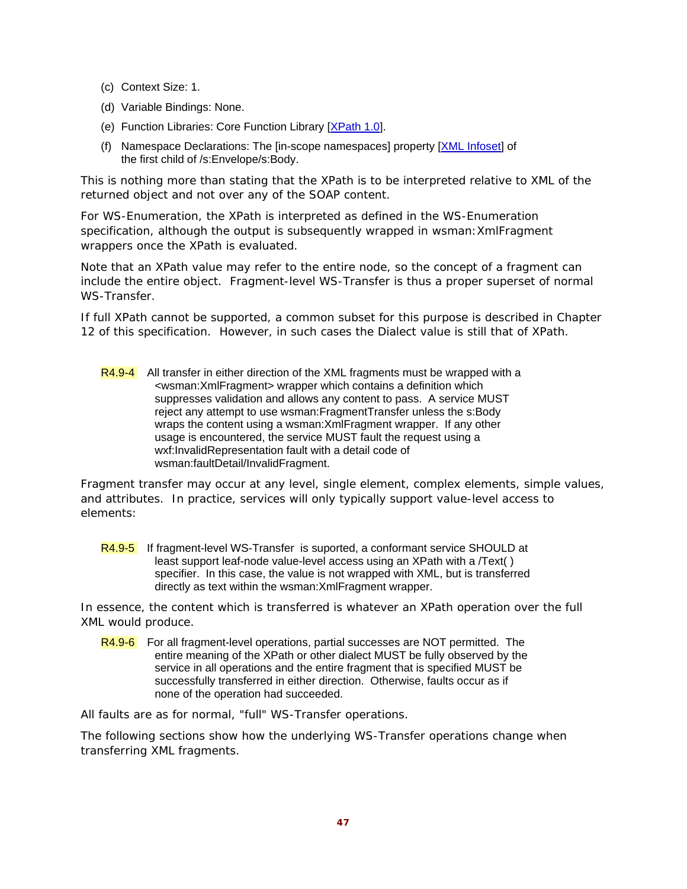(c) Context Size: 1.

(d) Variable Bindings: None.

(e) Function Libraries: Core Function Library [XPath 1.0].

(f) Namespace Declarations: The [in-scope namespaces] property [XML Infoset] of the first child of /s:Envelope/s:Body.

This is nothing more than stating that the XPath is to be interpreted relative to XML of the returned object and not over any of the SOAP content.

For WS-Enumeration, the XPath is interpreted as defined in the WS-Enumeration specification, although the output is subsequently wrapped in wsman:XmlFragment wrappers once the XPath is evaluated.

Note that an XPath value may refer to the entire node, so the concept of a fragment can include the entire object. Fragment-level WS-Transfer is thus a proper superset of normal WS-Transfer.

If full XPath cannot be supported, a common subset for this purpose is described in Chapter 12 of this specification. However, in such cases the Dialect value is still that of XPath.

R4.9-4 All transfer in either direction of the XML fragments must be wrapped with a <wsman:XmlFragment> wrapper which contains a definition which suppresses validation and allows any content to pass. A service MUST reject any attempt to use wsman:FragmentTransfer unless the s:Body wraps the content using a wsman:XmlFragment wrapper. If any other usage is encountered, the service MUST fault the request using a wxf:InvalidRepresentation fault with a detail code of wsman:faultDetail/InvalidFragment.

Fragment transfer may occur at any level, single element, complex elements, simple values, and attributes. In practice, services will only typically support value-level access to elements:

R4.9-5 If fragment-level WS-Transfer is suported, a conformant service SHOULD at least support leaf-node value-level access using an XPath with a /Text( ) specifier. In this case, the value is not wrapped with XML, but is transferred directly as text within the wsman:XmlFragment wrapper.

In essence, the content which is transferred is whatever an XPath operation over the full XML would produce.

R4.9-6 For all fragment-level operations, partial successes are NOT permitted. The entire meaning of the XPath or other dialect MUST be fully observed by the service in all operations and the entire fragment that is specified MUST be successfully transferred in either direction. Otherwise, faults occur as if none of the operation had succeeded.

All faults are as for normal, "full" WS-Transfer operations.

The following sections show how the underlying WS-Transfer operations change when transferring XML fragments.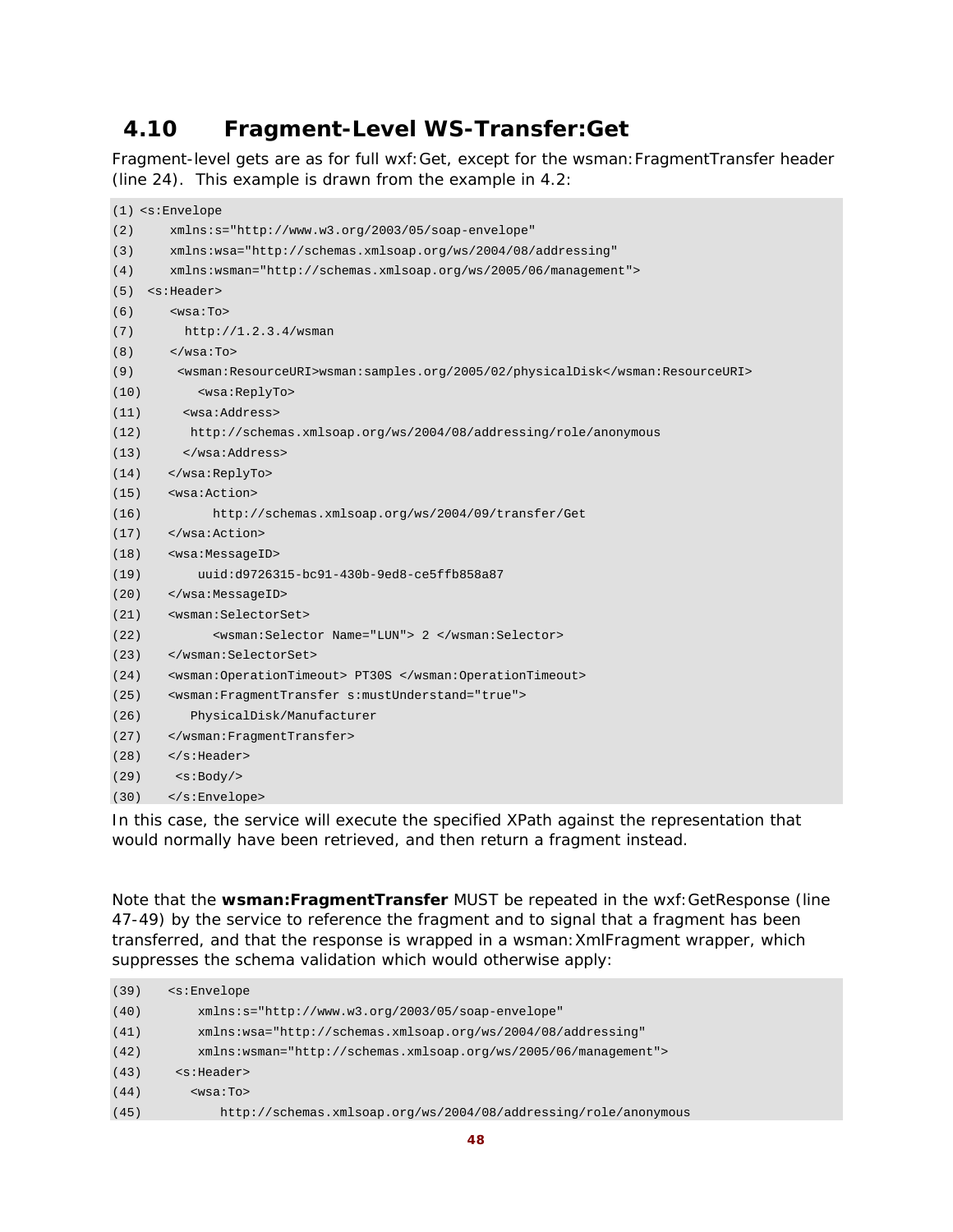## 4.10 Fragment-Level WS-Transfer:Get

Fragment-level gets are as for full wxf:Get, except for the wsman:FragmentTransfer header (line 24). This example is drawn from the example in 4.2:

```
(1) <s:Envelope
(2)     xmlns:s="http://www.w3.org/2003/05/soap-envelope"
(3)     xmlns:wsa="http://schemas.xmlsoap.org/ws/2004/08/addressing"
(4)     xmlns:wsman="http://schemas.xmlsoap.org/ws/2005/06/management">
(5)  <s:Header>
(6)     <wsa:To>
(7)       http://1.2.3.4/wsman
(8)     </wsa:To>
(9)      <wsman:ResourceURI>wsman:samples.org/2005/02/physicalDisk</wsman:ResourceURI>
(10)       <wsa:ReplyTo>
(11)     <wsa:Address>
(12)      http://schemas.xmlsoap.org/ws/2004/08/addressing/role/anonymous
(13)     </wsa:Address>
(14)   </wsa:ReplyTo>
(15)   <wsa:Action>
(16)         http://schemas.xmlsoap.org/ws/2004/09/transfer/Get
(17)   </wsa:Action>
(18)   <wsa:MessageID>
(19)       uuid:d9726315-bc91-430b-9ed8-ce5ffb858a87
(20)   </wsa:MessageID>
(21)   <wsman:SelectorSet>
(22)         <wsman:Selector Name="LUN"> 2 </wsman:Selector>
(23)   </wsman:SelectorSet>
(24)   <wsman:OperationTimeout> PT30S </wsman:OperationTimeout>
(25)   <wsman:FragmentTransfer s:mustUnderstand="true">
(26)      PhysicalDisk/Manufacturer
(27)   </wsman:FragmentTransfer>
(28)   </s:Header>
(29)    <s:Body/>
(30)   </s:Envelope>
```

In this case, the service will execute the specified XPath against the representation that would normally have been retrieved, and then return a fragment instead.

Note that the **wsman:FragmentTransfer** MUST be repeated in the wxf:GetResponse (line 47-49) by the service to reference the fragment and to signal that a fragment has been transferred, and that the response is wrapped in a wsman:XmlFragment wrapper, which suppresses the schema validation which would otherwise apply:

```
(39)   <s:Envelope
(40)       xmlns:s="http://www.w3.org/2003/05/soap-envelope"
(41)       xmlns:wsa="http://schemas.xmlsoap.org/ws/2004/08/addressing"
(42)       xmlns:wsman="http://schemas.xmlsoap.org/ws/2005/06/management">
(43)    <s:Header>
(44)      <wsa:To>
(45)         http://schemas.xmlsoap.org/ws/2004/08/addressing/role/anonymous
```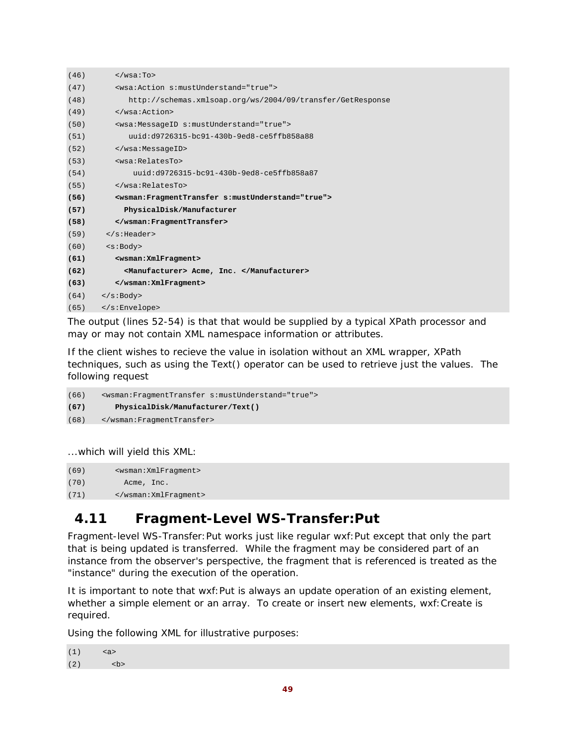```
(46)      </wsa:To>
(47)      <wsa:Action s:mustUnderstand="true">
(48)         http://schemas.xmlsoap.org/ws/2004/09/transfer/GetResponse
(49)      </wsa:Action>
(50)      <wsa:MessageID s:mustUnderstand="true">
(51)         uuid:d9726315-bc91-430b-9ed8-ce5ffb858a88
(52)      </wsa:MessageID>
(53)      <wsa:RelatesTo>
(54)          uuid:d9726315-bc91-430b-9ed8-ce5ffb858a87
(55)      </wsa:RelatesTo>
(56)      <wsman:FragmentTransfer s:mustUnderstand="true">
(57)        PhysicalDisk/Manufacturer
(58)      </wsman:FragmentTransfer>
(59)    </s:Header>
(60)    <s:Body>
(61)      <wsman:XmlFragment>
(62)        <Manufacturer> Acme, Inc. </Manufacturer>
(63)      </wsman:XmlFragment>
(64)   </s:Body>
(65)   </s:Envelope>
```

The output (lines 52-54) is that that would be supplied by a typical XPath processor and may or may not contain XML namespace information or attributes.

If the client wishes to recieve the value in isolation without an XML wrapper, XPath techniques, such as using the Text() operator can be used to retrieve just the values. The following request

```
(66)   <wsman:FragmentTransfer s:mustUnderstand="true">
(67)      PhysicalDisk/Manufacturer/Text()
(68)   </wsman:FragmentTransfer>
```

...which will yield this XML:

```
(69)      <wsman:XmlFragment>
(70)        Acme, Inc.
(71)      </wsman:XmlFragment>
```

## 4.11 Fragment-Level WS-Transfer:Put

Fragment-level WS-Transfer:Put works just like regular wxf:Put except that only the part that is being updated is transferred. While the fragment may be considered part of an instance from the observer's perspective, the fragment that is referenced is treated as the "instance" during the execution of the operation.

It is important to note that wxf:Put is always an update operation of an existing element, whether a simple element or an array. To create or insert new elements, wxf:Create is required.

Using the following XML for illustrative purposes:

```
(1)     <a>
(2)       <b>
```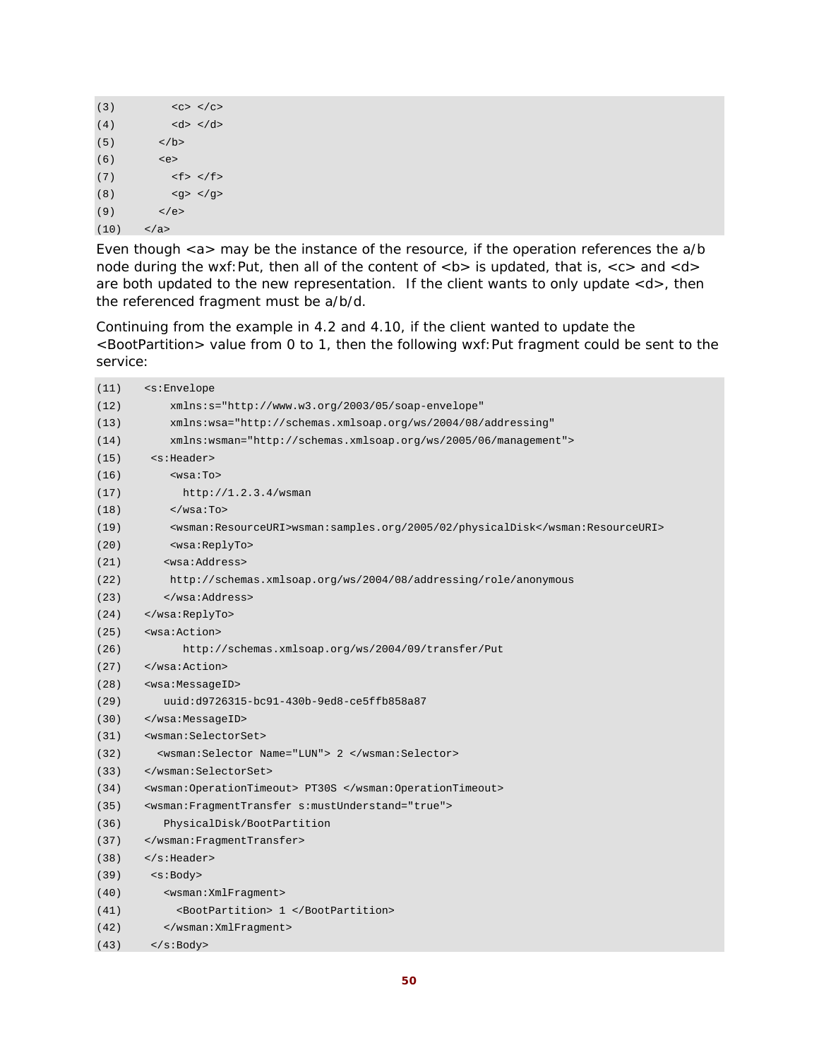```
(3)         <c> </c>
(4)         <d> </d>
(5)       </b>
(6)       <e>
(7)         <f> </f>
(8)         <g> </g>
(9)       </e>
(10)    </a>
```

Even though <a> may be the instance of the resource, if the operation references the a/b node during the wxf:Put, then all of the content of <b> is updated, that is, <c> and <d> are both updated to the new representation. If the client wants to only update <d>, then the referenced fragment must be a/b/d.

Continuing from the example in 4.2 and 4.10, if the client wanted to update the <BootPartition> value from 0 to 1, then the following wxf:Put fragment could be sent to the service:

```
(11)    <s:Envelope
(12)        xmlns:s="http://www.w3.org/2003/05/soap-envelope"
(13)        xmlns:wsa="http://schemas.xmlsoap.org/ws/2004/08/addressing"
(14)        xmlns:wsman="http://schemas.xmlsoap.org/ws/2005/06/management">
(15)     <s:Header>
(16)        <wsa:To>
(17)          http://1.2.3.4/wsman
(18)        </wsa:To>
(19)        <wsman:ResourceURI>wsman:samples.org/2005/02/physicalDisk</wsman:ResourceURI>
(20)        <wsa:ReplyTo>
(21)       <wsa:Address>
(22)        http://schemas.xmlsoap.org/ws/2004/08/addressing/role/anonymous
(23)       </wsa:Address>
(24)    </wsa:ReplyTo>
(25)    <wsa:Action>
(26)          http://schemas.xmlsoap.org/ws/2004/09/transfer/Put
(27)    </wsa:Action>
(28)    <wsa:MessageID>
(29)       uuid:d9726315-bc91-430b-9ed8-ce5ffb858a87
(30)    </wsa:MessageID>
(31)    <wsman:SelectorSet>
(32)      <wsman:Selector Name="LUN"> 2 </wsman:Selector>
(33)    </wsman:SelectorSet>
(34)    <wsman:OperationTimeout> PT30S </wsman:OperationTimeout>
(35)    <wsman:FragmentTransfer s:mustUnderstand="true">
(36)       PhysicalDisk/BootPartition
(37)    </wsman:FragmentTransfer>
(38)    </s:Header>
(39)     <s:Body>
(40)       <wsman:XmlFragment>
(41)         <BootPartition> 1 </BootPartition>
(42)       </wsman:XmlFragment>
(43)     </s:Body>
```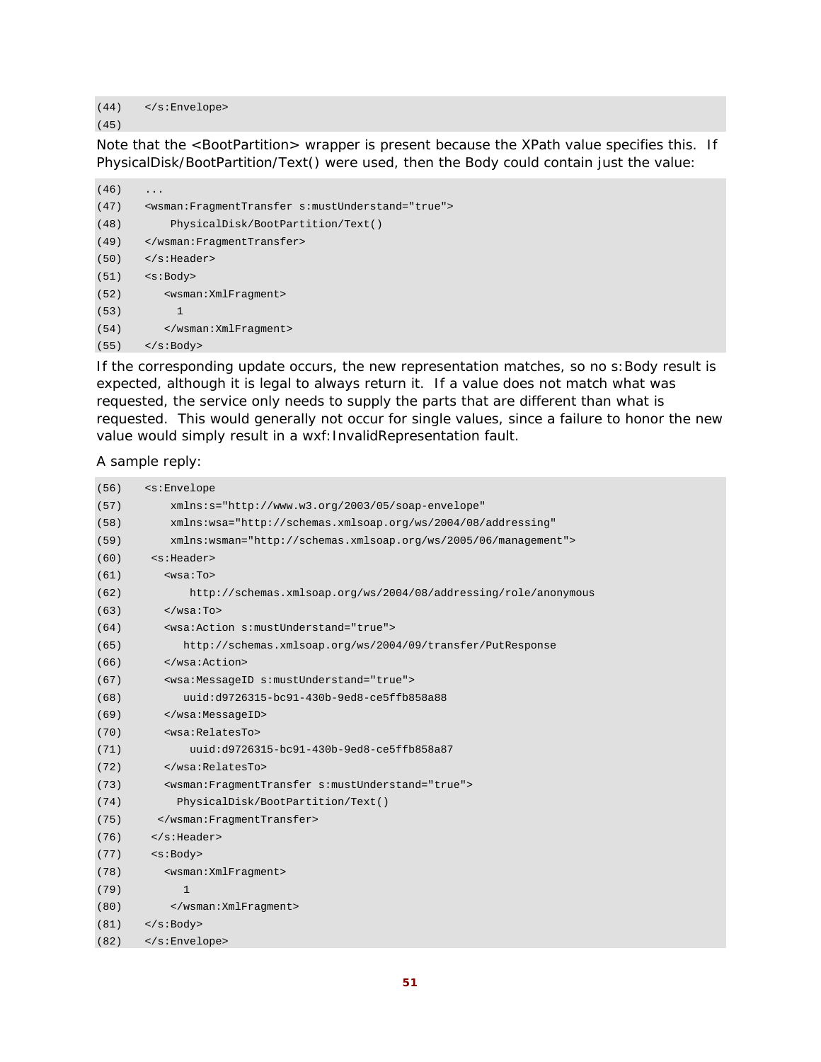```
(44)    </s:Envelope>
(45)
```

Note that the <BootPartition> wrapper is present because the XPath value specifies this. If PhysicalDisk/BootPartition/Text() were used, then the Body could contain just the value:

```
(46)    ...
(47)    <wsman:FragmentTransfer s:mustUnderstand="true">
(48)        PhysicalDisk/BootPartition/Text()
(49)    </wsman:FragmentTransfer>
(50)    </s:Header>
(51)    <s:Body>
(52)       <wsman:XmlFragment>
(53)         1
(54)       </wsman:XmlFragment>
(55)    </s:Body>
```

If the corresponding update occurs, the new representation matches, so no s:Body result is expected, although it is legal to always return it. If a value does not match what was requested, the service only needs to supply the parts that are different than what is requested. This would generally not occur for single values, since a failure to honor the new value would simply result in a wxf:InvalidRepresentation fault.

A sample reply:

```
(56)    <s:Envelope
(57)        xmlns:s="http://www.w3.org/2003/05/soap-envelope"
(58)        xmlns:wsa="http://schemas.xmlsoap.org/ws/2004/08/addressing"
(59)        xmlns:wsman="http://schemas.xmlsoap.org/ws/2005/06/management">
(60)     <s:Header>
(61)       <wsa:To>
(62)           http://schemas.xmlsoap.org/ws/2004/08/addressing/role/anonymous
(63)       </wsa:To>
(64)       <wsa:Action s:mustUnderstand="true">
(65)          http://schemas.xmlsoap.org/ws/2004/09/transfer/PutResponse
(66)       </wsa:Action>
(67)       <wsa:MessageID s:mustUnderstand="true">
(68)          uuid:d9726315-bc91-430b-9ed8-ce5ffb858a88
(69)       </wsa:MessageID>
(70)       <wsa:RelatesTo>
(71)           uuid:d9726315-bc91-430b-9ed8-ce5ffb858a87
(72)       </wsa:RelatesTo>
(73)       <wsman:FragmentTransfer s:mustUnderstand="true">
(74)         PhysicalDisk/BootPartition/Text()
(75)      </wsman:FragmentTransfer>
(76)     </s:Header>
(77)     <s:Body>
(78)       <wsman:XmlFragment>
(79)          1
(80)        </wsman:XmlFragment>
(81)    </s:Body>
(82)    </s:Envelope>
```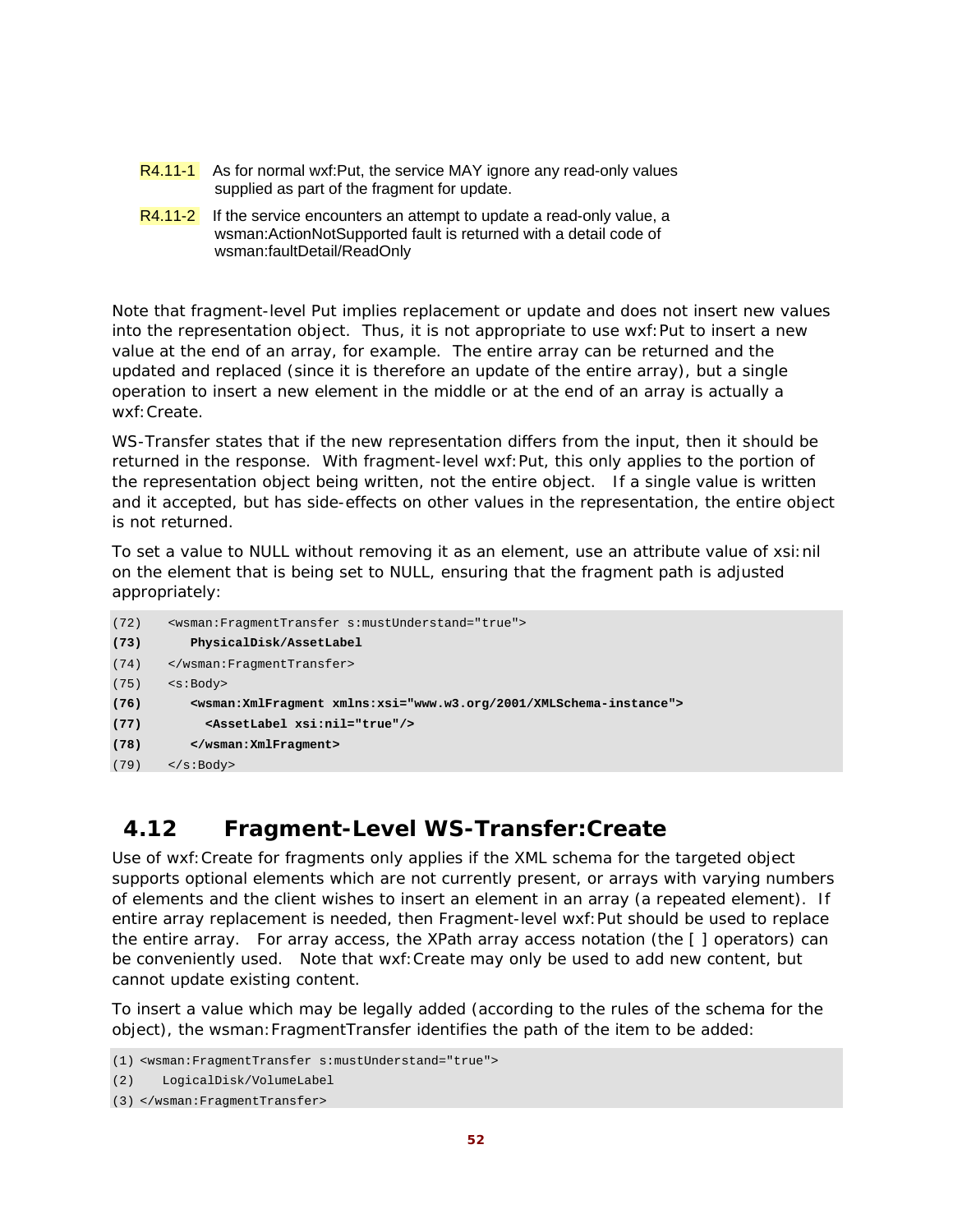R4.11-1 As for normal wxf:Put, the service MAY ignore any read-only values supplied as part of the fragment for update.

R4.11-2 If the service encounters an attempt to update a read-only value, a wsman:ActionNotSupported fault is returned with a detail code of wsman:faultDetail/ReadOnly

Note that fragment-level Put implies replacement or update and does not insert new values into the representation object. Thus, it is not appropriate to use wxf:Put to insert a new value at the end of an array, for example. The entire array can be returned and the updated and replaced (since it is therefore an update of the entire array), but a single operation to insert a new element in the middle or at the end of an array is actually a wxf:Create.

WS-Transfer states that if the new representation differs from the input, then it should be returned in the response. With fragment-level wxf:Put, this only applies to the portion of the representation object being written, not the entire object. If a single value is written and it accepted, but has side-effects on other values in the representation, the entire object is not returned.

To set a value to NULL without removing it as an element, use an attribute value of xsi:nil on the element that is being set to NULL, ensuring that the fragment path is adjusted appropriately:

```
(72)   <wsman:FragmentTransfer s:mustUnderstand="true">
(73)      PhysicalDisk/AssetLabel
(74)   </wsman:FragmentTransfer>
(75)   <s:Body>
(76)      <wsman:XmlFragment xmlns:xsi="www.w3.org/2001/XMLSchema-instance">
(77)        <AssetLabel xsi:nil="true"/>
(78)      </wsman:XmlFragment>
(79)   </s:Body>
```

## 4.12 Fragment-Level WS-Transfer:Create

Use of wxf:Create for fragments only applies if the XML schema for the targeted object supports optional elements which are not currently present, or arrays with varying numbers of elements and the client wishes to insert an element in an array (a repeated element). If entire array replacement is needed, then Fragment-level wxf:Put should be used to replace the entire array. For array access, the XPath array access notation (the [ ] operators) can be conveniently used. Note that wxf:Create may only be used to add new content, but cannot update existing content.

To insert a value which may be legally added (according to the rules of the schema for the object), the wsman:FragmentTransfer identifies the path of the item to be added:

```
(1) <wsman:FragmentTransfer s:mustUnderstand="true">
(2)    LogicalDisk/VolumeLabel
(3) </wsman:FragmentTransfer>
```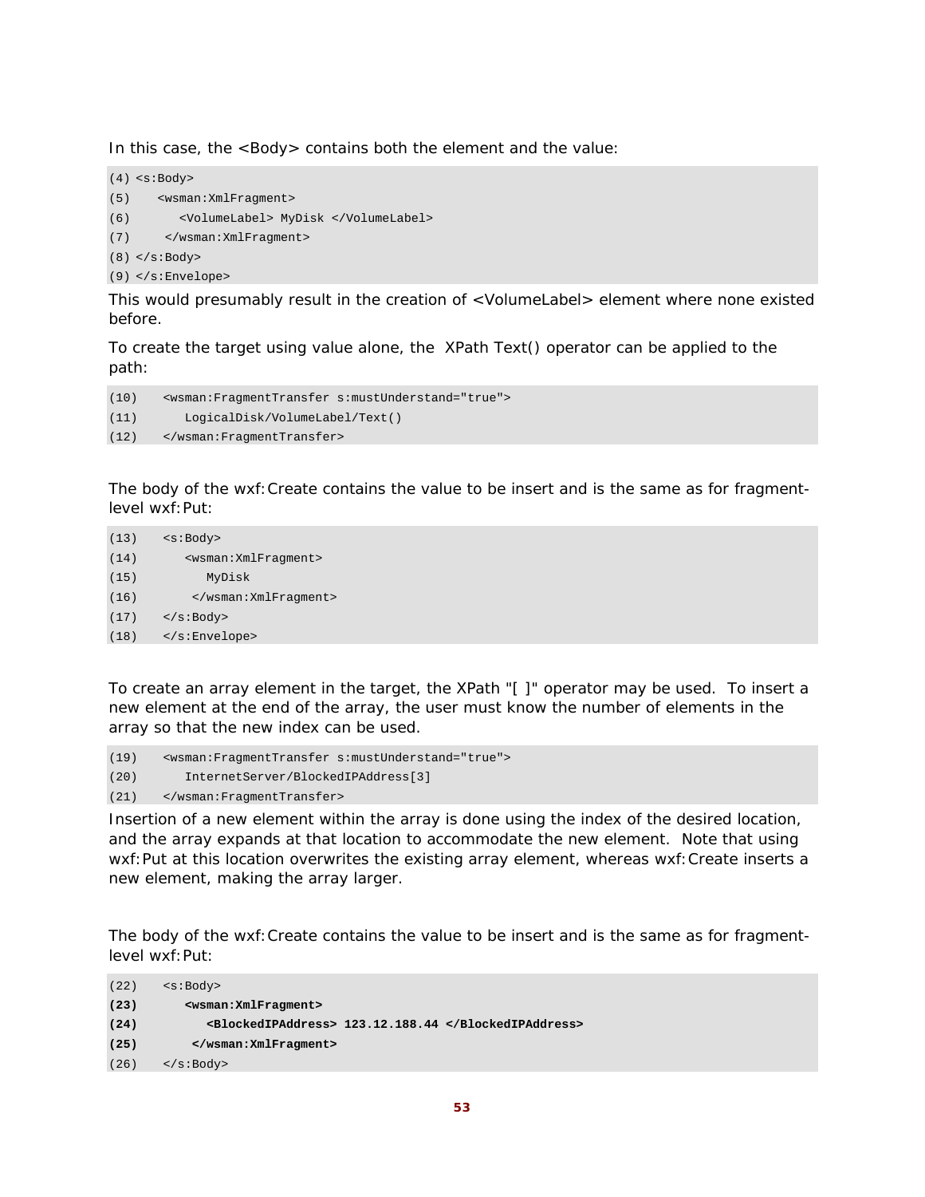In this case, the <Body> contains both the element and the value:

```
(4) <s:Body>
(5)    <wsman:XmlFragment>
(6)       <VolumeLabel> MyDisk </VolumeLabel>
(7)     </wsman:XmlFragment>
(8) </s:Body>
(9) </s:Envelope>
```

This would presumably result in the creation of <VolumeLabel> element where none existed before.

To create the target using value alone, the XPath Text() operator can be applied to the path:

```
(10)    <wsman:FragmentTransfer s:mustUnderstand="true">
(11)       LogicalDisk/VolumeLabel/Text()
(12)    </wsman:FragmentTransfer>
```

The body of the wxf:Create contains the value to be insert and is the same as for fragment-level wxf:Put:

```
(13)    <s:Body>
(14)       <wsman:XmlFragment>
(15)          MyDisk
(16)        </wsman:XmlFragment>
(17)    </s:Body>
(18)    </s:Envelope>
```

To create an array element in the target, the XPath "[ ]" operator may be used. To insert a new element at the end of the array, the user must know the number of elements in the array so that the new index can be used.

```
(19)    <wsman:FragmentTransfer s:mustUnderstand="true">
(20)       InternetServer/BlockedIPAddress[3]
(21)    </wsman:FragmentTransfer>
```

Insertion of a new element within the array is done using the index of the desired location, and the array expands at that location to accommodate the new element. Note that using wxf:Put at this location overwrites the existing array element, whereas wxf:Create inserts a new element, making the array larger.

The body of the wxf:Create contains the value to be insert and is the same as for fragment-level wxf:Put:

```
(22)    <s:Body>
(23)       <wsman:XmlFragment>
(24)          <BlockedIPAddress> 123.12.188.44 </BlockedIPAddress>
(25)        </wsman:XmlFragment>
(26)    </s:Body>
```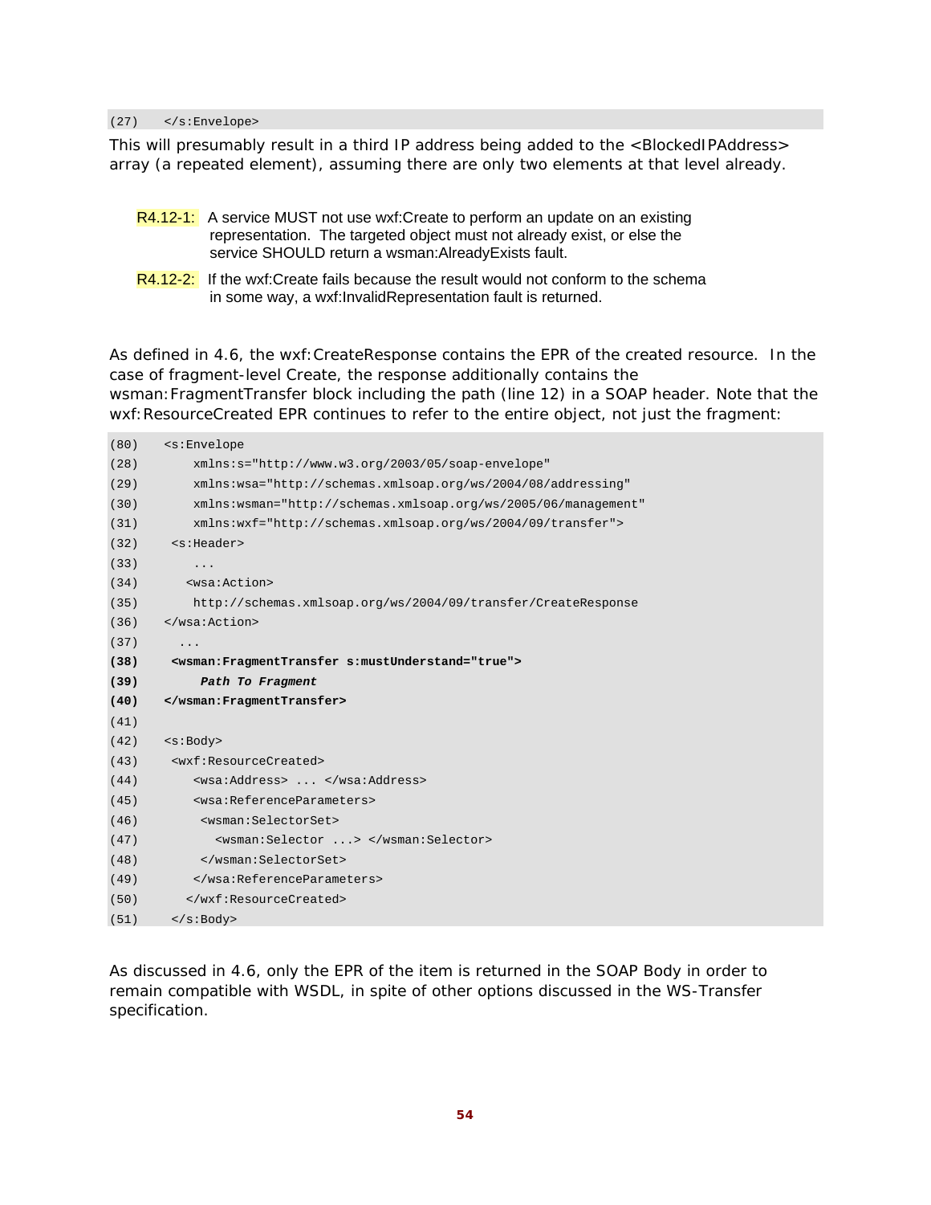```
(27)   </s:Envelope>
```

This will presumably result in a third IP address being added to the <BlockedIPAddress> array (a repeated element), assuming there are only two elements at that level already.

> R4.12-1: A service MUST not use wxf:Create to perform an update on an existing representation. The targeted object must not already exist, or else the service SHOULD return a wsman:AlreadyExists fault.

> R4.12-2: If the wxf:Create fails because the result would not conform to the schema in some way, a wxf:InvalidRepresentation fault is returned.

As defined in 4.6, the wxf:CreateResponse contains the EPR of the created resource. In the case of fragment-level Create, the response additionally contains the wsman:FragmentTransfer block including the path (line 12) in a SOAP header. Note that the wxf:ResourceCreated EPR continues to refer to the entire object, not just the fragment:

```
(80)   <s:Envelope
(28)       xmlns:s="http://www.w3.org/2003/05/soap-envelope"
(29)       xmlns:wsa="http://schemas.xmlsoap.org/ws/2004/08/addressing"
(30)       xmlns:wsman="http://schemas.xmlsoap.org/ws/2005/06/management"
(31)       xmlns:wxf="http://schemas.xmlsoap.org/ws/2004/09/transfer">
(32)    <s:Header>
(33)       ...
(34)      <wsa:Action>
(35)       http://schemas.xmlsoap.org/ws/2004/09/transfer/CreateResponse
(36)   </wsa:Action>
(37)     ...
(38)    <wsman:FragmentTransfer s:mustUnderstand="true">
(39)        Path To Fragment
(40)   </wsman:FragmentTransfer>
(41)
(42)   <s:Body>
(43)    <wxf:ResourceCreated>
(44)       <wsa:Address> ... </wsa:Address>
(45)       <wsa:ReferenceParameters>
(46)        <wsman:SelectorSet>
(47)          <wsman:Selector ...> </wsman:Selector>
(48)        </wsman:SelectorSet>
(49)       </wsa:ReferenceParameters>
(50)      </wxf:ResourceCreated>
(51)    </s:Body>
```

As discussed in 4.6, only the EPR of the item is returned in the SOAP Body in order to remain compatible with WSDL, in spite of other options discussed in the WS-Transfer specification.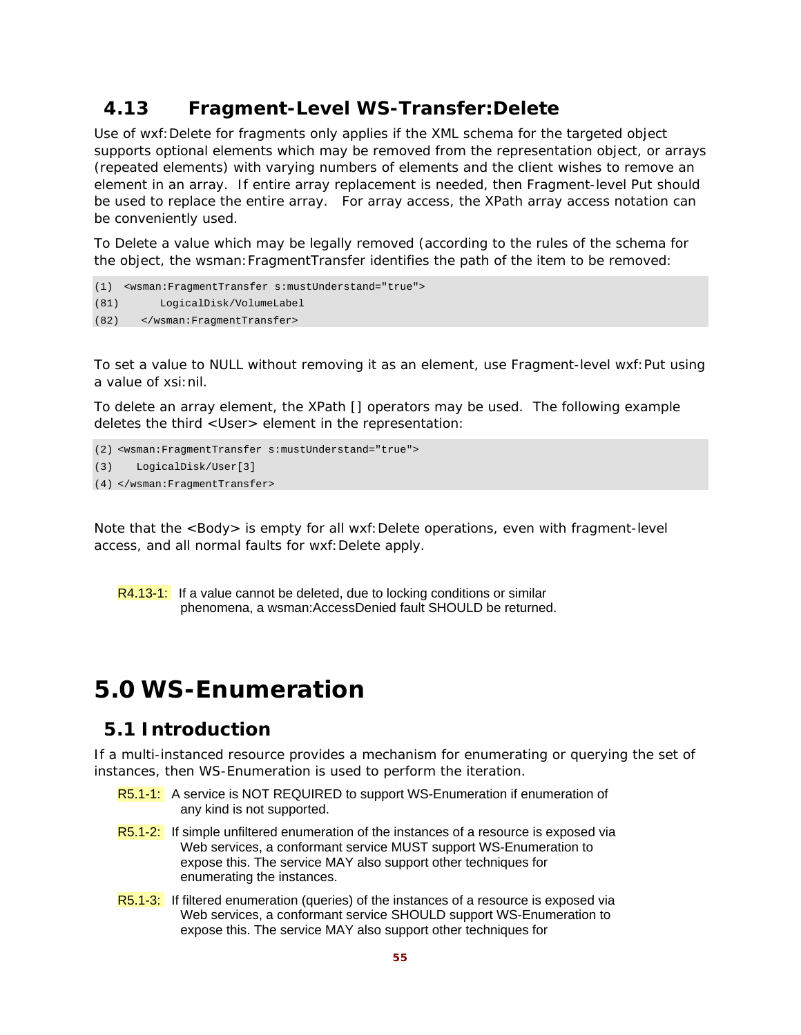## 4.13 Fragment-Level WS-Transfer:Delete

Use of wxf:Delete for fragments only applies if the XML schema for the targeted object supports optional elements which may be removed from the representation object, or arrays (repeated elements) with varying numbers of elements and the client wishes to remove an element in an array. If entire array replacement is needed, then Fragment-level Put should be used to replace the entire array. For array access, the XPath array access notation can be conveniently used.

To Delete a value which may be legally removed (according to the rules of the schema for the object, the wsman:FragmentTransfer identifies the path of the item to be removed:

```
(1)  <wsman:FragmentTransfer s:mustUnderstand="true">
(81)      LogicalDisk/VolumeLabel
(82)   </wsman:FragmentTransfer>
```

To set a value to NULL without removing it as an element, use Fragment-level wxf:Put using a value of xsi:nil.

To delete an array element, the XPath [] operators may be used. The following example deletes the third <User> element in the representation:

```
(2) <wsman:FragmentTransfer s:mustUnderstand="true">
(3)    LogicalDisk/User[3]
(4) </wsman:FragmentTransfer>
```

Note that the <Body> is empty for all wxf:Delete operations, even with fragment-level access, and all normal faults for wxf:Delete apply.

R4.13-1: If a value cannot be deleted, due to locking conditions or similar phenomena, a wsman:AccessDenied fault SHOULD be returned.

# 5.0 WS-Enumeration

## 5.1 Introduction

If a multi-instanced resource provides a mechanism for enumerating or querying the set of instances, then WS-Enumeration is used to perform the iteration.

R5.1-1: A service is NOT REQUIRED to support WS-Enumeration if enumeration of any kind is not supported.

R5.1-2: If simple unfiltered enumeration of the instances of a resource is exposed via Web services, a conformant service MUST support WS-Enumeration to expose this. The service MAY also support other techniques for enumerating the instances.

R5.1-3: If filtered enumeration (queries) of the instances of a resource is exposed via Web services, a conformant service SHOULD support WS-Enumeration to expose this. The service MAY also support other techniques for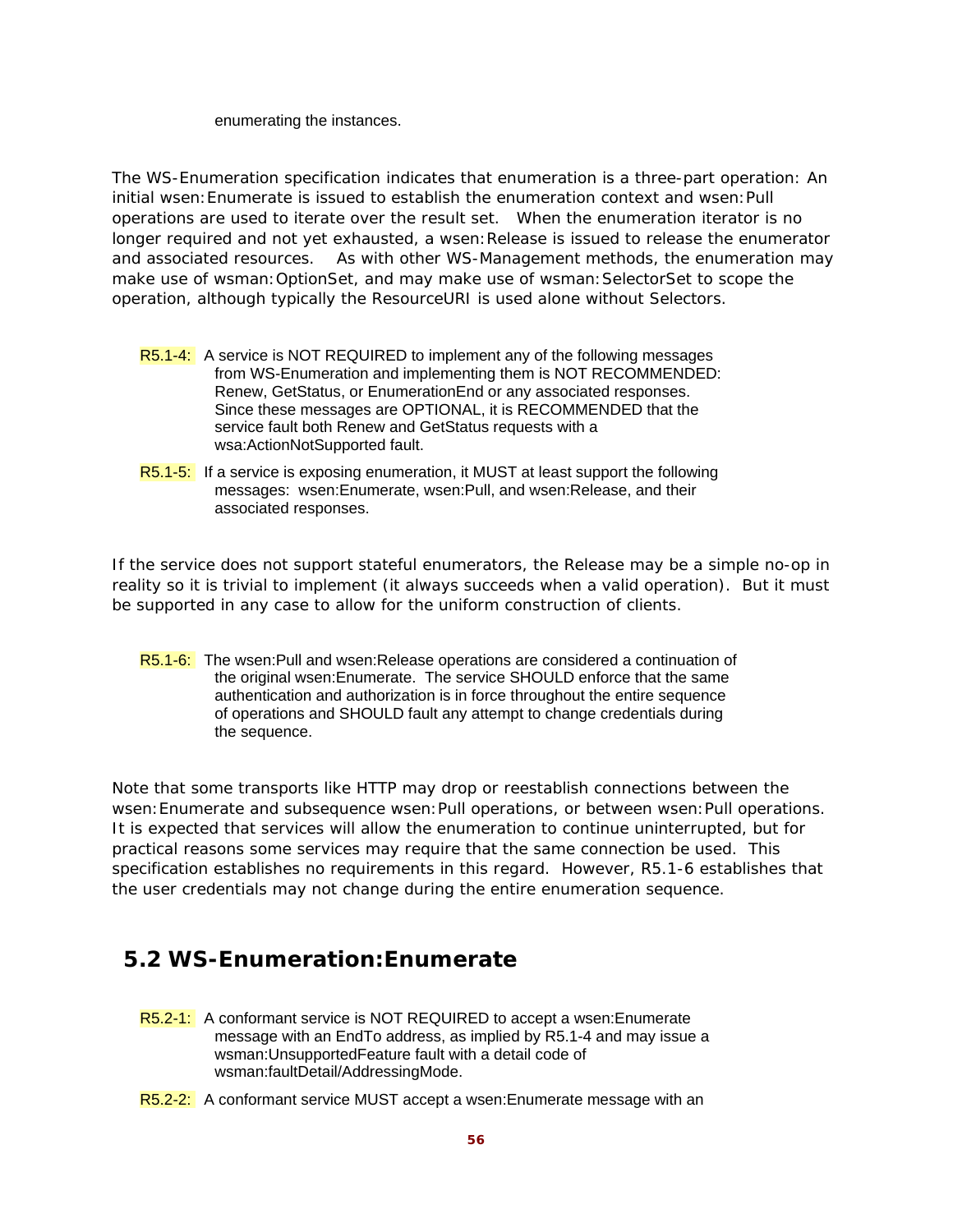enumerating the instances.

The WS-Enumeration specification indicates that enumeration is a three-part operation: An initial wsen:Enumerate is issued to establish the enumeration context and wsen:Pull operations are used to iterate over the result set. When the enumeration iterator is no longer required and not yet exhausted, a wsen:Release is issued to release the enumerator and associated resources. As with other WS-Management methods, the enumeration may make use of wsman:OptionSet, and may make use of wsman:SelectorSet to scope the operation, although typically the ResourceURI is used alone without Selectors.

R5.1-4: A service is NOT REQUIRED to implement any of the following messages from WS-Enumeration and implementing them is NOT RECOMMENDED: Renew, GetStatus, or EnumerationEnd or any associated responses. Since these messages are OPTIONAL, it is RECOMMENDED that the service fault both Renew and GetStatus requests with a wsa:ActionNotSupported fault.

R5.1-5: If a service is exposing enumeration, it MUST at least support the following messages: wsen:Enumerate, wsen:Pull, and wsen:Release, and their associated responses.

If the service does not support stateful enumerators, the Release may be a simple no-op in reality so it is trivial to implement (it always succeeds when a valid operation). But it must be supported in any case to allow for the uniform construction of clients.

R5.1-6: The wsen:Pull and wsen:Release operations are considered a continuation of the original wsen:Enumerate. The service SHOULD enforce that the same authentication and authorization is in force throughout the entire sequence of operations and SHOULD fault any attempt to change credentials during the sequence.

Note that some transports like HTTP may drop or reestablish connections between the wsen:Enumerate and subsequence wsen:Pull operations, or between wsen:Pull operations. It is expected that services will allow the enumeration to continue uninterrupted, but for practical reasons some services may require that the same connection be used. This specification establishes no requirements in this regard. However, R5.1-6 establishes that the user credentials may not change during the entire enumeration sequence.

## 5.2 WS-Enumeration:Enumerate

R5.2-1: A conformant service is NOT REQUIRED to accept a wsen:Enumerate message with an EndTo address, as implied by R5.1-4 and may issue a wsman:UnsupportedFeature fault with a detail code of wsman:faultDetail/AddressingMode.

R5.2-2: A conformant service MUST accept a wsen:Enumerate message with an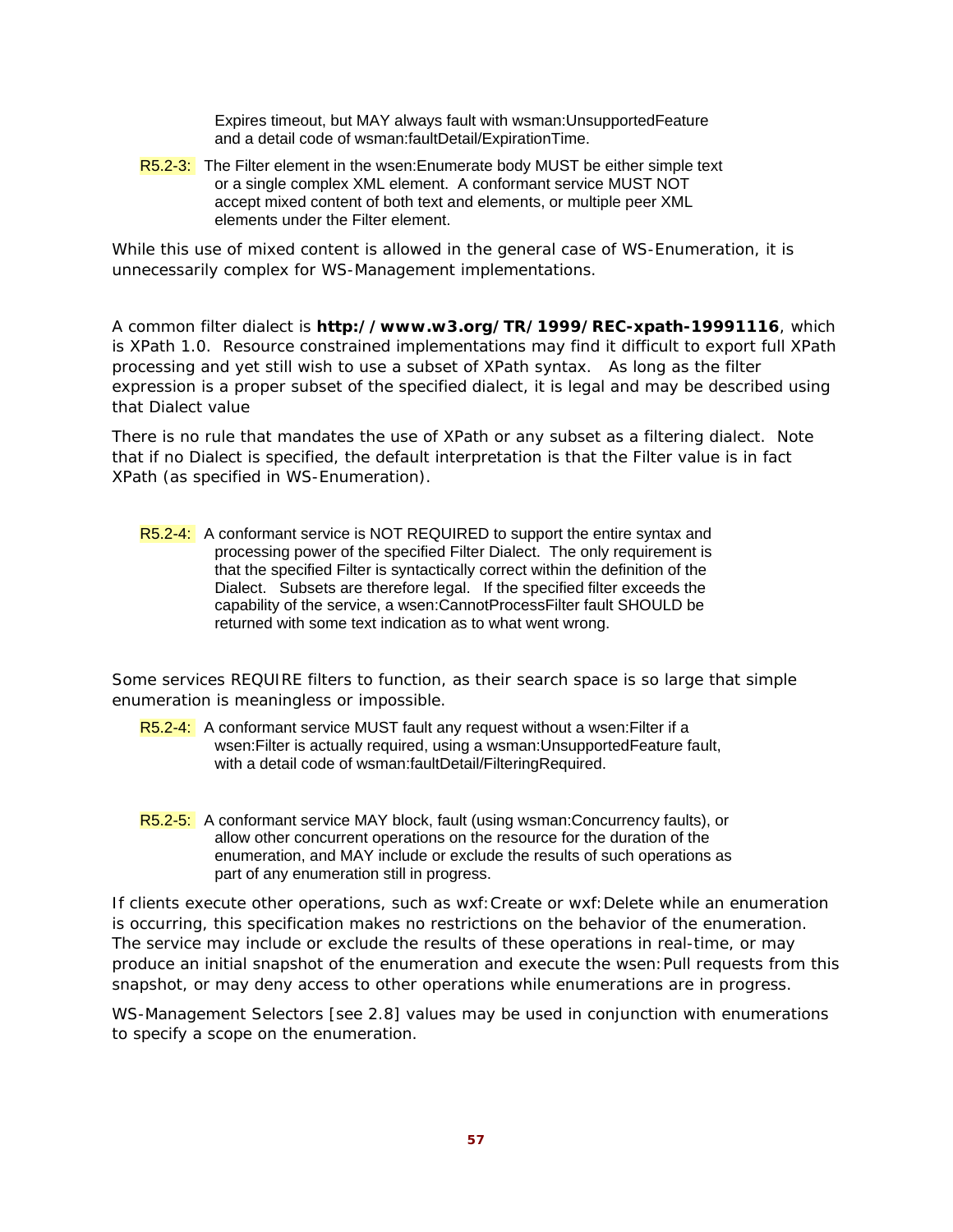Expires timeout, but MAY always fault with wsman:UnsupportedFeature and a detail code of wsman:faultDetail/ExpirationTime.

R5.2-3: The Filter element in the wsen:Enumerate body MUST be either simple text or a single complex XML element. A conformant service MUST NOT accept mixed content of both text and elements, or multiple peer XML elements under the Filter element.

While this use of mixed content is allowed in the general case of WS-Enumeration, it is unnecessarily complex for WS-Management implementations.

A common filter dialect is **http://www.w3.org/TR/1999/REC-xpath-19991116**, which is XPath 1.0. Resource constrained implementations may find it difficult to export full XPath processing and yet still wish to use a subset of XPath syntax. As long as the filter expression is a proper subset of the specified dialect, it is legal and may be described using that Dialect value

There is no rule that mandates the use of XPath or any subset as a filtering dialect. Note that if no Dialect is specified, the default interpretation is that the Filter value is in fact XPath (as specified in WS-Enumeration).

R5.2-4: A conformant service is NOT REQUIRED to support the entire syntax and processing power of the specified Filter Dialect. The only requirement is that the specified Filter is syntactically correct within the definition of the Dialect. Subsets are therefore legal. If the specified filter exceeds the capability of the service, a wsen:CannotProcessFilter fault SHOULD be returned with some text indication as to what went wrong.

Some services REQUIRE filters to function, as their search space is so large that simple enumeration is meaningless or impossible.

R5.2-4: A conformant service MUST fault any request without a wsen:Filter if a wsen:Filter is actually required, using a wsman:UnsupportedFeature fault, with a detail code of wsman:faultDetail/FilteringRequired.

R5.2-5: A conformant service MAY block, fault (using wsman:Concurrency faults), or allow other concurrent operations on the resource for the duration of the enumeration, and MAY include or exclude the results of such operations as part of any enumeration still in progress.

If clients execute other operations, such as wxf:Create or wxf:Delete while an enumeration is occurring, this specification makes no restrictions on the behavior of the enumeration. The service may include or exclude the results of these operations in real-time, or may produce an initial snapshot of the enumeration and execute the wsen:Pull requests from this snapshot, or may deny access to other operations while enumerations are in progress.

WS-Management Selectors [see 2.8] values may be used in conjunction with enumerations to specify a scope on the enumeration.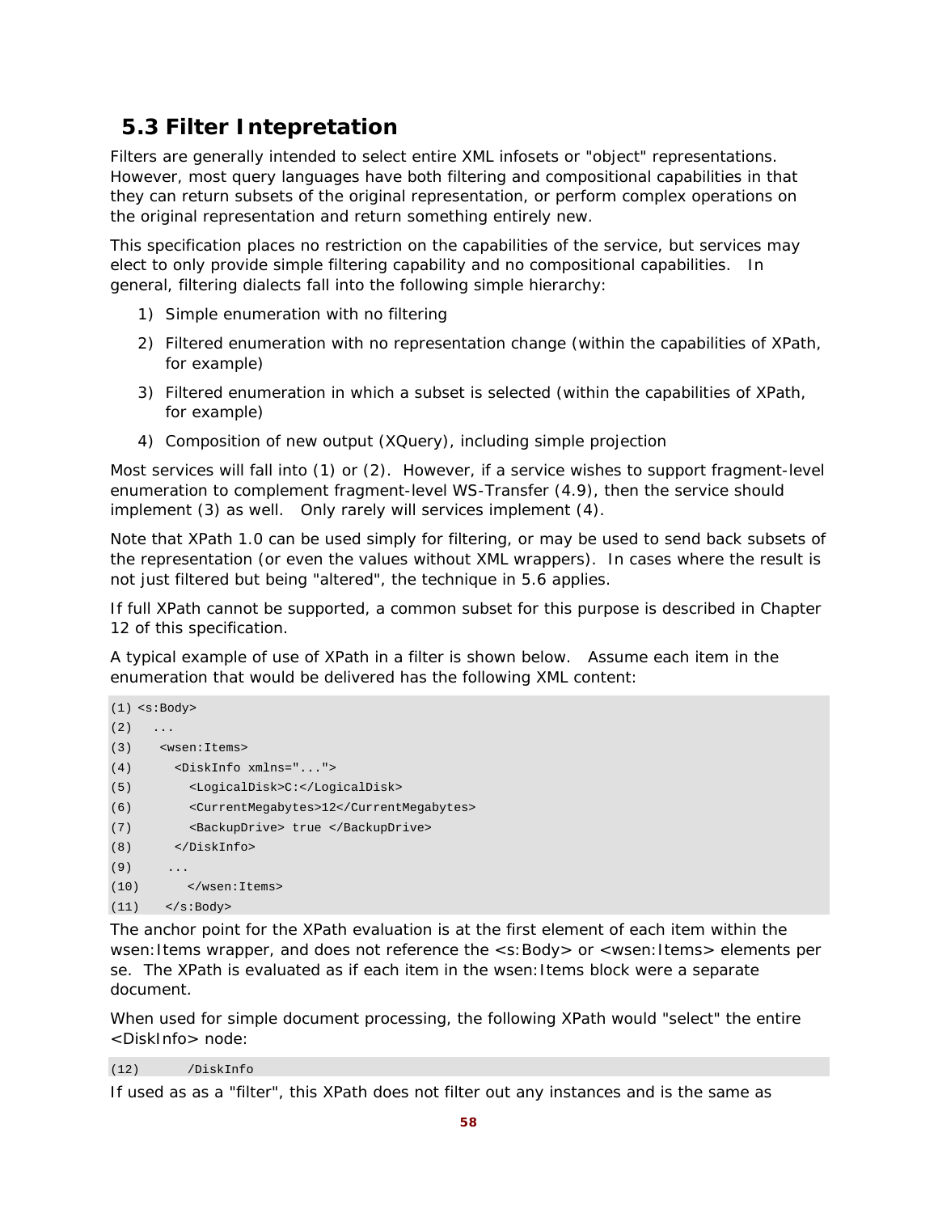## 5.3 Filter Intepretation

Filters are generally intended to select entire XML infosets or "object" representations. However, most query languages have both filtering and compositional capabilities in that they can return subsets of the original representation, or perform complex operations on the original representation and return something entirely new.

This specification places no restriction on the capabilities of the service, but services may elect to only provide simple filtering capability and no compositional capabilities. In general, filtering dialects fall into the following simple hierarchy:

1) Simple enumeration with no filtering
2) Filtered enumeration with no representation change (within the capabilities of XPath, for example)
3) Filtered enumeration in which a subset is selected (within the capabilities of XPath, for example)
4) Composition of new output (XQuery), including simple projection

Most services will fall into (1) or (2). However, if a service wishes to support fragment-level enumeration to complement fragment-level WS-Transfer (4.9), then the service should implement (3) as well. Only rarely will services implement (4).

Note that XPath 1.0 can be used simply for filtering, or may be used to send back subsets of the representation (or even the values without XML wrappers). In cases where the result is not just filtered but being "altered", the technique in 5.6 applies.

If full XPath cannot be supported, a common subset for this purpose is described in Chapter 12 of this specification.

A typical example of use of XPath in a filter is shown below. Assume each item in the enumeration that would be delivered has the following XML content:

```
(1) <s:Body>
(2)   ...
(3)    <wsen:Items>
(4)      <DiskInfo xmlns="...">
(5)        <LogicalDisk>C:</LogicalDisk>
(6)        <CurrentMegabytes>12</CurrentMegabytes>
(7)        <BackupDrive> true </BackupDrive>
(8)      </DiskInfo>
(9)     ...
(10)      </wsen:Items>
(11)   </s:Body>
```

The anchor point for the XPath evaluation is at the first element of each item within the wsen:Items wrapper, and does not reference the <s:Body> or <wsen:Items> elements per se. The XPath is evaluated as if each item in the wsen:Items block were a separate document.

When used for simple document processing, the following XPath would "select" the entire <DiskInfo> node:

```
(12)      /DiskInfo
```

If used as as a "filter", this XPath does not filter out any instances and is the same as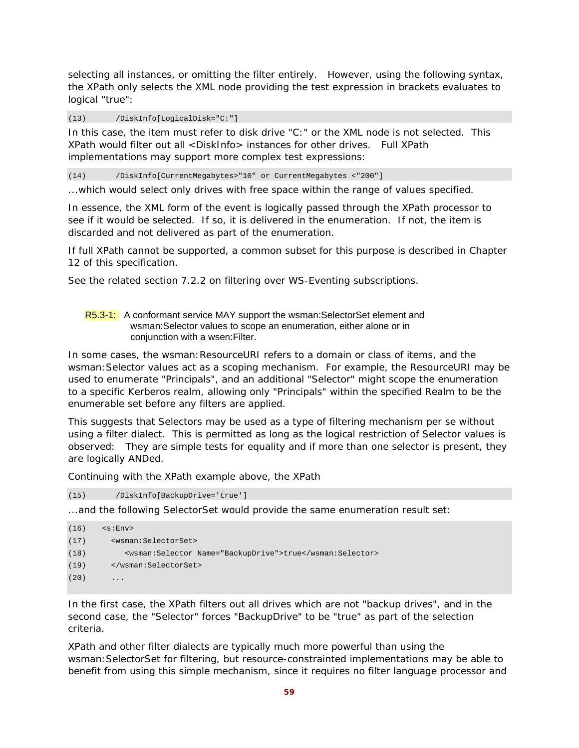selecting all instances, or omitting the filter entirely. However, using the following syntax, the XPath only selects the XML node providing the test expression in brackets evaluates to logical "true":

```
(13)      /DiskInfo[LogicalDisk="C:"]
```

In this case, the item must refer to disk drive "C:" or the XML node is not selected. This XPath would filter out all <DiskInfo> instances for other drives. Full XPath implementations may support more complex test expressions:

```
(14)      /DiskInfo[CurrentMegabytes>"10" or CurrentMegabytes <"200"]
```

...which would select only drives with free space within the range of values specified.

In essence, the XML form of the event is logically passed through the XPath processor to see if it would be selected. If so, it is delivered in the enumeration. If not, the item is discarded and not delivered as part of the enumeration.

If full XPath cannot be supported, a common subset for this purpose is described in Chapter 12 of this specification.

See the related section 7.2.2 on filtering over WS-Eventing subscriptions.

R5.3-1: A conformant service MAY support the wsman:SelectorSet element and wsman:Selector values to scope an enumeration, either alone or in conjunction with a wsen:Filter.

In some cases, the wsman:ResourceURI refers to a domain or class of items, and the wsman:Selector values act as a scoping mechanism. For example, the ResourceURI may be used to enumerate "Principals", and an additional "Selector" might scope the enumeration to a specific Kerberos realm, allowing only "Principals" within the specified Realm to be the enumerable set before any filters are applied.

This suggests that Selectors may be used as a type of filtering mechanism per se without using a filter dialect. This is permitted as long as the logical restriction of Selector values is observed: They are simple tests for equality and if more than one selector is present, they are logically ANDed.

Continuing with the XPath example above, the XPath

```
(15)      /DiskInfo[BackupDrive='true']
```

...and the following SelectorSet would provide the same enumeration result set:

```
(16)   <s:Env>
(17)     <wsman:SelectorSet>
(18)        <wsman:Selector Name="BackupDrive">true</wsman:Selector>
(19)     </wsman:SelectorSet>
(20)     ...
```

In the first case, the XPath filters out all drives which are not "backup drives", and in the second case, the "Selector" forces "BackupDrive" to be "true" as part of the selection criteria.

XPath and other filter dialects are typically much more powerful than using the wsman:SelectorSet for filtering, but resource-constrainted implementations may be able to benefit from using this simple mechanism, since it requires no filter language processor and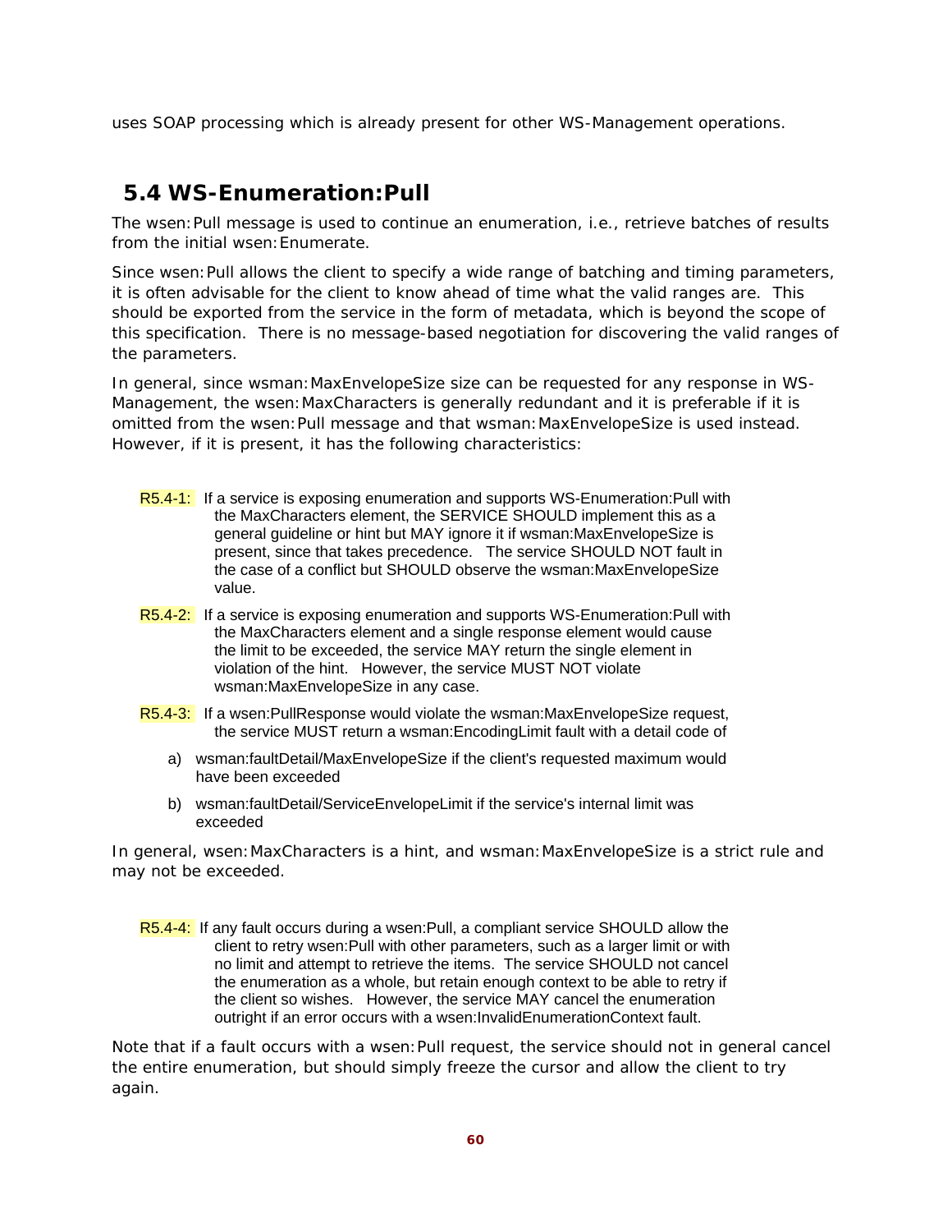uses SOAP processing which is already present for other WS-Management operations.

## 5.4 WS-Enumeration:Pull

The wsen:Pull message is used to continue an enumeration, i.e., retrieve batches of results from the initial wsen:Enumerate.

Since wsen:Pull allows the client to specify a wide range of batching and timing parameters, it is often advisable for the client to know ahead of time what the valid ranges are. This should be exported from the service in the form of metadata, which is beyond the scope of this specification. There is no message-based negotiation for discovering the valid ranges of the parameters.

In general, since wsman:MaxEnvelopeSize size can be requested for any response in WS-Management, the wsen:MaxCharacters is generally redundant and it is preferable if it is omitted from the wsen:Pull message and that wsman:MaxEnvelopeSize is used instead. However, if it is present, it has the following characteristics:

R5.4-1: If a service is exposing enumeration and supports WS-Enumeration:Pull with the MaxCharacters element, the SERVICE SHOULD implement this as a general guideline or hint but MAY ignore it if wsman:MaxEnvelopeSize is present, since that takes precedence. The service SHOULD NOT fault in the case of a conflict but SHOULD observe the wsman:MaxEnvelopeSize value.

R5.4-2: If a service is exposing enumeration and supports WS-Enumeration:Pull with the MaxCharacters element and a single response element would cause the limit to be exceeded, the service MAY return the single element in violation of the hint. However, the service MUST NOT violate wsman:MaxEnvelopeSize in any case.

R5.4-3: If a wsen:PullResponse would violate the wsman:MaxEnvelopeSize request, the service MUST return a wsman:EncodingLimit fault with a detail code of

a) wsman:faultDetail/MaxEnvelopeSize if the client's requested maximum would have been exceeded

b) wsman:faultDetail/ServiceEnvelopeLimit if the service's internal limit was exceeded

In general, wsen:MaxCharacters is a hint, and wsman:MaxEnvelopeSize is a strict rule and may not be exceeded.

R5.4-4: If any fault occurs during a wsen:Pull, a compliant service SHOULD allow the client to retry wsen:Pull with other parameters, such as a larger limit or with no limit and attempt to retrieve the items. The service SHOULD not cancel the enumeration as a whole, but retain enough context to be able to retry if the client so wishes. However, the service MAY cancel the enumeration outright if an error occurs with a wsen:InvalidEnumerationContext fault.

Note that if a fault occurs with a wsen:Pull request, the service should not in general cancel the entire enumeration, but should simply freeze the cursor and allow the client to try again.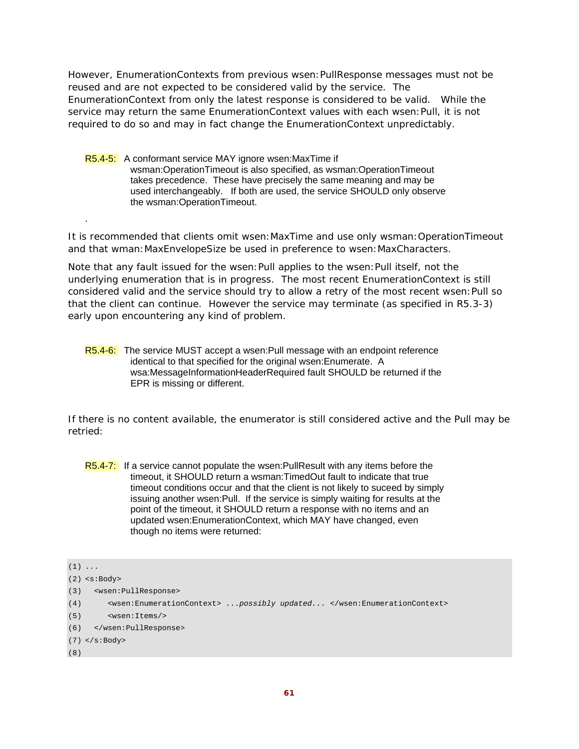However, EnumerationContexts from previous wsen:PullResponse messages must not be reused and are not expected to be considered valid by the service. The EnumerationContext from only the latest response is considered to be valid. While the service may return the same EnumerationContext values with each wsen:Pull, it is not required to do so and may in fact change the EnumerationContext unpredictably.

R5.4-5: A conformant service MAY ignore wsen:MaxTime if wsman:OperationTimeout is also specified, as wsman:OperationTimeout takes precedence. These have precisely the same meaning and may be used interchangeably. If both are used, the service SHOULD only observe the wsman:OperationTimeout.

.

It is recommended that clients omit wsen:MaxTime and use only wsman:OperationTimeout and that wman:MaxEnvelopeSize be used in preference to wsen:MaxCharacters.

Note that any fault issued for the wsen:Pull applies to the wsen:Pull itself, not the underlying enumeration that is in progress. The most recent EnumerationContext is still considered valid and the service should try to allow a retry of the most recent wsen:Pull so that the client can continue. However the service may terminate (as specified in R5.3-3) early upon encountering any kind of problem.

R5.4-6: The service MUST accept a wsen:Pull message with an endpoint reference identical to that specified for the original wsen:Enumerate. A wsa:MessageInformationHeaderRequired fault SHOULD be returned if the EPR is missing or different.

If there is no content available, the enumerator is still considered active and the Pull may be retried:

R5.4-7: If a service cannot populate the wsen:PullResult with any items before the timeout, it SHOULD return a wsman:TimedOut fault to indicate that true timeout conditions occur and that the client is not likely to suceed by simply issuing another wsen:Pull. If the service is simply waiting for results at the point of the timeout, it SHOULD return a response with no items and an updated wsen:EnumerationContext, which MAY have changed, even though no items were returned:

```
(1) ...
(2) <s:Body>
(3)   <wsen:PullResponse>
(4)      <wsen:EnumerationContext> ...possibly updated... </wsen:EnumerationContext>
(5)      <wsen:Items/>
(6)   </wsen:PullResponse>
(7) </s:Body>
(8)
```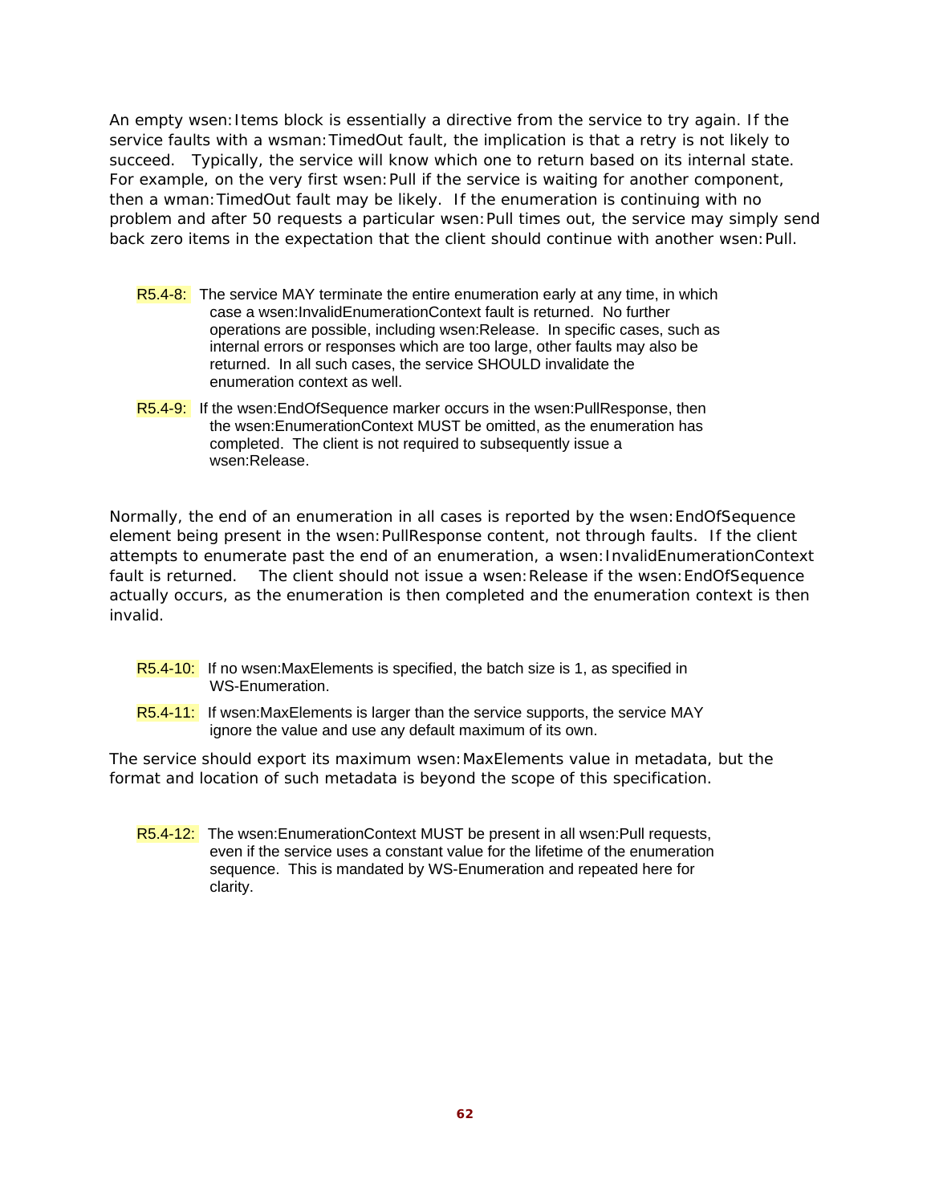An empty wsen:Items block is essentially a directive from the service to try again. If the service faults with a wsman:TimedOut fault, the implication is that a retry is not likely to succeed. Typically, the service will know which one to return based on its internal state. For example, on the very first wsen:Pull if the service is waiting for another component, then a wman:TimedOut fault may be likely. If the enumeration is continuing with no problem and after 50 requests a particular wsen:Pull times out, the service may simply send back zero items in the expectation that the client should continue with another wsen:Pull.

R5.4-8: The service MAY terminate the entire enumeration early at any time, in which case a wsen:InvalidEnumerationContext fault is returned. No further operations are possible, including wsen:Release. In specific cases, such as internal errors or responses which are too large, other faults may also be returned. In all such cases, the service SHOULD invalidate the enumeration context as well.

R5.4-9: If the wsen:EndOfSequence marker occurs in the wsen:PullResponse, then the wsen:EnumerationContext MUST be omitted, as the enumeration has completed. The client is not required to subsequently issue a wsen:Release.

Normally, the end of an enumeration in all cases is reported by the wsen:EndOfSequence element being present in the wsen:PullResponse content, not through faults. If the client attempts to enumerate past the end of an enumeration, a wsen:InvalidEnumerationContext fault is returned. The client should not issue a wsen:Release if the wsen:EndOfSequence actually occurs, as the enumeration is then completed and the enumeration context is then invalid.

R5.4-10: If no wsen:MaxElements is specified, the batch size is 1, as specified in WS-Enumeration.

R5.4-11: If wsen:MaxElements is larger than the service supports, the service MAY ignore the value and use any default maximum of its own.

The service should export its maximum wsen:MaxElements value in metadata, but the format and location of such metadata is beyond the scope of this specification.

R5.4-12: The wsen:EnumerationContext MUST be present in all wsen:Pull requests, even if the service uses a constant value for the lifetime of the enumeration sequence. This is mandated by WS-Enumeration and repeated here for clarity.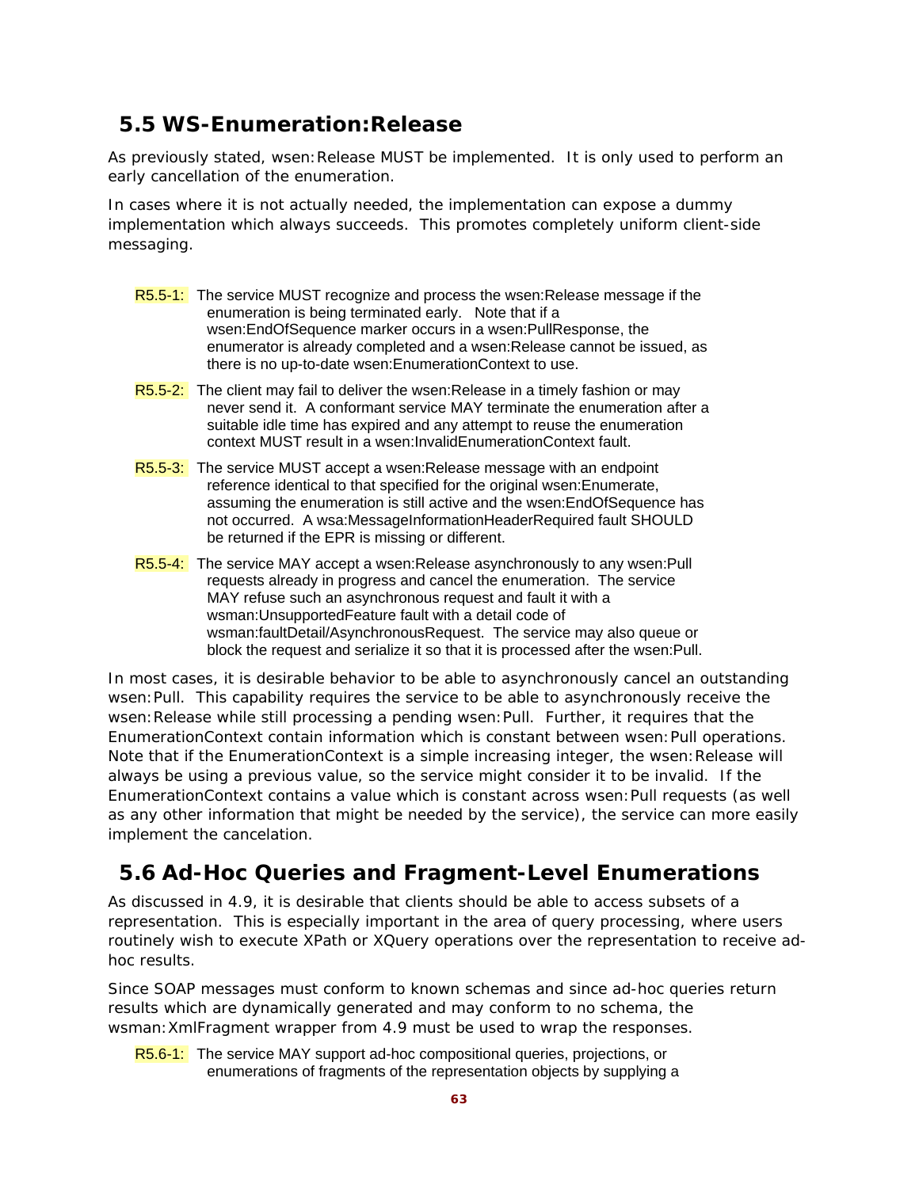## 5.5 WS-Enumeration:Release

As previously stated, wsen:Release MUST be implemented. It is only used to perform an early cancellation of the enumeration.

In cases where it is not actually needed, the implementation can expose a dummy implementation which always succeeds. This promotes completely uniform client-side messaging.

R5.5-1: The service MUST recognize and process the wsen:Release message if the enumeration is being terminated early. Note that if a wsen:EndOfSequence marker occurs in a wsen:PullResponse, the enumerator is already completed and a wsen:Release cannot be issued, as there is no up-to-date wsen:EnumerationContext to use.

R5.5-2: The client may fail to deliver the wsen:Release in a timely fashion or may never send it. A conformant service MAY terminate the enumeration after a suitable idle time has expired and any attempt to reuse the enumeration context MUST result in a wsen:InvalidEnumerationContext fault.

R5.5-3: The service MUST accept a wsen:Release message with an endpoint reference identical to that specified for the original wsen:Enumerate, assuming the enumeration is still active and the wsen:EndOfSequence has not occurred. A wsa:MessageInformationHeaderRequired fault SHOULD be returned if the EPR is missing or different.

R5.5-4: The service MAY accept a wsen:Release asynchronously to any wsen:Pull requests already in progress and cancel the enumeration. The service MAY refuse such an asynchronous request and fault it with a wsman:UnsupportedFeature fault with a detail code of wsman:faultDetail/AsynchronousRequest. The service may also queue or block the request and serialize it so that it is processed after the wsen:Pull.

In most cases, it is desirable behavior to be able to asynchronously cancel an outstanding wsen:Pull. This capability requires the service to be able to asynchronously receive the wsen:Release while still processing a pending wsen:Pull. Further, it requires that the EnumerationContext contain information which is constant between wsen:Pull operations. Note that if the EnumerationContext is a simple increasing integer, the wsen:Release will always be using a previous value, so the service might consider it to be invalid. If the EnumerationContext contains a value which is constant across wsen:Pull requests (as well as any other information that might be needed by the service), the service can more easily implement the cancelation.

## 5.6 Ad-Hoc Queries and Fragment-Level Enumerations

As discussed in 4.9, it is desirable that clients should be able to access subsets of a representation. This is especially important in the area of query processing, where users routinely wish to execute XPath or XQuery operations over the representation to receive ad-hoc results.

Since SOAP messages must conform to known schemas and since ad-hoc queries return results which are dynamically generated and may conform to no schema, the wsman:XmlFragment wrapper from 4.9 must be used to wrap the responses.

R5.6-1: The service MAY support ad-hoc compositional queries, projections, or enumerations of fragments of the representation objects by supplying a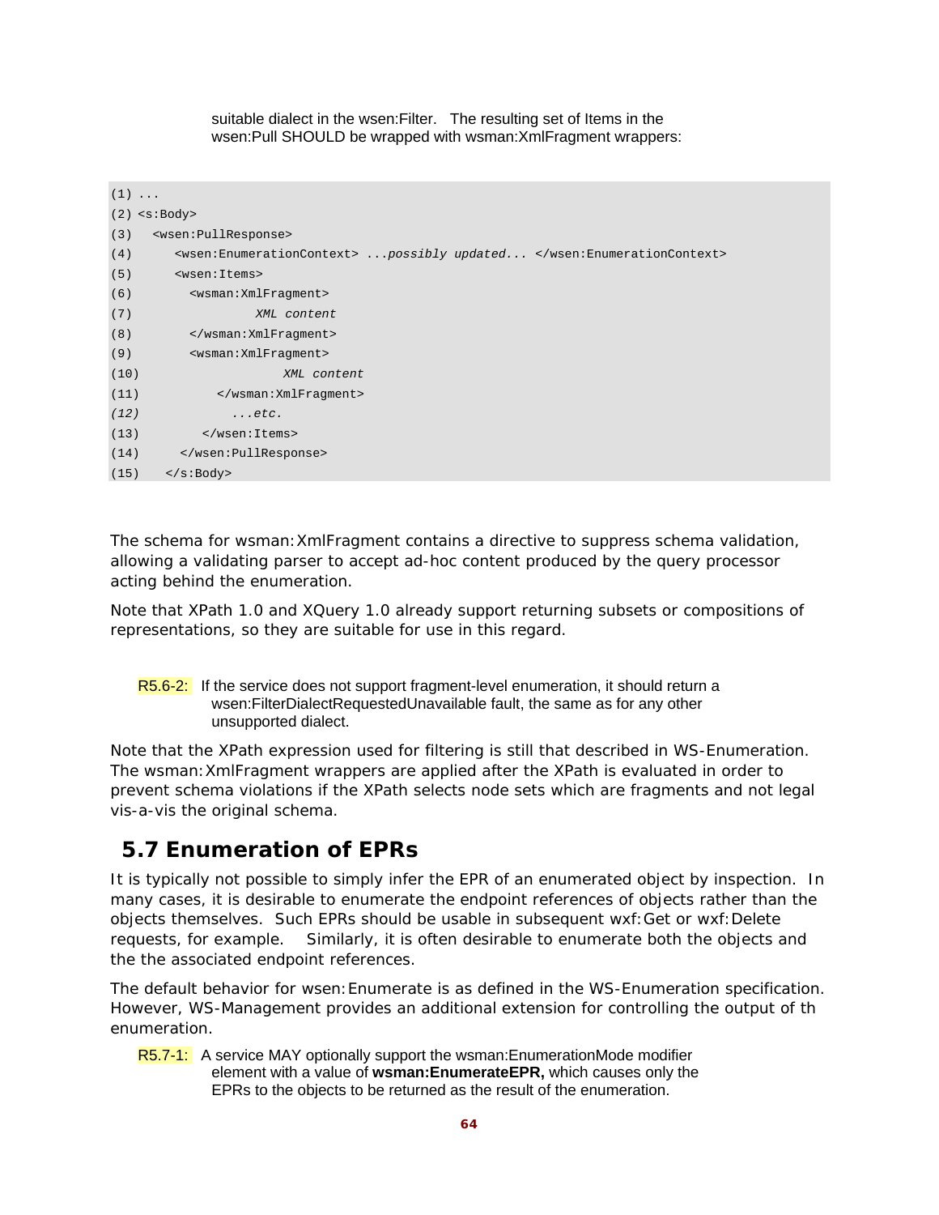suitable dialect in the wsen:Filter. The resulting set of Items in the wsen:Pull SHOULD be wrapped with wsman:XmlFragment wrappers:

```
(1) ...
(2) <s:Body>
(3)   <wsen:PullResponse>
(4)      <wsen:EnumerationContext> ...possibly updated... </wsen:EnumerationContext>
(5)      <wsen:Items>
(6)        <wsman:XmlFragment>
(7)                 XML content
(8)        </wsman:XmlFragment>
(9)        <wsman:XmlFragment>
(10)                    XML content
(11)          </wsman:XmlFragment>
(12)            ...etc.
(13)        </wsen:Items>
(14)     </wsen:PullResponse>
(15)   </s:Body>
```

The schema for wsman:XmlFragment contains a directive to suppress schema validation, allowing a validating parser to accept ad-hoc content produced by the query processor acting behind the enumeration.

Note that XPath 1.0 and XQuery 1.0 already support returning subsets or compositions of representations, so they are suitable for use in this regard.

R5.6-2: If the service does not support fragment-level enumeration, it should return a wsen:FilterDialectRequestedUnavailable fault, the same as for any other unsupported dialect.

Note that the XPath expression used for filtering is still that described in WS-Enumeration. The wsman:XmlFragment wrappers are applied after the XPath is evaluated in order to prevent schema violations if the XPath selects node sets which are fragments and not legal vis-a-vis the original schema.

## 5.7 Enumeration of EPRs

It is typically not possible to simply infer the EPR of an enumerated object by inspection. In many cases, it is desirable to enumerate the endpoint references of objects rather than the objects themselves. Such EPRs should be usable in subsequent wxf:Get or wxf:Delete requests, for example. Similarly, it is often desirable to enumerate both the objects and the the associated endpoint references.

The default behavior for wsen:Enumerate is as defined in the WS-Enumeration specification. However, WS-Management provides an additional extension for controlling the output of th enumeration.

R5.7-1: A service MAY optionally support the wsman:EnumerationMode modifier element with a value of **wsman:EnumerateEPR,** which causes only the EPRs to the objects to be returned as the result of the enumeration.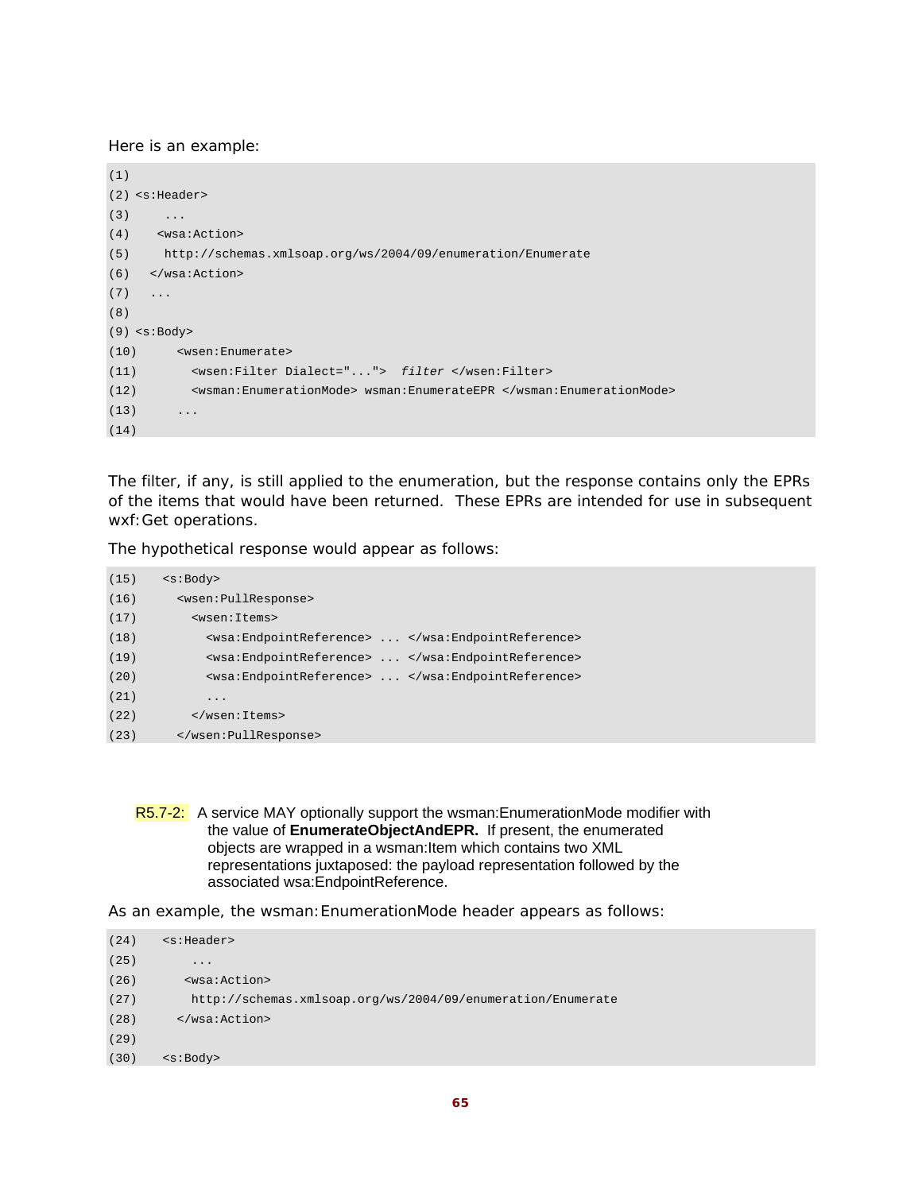Here is an example:

```
(1)
(2) <s:Header>
(3)     ...
(4)    <wsa:Action>
(5)     http://schemas.xmlsoap.org/ws/2004/09/enumeration/Enumerate
(6)   </wsa:Action>
(7)   ...
(8)
(9) <s:Body>
(10)      <wsen:Enumerate>
(11)        <wsen:Filter Dialect="...">  filter </wsen:Filter>
(12)        <wsman:EnumerationMode> wsman:EnumerateEPR </wsman:EnumerationMode>
(13)      ...
(14)
```

The filter, if any, is still applied to the enumeration, but the response contains only the EPRs of the items that would have been returned. These EPRs are intended for use in subsequent wxf:Get operations.

The hypothetical response would appear as follows:

```
(15)    <s:Body>
(16)      <wsen:PullResponse>
(17)        <wsen:Items>
(18)          <wsa:EndpointReference> ... </wsa:EndpointReference>
(19)          <wsa:EndpointReference> ... </wsa:EndpointReference>
(20)          <wsa:EndpointReference> ... </wsa:EndpointReference>
(21)          ...
(22)        </wsen:Items>
(23)      </wsen:PullResponse>
```

R5.7-2: A service MAY optionally support the wsman:EnumerationMode modifier with the value of **EnumerateObjectAndEPR.** If present, the enumerated objects are wrapped in a wsman:Item which contains two XML representations juxtaposed: the payload representation followed by the associated wsa:EndpointReference.

As an example, the wsman:EnumerationMode header appears as follows:

```
(24)    <s:Header>
(25)        ...
(26)       <wsa:Action>
(27)        http://schemas.xmlsoap.org/ws/2004/09/enumeration/Enumerate
(28)      </wsa:Action>
(29)
(30)    <s:Body>
```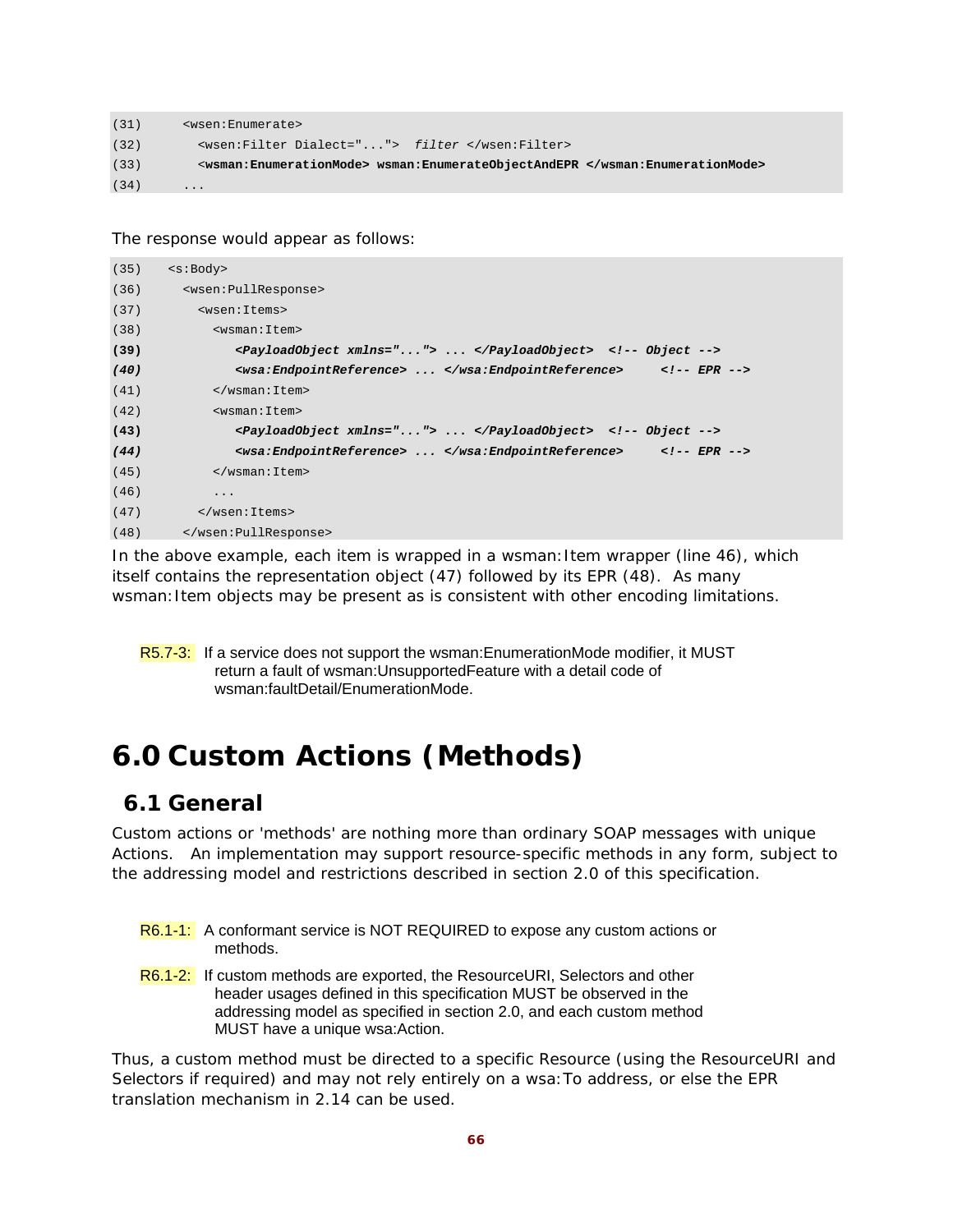```
(31)    <wsen:Enumerate>
(32)      <wsen:Filter Dialect="...">  filter </wsen:Filter>
(33)      <wsman:EnumerationMode> wsman:EnumerateObjectAndEPR </wsman:EnumerationMode>
(34)    ...
```

The response would appear as follows:

```
(35)  <s:Body>
(36)    <wsen:PullResponse>
(37)      <wsen:Items>
(38)        <wsman:Item>
(39)           <PayloadObject xmlns="..."> ... </PayloadObject>  <!-- Object -->
(40)           <wsa:EndpointReference> ... </wsa:EndpointReference>     <!-- EPR -->
(41)        </wsman:Item>
(42)        <wsman:Item>
(43)           <PayloadObject xmlns="..."> ... </PayloadObject>  <!-- Object -->
(44)           <wsa:EndpointReference> ... </wsa:EndpointReference>     <!-- EPR -->
(45)        </wsman:Item>
(46)        ...
(47)      </wsen:Items>
(48)    </wsen:PullResponse>
```

In the above example, each item is wrapped in a wsman:Item wrapper (line 46), which itself contains the representation object (47) followed by its EPR (48). As many wsman:Item objects may be present as is consistent with other encoding limitations.

R5.7-3: If a service does not support the wsman:EnumerationMode modifier, it MUST return a fault of wsman:UnsupportedFeature with a detail code of wsman:faultDetail/EnumerationMode.

# 6.0 Custom Actions (Methods)

## 6.1 General

Custom actions or 'methods' are nothing more than ordinary SOAP messages with unique Actions. An implementation may support resource-specific methods in any form, subject to the addressing model and restrictions described in section 2.0 of this specification.

R6.1-1: A conformant service is NOT REQUIRED to expose any custom actions or methods.

R6.1-2: If custom methods are exported, the ResourceURI, Selectors and other header usages defined in this specification MUST be observed in the addressing model as specified in section 2.0, and each custom method MUST have a unique wsa:Action.

Thus, a custom method must be directed to a specific Resource (using the ResourceURI and Selectors if required) and may not rely entirely on a wsa:To address, or else the EPR translation mechanism in 2.14 can be used.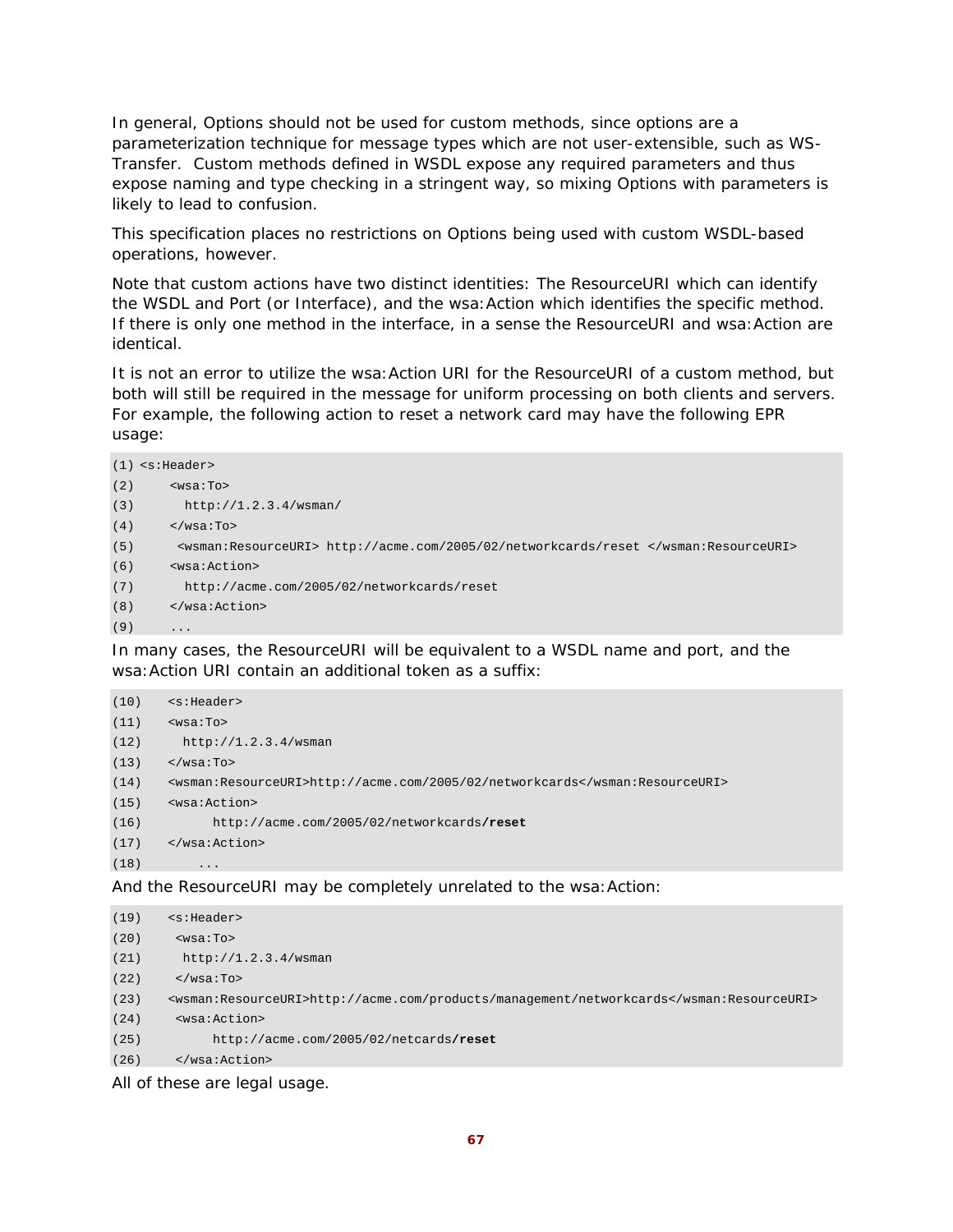In general, Options should not be used for custom methods, since options are a parameterization technique for message types which are not user-extensible, such as WS-Transfer. Custom methods defined in WSDL expose any required parameters and thus expose naming and type checking in a stringent way, so mixing Options with parameters is likely to lead to confusion.

This specification places no restrictions on Options being used with custom WSDL-based operations, however.

Note that custom actions have two distinct identities: The ResourceURI which can identify the WSDL and Port (or Interface), and the wsa:Action which identifies the specific method. If there is only one method in the interface, in a sense the ResourceURI and wsa:Action are identical.

It is not an error to utilize the wsa:Action URI for the ResourceURI of a custom method, but both will still be required in the message for uniform processing on both clients and servers. For example, the following action to reset a network card may have the following EPR usage:

```
(1) <s:Header>
(2)     <wsa:To>
(3)       http://1.2.3.4/wsman/
(4)     </wsa:To>
(5)      <wsman:ResourceURI> http://acme.com/2005/02/networkcards/reset </wsman:ResourceURI>
(6)     <wsa:Action>
(7)       http://acme.com/2005/02/networkcards/reset
(8)     </wsa:Action>
(9)     ...
```

In many cases, the ResourceURI will be equivalent to a WSDL name and port, and the wsa:Action URI contain an additional token as a suffix:

```
(10)    <s:Header>
(11)    <wsa:To>
(12)      http://1.2.3.4/wsman
(13)    </wsa:To>
(14)    <wsman:ResourceURI>http://acme.com/2005/02/networkcards</wsman:ResourceURI>
(15)    <wsa:Action>
(16)          http://acme.com/2005/02/networkcards/reset
(17)    </wsa:Action>
(18)        ...
```

And the ResourceURI may be completely unrelated to the wsa:Action:

```
(19)    <s:Header>
(20)     <wsa:To>
(21)      http://1.2.3.4/wsman
(22)     </wsa:To>
(23)    <wsman:ResourceURI>http://acme.com/products/management/networkcards</wsman:ResourceURI>
(24)     <wsa:Action>
(25)          http://acme.com/2005/02/netcards/reset
(26)     </wsa:Action>
```

All of these are legal usage.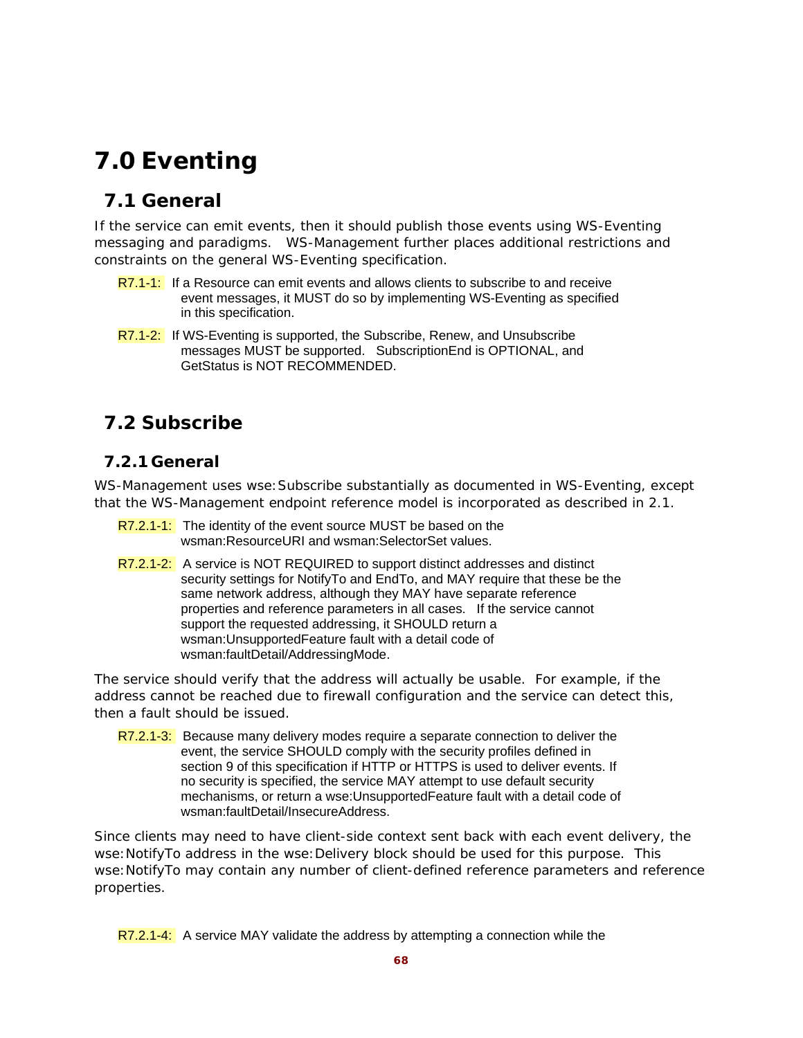# 7.0 Eventing

## 7.1 General

If the service can emit events, then it should publish those events using WS-Eventing messaging and paradigms. WS-Management further places additional restrictions and constraints on the general WS-Eventing specification.

R7.1-1: If a Resource can emit events and allows clients to subscribe to and receive event messages, it MUST do so by implementing WS-Eventing as specified in this specification.

R7.1-2: If WS-Eventing is supported, the Subscribe, Renew, and Unsubscribe messages MUST be supported. SubscriptionEnd is OPTIONAL, and GetStatus is NOT RECOMMENDED.

## 7.2 Subscribe

### 7.2.1 General

WS-Management uses wse:Subscribe substantially as documented in WS-Eventing, except that the WS-Management endpoint reference model is incorporated as described in 2.1.

R7.2.1-1: The identity of the event source MUST be based on the wsman:ResourceURI and wsman:SelectorSet values.

R7.2.1-2: A service is NOT REQUIRED to support distinct addresses and distinct security settings for NotifyTo and EndTo, and MAY require that these be the same network address, although they MAY have separate reference properties and reference parameters in all cases. If the service cannot support the requested addressing, it SHOULD return a wsman:UnsupportedFeature fault with a detail code of wsman:faultDetail/AddressingMode.

The service should verify that the address will actually be usable. For example, if the address cannot be reached due to firewall configuration and the service can detect this, then a fault should be issued.

R7.2.1-3: Because many delivery modes require a separate connection to deliver the event, the service SHOULD comply with the security profiles defined in section 9 of this specification if HTTP or HTTPS is used to deliver events. If no security is specified, the service MAY attempt to use default security mechanisms, or return a wse:UnsupportedFeature fault with a detail code of wsman:faultDetail/InsecureAddress.

Since clients may need to have client-side context sent back with each event delivery, the wse:NotifyTo address in the wse:Delivery block should be used for this purpose. This wse:NotifyTo may contain any number of client-defined reference parameters and reference properties.

R7.2.1-4: A service MAY validate the address by attempting a connection while the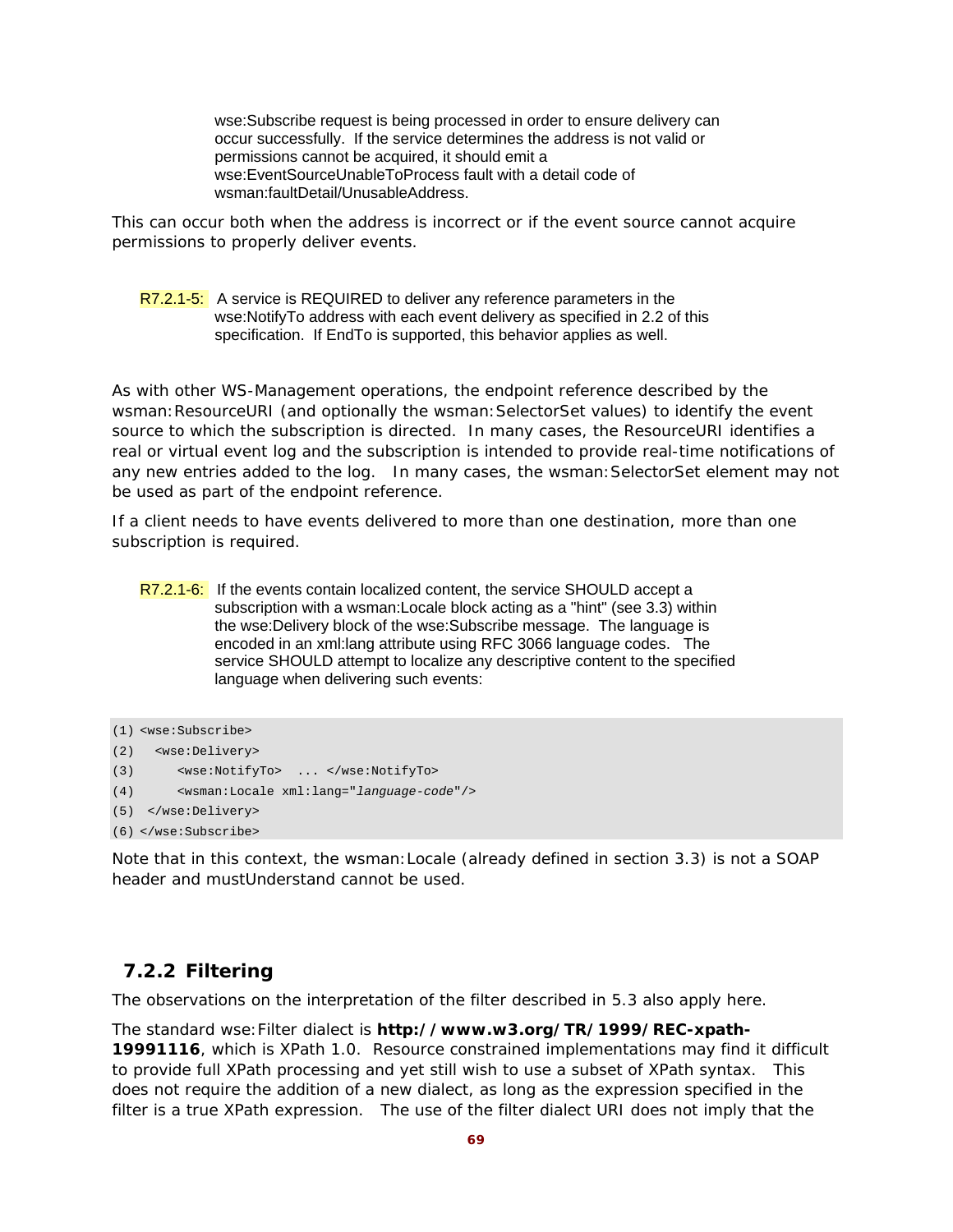wse:Subscribe request is being processed in order to ensure delivery can occur successfully. If the service determines the address is not valid or permissions cannot be acquired, it should emit a wse:EventSourceUnableToProcess fault with a detail code of wsman:faultDetail/UnusableAddress.

This can occur both when the address is incorrect or if the event source cannot acquire permissions to properly deliver events.

R7.2.1-5: A service is REQUIRED to deliver any reference parameters in the wse:NotifyTo address with each event delivery as specified in 2.2 of this specification. If EndTo is supported, this behavior applies as well.

As with other WS-Management operations, the endpoint reference described by the wsman:ResourceURI (and optionally the wsman:SelectorSet values) to identify the event source to which the subscription is directed. In many cases, the ResourceURI identifies a real or virtual event log and the subscription is intended to provide real-time notifications of any new entries added to the log. In many cases, the wsman:SelectorSet element may not be used as part of the endpoint reference.

If a client needs to have events delivered to more than one destination, more than one subscription is required.

R7.2.1-6: If the events contain localized content, the service SHOULD accept a subscription with a wsman:Locale block acting as a "hint" (see 3.3) within the wse:Delivery block of the wse:Subscribe message. The language is encoded in an xml:lang attribute using RFC 3066 language codes. The service SHOULD attempt to localize any descriptive content to the specified language when delivering such events:

```
(1) <wse:Subscribe>
(2)   <wse:Delivery>
(3)      <wse:NotifyTo>  ... </wse:NotifyTo>
(4)      <wsman:Locale xml:lang="language-code"/>
(5)  </wse:Delivery>
(6) </wse:Subscribe>
```

Note that in this context, the wsman:Locale (already defined in section 3.3) is not a SOAP header and mustUnderstand cannot be used.

### 7.2.2 Filtering

The observations on the interpretation of the filter described in 5.3 also apply here.

The standard wse:Filter dialect is **http://www.w3.org/TR/1999/REC-xpath-19991116**, which is XPath 1.0. Resource constrained implementations may find it difficult to provide full XPath processing and yet still wish to use a subset of XPath syntax. This does not require the addition of a new dialect, as long as the expression specified in the filter is a true XPath expression. The use of the filter dialect URI does not imply that the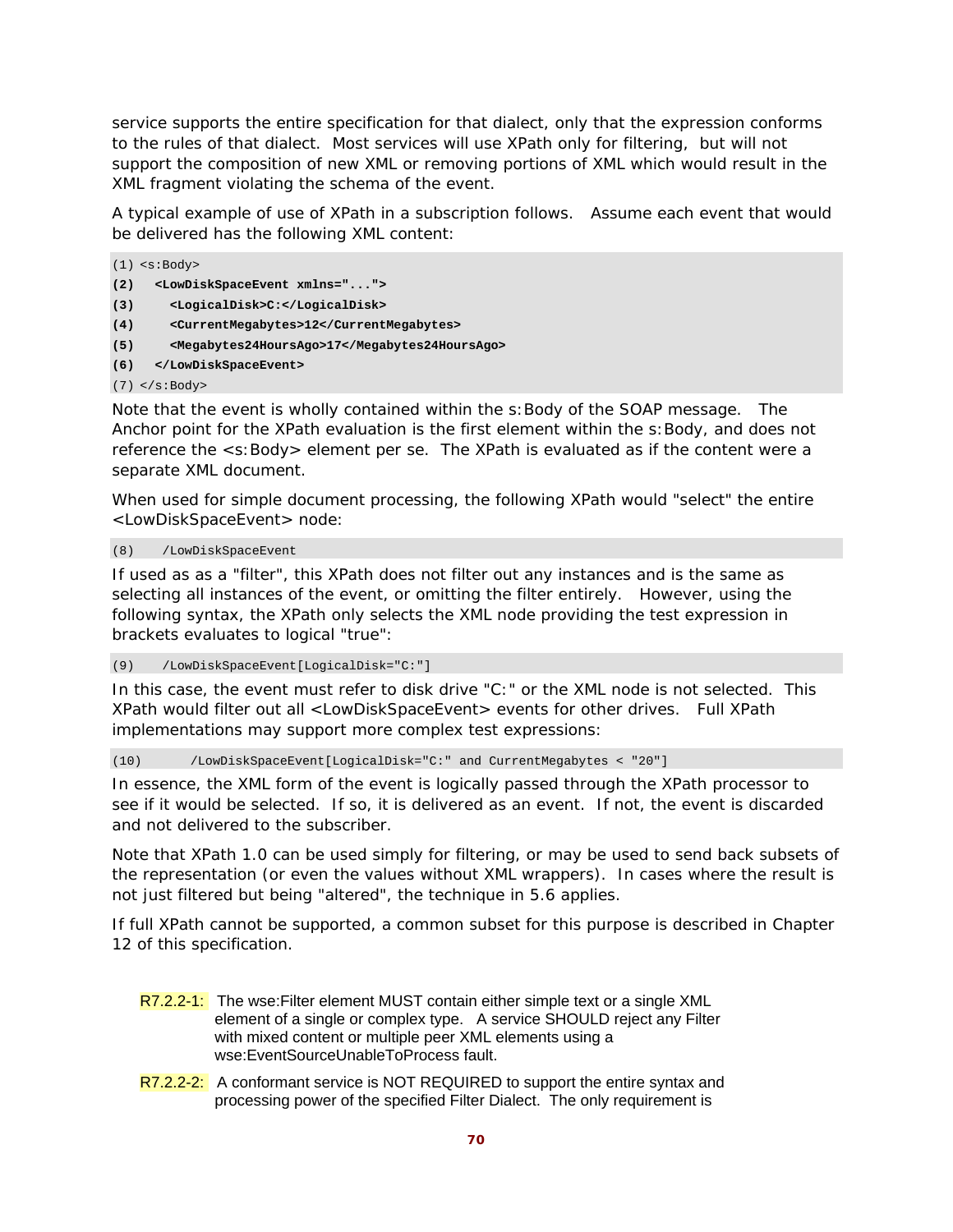service supports the entire specification for that dialect, only that the expression conforms to the rules of that dialect. Most services will use XPath only for filtering, but will not support the composition of new XML or removing portions of XML which would result in the XML fragment violating the schema of the event.

A typical example of use of XPath in a subscription follows. Assume each event that would be delivered has the following XML content:

```
(1) <s:Body>
(2)   <LowDiskSpaceEvent xmlns="...">
(3)     <LogicalDisk>C:</LogicalDisk>
(4)     <CurrentMegabytes>12</CurrentMegabytes>
(5)     <Megabytes24HoursAgo>17</Megabytes24HoursAgo>
(6)   </LowDiskSpaceEvent>
(7) </s:Body>
```

Note that the event is wholly contained within the s:Body of the SOAP message. The Anchor point for the XPath evaluation is the first element within the s:Body, and does not reference the <s:Body> element per se. The XPath is evaluated as if the content were a separate XML document.

When used for simple document processing, the following XPath would "select" the entire <LowDiskSpaceEvent> node:

```
(8)    /LowDiskSpaceEvent
```

If used as as a "filter", this XPath does not filter out any instances and is the same as selecting all instances of the event, or omitting the filter entirely. However, using the following syntax, the XPath only selects the XML node providing the test expression in brackets evaluates to logical "true":

```
(9)    /LowDiskSpaceEvent[LogicalDisk="C:"]
```

In this case, the event must refer to disk drive "C:" or the XML node is not selected. This XPath would filter out all <LowDiskSpaceEvent> events for other drives. Full XPath implementations may support more complex test expressions:

```
(10)       /LowDiskSpaceEvent[LogicalDisk="C:" and CurrentMegabytes < "20"]
```

In essence, the XML form of the event is logically passed through the XPath processor to see if it would be selected. If so, it is delivered as an event. If not, the event is discarded and not delivered to the subscriber.

Note that XPath 1.0 can be used simply for filtering, or may be used to send back subsets of the representation (or even the values without XML wrappers). In cases where the result is not just filtered but being "altered", the technique in 5.6 applies.

If full XPath cannot be supported, a common subset for this purpose is described in Chapter 12 of this specification.

R7.2.2-1: The wse:Filter element MUST contain either simple text or a single XML element of a single or complex type. A service SHOULD reject any Filter with mixed content or multiple peer XML elements using a wse:EventSourceUnableToProcess fault.

R7.2.2-2: A conformant service is NOT REQUIRED to support the entire syntax and processing power of the specified Filter Dialect. The only requirement is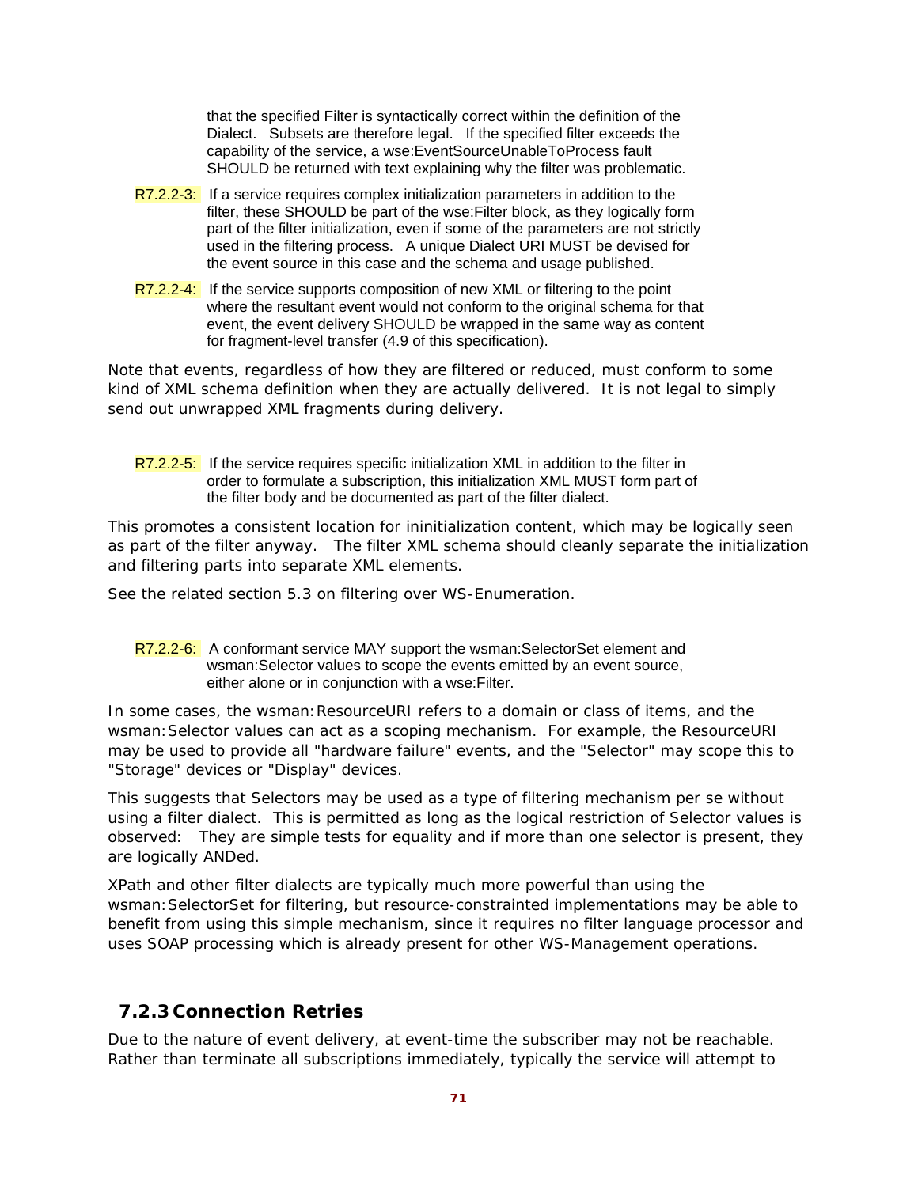that the specified Filter is syntactically correct within the definition of the Dialect. Subsets are therefore legal. If the specified filter exceeds the capability of the service, a wse:EventSourceUnableToProcess fault SHOULD be returned with text explaining why the filter was problematic.

R7.2.2-3: If a service requires complex initialization parameters in addition to the filter, these SHOULD be part of the wse:Filter block, as they logically form part of the filter initialization, even if some of the parameters are not strictly used in the filtering process. A unique Dialect URI MUST be devised for the event source in this case and the schema and usage published.

R7.2.2-4: If the service supports composition of new XML or filtering to the point where the resultant event would not conform to the original schema for that event, the event delivery SHOULD be wrapped in the same way as content for fragment-level transfer (4.9 of this specification).

Note that events, regardless of how they are filtered or reduced, must conform to some kind of XML schema definition when they are actually delivered. It is not legal to simply send out unwrapped XML fragments during delivery.

R7.2.2-5: If the service requires specific initialization XML in addition to the filter in order to formulate a subscription, this initialization XML MUST form part of the filter body and be documented as part of the filter dialect.

This promotes a consistent location for ininitialization content, which may be logically seen as part of the filter anyway. The filter XML schema should cleanly separate the initialization and filtering parts into separate XML elements.

See the related section 5.3 on filtering over WS-Enumeration.

R7.2.2-6: A conformant service MAY support the wsman:SelectorSet element and wsman:Selector values to scope the events emitted by an event source, either alone or in conjunction with a wse:Filter.

In some cases, the wsman:ResourceURI refers to a domain or class of items, and the wsman:Selector values can act as a scoping mechanism. For example, the ResourceURI may be used to provide all "hardware failure" events, and the "Selector" may scope this to "Storage" devices or "Display" devices.

This suggests that Selectors may be used as a type of filtering mechanism per se without using a filter dialect. This is permitted as long as the logical restriction of Selector values is observed: They are simple tests for equality and if more than one selector is present, they are logically ANDed.

XPath and other filter dialects are typically much more powerful than using the wsman:SelectorSet for filtering, but resource-constrainted implementations may be able to benefit from using this simple mechanism, since it requires no filter language processor and uses SOAP processing which is already present for other WS-Management operations.

### 7.2.3 Connection Retries

Due to the nature of event delivery, at event-time the subscriber may not be reachable. Rather than terminate all subscriptions immediately, typically the service will attempt to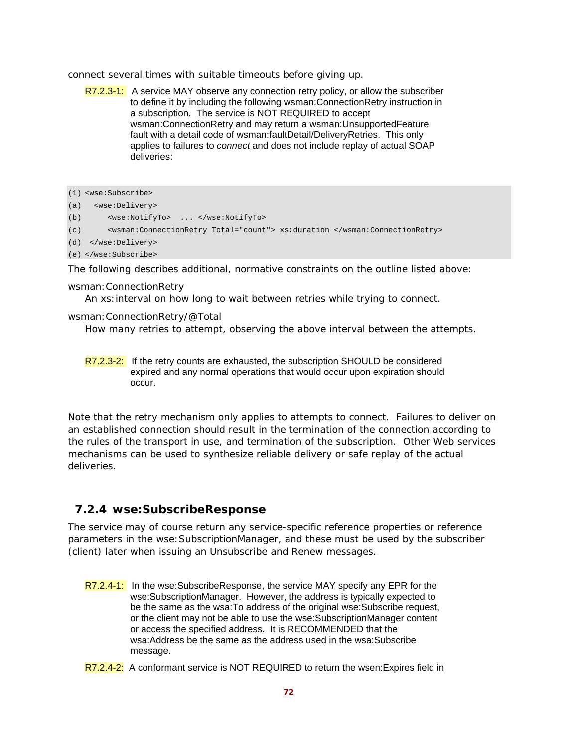connect several times with suitable timeouts before giving up.

R7.2.3-1: A service MAY observe any connection retry policy, or allow the subscriber to define it by including the following wsman:ConnectionRetry instruction in a subscription. The service is NOT REQUIRED to accept wsman:ConnectionRetry and may return a wsman:UnsupportedFeature fault with a detail code of wsman:faultDetail/DeliveryRetries. This only applies to failures to *connect* and does not include replay of actual SOAP deliveries:

```
(1) <wse:Subscribe>
(a)   <wse:Delivery>
(b)      <wse:NotifyTo>  ... </wse:NotifyTo>
(c)      <wsman:ConnectionRetry Total="count"> xs:duration </wsman:ConnectionRetry>
(d)  </wse:Delivery>
(e) </wse:Subscribe>
```

The following describes additional, normative constraints on the outline listed above:

wsman:ConnectionRetry
: An xs:interval on how long to wait between retries while trying to connect.

wsman:ConnectionRetry/@Total
: How many retries to attempt, observing the above interval between the attempts.

R7.2.3-2: If the retry counts are exhausted, the subscription SHOULD be considered expired and any normal operations that would occur upon expiration should occur.

Note that the retry mechanism only applies to attempts to connect. Failures to deliver on an established connection should result in the termination of the connection according to the rules of the transport in use, and termination of the subscription. Other Web services mechanisms can be used to synthesize reliable delivery or safe replay of the actual deliveries.

### 7.2.4 wse:SubscribeResponse

The service may of course return any service-specific reference properties or reference parameters in the wse:SubscriptionManager, and these must be used by the subscriber (client) later when issuing an Unsubscribe and Renew messages.

R7.2.4-1: In the wse:SubscribeResponse, the service MAY specify any EPR for the wse:SubscriptionManager. However, the address is typically expected to be the same as the wsa:To address of the original wse:Subscribe request, or the client may not be able to use the wse:SubscriptionManager content or access the specified address. It is RECOMMENDED that the wsa:Address be the same as the address used in the wsa:Subscribe message.

R7.2.4-2: A conformant service is NOT REQUIRED to return the wsen:Expires field in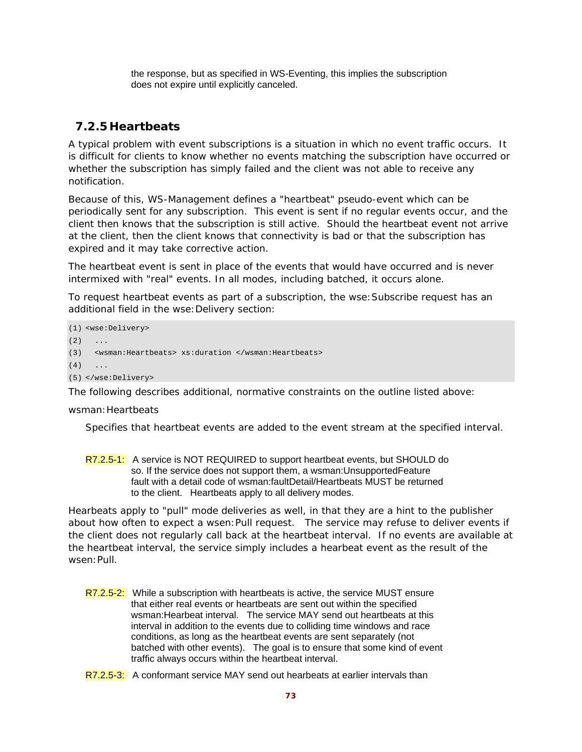the response, but as specified in WS-Eventing, this implies the subscription does not expire until explicitly canceled.

### 7.2.5 Heartbeats

A typical problem with event subscriptions is a situation in which no event traffic occurs. It is difficult for clients to know whether no events matching the subscription have occurred or whether the subscription has simply failed and the client was not able to receive any notification.

Because of this, WS-Management defines a "heartbeat" pseudo-event which can be periodically sent for any subscription. This event is sent if no regular events occur, and the client then knows that the subscription is still active. Should the heartbeat event not arrive at the client, then the client knows that connectivity is bad or that the subscription has expired and it may take corrective action.

The heartbeat event is sent in place of the events that would have occurred and is never intermixed with "real" events. In all modes, including batched, it occurs alone.

To request heartbeat events as part of a subscription, the wse:Subscribe request has an additional field in the wse:Delivery section:

```
(1) <wse:Delivery>
(2)   ...
(3)   <wsman:Heartbeats> xs:duration </wsman:Heartbeats>
(4)   ...
(5) </wse:Delivery>
```

The following describes additional, normative constraints on the outline listed above:

wsman:Heartbeats

Specifies that heartbeat events are added to the event stream at the specified interval.

R7.2.5-1: A service is NOT REQUIRED to support heartbeat events, but SHOULD do so. If the service does not support them, a wsman:UnsupportedFeature fault with a detail code of wsman:faultDetail/Heartbeats MUST be returned to the client. Heartbeats apply to all delivery modes.

Hearbeats apply to "pull" mode deliveries as well, in that they are a hint to the publisher about how often to expect a wsen:Pull request. The service may refuse to deliver events if the client does not regularly call back at the heartbeat interval. If no events are available at the heartbeat interval, the service simply includes a hearbeat event as the result of the wsen:Pull.

R7.2.5-2: While a subscription with heartbeats is active, the service MUST ensure that either real events or heartbeats are sent out within the specified wsman:Hearbeat interval. The service MAY send out heartbeats at this interval in addition to the events due to colliding time windows and race conditions, as long as the heartbeat events are sent separately (not batched with other events). The goal is to ensure that some kind of event traffic always occurs within the heartbeat interval.

R7.2.5-3: A conformant service MAY send out hearbeats at earlier intervals than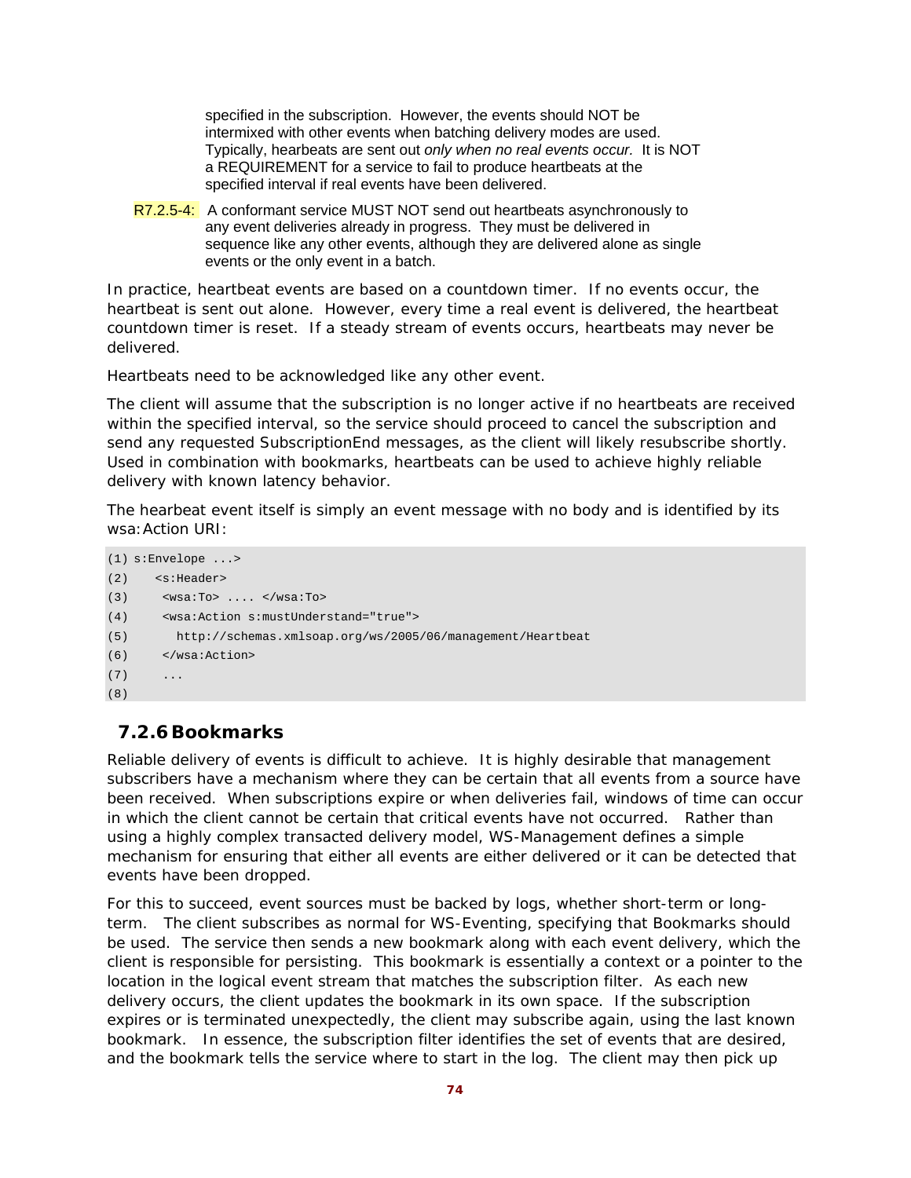specified in the subscription. However, the events should NOT be intermixed with other events when batching delivery modes are used. Typically, hearbeats are sent out *only when no real events occur.* It is NOT a REQUIREMENT for a service to fail to produce heartbeats at the specified interval if real events have been delivered.

R7.2.5-4: A conformant service MUST NOT send out heartbeats asynchronously to any event deliveries already in progress. They must be delivered in sequence like any other events, although they are delivered alone as single events or the only event in a batch.

In practice, heartbeat events are based on a countdown timer. If no events occur, the heartbeat is sent out alone. However, every time a real event is delivered, the heartbeat countdown timer is reset. If a steady stream of events occurs, heartbeats may never be delivered.

Heartbeats need to be acknowledged like any other event.

The client will assume that the subscription is no longer active if no heartbeats are received within the specified interval, so the service should proceed to cancel the subscription and send any requested SubscriptionEnd messages, as the client will likely resubscribe shortly. Used in combination with bookmarks, heartbeats can be used to achieve highly reliable delivery with known latency behavior.

The hearbeat event itself is simply an event message with no body and is identified by its wsa:Action URI:

```
(1) s:Envelope ...>
(2)   <s:Header>
(3)    <wsa:To> .... </wsa:To>
(4)    <wsa:Action s:mustUnderstand="true">
(5)      http://schemas.xmlsoap.org/ws/2005/06/management/Heartbeat
(6)    </wsa:Action>
(7)    ...
(8)
```

### 7.2.6 Bookmarks

Reliable delivery of events is difficult to achieve. It is highly desirable that management subscribers have a mechanism where they can be certain that all events from a source have been received. When subscriptions expire or when deliveries fail, windows of time can occur in which the client cannot be certain that critical events have not occurred. Rather than using a highly complex transacted delivery model, WS-Management defines a simple mechanism for ensuring that either all events are either delivered or it can be detected that events have been dropped.

For this to succeed, event sources must be backed by logs, whether short-term or long-term. The client subscribes as normal for WS-Eventing, specifying that Bookmarks should be used. The service then sends a new bookmark along with each event delivery, which the client is responsible for persisting. This bookmark is essentially a context or a pointer to the location in the logical event stream that matches the subscription filter. As each new delivery occurs, the client updates the bookmark in its own space. If the subscription expires or is terminated unexpectedly, the client may subscribe again, using the last known bookmark. In essence, the subscription filter identifies the set of events that are desired, and the bookmark tells the service where to start in the log. The client may then pick up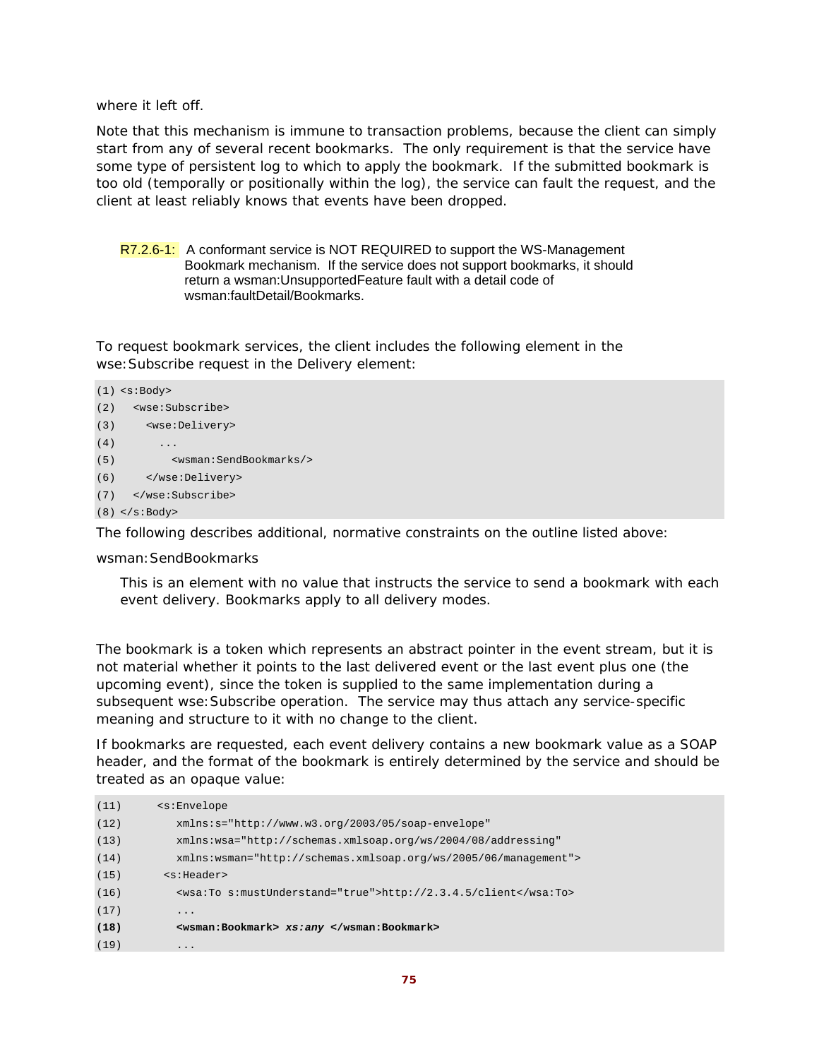where it left off.

Note that this mechanism is immune to transaction problems, because the client can simply start from any of several recent bookmarks. The only requirement is that the service have some type of persistent log to which to apply the bookmark. If the submitted bookmark is too old (temporally or positionally within the log), the service can fault the request, and the client at least reliably knows that events have been dropped.

> R7.2.6-1: A conformant service is NOT REQUIRED to support the WS-Management Bookmark mechanism. If the service does not support bookmarks, it should return a wsman:UnsupportedFeature fault with a detail code of wsman:faultDetail/Bookmarks.

To request bookmark services, the client includes the following element in the wse:Subscribe request in the Delivery element:

```
(1) <s:Body>
(2)   <wse:Subscribe>
(3)     <wse:Delivery>
(4)       ...
(5)         <wsman:SendBookmarks/>
(6)     </wse:Delivery>
(7)   </wse:Subscribe>
(8) </s:Body>
```

The following describes additional, normative constraints on the outline listed above:

wsman:SendBookmarks

This is an element with no value that instructs the service to send a bookmark with each event delivery. Bookmarks apply to all delivery modes.

The bookmark is a token which represents an abstract pointer in the event stream, but it is not material whether it points to the last delivered event or the last event plus one (the upcoming event), since the token is supplied to the same implementation during a subsequent wse:Subscribe operation. The service may thus attach any service-specific meaning and structure to it with no change to the client.

If bookmarks are requested, each event delivery contains a new bookmark value as a SOAP header, and the format of the bookmark is entirely determined by the service and should be treated as an opaque value:

```
(11)     <s:Envelope
(12)        xmlns:s="http://www.w3.org/2003/05/soap-envelope"
(13)        xmlns:wsa="http://schemas.xmlsoap.org/ws/2004/08/addressing"
(14)        xmlns:wsman="http://schemas.xmlsoap.org/ws/2005/06/management">
(15)      <s:Header>
(16)        <wsa:To s:mustUnderstand="true">http://2.3.4.5/client</wsa:To>
(17)        ...
(18)        <wsman:Bookmark> xs:any </wsman:Bookmark>
(19)        ...
```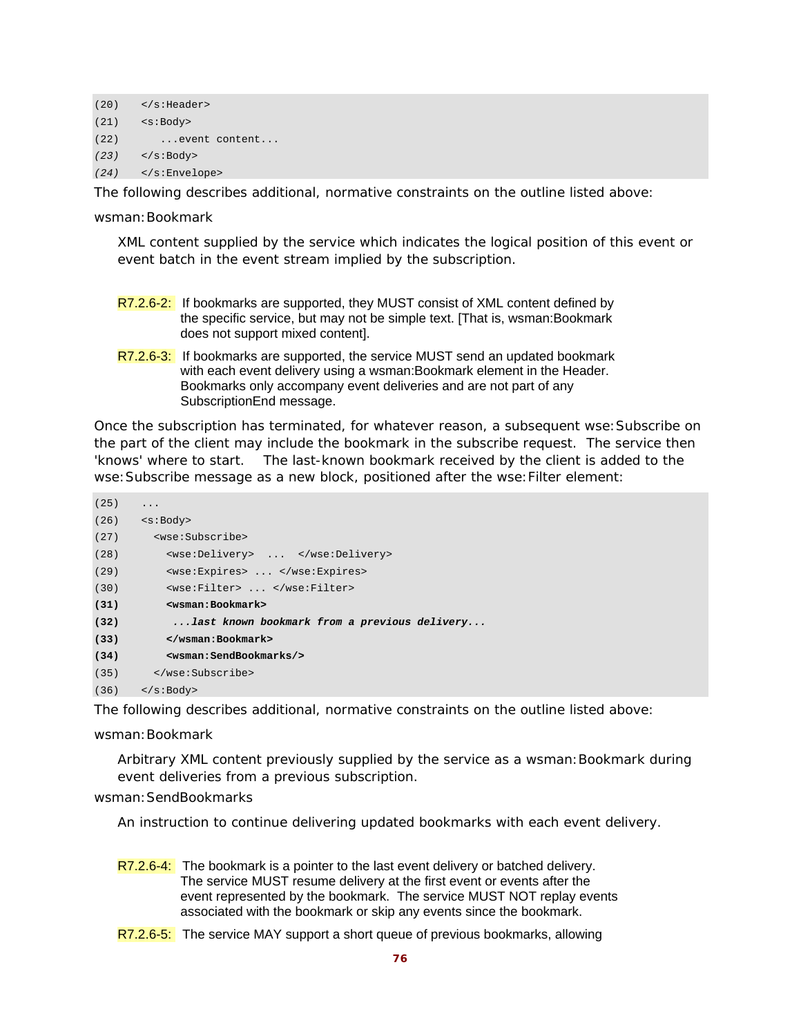```
(20)   </s:Header>
(21)   <s:Body>
(22)      ...event content...
(23)   </s:Body>
(24)   </s:Envelope>
```

The following describes additional, normative constraints on the outline listed above:

wsman:Bookmark

> XML content supplied by the service which indicates the logical position of this event or event batch in the event stream implied by the subscription.

> R7.2.6-2: If bookmarks are supported, they MUST consist of XML content defined by the specific service, but may not be simple text. [That is, wsman:Bookmark does not support mixed content].

> R7.2.6-3: If bookmarks are supported, the service MUST send an updated bookmark with each event delivery using a wsman:Bookmark element in the Header. Bookmarks only accompany event deliveries and are not part of any SubscriptionEnd message.

Once the subscription has terminated, for whatever reason, a subsequent wse:Subscribe on the part of the client may include the bookmark in the subscribe request. The service then 'knows' where to start. The last-known bookmark received by the client is added to the wse:Subscribe message as a new block, positioned after the wse:Filter element:

```
(25)   ...
(26)   <s:Body>
(27)     <wse:Subscribe>
(28)       <wse:Delivery>  ...  </wse:Delivery>
(29)       <wse:Expires> ... </wse:Expires>
(30)       <wse:Filter> ... </wse:Filter>
(31)       <wsman:Bookmark>
(32)        ...last known bookmark from a previous delivery...
(33)       </wsman:Bookmark>
(34)       <wsman:SendBookmarks/>
(35)     </wse:Subscribe>
(36)   </s:Body>
```

The following describes additional, normative constraints on the outline listed above:

wsman:Bookmark

> Arbitrary XML content previously supplied by the service as a wsman:Bookmark during event deliveries from a previous subscription.

wsman:SendBookmarks

> An instruction to continue delivering updated bookmarks with each event delivery.

> R7.2.6-4: The bookmark is a pointer to the last event delivery or batched delivery. The service MUST resume delivery at the first event or events after the event represented by the bookmark. The service MUST NOT replay events associated with the bookmark or skip any events since the bookmark.

> R7.2.6-5: The service MAY support a short queue of previous bookmarks, allowing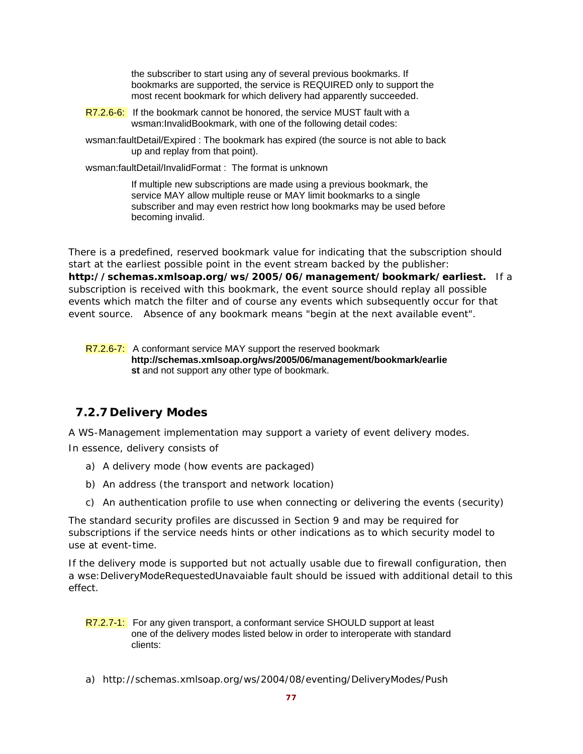the subscriber to start using any of several previous bookmarks. If bookmarks are supported, the service is REQUIRED only to support the most recent bookmark for which delivery had apparently succeeded.

R7.2.6-6: If the bookmark cannot be honored, the service MUST fault with a wsman:InvalidBookmark, with one of the following detail codes:

wsman:faultDetail/Expired : The bookmark has expired (the source is not able to back up and replay from that point).

wsman:faultDetail/InvalidFormat : The format is unknown

If multiple new subscriptions are made using a previous bookmark, the service MAY allow multiple reuse or MAY limit bookmarks to a single subscriber and may even restrict how long bookmarks may be used before becoming invalid.

There is a predefined, reserved bookmark value for indicating that the subscription should start at the earliest possible point in the event stream backed by the publisher: **http://schemas.xmlsoap.org/ws/2005/06/management/bookmark/earliest.** If a subscription is received with this bookmark, the event source should replay all possible events which match the filter and of course any events which subsequently occur for that event source. Absence of any bookmark means "begin at the next available event".

R7.2.6-7: A conformant service MAY support the reserved bookmark **http://schemas.xmlsoap.org/ws/2005/06/management/bookmark/earliest** and not support any other type of bookmark.

### 7.2.7 Delivery Modes

A WS-Management implementation may support a variety of event delivery modes.

In essence, delivery consists of

a) A delivery mode (how events are packaged)

b) An address (the transport and network location)

c) An authentication profile to use when connecting or delivering the events (security)

The standard security profiles are discussed in Section 9 and may be required for subscriptions if the service needs hints or other indications as to which security model to use at event-time.

If the delivery mode is supported but not actually usable due to firewall configuration, then a wse:DeliveryModeRequestedUnavaiable fault should be issued with additional detail to this effect.

R7.2.7-1: For any given transport, a conformant service SHOULD support at least one of the delivery modes listed below in order to interoperate with standard clients:

a) http://schemas.xmlsoap.org/ws/2004/08/eventing/DeliveryModes/Push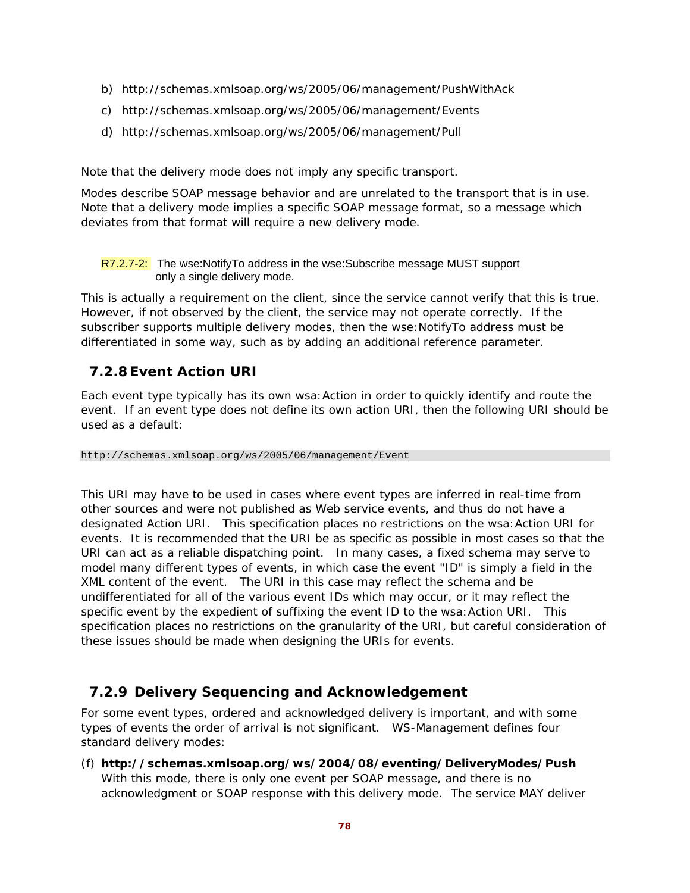b) http://schemas.xmlsoap.org/ws/2005/06/management/PushWithAck

c) http://schemas.xmlsoap.org/ws/2005/06/management/Events

d) http://schemas.xmlsoap.org/ws/2005/06/management/Pull

Note that the delivery mode does not imply any specific transport.

Modes describe SOAP message behavior and are unrelated to the transport that is in use. Note that a delivery mode implies a specific SOAP message format, so a message which deviates from that format will require a new delivery mode.

> R7.2.7-2: The wse:NotifyTo address in the wse:Subscribe message MUST support only a single delivery mode.

This is actually a requirement on the client, since the service cannot verify that this is true. However, if not observed by the client, the service may not operate correctly. If the subscriber supports multiple delivery modes, then the wse:NotifyTo address must be differentiated in some way, such as by adding an additional reference parameter.

### 7.2.8 Event Action URI

Each event type typically has its own wsa:Action in order to quickly identify and route the event. If an event type does not define its own action URI, then the following URI should be used as a default:

```
http://schemas.xmlsoap.org/ws/2005/06/management/Event
```

This URI may have to be used in cases where event types are inferred in real-time from other sources and were not published as Web service events, and thus do not have a designated Action URI. This specification places no restrictions on the wsa:Action URI for events. It is recommended that the URI be as specific as possible in most cases so that the URI can act as a reliable dispatching point. In many cases, a fixed schema may serve to model many different types of events, in which case the event "ID" is simply a field in the XML content of the event. The URI in this case may reflect the schema and be undifferentiated for all of the various event IDs which may occur, or it may reflect the specific event by the expedient of suffixing the event ID to the wsa:Action URI. This specification places no restrictions on the granularity of the URI, but careful consideration of these issues should be made when designing the URIs for events.

### 7.2.9 Delivery Sequencing and Acknowledgement

For some event types, ordered and acknowledged delivery is important, and with some types of events the order of arrival is not significant. WS-Management defines four standard delivery modes:

(f) **http://schemas.xmlsoap.org/ws/2004/08/eventing/DeliveryModes/Push**
With this mode, there is only one event per SOAP message, and there is no acknowledgment or SOAP response with this delivery mode. The service MAY deliver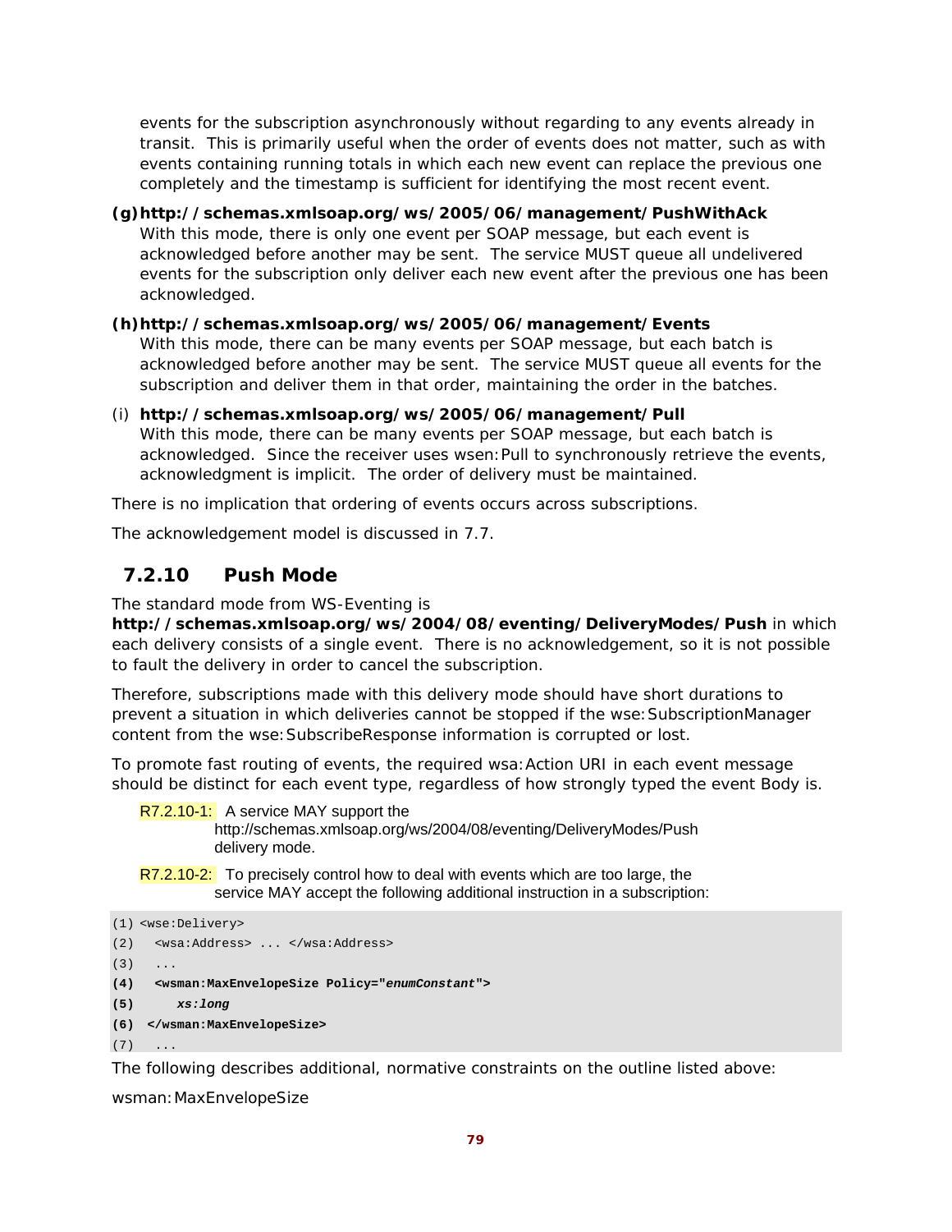events for the subscription asynchronously without regarding to any events already in transit. This is primarily useful when the order of events does not matter, such as with events containing running totals in which each new event can replace the previous one completely and the timestamp is sufficient for identifying the most recent event.

**(g) http://schemas.xmlsoap.org/ws/2005/06/management/PushWithAck**
With this mode, there is only one event per SOAP message, but each event is acknowledged before another may be sent. The service MUST queue all undelivered events for the subscription only deliver each new event after the previous one has been acknowledged.

**(h) http://schemas.xmlsoap.org/ws/2005/06/management/Events**
With this mode, there can be many events per SOAP message, but each batch is acknowledged before another may be sent. The service MUST queue all events for the subscription and deliver them in that order, maintaining the order in the batches.

(i) **http://schemas.xmlsoap.org/ws/2005/06/management/Pull**
With this mode, there can be many events per SOAP message, but each batch is acknowledged. Since the receiver uses wsen:Pull to synchronously retrieve the events, acknowledgment is implicit. The order of delivery must be maintained.

There is no implication that ordering of events occurs across subscriptions.

The acknowledgement model is discussed in 7.7.

### 7.2.10 Push Mode

The standard mode from WS-Eventing is **http://schemas.xmlsoap.org/ws/2004/08/eventing/DeliveryModes/Push** in which each delivery consists of a single event. There is no acknowledgement, so it is not possible to fault the delivery in order to cancel the subscription.

Therefore, subscriptions made with this delivery mode should have short durations to prevent a situation in which deliveries cannot be stopped if the wse:SubscriptionManager content from the wse:SubscribeResponse information is corrupted or lost.

To promote fast routing of events, the required wsa:Action URI in each event message should be distinct for each event type, regardless of how strongly typed the event Body is.

R7.2.10-1: A service MAY support the http://schemas.xmlsoap.org/ws/2004/08/eventing/DeliveryModes/Push delivery mode.

R7.2.10-2: To precisely control how to deal with events which are too large, the service MAY accept the following additional instruction in a subscription:

```
(1) <wse:Delivery>
(2)   <wsa:Address> ... </wsa:Address>
(3)   ...
(4)   <wsman:MaxEnvelopeSize Policy="enumConstant">
(5)       xs:long
(6)  </wsman:MaxEnvelopeSize>
(7)   ...
```

The following describes additional, normative constraints on the outline listed above:

wsman:MaxEnvelopeSize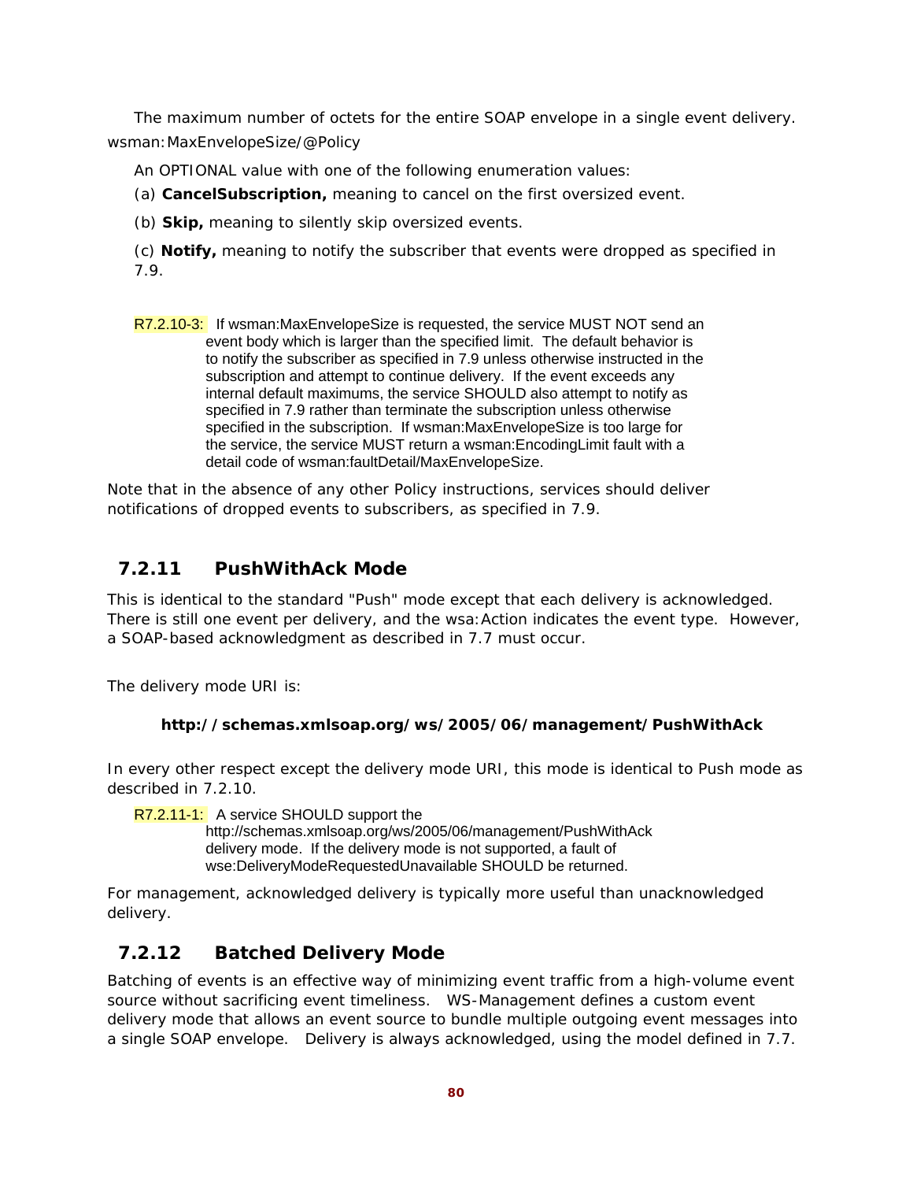The maximum number of octets for the entire SOAP envelope in a single event delivery.

wsman:MaxEnvelopeSize/@Policy

An OPTIONAL value with one of the following enumeration values:

(a) **CancelSubscription,** meaning to cancel on the first oversized event.

(b) **Skip,** meaning to silently skip oversized events.

(c) **Notify,** meaning to notify the subscriber that events were dropped as specified in 7.9.

R7.2.10-3: If wsman:MaxEnvelopeSize is requested, the service MUST NOT send an event body which is larger than the specified limit. The default behavior is to notify the subscriber as specified in 7.9 unless otherwise instructed in the subscription and attempt to continue delivery. If the event exceeds any internal default maximums, the service SHOULD also attempt to notify as specified in 7.9 rather than terminate the subscription unless otherwise specified in the subscription. If wsman:MaxEnvelopeSize is too large for the service, the service MUST return a wsman:EncodingLimit fault with a detail code of wsman:faultDetail/MaxEnvelopeSize.

Note that in the absence of any other Policy instructions, services should deliver notifications of dropped events to subscribers, as specified in 7.9.

### 7.2.11 PushWithAck Mode

This is identical to the standard "Push" mode except that each delivery is acknowledged. There is still one event per delivery, and the wsa:Action indicates the event type. However, a SOAP-based acknowledgment as described in 7.7 must occur.

The delivery mode URI is:

**http://schemas.xmlsoap.org/ws/2005/06/management/PushWithAck**

In every other respect except the delivery mode URI, this mode is identical to Push mode as described in 7.2.10.

R7.2.11-1: A service SHOULD support the http://schemas.xmlsoap.org/ws/2005/06/management/PushWithAck delivery mode. If the delivery mode is not supported, a fault of wse:DeliveryModeRequestedUnavailable SHOULD be returned.

For management, acknowledged delivery is typically more useful than unacknowledged delivery.

### 7.2.12 Batched Delivery Mode

Batching of events is an effective way of minimizing event traffic from a high-volume event source without sacrificing event timeliness. WS-Management defines a custom event delivery mode that allows an event source to bundle multiple outgoing event messages into a single SOAP envelope. Delivery is always acknowledged, using the model defined in 7.7.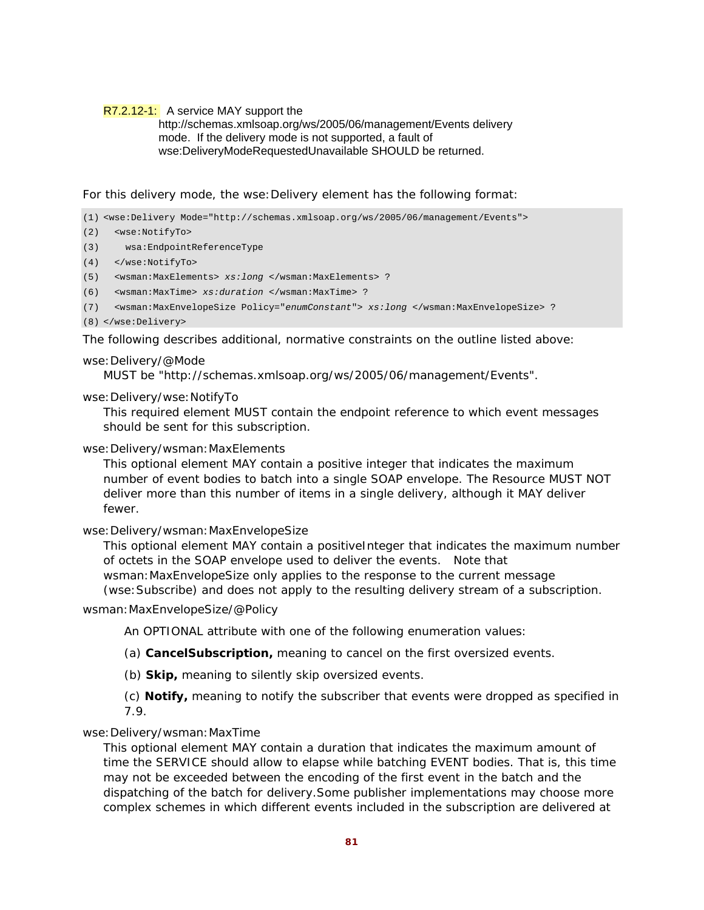R7.2.12-1: A service MAY support the http://schemas.xmlsoap.org/ws/2005/06/management/Events delivery mode. If the delivery mode is not supported, a fault of wse:DeliveryModeRequestedUnavailable SHOULD be returned.

For this delivery mode, the wse:Delivery element has the following format:

```
(1) <wse:Delivery Mode="http://schemas.xmlsoap.org/ws/2005/06/management/Events">
(2)   <wse:NotifyTo>
(3)     wsa:EndpointReferenceType
(4)   </wse:NotifyTo>
(5)   <wsman:MaxElements> xs:long </wsman:MaxElements> ?
(6)   <wsman:MaxTime> xs:duration </wsman:MaxTime> ?
(7)   <wsman:MaxEnvelopeSize Policy="enumConstant"> xs:long </wsman:MaxEnvelopeSize> ?
(8) </wse:Delivery>
```

The following describes additional, normative constraints on the outline listed above:

wse:Delivery/@Mode

MUST be "http://schemas.xmlsoap.org/ws/2005/06/management/Events".

wse:Delivery/wse:NotifyTo

This required element MUST contain the endpoint reference to which event messages should be sent for this subscription.

wse:Delivery/wsman:MaxElements

This optional element MAY contain a positive integer that indicates the maximum number of event bodies to batch into a single SOAP envelope. The Resource MUST NOT deliver more than this number of items in a single delivery, although it MAY deliver fewer.

wse:Delivery/wsman:MaxEnvelopeSize

This optional element MAY contain a positiveInteger that indicates the maximum number of octets in the SOAP envelope used to deliver the events. Note that wsman:MaxEnvelopeSize only applies to the response to the current message (wse:Subscribe) and does not apply to the resulting delivery stream of a subscription.

wsman:MaxEnvelopeSize/@Policy

An OPTIONAL attribute with one of the following enumeration values:

(a) **CancelSubscription,** meaning to cancel on the first oversized events.

(b) **Skip,** meaning to silently skip oversized events.

(c) **Notify,** meaning to notify the subscriber that events were dropped as specified in 7.9.

wse:Delivery/wsman:MaxTime

This optional element MAY contain a duration that indicates the maximum amount of time the SERVICE should allow to elapse while batching EVENT bodies. That is, this time may not be exceeded between the encoding of the first event in the batch and the dispatching of the batch for delivery.Some publisher implementations may choose more complex schemes in which different events included in the subscription are delivered at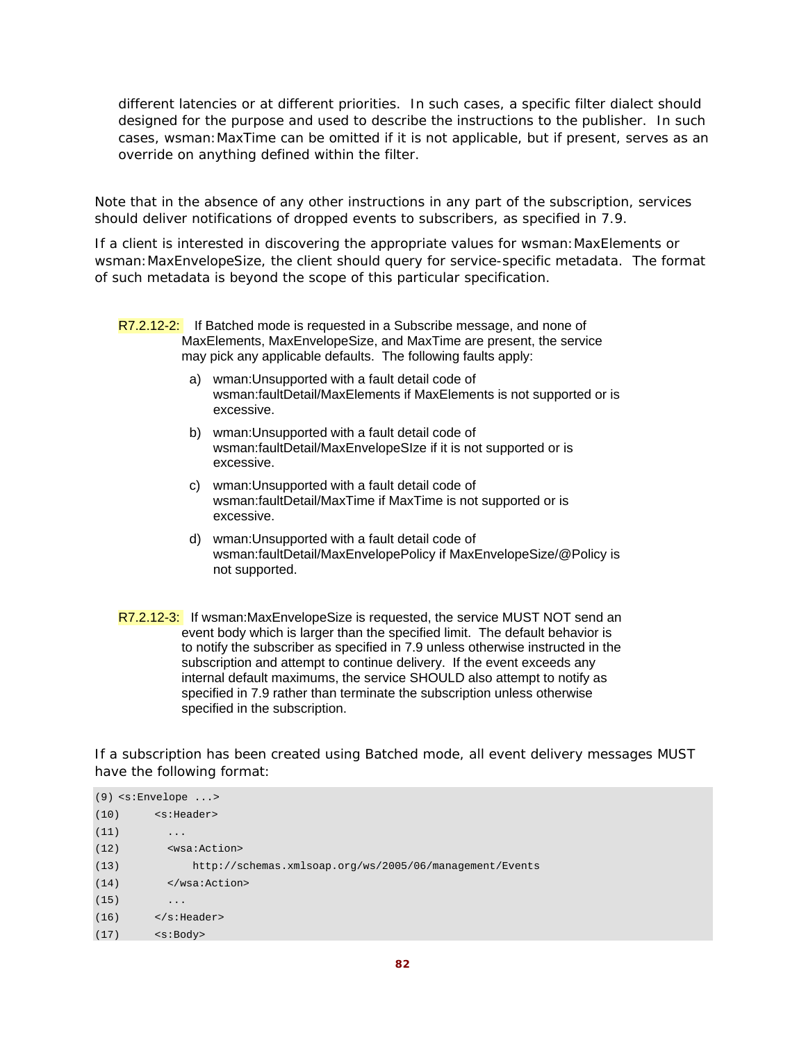different latencies or at different priorities. In such cases, a specific filter dialect should designed for the purpose and used to describe the instructions to the publisher. In such cases, wsman:MaxTime can be omitted if it is not applicable, but if present, serves as an override on anything defined within the filter.

Note that in the absence of any other instructions in any part of the subscription, services should deliver notifications of dropped events to subscribers, as specified in 7.9.

If a client is interested in discovering the appropriate values for wsman:MaxElements or wsman:MaxEnvelopeSize, the client should query for service-specific metadata. The format of such metadata is beyond the scope of this particular specification.

R7.2.12-2: If Batched mode is requested in a Subscribe message, and none of MaxElements, MaxEnvelopeSize, and MaxTime are present, the service may pick any applicable defaults. The following faults apply:

a) wman:Unsupported with a fault detail code of wsman:faultDetail/MaxElements if MaxElements is not supported or is excessive.

b) wman:Unsupported with a fault detail code of wsman:faultDetail/MaxEnvelopeSIze if it is not supported or is excessive.

c) wman:Unsupported with a fault detail code of wsman:faultDetail/MaxTime if MaxTime is not supported or is excessive.

d) wman:Unsupported with a fault detail code of wsman:faultDetail/MaxEnvelopePolicy if MaxEnvelopeSize/@Policy is not supported.

R7.2.12-3: If wsman:MaxEnvelopeSize is requested, the service MUST NOT send an event body which is larger than the specified limit. The default behavior is to notify the subscriber as specified in 7.9 unless otherwise instructed in the subscription and attempt to continue delivery. If the event exceeds any internal default maximums, the service SHOULD also attempt to notify as specified in 7.9 rather than terminate the subscription unless otherwise specified in the subscription.

If a subscription has been created using Batched mode, all event delivery messages MUST have the following format:

```
(9) <s:Envelope ...>
(10)     <s:Header>
(11)       ...
(12)       <wsa:Action>
(13)           http://schemas.xmlsoap.org/ws/2005/06/management/Events
(14)       </wsa:Action>
(15)       ...
(16)     </s:Header>
(17)     <s:Body>
```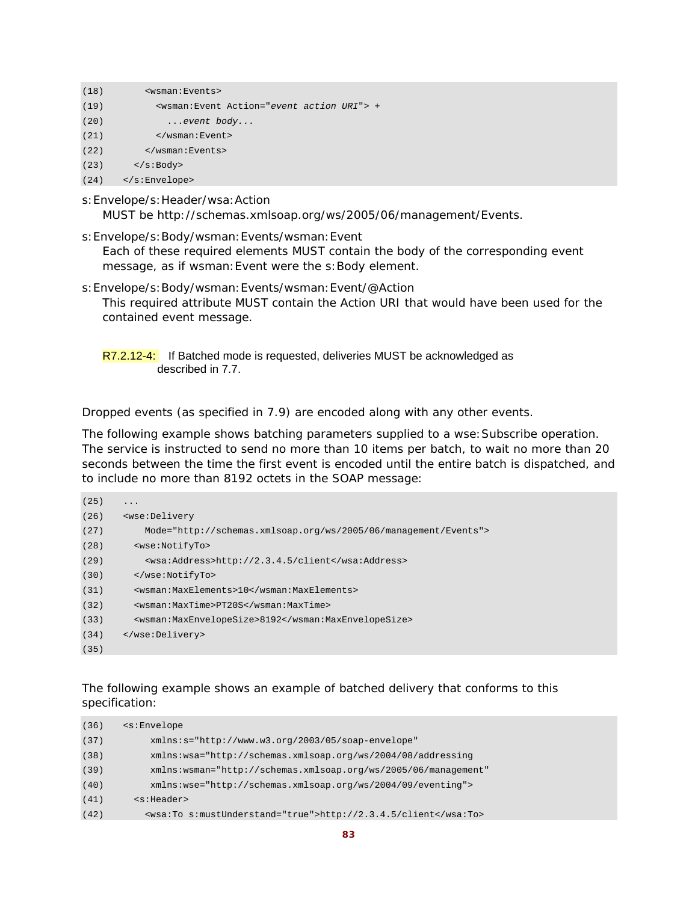```
(18)       <wsman:Events>
(19)         <wsman:Event Action="event action URI"> +
(20)           ...event body...
(21)         </wsman:Event>
(22)       </wsman:Events>
(23)     </s:Body>
(24)   </s:Envelope>
```

s:Envelope/s:Header/wsa:Action
MUST be http://schemas.xmlsoap.org/ws/2005/06/management/Events.

s:Envelope/s:Body/wsman:Events/wsman:Event
Each of these required elements MUST contain the body of the corresponding event message, as if wsman:Event were the s:Body element.

s:Envelope/s:Body/wsman:Events/wsman:Event/@Action
This required attribute MUST contain the Action URI that would have been used for the contained event message.

R7.2.12-4: If Batched mode is requested, deliveries MUST be acknowledged as described in 7.7.

Dropped events (as specified in 7.9) are encoded along with any other events.

The following example shows batching parameters supplied to a wse:Subscribe operation. The service is instructed to send no more than 10 items per batch, to wait no more than 20 seconds between the time the first event is encoded until the entire batch is dispatched, and to include no more than 8192 octets in the SOAP message:

```
(25)   ...
(26)   <wse:Delivery
(27)       Mode="http://schemas.xmlsoap.org/ws/2005/06/management/Events">
(28)     <wse:NotifyTo>
(29)       <wsa:Address>http://2.3.4.5/client</wsa:Address>
(30)     </wse:NotifyTo>
(31)     <wsman:MaxElements>10</wsman:MaxElements>
(32)     <wsman:MaxTime>PT20S</wsman:MaxTime>
(33)     <wsman:MaxEnvelopeSize>8192</wsman:MaxEnvelopeSize>
(34)   </wse:Delivery>
(35)
```

The following example shows an example of batched delivery that conforms to this specification:

```
(36)   <s:Envelope
(37)        xmlns:s="http://www.w3.org/2003/05/soap-envelope"
(38)        xmlns:wsa="http://schemas.xmlsoap.org/ws/2004/08/addressing
(39)        xmlns:wsman="http://schemas.xmlsoap.org/ws/2005/06/management"
(40)        xmlns:wse="http://schemas.xmlsoap.org/ws/2004/09/eventing">
(41)     <s:Header>
(42)       <wsa:To s:mustUnderstand="true">http://2.3.4.5/client</wsa:To>
```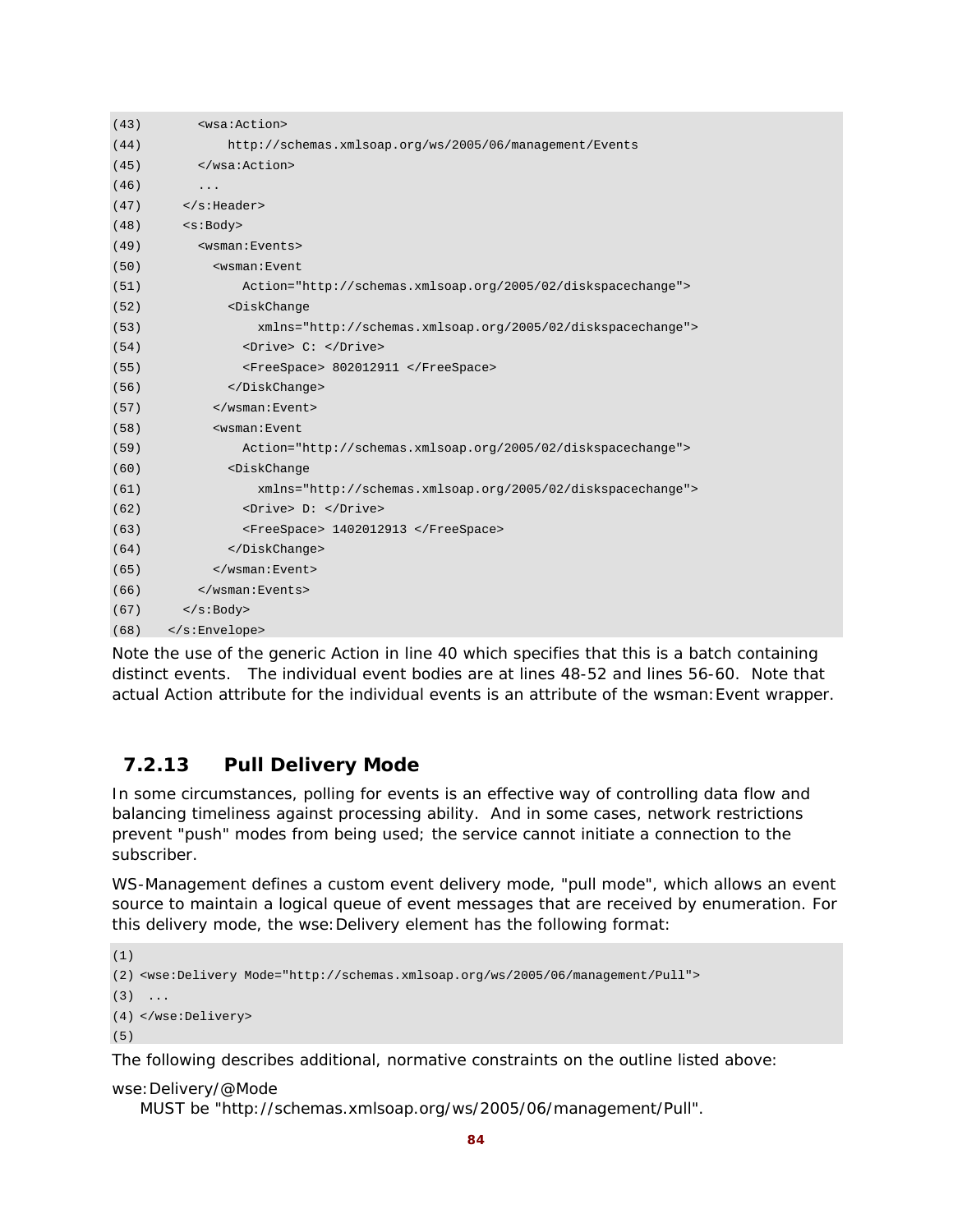```
(43)      <wsa:Action>
(44)          http://schemas.xmlsoap.org/ws/2005/06/management/Events
(45)      </wsa:Action>
(46)      ...
(47)    </s:Header>
(48)    <s:Body>
(49)      <wsman:Events>
(50)        <wsman:Event
(51)            Action="http://schemas.xmlsoap.org/2005/02/diskspacechange">
(52)          <DiskChange
(53)              xmlns="http://schemas.xmlsoap.org/2005/02/diskspacechange">
(54)            <Drive> C: </Drive>
(55)            <FreeSpace> 802012911 </FreeSpace>
(56)          </DiskChange>
(57)        </wsman:Event>
(58)        <wsman:Event
(59)            Action="http://schemas.xmlsoap.org/2005/02/diskspacechange">
(60)          <DiskChange
(61)              xmlns="http://schemas.xmlsoap.org/2005/02/diskspacechange">
(62)            <Drive> D: </Drive>
(63)            <FreeSpace> 1402012913 </FreeSpace>
(64)          </DiskChange>
(65)        </wsman:Event>
(66)      </wsman:Events>
(67)    </s:Body>
(68)  </s:Envelope>
```

Note the use of the generic Action in line 40 which specifies that this is a batch containing distinct events. The individual event bodies are at lines 48-52 and lines 56-60. Note that actual Action attribute for the individual events is an attribute of the wsman:Event wrapper.

### 7.2.13 Pull Delivery Mode

In some circumstances, polling for events is an effective way of controlling data flow and balancing timeliness against processing ability. And in some cases, network restrictions prevent "push" modes from being used; the service cannot initiate a connection to the subscriber.

WS-Management defines a custom event delivery mode, "pull mode", which allows an event source to maintain a logical queue of event messages that are received by enumeration. For this delivery mode, the wse:Delivery element has the following format:

```
(1)
(2) <wse:Delivery Mode="http://schemas.xmlsoap.org/ws/2005/06/management/Pull">
(3)  ...
(4) </wse:Delivery>
(5)
```

The following describes additional, normative constraints on the outline listed above:

wse:Delivery/@Mode
  MUST be "http://schemas.xmlsoap.org/ws/2005/06/management/Pull".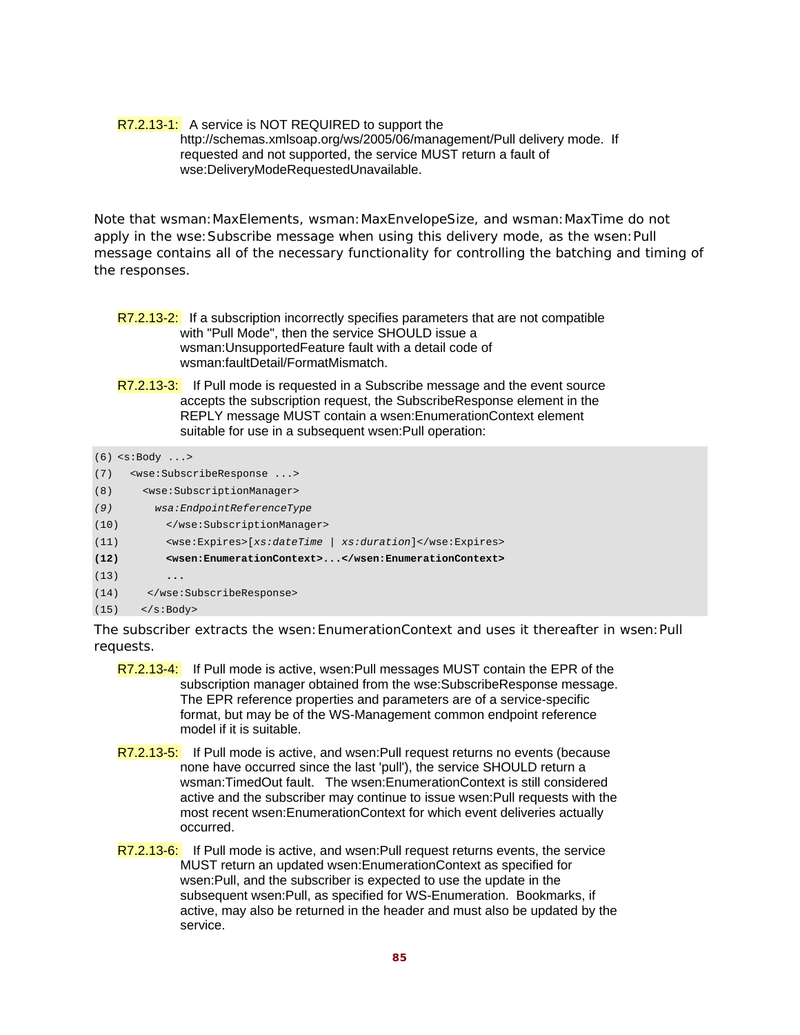R7.2.13-1: A service is NOT REQUIRED to support the http://schemas.xmlsoap.org/ws/2005/06/management/Pull delivery mode. If requested and not supported, the service MUST return a fault of wse:DeliveryModeRequestedUnavailable.

Note that wsman:MaxElements, wsman:MaxEnvelopeSize, and wsman:MaxTime do not apply in the wse:Subscribe message when using this delivery mode, as the wsen:Pull message contains all of the necessary functionality for controlling the batching and timing of the responses.

R7.2.13-2: If a subscription incorrectly specifies parameters that are not compatible with "Pull Mode", then the service SHOULD issue a wsman:UnsupportedFeature fault with a detail code of wsman:faultDetail/FormatMismatch.

R7.2.13-3: If Pull mode is requested in a Subscribe message and the event source accepts the subscription request, the SubscribeResponse element in the REPLY message MUST contain a wsen:EnumerationContext element suitable for use in a subsequent wsen:Pull operation:

```
(6) <s:Body ...>
(7)   <wse:SubscribeResponse ...>
(8)     <wse:SubscriptionManager>
(9)       wsa:EndpointReferenceType
(10)      </wse:SubscriptionManager>
(11)      <wse:Expires>[xs:dateTime | xs:duration]</wse:Expires>
(12)      <wsen:EnumerationContext>...</wsen:EnumerationContext>
(13)      ...
(14)    </wse:SubscribeResponse>
(15)  </s:Body>
```

The subscriber extracts the wsen:EnumerationContext and uses it thereafter in wsen:Pull requests.

R7.2.13-4: If Pull mode is active, wsen:Pull messages MUST contain the EPR of the subscription manager obtained from the wse:SubscribeResponse message. The EPR reference properties and parameters are of a service-specific format, but may be of the WS-Management common endpoint reference model if it is suitable.

R7.2.13-5: If Pull mode is active, and wsen:Pull request returns no events (because none have occurred since the last 'pull'), the service SHOULD return a wsman:TimedOut fault. The wsen:EnumerationContext is still considered active and the subscriber may continue to issue wsen:Pull requests with the most recent wsen:EnumerationContext for which event deliveries actually occurred.

R7.2.13-6: If Pull mode is active, and wsen:Pull request returns events, the service MUST return an updated wsen:EnumerationContext as specified for wsen:Pull, and the subscriber is expected to use the update in the subsequent wsen:Pull, as specified for WS-Enumeration. Bookmarks, if active, may also be returned in the header and must also be updated by the service.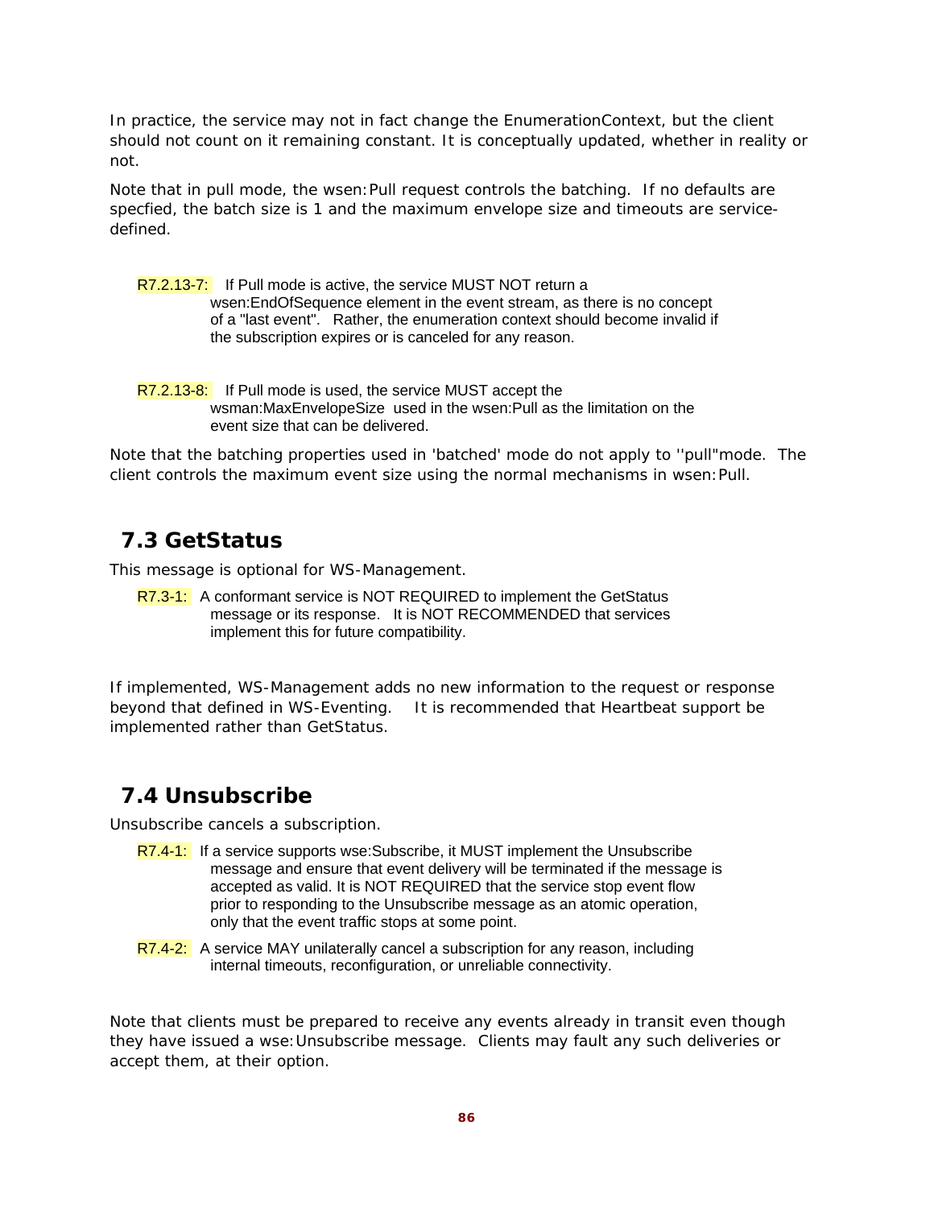In practice, the service may not in fact change the EnumerationContext, but the client should not count on it remaining constant. It is conceptually updated, whether in reality or not.

Note that in pull mode, the wsen:Pull request controls the batching. If no defaults are specfied, the batch size is 1 and the maximum envelope size and timeouts are service-defined.

R7.2.13-7: If Pull mode is active, the service MUST NOT return a wsen:EndOfSequence element in the event stream, as there is no concept of a "last event". Rather, the enumeration context should become invalid if the subscription expires or is canceled for any reason.

R7.2.13-8: If Pull mode is used, the service MUST accept the wsman:MaxEnvelopeSize used in the wsen:Pull as the limitation on the event size that can be delivered.

Note that the batching properties used in 'batched' mode do not apply to ''pull"mode. The client controls the maximum event size using the normal mechanisms in wsen:Pull.

## 7.3 GetStatus

This message is optional for WS-Management.

R7.3-1: A conformant service is NOT REQUIRED to implement the GetStatus message or its response. It is NOT RECOMMENDED that services implement this for future compatibility.

If implemented, WS-Management adds no new information to the request or response beyond that defined in WS-Eventing. It is recommended that Heartbeat support be implemented rather than GetStatus.

## 7.4 Unsubscribe

Unsubscribe cancels a subscription.

R7.4-1: If a service supports wse:Subscribe, it MUST implement the Unsubscribe message and ensure that event delivery will be terminated if the message is accepted as valid. It is NOT REQUIRED that the service stop event flow prior to responding to the Unsubscribe message as an atomic operation, only that the event traffic stops at some point.

R7.4-2: A service MAY unilaterally cancel a subscription for any reason, including internal timeouts, reconfiguration, or unreliable connectivity.

Note that clients must be prepared to receive any events already in transit even though they have issued a wse:Unsubscribe message. Clients may fault any such deliveries or accept them, at their option.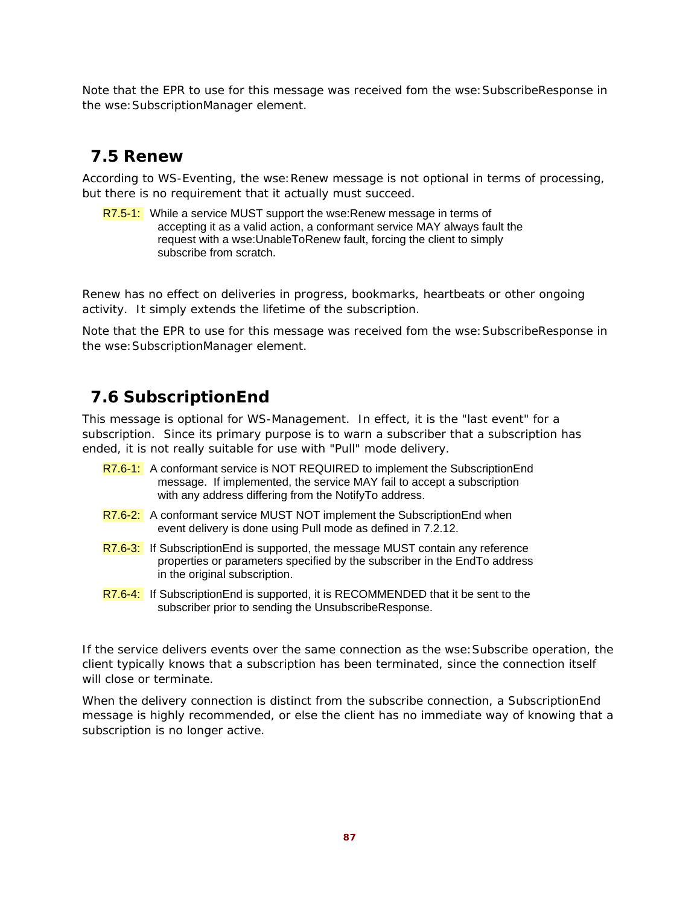Note that the EPR to use for this message was received fom the wse:SubscribeResponse in the wse:SubscriptionManager element.

## 7.5 Renew

According to WS-Eventing, the wse:Renew message is not optional in terms of processing, but there is no requirement that it actually must succeed.

R7.5-1: While a service MUST support the wse:Renew message in terms of accepting it as a valid action, a conformant service MAY always fault the request with a wse:UnableToRenew fault, forcing the client to simply subscribe from scratch.

Renew has no effect on deliveries in progress, bookmarks, heartbeats or other ongoing activity. It simply extends the lifetime of the subscription.

Note that the EPR to use for this message was received fom the wse:SubscribeResponse in the wse:SubscriptionManager element.

## 7.6 SubscriptionEnd

This message is optional for WS-Management. In effect, it is the "last event" for a subscription. Since its primary purpose is to warn a subscriber that a subscription has ended, it is not really suitable for use with "Pull" mode delivery.

R7.6-1: A conformant service is NOT REQUIRED to implement the SubscriptionEnd message. If implemented, the service MAY fail to accept a subscription with any address differing from the NotifyTo address.

R7.6-2: A conformant service MUST NOT implement the SubscriptionEnd when event delivery is done using Pull mode as defined in 7.2.12.

R7.6-3: If SubscriptionEnd is supported, the message MUST contain any reference properties or parameters specified by the subscriber in the EndTo address in the original subscription.

R7.6-4: If SubscriptionEnd is supported, it is RECOMMENDED that it be sent to the subscriber prior to sending the UnsubscribeResponse.

If the service delivers events over the same connection as the wse:Subscribe operation, the client typically knows that a subscription has been terminated, since the connection itself will close or terminate.

When the delivery connection is distinct from the subscribe connection, a SubscriptionEnd message is highly recommended, or else the client has no immediate way of knowing that a subscription is no longer active.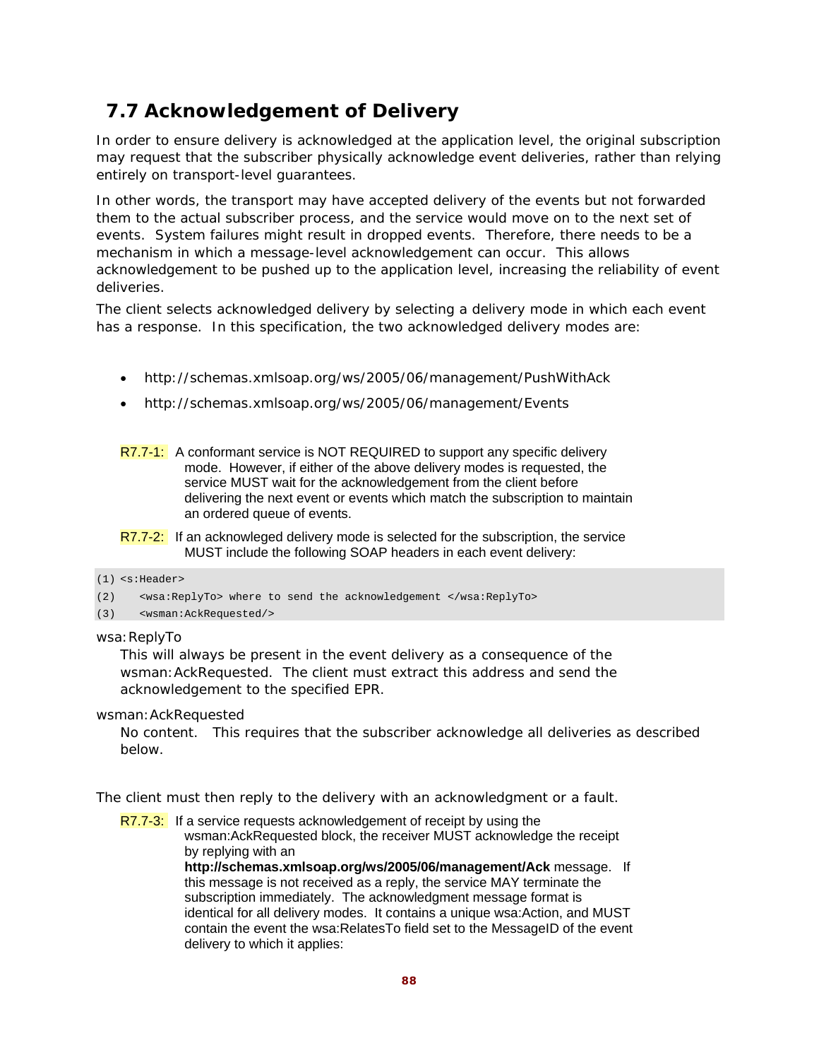## 7.7 Acknowledgement of Delivery

In order to ensure delivery is acknowledged at the application level, the original subscription may request that the subscriber physically acknowledge event deliveries, rather than relying entirely on transport-level guarantees.

In other words, the transport may have accepted delivery of the events but not forwarded them to the actual subscriber process, and the service would move on to the next set of events. System failures might result in dropped events. Therefore, there needs to be a mechanism in which a message-level acknowledgement can occur. This allows acknowledgement to be pushed up to the application level, increasing the reliability of event deliveries.

The client selects acknowledged delivery by selecting a delivery mode in which each event has a response. In this specification, the two acknowledged delivery modes are:

- http://schemas.xmlsoap.org/ws/2005/06/management/PushWithAck
- http://schemas.xmlsoap.org/ws/2005/06/management/Events

R7.7-1: A conformant service is NOT REQUIRED to support any specific delivery mode. However, if either of the above delivery modes is requested, the service MUST wait for the acknowledgement from the client before delivering the next event or events which match the subscription to maintain an ordered queue of events.

R7.7-2: If an acknowleged delivery mode is selected for the subscription, the service MUST include the following SOAP headers in each event delivery:

```
(1) <s:Header>
(2)    <wsa:ReplyTo> where to send the acknowledgement </wsa:ReplyTo>
(3)    <wsman:AckRequested/>
```

wsa:ReplyTo
: This will always be present in the event delivery as a consequence of the wsman:AckRequested. The client must extract this address and send the acknowledgement to the specified EPR.

wsman:AckRequested
: No content. This requires that the subscriber acknowledge all deliveries as described below.

The client must then reply to the delivery with an acknowledgment or a fault.

R7.7-3: If a service requests acknowledgement of receipt by using the wsman:AckRequested block, the receiver MUST acknowledge the receipt by replying with an **http://schemas.xmlsoap.org/ws/2005/06/management/Ack** message. If this message is not received as a reply, the service MAY terminate the subscription immediately. The acknowledgment message format is identical for all delivery modes. It contains a unique wsa:Action, and MUST contain the event the wsa:RelatesTo field set to the MessageID of the event delivery to which it applies: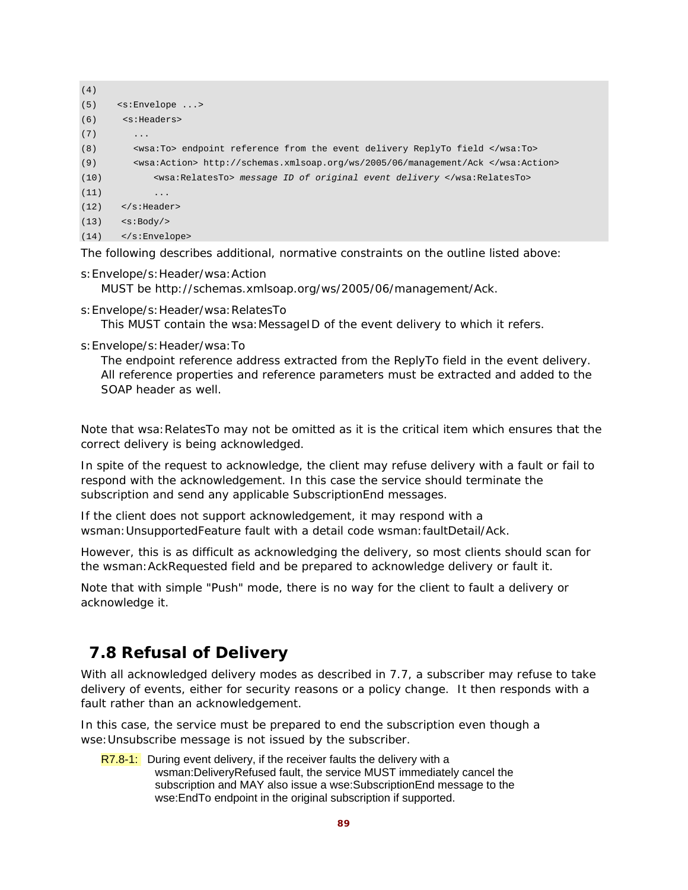```
(4)
(5)   <s:Envelope ...>
(6)    <s:Headers>
(7)      ...
(8)      <wsa:To> endpoint reference from the event delivery ReplyTo field </wsa:To>
(9)      <wsa:Action> http://schemas.xmlsoap.org/ws/2005/06/management/Ack </wsa:Action>
(10)         <wsa:RelatesTo> message ID of original event delivery </wsa:RelatesTo>
(11)         ...
(12)   </s:Header>
(13)   <s:Body/>
(14)   </s:Envelope>
```

The following describes additional, normative constraints on the outline listed above:

s:Envelope/s:Header/wsa:Action
  MUST be http://schemas.xmlsoap.org/ws/2005/06/management/Ack.

s:Envelope/s:Header/wsa:RelatesTo
  This MUST contain the wsa:MessageID of the event delivery to which it refers.

s:Envelope/s:Header/wsa:To
  The endpoint reference address extracted from the ReplyTo field in the event delivery. All reference properties and reference parameters must be extracted and added to the SOAP header as well.

Note that wsa:RelatesTo may not be omitted as it is the critical item which ensures that the correct delivery is being acknowledged.

In spite of the request to acknowledge, the client may refuse delivery with a fault or fail to respond with the acknowledgement. In this case the service should terminate the subscription and send any applicable SubscriptionEnd messages.

If the client does not support acknowledgement, it may respond with a wsman:UnsupportedFeature fault with a detail code wsman:faultDetail/Ack.

However, this is as difficult as acknowledging the delivery, so most clients should scan for the wsman:AckRequested field and be prepared to acknowledge delivery or fault it.

Note that with simple "Push" mode, there is no way for the client to fault a delivery or acknowledge it.

## 7.8 Refusal of Delivery

With all acknowledged delivery modes as described in 7.7, a subscriber may refuse to take delivery of events, either for security reasons or a policy change. It then responds with a fault rather than an acknowledgement.

In this case, the service must be prepared to end the subscription even though a wse:Unsubscribe message is not issued by the subscriber.

R7.8-1: During event delivery, if the receiver faults the delivery with a wsman:DeliveryRefused fault, the service MUST immediately cancel the subscription and MAY also issue a wse:SubscriptionEnd message to the wse:EndTo endpoint in the original subscription if supported.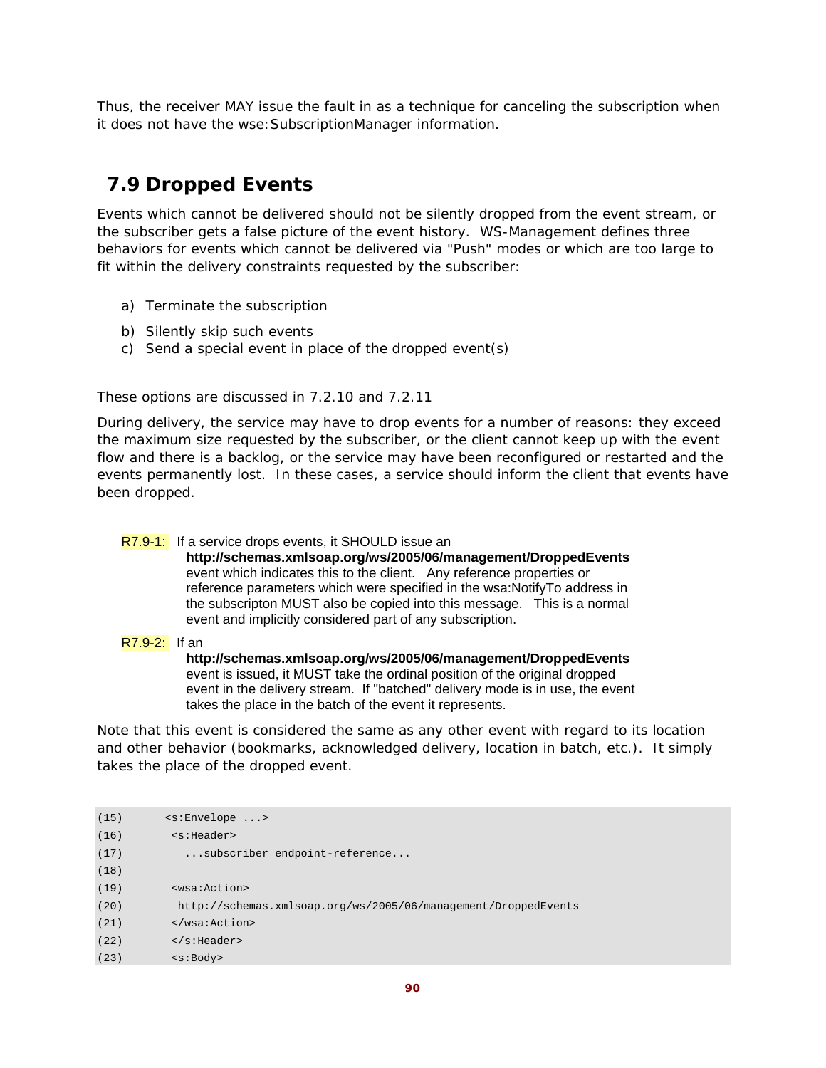Thus, the receiver MAY issue the fault in as a technique for canceling the subscription when it does not have the wse:SubscriptionManager information.

## 7.9 Dropped Events

Events which cannot be delivered should not be silently dropped from the event stream, or the subscriber gets a false picture of the event history. WS-Management defines three behaviors for events which cannot be delivered via "Push" modes or which are too large to fit within the delivery constraints requested by the subscriber:

a) Terminate the subscription
b) Silently skip such events
c) Send a special event in place of the dropped event(s)

These options are discussed in 7.2.10 and 7.2.11

During delivery, the service may have to drop events for a number of reasons: they exceed the maximum size requested by the subscriber, or the client cannot keep up with the event flow and there is a backlog, or the service may have been reconfigured or restarted and the events permanently lost. In these cases, a service should inform the client that events have been dropped.

R7.9-1: If a service drops events, it SHOULD issue an **http://schemas.xmlsoap.org/ws/2005/06/management/DroppedEvents** event which indicates this to the client. Any reference properties or reference parameters which were specified in the wsa:NotifyTo address in the subscripton MUST also be copied into this message. This is a normal event and implicitly considered part of any subscription.

R7.9-2: If an **http://schemas.xmlsoap.org/ws/2005/06/management/DroppedEvents** event is issued, it MUST take the ordinal position of the original dropped event in the delivery stream. If "batched" delivery mode is in use, the event takes the place in the batch of the event it represents.

Note that this event is considered the same as any other event with regard to its location and other behavior (bookmarks, acknowledged delivery, location in batch, etc.). It simply takes the place of the dropped event.

```
(15)      <s:Envelope ...>
(16)       <s:Header>
(17)         ...subscriber endpoint-reference...
(18)
(19)       <wsa:Action>
(20)        http://schemas.xmlsoap.org/ws/2005/06/management/DroppedEvents
(21)       </wsa:Action>
(22)       </s:Header>
(23)       <s:Body>
```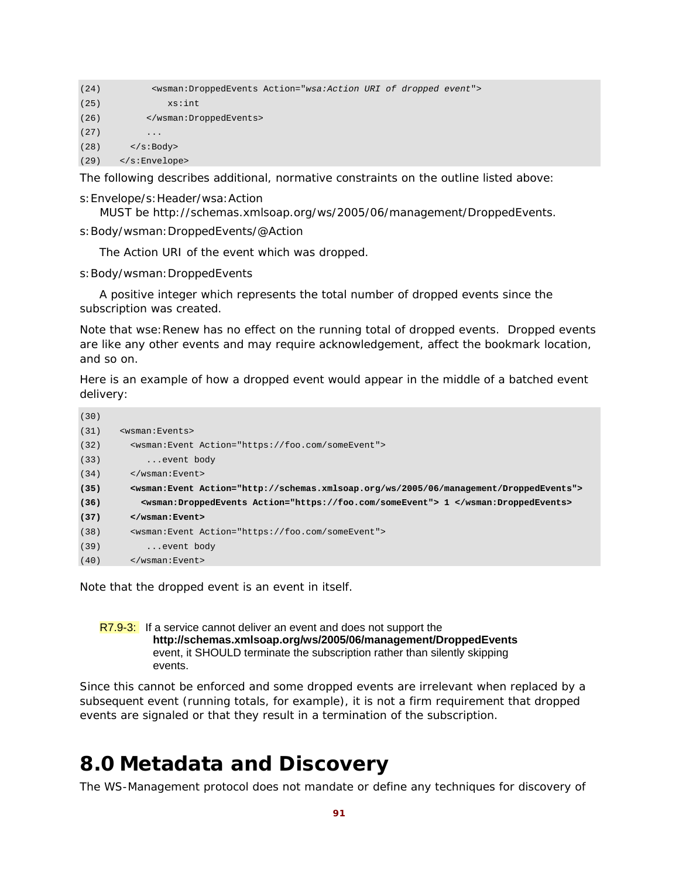```
(24)        <wsman:DroppedEvents Action="wsa:Action URI of dropped event">
(25)           xs:int
(26)        </wsman:DroppedEvents>
(27)        ...
(28)     </s:Body>
(29)   </s:Envelope>
```

The following describes additional, normative constraints on the outline listed above:

s:Envelope/s:Header/wsa:Action

MUST be http://schemas.xmlsoap.org/ws/2005/06/management/DroppedEvents.

s:Body/wsman:DroppedEvents/@Action

The Action URI of the event which was dropped.

s:Body/wsman:DroppedEvents

A positive integer which represents the total number of dropped events since the subscription was created.

Note that wse:Renew has no effect on the running total of dropped events. Dropped events are like any other events and may require acknowledgement, affect the bookmark location, and so on.

Here is an example of how a dropped event would appear in the middle of a batched event delivery:

```
(30)
(31)   <wsman:Events>
(32)     <wsman:Event Action="https://foo.com/someEvent">
(33)        ...event body
(34)     </wsman:Event>
(35)     <wsman:Event Action="http://schemas.xmlsoap.org/ws/2005/06/management/DroppedEvents">
(36)       <wsman:DroppedEvents Action="https://foo.com/someEvent"> 1 </wsman:DroppedEvents>
(37)     </wsman:Event>
(38)     <wsman:Event Action="https://foo.com/someEvent">
(39)        ...event body
(40)     </wsman:Event>
```

Note that the dropped event is an event in itself.

R7.9-3: If a service cannot deliver an event and does not support the **http://schemas.xmlsoap.org/ws/2005/06/management/DroppedEvents** event, it SHOULD terminate the subscription rather than silently skipping events.

Since this cannot be enforced and some dropped events are irrelevant when replaced by a subsequent event (running totals, for example), it is not a firm requirement that dropped events are signaled or that they result in a termination of the subscription.

# 8.0 Metadata and Discovery

The WS-Management protocol does not mandate or define any techniques for discovery of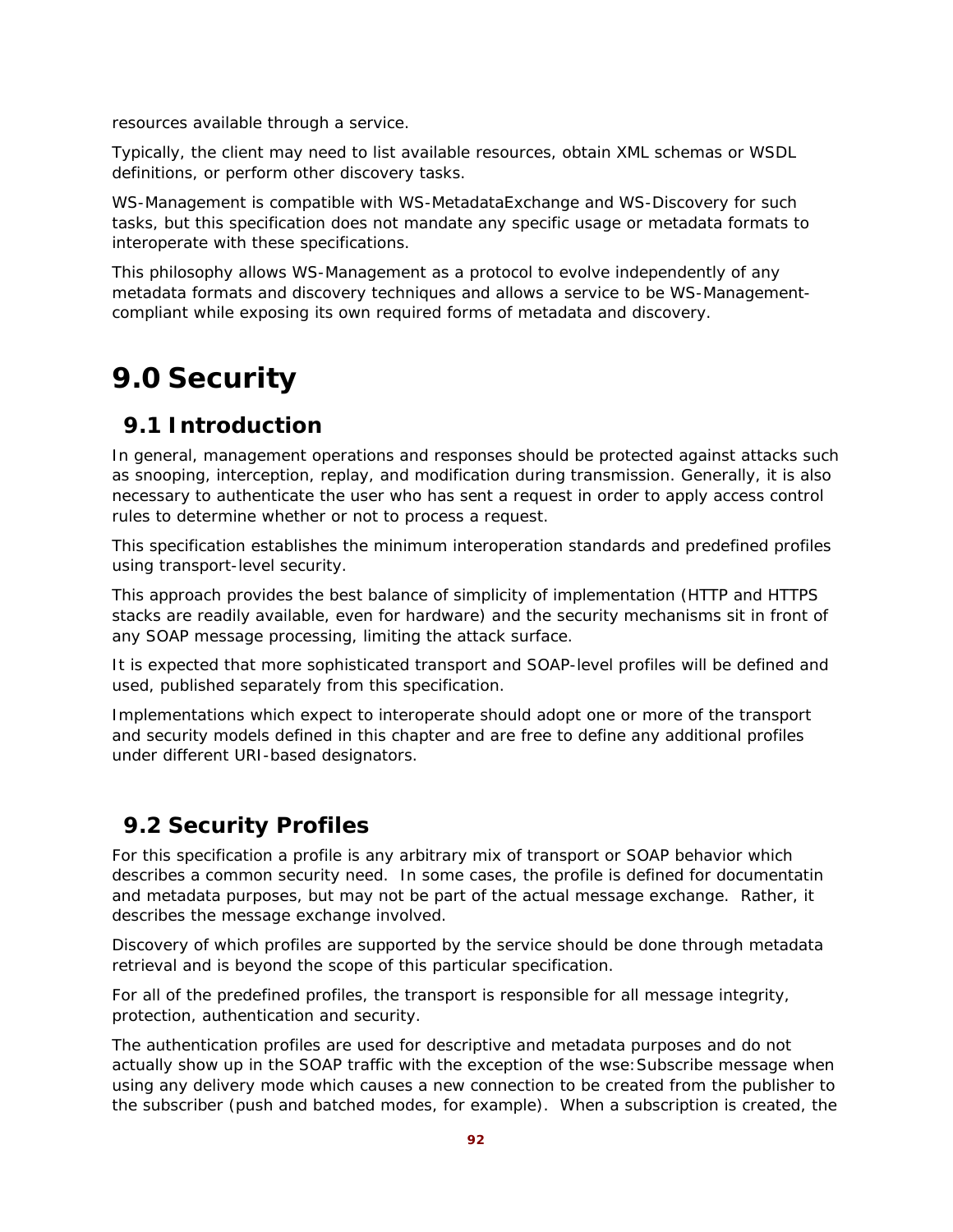resources available through a service.

Typically, the client may need to list available resources, obtain XML schemas or WSDL definitions, or perform other discovery tasks.

WS-Management is compatible with WS-MetadataExchange and WS-Discovery for such tasks, but this specification does not mandate any specific usage or metadata formats to interoperate with these specifications.

This philosophy allows WS-Management as a protocol to evolve independently of any metadata formats and discovery techniques and allows a service to be WS-Management-compliant while exposing its own required forms of metadata and discovery.

# 9.0 Security

## 9.1 Introduction

In general, management operations and responses should be protected against attacks such as snooping, interception, replay, and modification during transmission. Generally, it is also necessary to authenticate the user who has sent a request in order to apply access control rules to determine whether or not to process a request.

This specification establishes the minimum interoperation standards and predefined profiles using transport-level security.

This approach provides the best balance of simplicity of implementation (HTTP and HTTPS stacks are readily available, even for hardware) and the security mechanisms sit in front of any SOAP message processing, limiting the attack surface.

It is expected that more sophisticated transport and SOAP-level profiles will be defined and used, published separately from this specification.

Implementations which expect to interoperate should adopt one or more of the transport and security models defined in this chapter and are free to define any additional profiles under different URI-based designators.

## 9.2 Security Profiles

For this specification a profile is any arbitrary mix of transport or SOAP behavior which describes a common security need. In some cases, the profile is defined for documentatin and metadata purposes, but may not be part of the actual message exchange. Rather, it describes the message exchange involved.

Discovery of which profiles are supported by the service should be done through metadata retrieval and is beyond the scope of this particular specification.

For all of the predefined profiles, the transport is responsible for all message integrity, protection, authentication and security.

The authentication profiles are used for descriptive and metadata purposes and do not actually show up in the SOAP traffic with the exception of the wse:Subscribe message when using any delivery mode which causes a new connection to be created from the publisher to the subscriber (push and batched modes, for example). When a subscription is created, the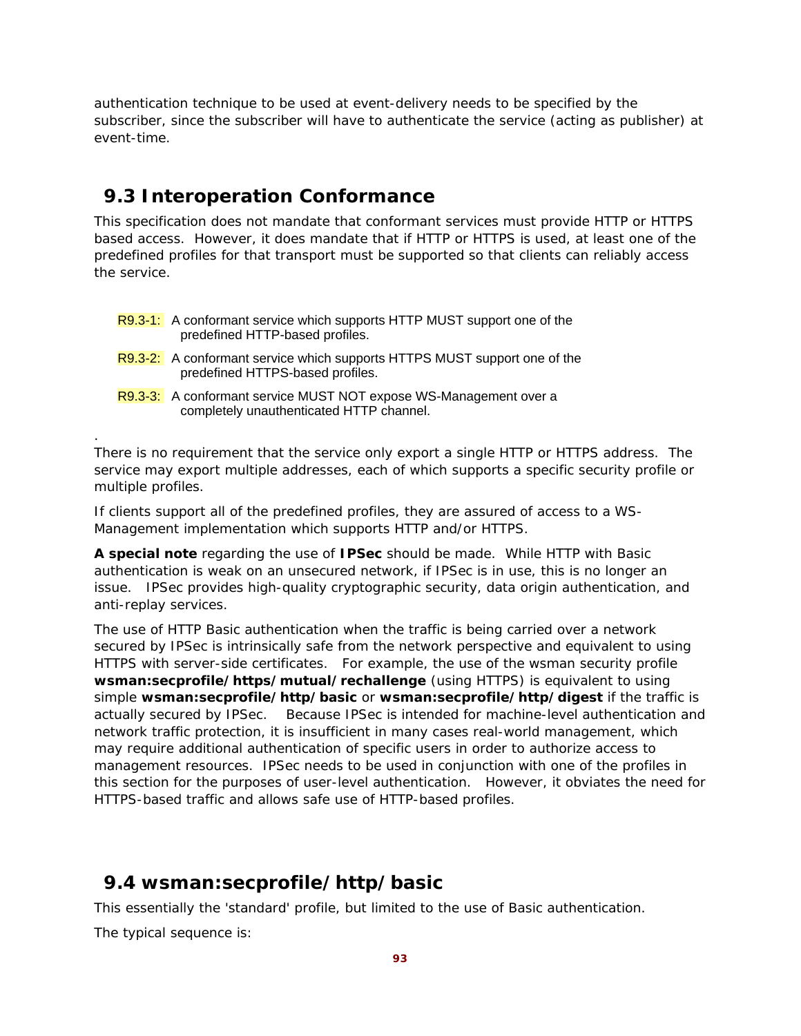authentication technique to be used at event-delivery needs to be specified by the subscriber, since the subscriber will have to authenticate the service (acting as publisher) at event-time.

## 9.3 Interoperation Conformance

This specification does not mandate that conformant services must provide HTTP or HTTPS based access. However, it does mandate that if HTTP or HTTPS is used, at least one of the predefined profiles for that transport must be supported so that clients can reliably access the service.

R9.3-1: A conformant service which supports HTTP MUST support one of the predefined HTTP-based profiles.

R9.3-2: A conformant service which supports HTTPS MUST support one of the predefined HTTPS-based profiles.

R9.3-3: A conformant service MUST NOT expose WS-Management over a completely unauthenticated HTTP channel.

.
There is no requirement that the service only export a single HTTP or HTTPS address. The service may export multiple addresses, each of which supports a specific security profile or multiple profiles.

If clients support all of the predefined profiles, they are assured of access to a WS-Management implementation which supports HTTP and/or HTTPS.

**A special note** regarding the use of **IPSec** should be made. While HTTP with Basic authentication is weak on an unsecured network, if IPSec is in use, this is no longer an issue. IPSec provides high-quality cryptographic security, data origin authentication, and anti-replay services.

The use of HTTP Basic authentication when the traffic is being carried over a network secured by IPSec is intrinsically safe from the network perspective and equivalent to using HTTPS with server-side certificates. For example, the use of the wsman security profile **wsman:secprofile/https/mutual/rechallenge** (using HTTPS) is equivalent to using simple **wsman:secprofile/http/basic** or **wsman:secprofile/http/digest** if the traffic is actually secured by IPSec. Because IPSec is intended for machine-level authentication and network traffic protection, it is insufficient in many cases real-world management, which may require additional authentication of specific users in order to authorize access to management resources. IPSec needs to be used in conjunction with one of the profiles in this section for the purposes of user-level authentication. However, it obviates the need for HTTPS-based traffic and allows safe use of HTTP-based profiles.

## 9.4 wsman:secprofile/http/basic

This essentially the 'standard' profile, but limited to the use of Basic authentication.

The typical sequence is: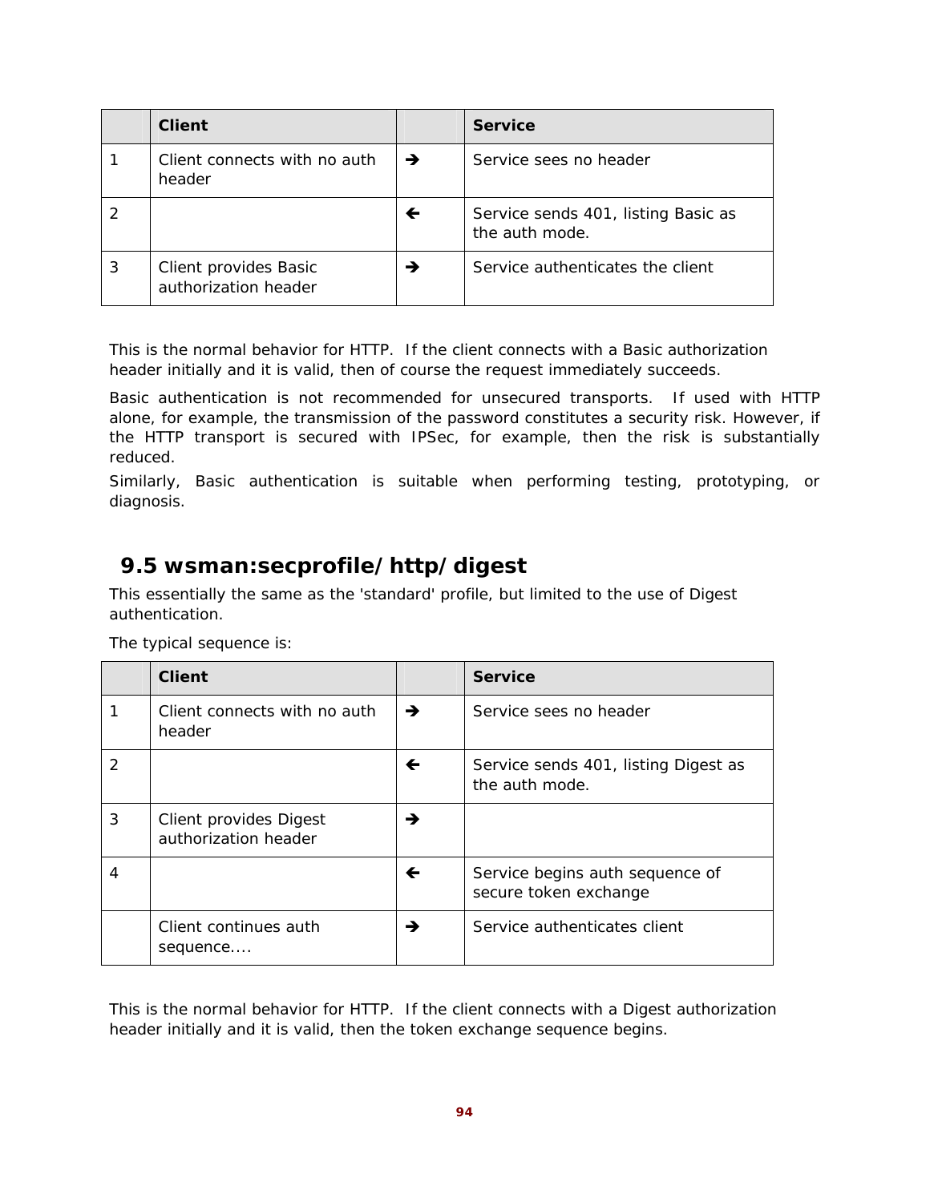| | Client | | Service |
|---|---|---|---|
| 1 | Client connects with no auth header | → | Service sees no header |
| 2 | | ← | Service sends 401, listing Basic as the auth mode. |
| 3 | Client provides Basic authorization header | → | Service authenticates the client |

This is the normal behavior for HTTP. If the client connects with a Basic authorization header initially and it is valid, then of course the request immediately succeeds.

Basic authentication is not recommended for unsecured transports. If used with HTTP alone, for example, the transmission of the password constitutes a security risk. However, if the HTTP transport is secured with IPSec, for example, then the risk is substantially reduced.

Similarly, Basic authentication is suitable when performing testing, prototyping, or diagnosis.

## 9.5 wsman:secprofile/http/digest

This essentially the same as the 'standard' profile, but limited to the use of Digest authentication.

The typical sequence is:

| | Client | | Service |
|---|---|---|---|
| 1 | Client connects with no auth header | → | Service sees no header |
| 2 | | ← | Service sends 401, listing Digest as the auth mode. |
| 3 | Client provides Digest authorization header | → | |
| 4 | | ← | Service begins auth sequence of secure token exchange |
| | Client continues auth sequence.... | → | Service authenticates client |

This is the normal behavior for HTTP. If the client connects with a Digest authorization header initially and it is valid, then the token exchange sequence begins.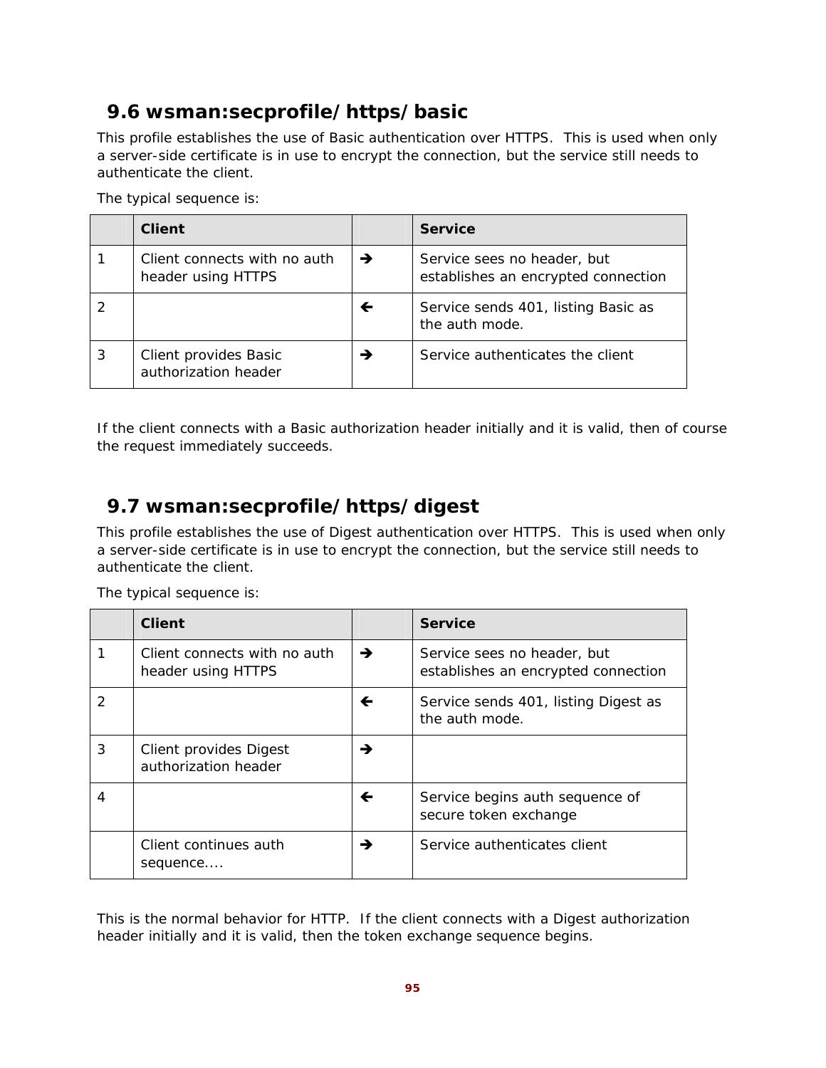## 9.6 wsman:secprofile/https/basic

This profile establishes the use of Basic authentication over HTTPS. This is used when only a server-side certificate is in use to encrypt the connection, but the service still needs to authenticate the client.

The typical sequence is:

| | Client | | Service |
|---|---|---|---|
| 1 | Client connects with no auth header using HTTPS | → | Service sees no header, but establishes an encrypted connection |
| 2 | | ← | Service sends 401, listing Basic as the auth mode. |
| 3 | Client provides Basic authorization header | → | Service authenticates the client |

If the client connects with a Basic authorization header initially and it is valid, then of course the request immediately succeeds.

## 9.7 wsman:secprofile/https/digest

This profile establishes the use of Digest authentication over HTTPS. This is used when only a server-side certificate is in use to encrypt the connection, but the service still needs to authenticate the client.

The typical sequence is:

| | Client | | Service |
|---|---|---|---|
| 1 | Client connects with no auth header using HTTPS | → | Service sees no header, but establishes an encrypted connection |
| 2 | | ← | Service sends 401, listing Digest as the auth mode. |
| 3 | Client provides Digest authorization header | → | |
| 4 | | ← | Service begins auth sequence of secure token exchange |
| | Client continues auth sequence.... | → | Service authenticates client |

This is the normal behavior for HTTP. If the client connects with a Digest authorization header initially and it is valid, then the token exchange sequence begins.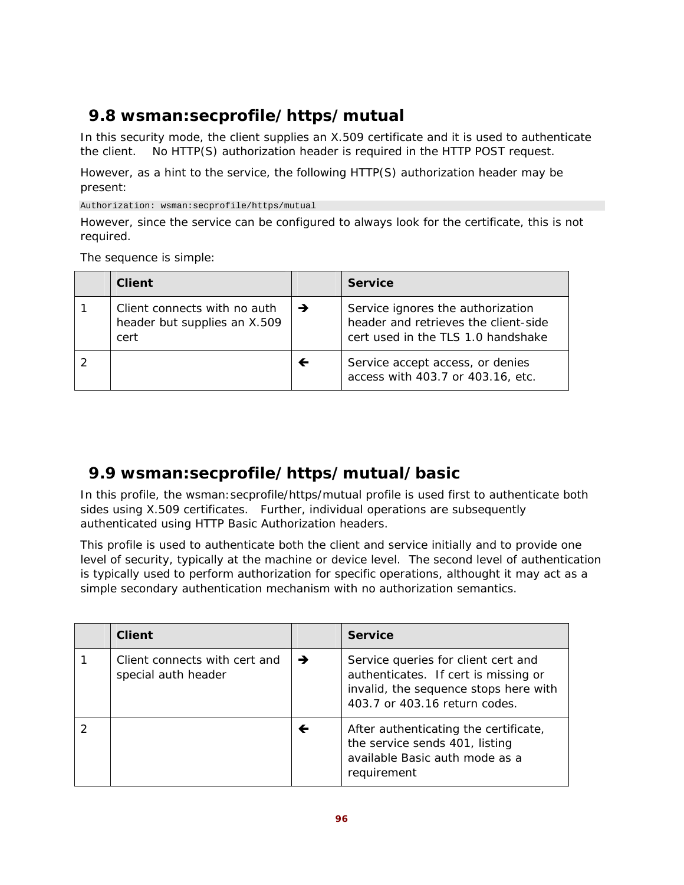## 9.8 wsman:secprofile/https/mutual

In this security mode, the client supplies an X.509 certificate and it is used to authenticate the client. No HTTP(S) authorization header is required in the HTTP POST request.

However, as a hint to the service, the following HTTP(S) authorization header may be present:

```
Authorization: wsman:secprofile/https/mutual
```

However, since the service can be configured to always look for the certificate, this is not required.

The sequence is simple:

| | Client | | Service |
|---|---|---|---|
| 1 | Client connects with no auth header but supplies an X.509 cert | → | Service ignores the authorization header and retrieves the client-side cert used in the TLS 1.0 handshake |
| 2 | | ← | Service accept access, or denies access with 403.7 or 403.16, etc. |

## 9.9 wsman:secprofile/https/mutual/basic

In this profile, the wsman:secprofile/https/mutual profile is used first to authenticate both sides using X.509 certificates. Further, individual operations are subsequently authenticated using HTTP Basic Authorization headers.

This profile is used to authenticate both the client and service initially and to provide one level of security, typically at the machine or device level. The second level of authentication is typically used to perform authorization for specific operations, althought it may act as a simple secondary authentication mechanism with no authorization semantics.

| | Client | | Service |
|---|---|---|---|
| 1 | Client connects with cert and special auth header | → | Service queries for client cert and authenticates. If cert is missing or invalid, the sequence stops here with 403.7 or 403.16 return codes. |
| 2 | | ← | After authenticating the certificate, the service sends 401, listing available Basic auth mode as a requirement |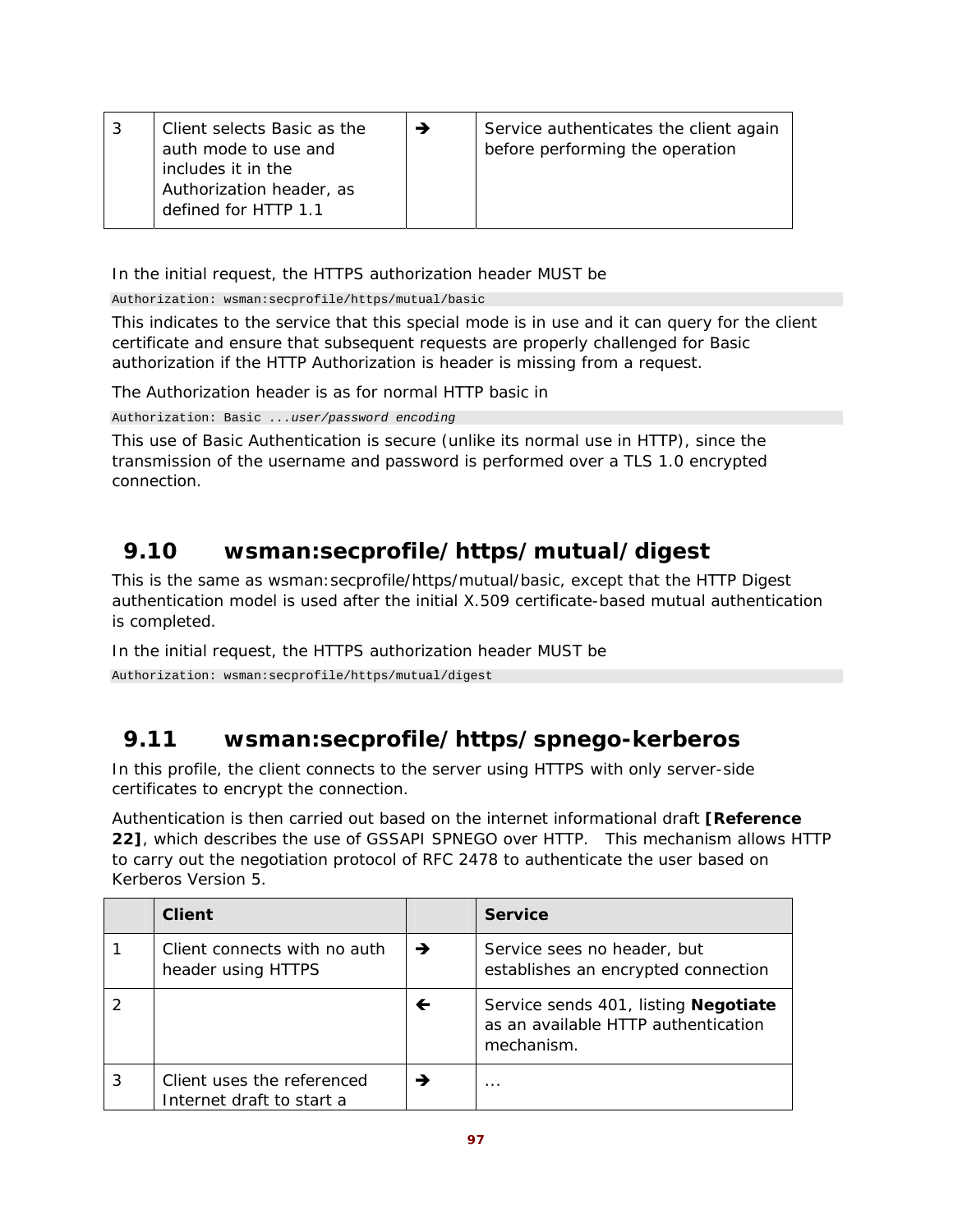| 3 | Client selects Basic as the auth mode to use and includes it in the Authorization header, as defined for HTTP 1.1 | → | Service authenticates the client again before performing the operation |
|---|---|---|---|

In the initial request, the HTTPS authorization header MUST be

```
Authorization: wsman:secprofile/https/mutual/basic
```

This indicates to the service that this special mode is in use and it can query for the client certificate and ensure that subsequent requests are properly challenged for Basic authorization if the HTTP Authorization is header is missing from a request.

The Authorization header is as for normal HTTP basic in

```
Authorization: Basic ...user/password encoding
```

This use of Basic Authentication is secure (unlike its normal use in HTTP), since the transmission of the username and password is performed over a TLS 1.0 encrypted connection.

## 9.10 wsman:secprofile/https/mutual/digest

This is the same as wsman:secprofile/https/mutual/basic, except that the HTTP Digest authentication model is used after the initial X.509 certificate-based mutual authentication is completed.

In the initial request, the HTTPS authorization header MUST be

```
Authorization: wsman:secprofile/https/mutual/digest
```

## 9.11 wsman:secprofile/https/spnego-kerberos

In this profile, the client connects to the server using HTTPS with only server-side certificates to encrypt the connection.

Authentication is then carried out based on the internet informational draft **[Reference 22]**, which describes the use of GSSAPI SPNEGO over HTTP. This mechanism allows HTTP to carry out the negotiation protocol of RFC 2478 to authenticate the user based on Kerberos Version 5.

| | **Client** | | **Service** |
|---|---|---|---|
| 1 | Client connects with no auth header using HTTPS | → | Service sees no header, but establishes an encrypted connection |
| 2 | | ← | Service sends 401, listing **Negotiate** as an available HTTP authentication mechanism. |
| 3 | Client uses the referenced Internet draft to start a | → | … |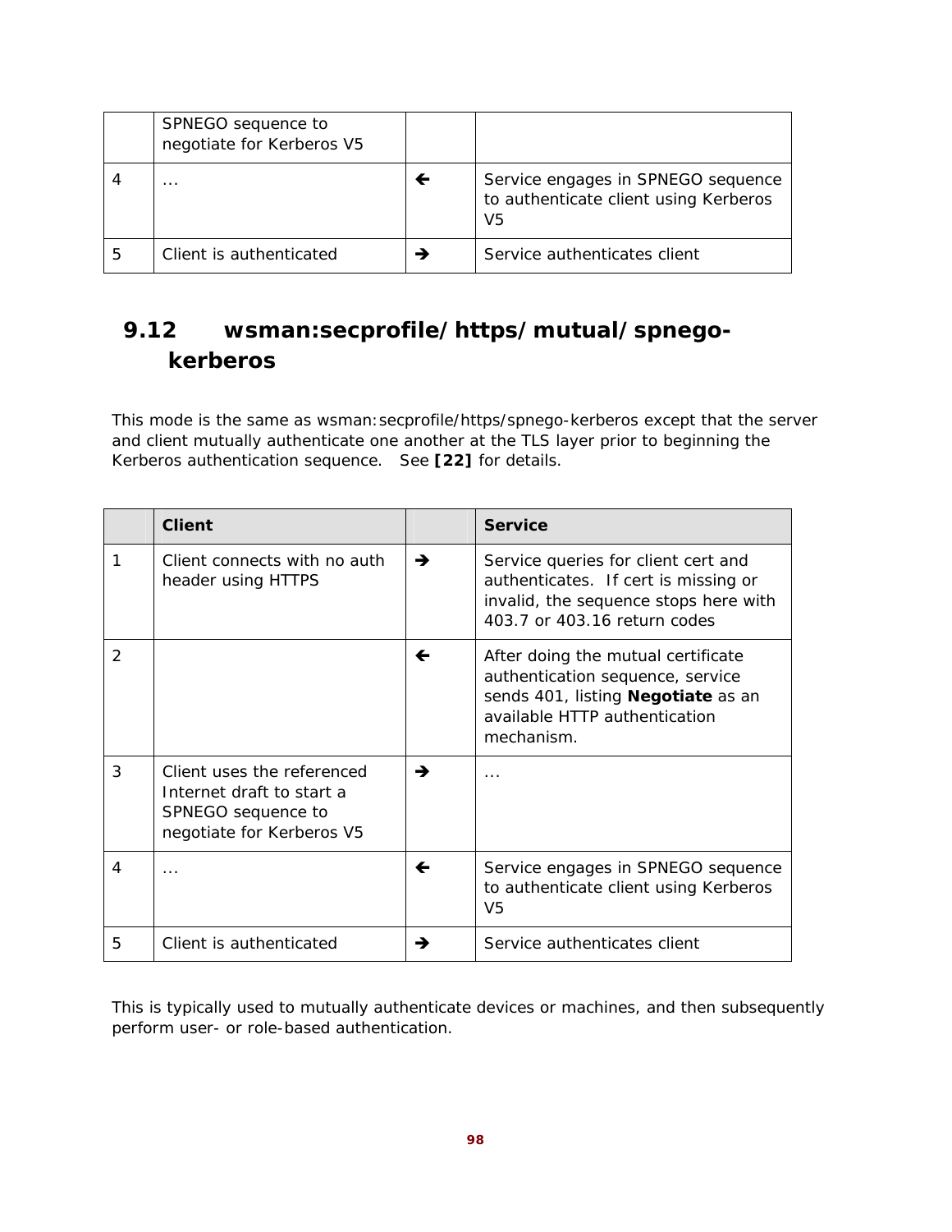|  | SPNEGO sequence to negotiate for Kerberos V5 |  |  |
|---|---|---|---|
| 4 | … | ← | Service engages in SPNEGO sequence to authenticate client using Kerberos V5 |
| 5 | Client is authenticated | → | Service authenticates client |

## 9.12 wsman:secprofile/https/mutual/spnego-kerberos

This mode is the same as wsman:secprofile/https/spnego-kerberos except that the server and client mutually authenticate one another at the TLS layer prior to beginning the Kerberos authentication sequence. See **[22]** for details.

|  | Client |  | Service |
|---|---|---|---|
| 1 | Client connects with no auth header using HTTPS | → | Service queries for client cert and authenticates. If cert is missing or invalid, the sequence stops here with 403.7 or 403.16 return codes |
| 2 |  | ← | After doing the mutual certificate authentication sequence, service sends 401, listing **Negotiate** as an available HTTP authentication mechanism. |
| 3 | Client uses the referenced Internet draft to start a SPNEGO sequence to negotiate for Kerberos V5 | → | … |
| 4 | … | ← | Service engages in SPNEGO sequence to authenticate client using Kerberos V5 |
| 5 | Client is authenticated | → | Service authenticates client |

This is typically used to mutually authenticate devices or machines, and then subsequently perform user- or role-based authentication.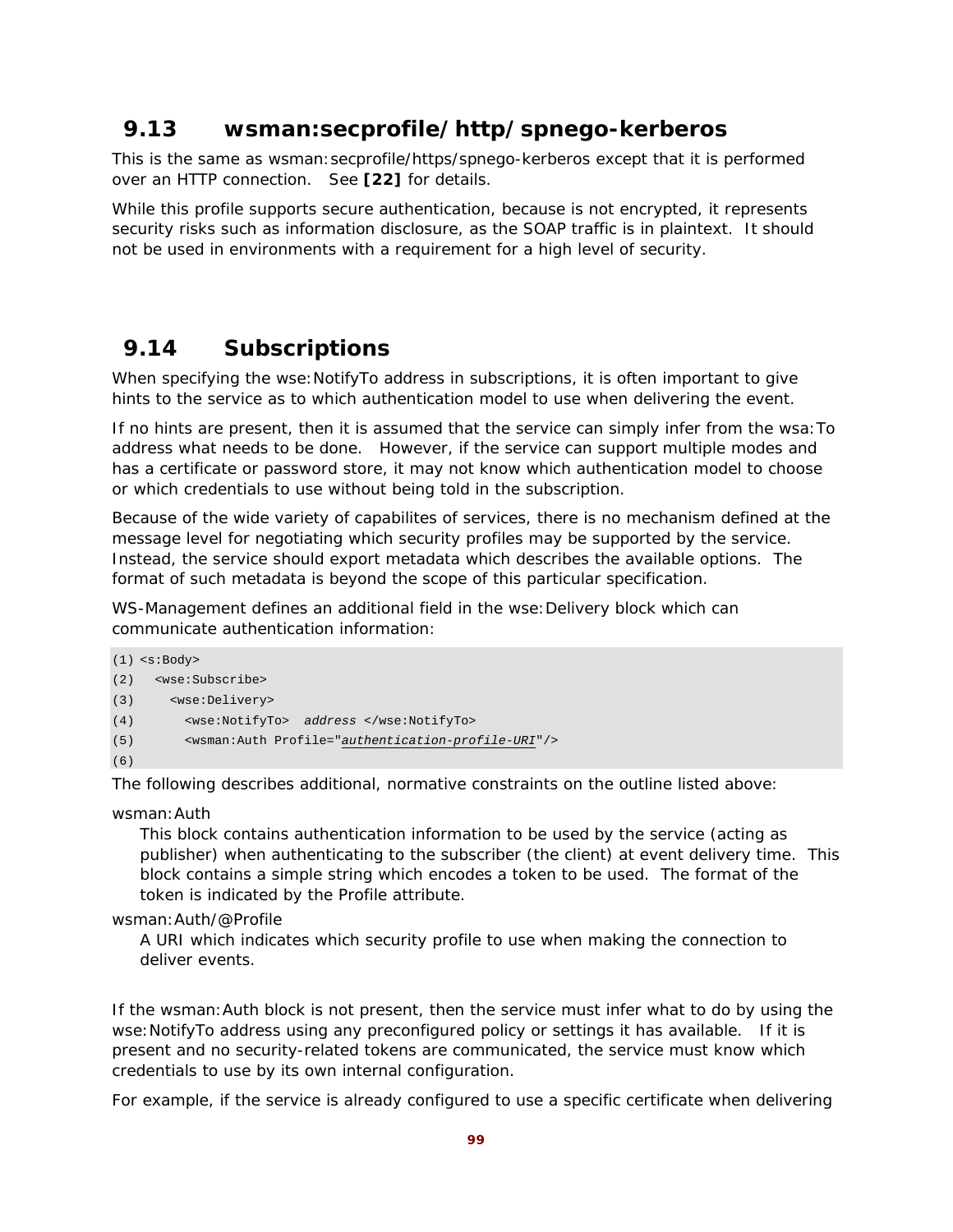## 9.13 wsman:secprofile/http/spnego-kerberos

This is the same as wsman:secprofile/https/spnego-kerberos except that it is performed over an HTTP connection. See **[22]** for details.

While this profile supports secure authentication, because is not encrypted, it represents security risks such as information disclosure, as the SOAP traffic is in plaintext. It should not be used in environments with a requirement for a high level of security.

## 9.14 Subscriptions

When specifying the wse:NotifyTo address in subscriptions, it is often important to give hints to the service as to which authentication model to use when delivering the event.

If no hints are present, then it is assumed that the service can simply infer from the wsa:To address what needs to be done. However, if the service can support multiple modes and has a certificate or password store, it may not know which authentication model to choose or which credentials to use without being told in the subscription.

Because of the wide variety of capabilites of services, there is no mechanism defined at the message level for negotiating which security profiles may be supported by the service. Instead, the service should export metadata which describes the available options. The format of such metadata is beyond the scope of this particular specification.

WS-Management defines an additional field in the wse:Delivery block which can communicate authentication information:

```
(1) <s:Body>
(2)   <wse:Subscribe>
(3)     <wse:Delivery>
(4)       <wse:NotifyTo>  address </wse:NotifyTo>
(5)       <wsman:Auth Profile="authentication-profile-URI"/>
(6)
```

The following describes additional, normative constraints on the outline listed above:

wsman:Auth

This block contains authentication information to be used by the service (acting as publisher) when authenticating to the subscriber (the client) at event delivery time. This block contains a simple string which encodes a token to be used. The format of the token is indicated by the Profile attribute.

wsman:Auth/@Profile

A URI which indicates which security profile to use when making the connection to deliver events.

If the wsman:Auth block is not present, then the service must infer what to do by using the wse:NotifyTo address using any preconfigured policy or settings it has available. If it is present and no security-related tokens are communicated, the service must know which credentials to use by its own internal configuration.

For example, if the service is already configured to use a specific certificate when delivering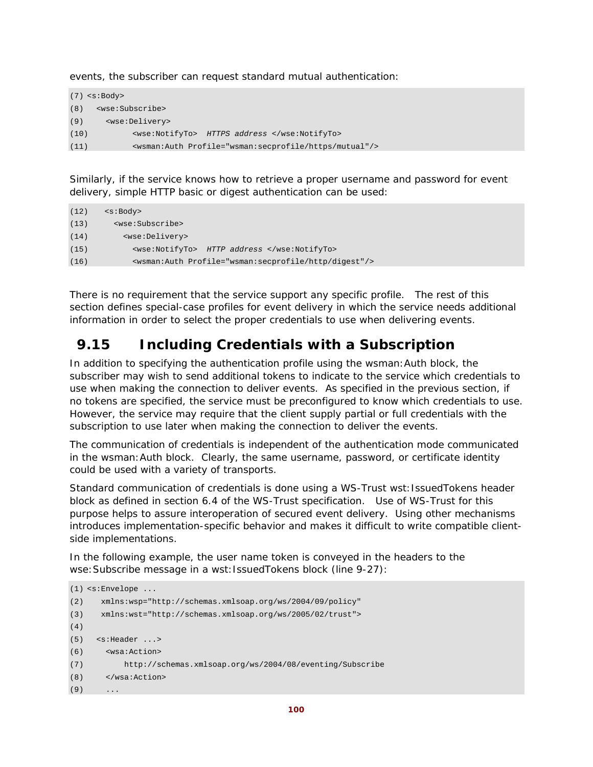events, the subscriber can request standard mutual authentication:

```
(7) <s:Body>
(8)   <wse:Subscribe>
(9)     <wse:Delivery>
(10)        <wse:NotifyTo>  HTTPS address </wse:NotifyTo>
(11)        <wsman:Auth Profile="wsman:secprofile/https/mutual"/>
```

Similarly, if the service knows how to retrieve a proper username and password for event delivery, simple HTTP basic or digest authentication can be used:

```
(12)    <s:Body>
(13)      <wse:Subscribe>
(14)        <wse:Delivery>
(15)          <wse:NotifyTo>  HTTP address </wse:NotifyTo>
(16)          <wsman:Auth Profile="wsman:secprofile/http/digest"/>
```

There is no requirement that the service support any specific profile. The rest of this section defines special-case profiles for event delivery in which the service needs additional information in order to select the proper credentials to use when delivering events.

## 9.15 Including Credentials with a Subscription

In addition to specifying the authentication profile using the wsman:Auth block, the subscriber may wish to send additional tokens to indicate to the service which credentials to use when making the connection to deliver events. As specified in the previous section, if no tokens are specified, the service must be preconfigured to know which credentials to use. However, the service may require that the client supply partial or full credentials with the subscription to use later when making the connection to deliver the events.

The communication of credentials is independent of the authentication mode communicated in the wsman:Auth block. Clearly, the same username, password, or certificate identity could be used with a variety of transports.

Standard communication of credentials is done using a WS-Trust wst:IssuedTokens header block as defined in section 6.4 of the WS-Trust specification. Use of WS-Trust for this purpose helps to assure interoperation of secured event delivery. Using other mechanisms introduces implementation-specific behavior and makes it difficult to write compatible client-side implementations.

In the following example, the user name token is conveyed in the headers to the wse:Subscribe message in a wst:IssuedTokens block (line 9-27):

```
(1) <s:Envelope ...
(2)    xmlns:wsp="http://schemas.xmlsoap.org/ws/2004/09/policy"
(3)    xmlns:wst="http://schemas.xmlsoap.org/ws/2005/02/trust">
(4)
(5)   <s:Header ...>
(6)     <wsa:Action>
(7)         http://schemas.xmlsoap.org/ws/2004/08/eventing/Subscribe
(8)     </wsa:Action>
(9)     ...
```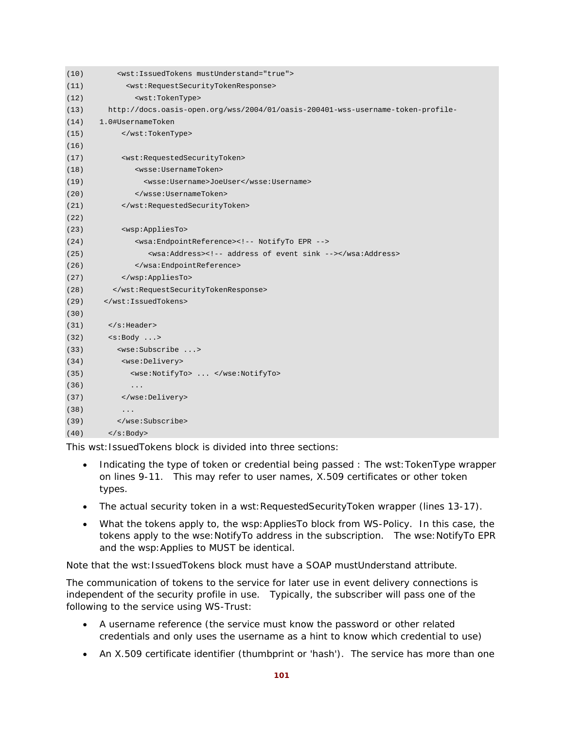```
(10)      <wst:IssuedTokens mustUnderstand="true">
(11)        <wst:RequestSecurityTokenResponse>
(12)          <wst:TokenType>
(13)    http://docs.oasis-open.org/wss/2004/01/oasis-200401-wss-username-token-profile-
(14)  1.0#UsernameToken
(15)       </wst:TokenType>
(16)
(17)       <wst:RequestedSecurityToken>
(18)          <wsse:UsernameToken>
(19)            <wsse:Username>JoeUser</wsse:Username>
(20)          </wsse:UsernameToken>
(21)       </wst:RequestedSecurityToken>
(22)
(23)       <wsp:AppliesTo>
(24)          <wsa:EndpointReference><!-- NotifyTo EPR -->
(25)             <wsa:Address><!-- address of event sink --></wsa:Address>
(26)          </wsa:EndpointReference>
(27)       </wsp:AppliesTo>
(28)     </wst:RequestSecurityTokenResponse>
(29)   </wst:IssuedTokens>
(30)
(31)    </s:Header>
(32)    <s:Body ...>
(33)      <wse:Subscribe ...>
(34)       <wse:Delivery>
(35)         <wse:NotifyTo> ... </wse:NotifyTo>
(36)         ...
(37)       </wse:Delivery>
(38)       ...
(39)      </wse:Subscribe>
(40)    </s:Body>
```

This wst:IssuedTokens block is divided into three sections:

- Indicating the type of token or credential being passed : The wst:TokenType wrapper on lines 9-11. This may refer to user names, X.509 certificates or other token types.
- The actual security token in a wst:RequestedSecurityToken wrapper (lines 13-17).
- What the tokens apply to, the wsp:AppliesTo block from WS-Policy. In this case, the tokens apply to the wse:NotifyTo address in the subscription. The wse:NotifyTo EPR and the wsp:Applies to MUST be identical.

Note that the wst:IssuedTokens block must have a SOAP mustUnderstand attribute.

The communication of tokens to the service for later use in event delivery connections is independent of the security profile in use. Typically, the subscriber will pass one of the following to the service using WS-Trust:

- A username reference (the service must know the password or other related credentials and only uses the username as a hint to know which credential to use)
- An X.509 certificate identifier (thumbprint or 'hash'). The service has more than one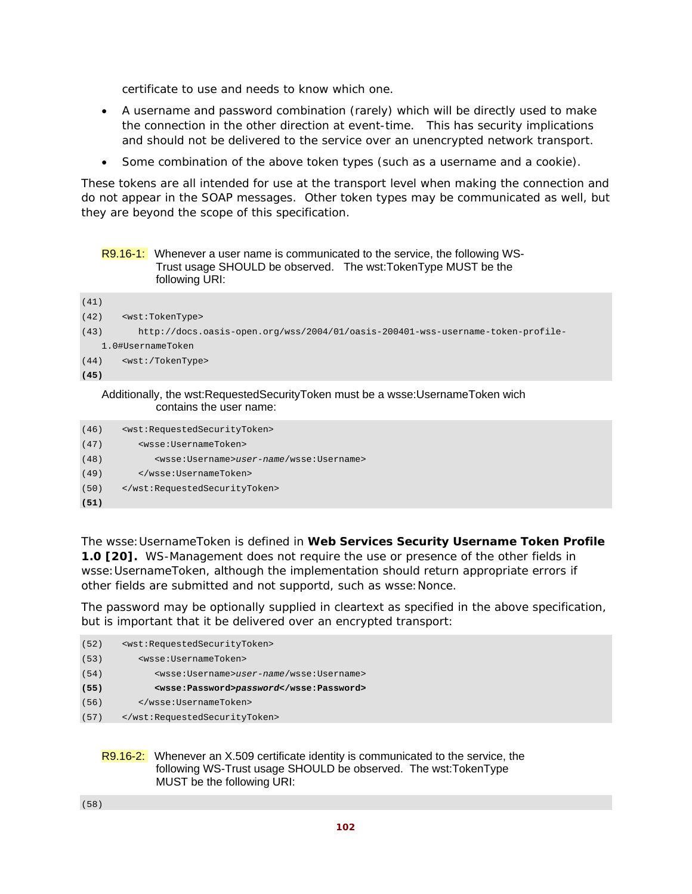certificate to use and needs to know which one.

- A username and password combination (rarely) which will be directly used to make the connection in the other direction at event-time. This has security implications and should not be delivered to the service over an unencrypted network transport.
- Some combination of the above token types (such as a username and a cookie).

These tokens are all intended for use at the transport level when making the connection and do not appear in the SOAP messages. Other token types may be communicated as well, but they are beyond the scope of this specification.

R9.16-1: Whenever a user name is communicated to the service, the following WS-Trust usage SHOULD be observed. The wst:TokenType MUST be the following URI:

```
(41)
(42)   <wst:TokenType>
(43)      http://docs.oasis-open.org/wss/2004/01/oasis-200401-wss-username-token-profile-
   1.0#UsernameToken
(44)   <wst:/TokenType>
(45)
```

Additionally, the wst:RequestedSecurityToken must be a wsse:UsernameToken wich contains the user name:

```
(46)   <wst:RequestedSecurityToken>
(47)      <wsse:UsernameToken>
(48)         <wsse:Username>user-name/wsse:Username>
(49)      </wsse:UsernameToken>
(50)   </wst:RequestedSecurityToken>
(51)
```

The wsse:UsernameToken is defined in **Web Services Security Username Token Profile 1.0 [20].** WS-Management does not require the use or presence of the other fields in wsse:UsernameToken, although the implementation should return appropriate errors if other fields are submitted and not supportd, such as wsse:Nonce.

The password may be optionally supplied in cleartext as specified in the above specification, but is important that it be delivered over an encrypted transport:

```
(52)   <wst:RequestedSecurityToken>
(53)      <wsse:UsernameToken>
(54)         <wsse:Username>user-name/wsse:Username>
(55)         <wsse:Password>password</wsse:Password>
(56)      </wsse:UsernameToken>
(57)   </wst:RequestedSecurityToken>
```

R9.16-2: Whenever an X.509 certificate identity is communicated to the service, the following WS-Trust usage SHOULD be observed. The wst:TokenType MUST be the following URI:

```
(58)
```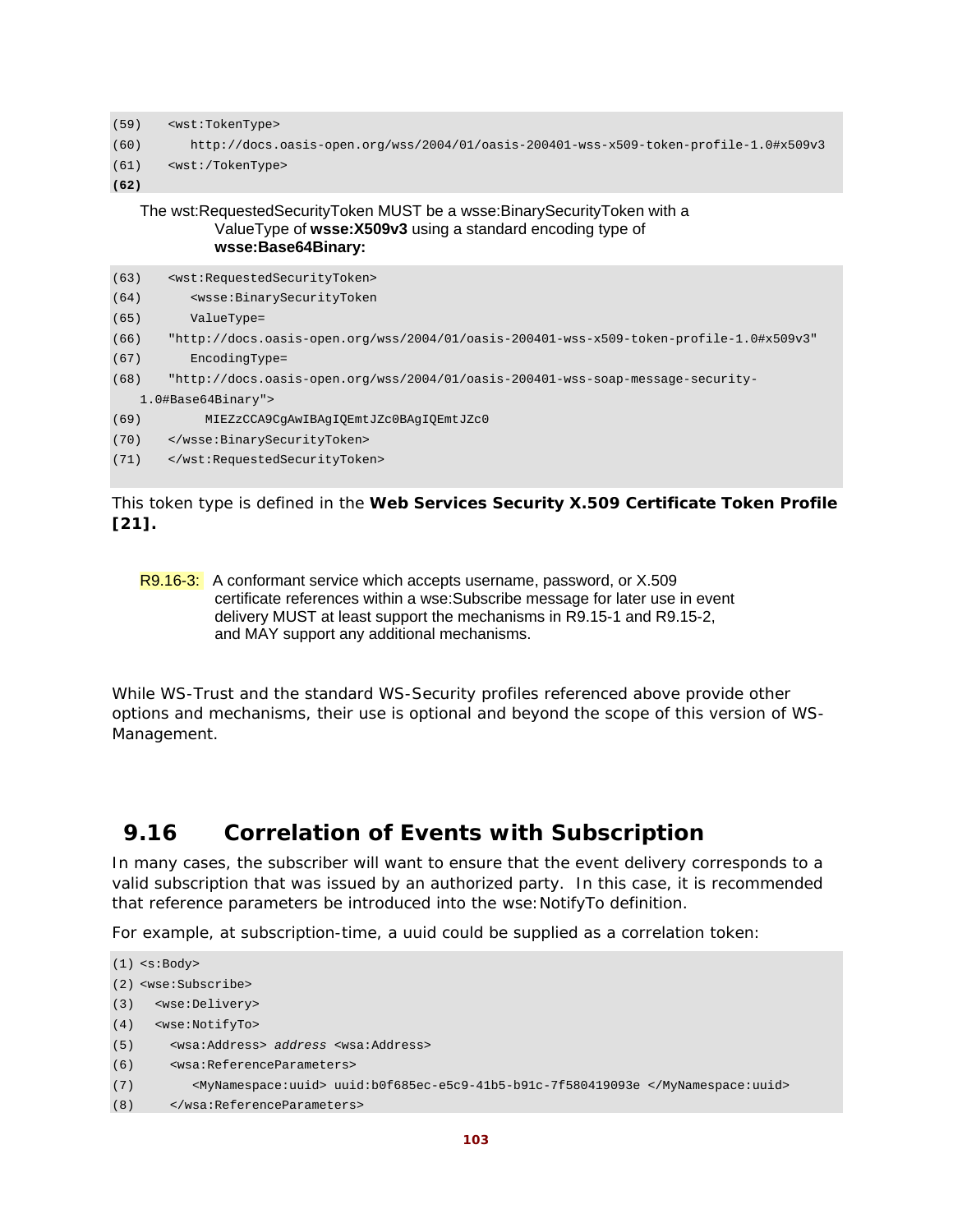```
(59)   <wst:TokenType>
(60)      http://docs.oasis-open.org/wss/2004/01/oasis-200401-wss-x509-token-profile-1.0#x509v3
(61)   <wst:/TokenType>
(62)
```

The wst:RequestedSecurityToken MUST be a wsse:BinarySecurityToken with a ValueType of **wsse:X509v3** using a standard encoding type of **wsse:Base64Binary:**

```
(63)   <wst:RequestedSecurityToken>
(64)      <wsse:BinarySecurityToken
(65)      ValueType=
(66)   "http://docs.oasis-open.org/wss/2004/01/oasis-200401-wss-x509-token-profile-1.0#x509v3"
(67)      EncodingType=
(68)   "http://docs.oasis-open.org/wss/2004/01/oasis-200401-wss-soap-message-security-
   1.0#Base64Binary">
(69)        MIEZzCCA9CgAwIBAgIQEmtJZc0BAgIQEmtJZc0
(70)   </wsse:BinarySecurityToken>
(71)   </wst:RequestedSecurityToken>
```

This token type is defined in the **Web Services Security X.509 Certificate Token Profile [21].**

R9.16-3: A conformant service which accepts username, password, or X.509 certificate references within a wse:Subscribe message for later use in event delivery MUST at least support the mechanisms in R9.15-1 and R9.15-2, and MAY support any additional mechanisms.

While WS-Trust and the standard WS-Security profiles referenced above provide other options and mechanisms, their use is optional and beyond the scope of this version of WS-Management.

## 9.16 Correlation of Events with Subscription

In many cases, the subscriber will want to ensure that the event delivery corresponds to a valid subscription that was issued by an authorized party. In this case, it is recommended that reference parameters be introduced into the wse:NotifyTo definition.

For example, at subscription-time, a uuid could be supplied as a correlation token:

```
(1) <s:Body>
(2) <wse:Subscribe>
(3)   <wse:Delivery>
(4)   <wse:NotifyTo>
(5)     <wsa:Address> address <wsa:Address>
(6)     <wsa:ReferenceParameters>
(7)        <MyNamespace:uuid> uuid:b0f685ec-e5c9-41b5-b91c-7f580419093e </MyNamespace:uuid>
(8)     </wsa:ReferenceParameters>
```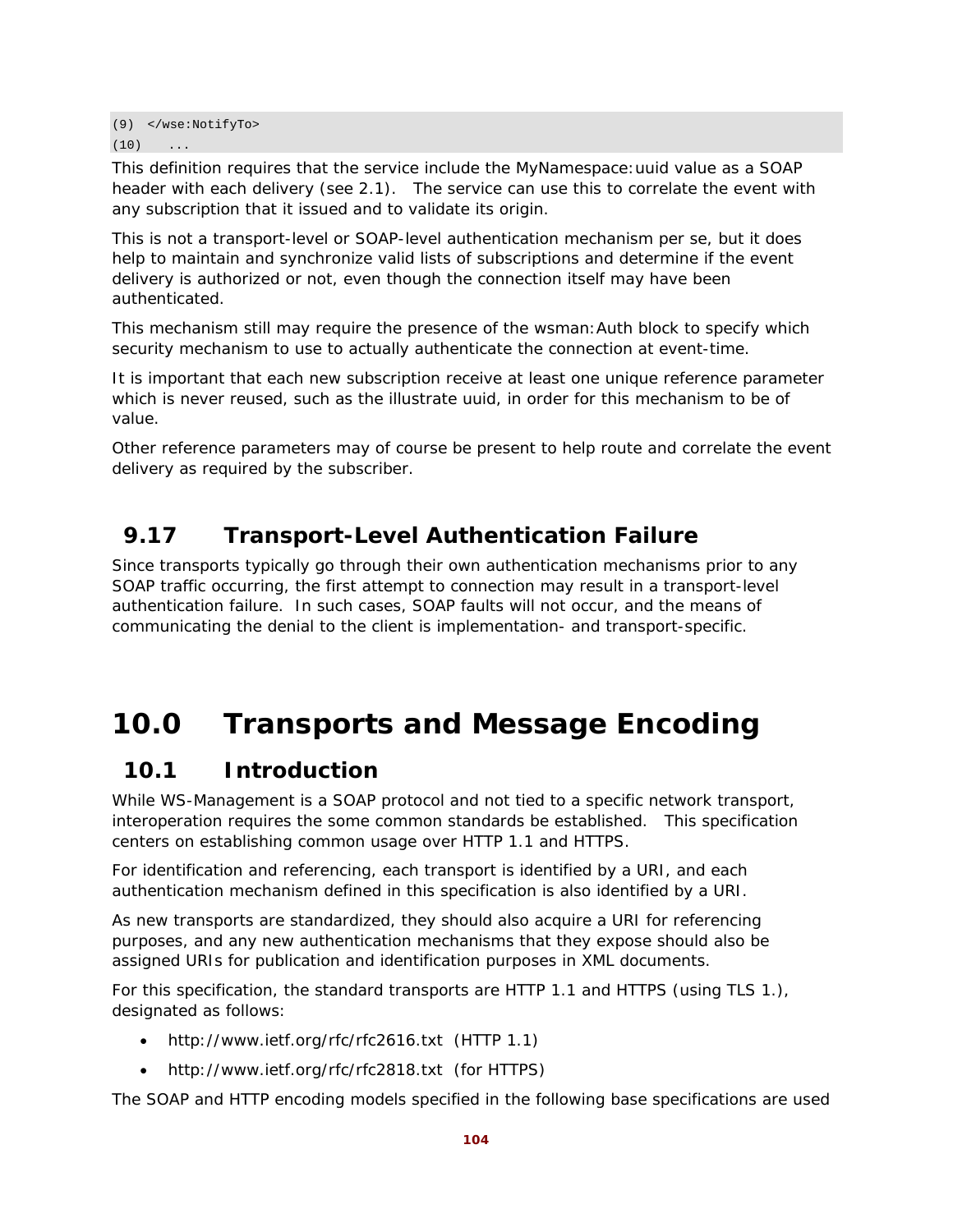```
(9)  </wse:NotifyTo>
(10)    ...
```

This definition requires that the service include the MyNamespace:uuid value as a SOAP header with each delivery (see 2.1). The service can use this to correlate the event with any subscription that it issued and to validate its origin.

This is not a transport-level or SOAP-level authentication mechanism per se, but it does help to maintain and synchronize valid lists of subscriptions and determine if the event delivery is authorized or not, even though the connection itself may have been authenticated.

This mechanism still may require the presence of the wsman:Auth block to specify which security mechanism to use to actually authenticate the connection at event-time.

It is important that each new subscription receive at least one unique reference parameter which is never reused, such as the illustrate uuid, in order for this mechanism to be of value.

Other reference parameters may of course be present to help route and correlate the event delivery as required by the subscriber.

## 9.17 Transport-Level Authentication Failure

Since transports typically go through their own authentication mechanisms prior to any SOAP traffic occurring, the first attempt to connection may result in a transport-level authentication failure. In such cases, SOAP faults will not occur, and the means of communicating the denial to the client is implementation- and transport-specific.

# 10.0 Transports and Message Encoding

## 10.1 Introduction

While WS-Management is a SOAP protocol and not tied to a specific network transport, interoperation requires the some common standards be established. This specification centers on establishing common usage over HTTP 1.1 and HTTPS.

For identification and referencing, each transport is identified by a URI, and each authentication mechanism defined in this specification is also identified by a URI.

As new transports are standardized, they should also acquire a URI for referencing purposes, and any new authentication mechanisms that they expose should also be assigned URIs for publication and identification purposes in XML documents.

For this specification, the standard transports are HTTP 1.1 and HTTPS (using TLS 1.), designated as follows:

- http://www.ietf.org/rfc/rfc2616.txt (HTTP 1.1)
- http://www.ietf.org/rfc/rfc2818.txt (for HTTPS)

The SOAP and HTTP encoding models specified in the following base specifications are used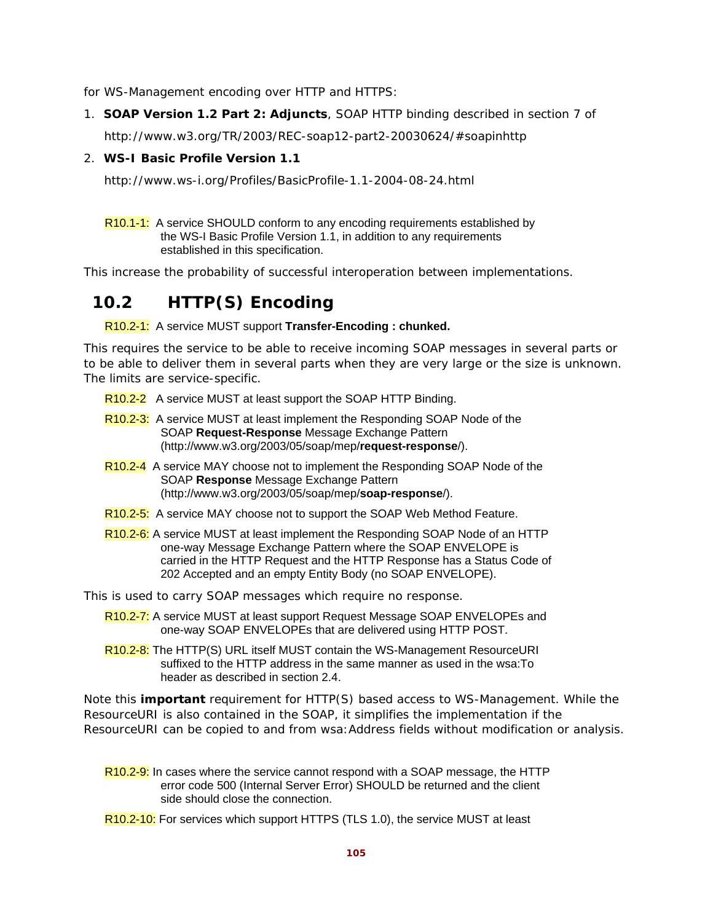for WS-Management encoding over HTTP and HTTPS:

1. **SOAP Version 1.2 Part 2: Adjuncts**, SOAP HTTP binding described in section 7 of

   http://www.w3.org/TR/2003/REC-soap12-part2-20030624/#soapinhttp

2. **WS-I Basic Profile Version 1.1**

   http://www.ws-i.org/Profiles/BasicProfile-1.1-2004-08-24.html

R10.1-1: A service SHOULD conform to any encoding requirements established by the WS-I Basic Profile Version 1.1, in addition to any requirements established in this specification.

This increase the probability of successful interoperation between implementations.

## 10.2 HTTP(S) Encoding

R10.2-1: A service MUST support **Transfer-Encoding : chunked.**

This requires the service to be able to receive incoming SOAP messages in several parts or to be able to deliver them in several parts when they are very large or the size is unknown. The limits are service-specific.

R10.2-2 A service MUST at least support the SOAP HTTP Binding.

R10.2-3: A service MUST at least implement the Responding SOAP Node of the SOAP **Request-Response** Message Exchange Pattern (http://www.w3.org/2003/05/soap/mep/**request-response**/).

R10.2-4 A service MAY choose not to implement the Responding SOAP Node of the SOAP **Response** Message Exchange Pattern (http://www.w3.org/2003/05/soap/mep/**soap-response**/).

R10.2-5: A service MAY choose not to support the SOAP Web Method Feature.

R10.2-6: A service MUST at least implement the Responding SOAP Node of an HTTP one-way Message Exchange Pattern where the SOAP ENVELOPE is carried in the HTTP Request and the HTTP Response has a Status Code of 202 Accepted and an empty Entity Body (no SOAP ENVELOPE).

This is used to carry SOAP messages which require no response.

R10.2-7: A service MUST at least support Request Message SOAP ENVELOPEs and one-way SOAP ENVELOPEs that are delivered using HTTP POST.

R10.2-8: The HTTP(S) URL itself MUST contain the WS-Management ResourceURI suffixed to the HTTP address in the same manner as used in the wsa:To header as described in section 2.4.

Note this **important** requirement for HTTP(S) based access to WS-Management. While the ResourceURI is also contained in the SOAP, it simplifies the implementation if the ResourceURI can be copied to and from wsa:Address fields without modification or analysis.

R10.2-9: In cases where the service cannot respond with a SOAP message, the HTTP error code 500 (Internal Server Error) SHOULD be returned and the client side should close the connection.

R10.2-10: For services which support HTTPS (TLS 1.0), the service MUST at least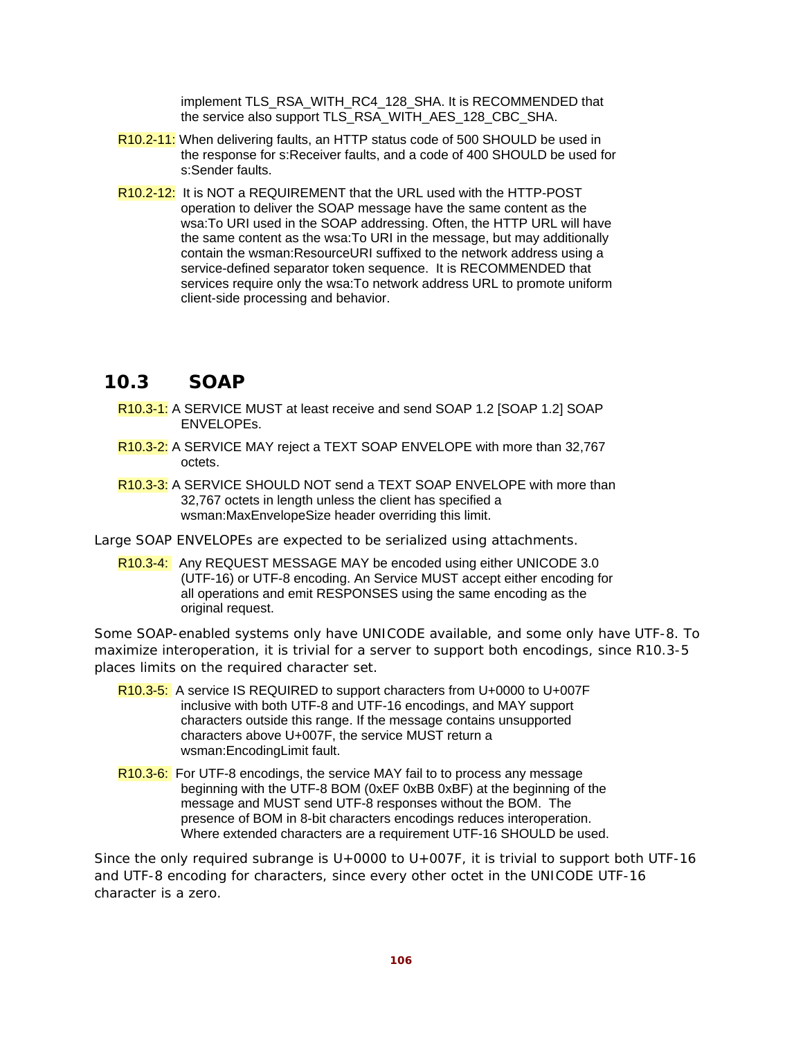implement TLS_RSA_WITH_RC4_128_SHA. It is RECOMMENDED that the service also support TLS_RSA_WITH_AES_128_CBC_SHA.

R10.2-11: When delivering faults, an HTTP status code of 500 SHOULD be used in the response for s:Receiver faults, and a code of 400 SHOULD be used for s:Sender faults.

R10.2-12: It is NOT a REQUIREMENT that the URL used with the HTTP-POST operation to deliver the SOAP message have the same content as the wsa:To URI used in the SOAP addressing. Often, the HTTP URL will have the same content as the wsa:To URI in the message, but may additionally contain the wsman:ResourceURI suffixed to the network address using a service-defined separator token sequence. It is RECOMMENDED that services require only the wsa:To network address URL to promote uniform client-side processing and behavior.

## 10.3 SOAP

R10.3-1: A SERVICE MUST at least receive and send SOAP 1.2 [SOAP 1.2] SOAP ENVELOPEs.

R10.3-2: A SERVICE MAY reject a TEXT SOAP ENVELOPE with more than 32,767 octets.

R10.3-3: A SERVICE SHOULD NOT send a TEXT SOAP ENVELOPE with more than 32,767 octets in length unless the client has specified a wsman:MaxEnvelopeSize header overriding this limit.

Large SOAP ENVELOPEs are expected to be serialized using attachments.

R10.3-4: Any REQUEST MESSAGE MAY be encoded using either UNICODE 3.0 (UTF-16) or UTF-8 encoding. An Service MUST accept either encoding for all operations and emit RESPONSES using the same encoding as the original request.

Some SOAP-enabled systems only have UNICODE available, and some only have UTF-8. To maximize interoperation, it is trivial for a server to support both encodings, since R10.3-5 places limits on the required character set.

R10.3-5: A service IS REQUIRED to support characters from U+0000 to U+007F inclusive with both UTF-8 and UTF-16 encodings, and MAY support characters outside this range. If the message contains unsupported characters above U+007F, the service MUST return a wsman:EncodingLimit fault.

R10.3-6: For UTF-8 encodings, the service MAY fail to to process any message beginning with the UTF-8 BOM (0xEF 0xBB 0xBF) at the beginning of the message and MUST send UTF-8 responses without the BOM. The presence of BOM in 8-bit characters encodings reduces interoperation. Where extended characters are a requirement UTF-16 SHOULD be used.

Since the only required subrange is U+0000 to U+007F, it is trivial to support both UTF-16 and UTF-8 encoding for characters, since every other octet in the UNICODE UTF-16 character is a zero.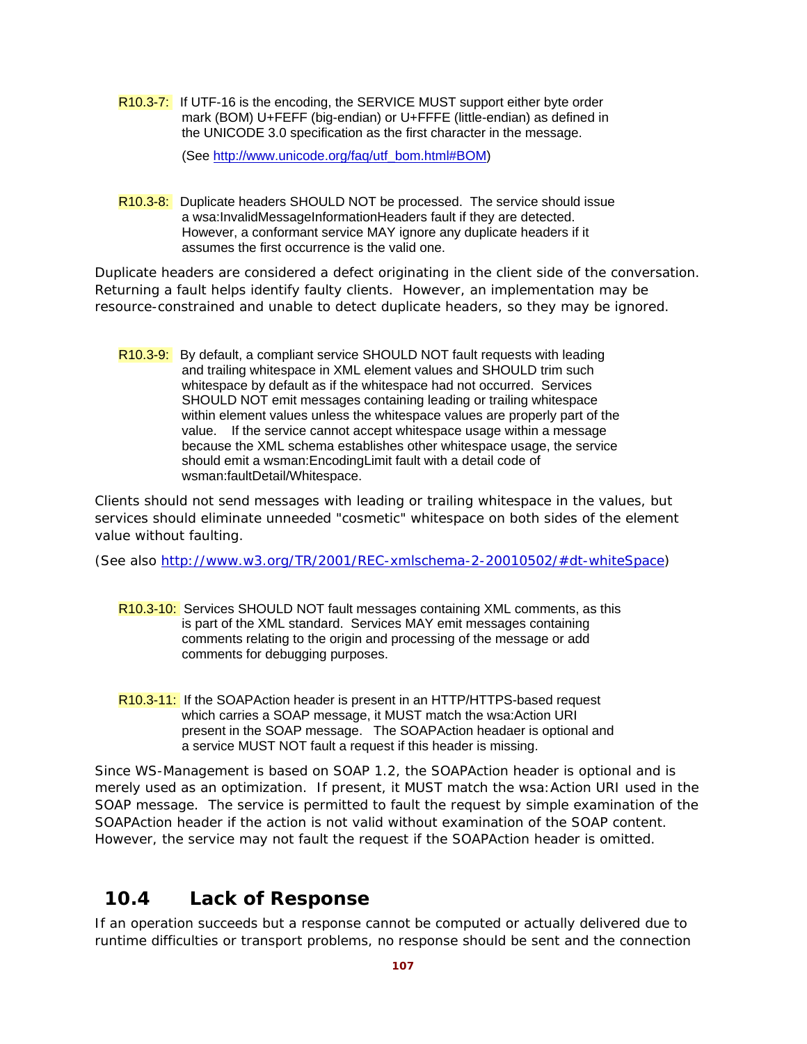R10.3-7: If UTF-16 is the encoding, the SERVICE MUST support either byte order mark (BOM) U+FEFF (big-endian) or U+FFFE (little-endian) as defined in the UNICODE 3.0 specification as the first character in the message.

(See http://www.unicode.org/faq/utf_bom.html#BOM)

R10.3-8: Duplicate headers SHOULD NOT be processed. The service should issue a wsa:InvalidMessageInformationHeaders fault if they are detected. However, a conformant service MAY ignore any duplicate headers if it assumes the first occurrence is the valid one.

Duplicate headers are considered a defect originating in the client side of the conversation. Returning a fault helps identify faulty clients. However, an implementation may be resource-constrained and unable to detect duplicate headers, so they may be ignored.

R10.3-9: By default, a compliant service SHOULD NOT fault requests with leading and trailing whitespace in XML element values and SHOULD trim such whitespace by default as if the whitespace had not occurred. Services SHOULD NOT emit messages containing leading or trailing whitespace within element values unless the whitespace values are properly part of the value. If the service cannot accept whitespace usage within a message because the XML schema establishes other whitespace usage, the service should emit a wsman:EncodingLimit fault with a detail code of wsman:faultDetail/Whitespace.

Clients should not send messages with leading or trailing whitespace in the values, but services should eliminate unneeded "cosmetic" whitespace on both sides of the element value without faulting.

(See also http://www.w3.org/TR/2001/REC-xmlschema-2-20010502/#dt-whiteSpace)

R10.3-10: Services SHOULD NOT fault messages containing XML comments, as this is part of the XML standard. Services MAY emit messages containing comments relating to the origin and processing of the message or add comments for debugging purposes.

R10.3-11: If the SOAPAction header is present in an HTTP/HTTPS-based request which carries a SOAP message, it MUST match the wsa:Action URI present in the SOAP message. The SOAPAction headaer is optional and a service MUST NOT fault a request if this header is missing.

Since WS-Management is based on SOAP 1.2, the SOAPAction header is optional and is merely used as an optimization. If present, it MUST match the wsa:Action URI used in the SOAP message. The service is permitted to fault the request by simple examination of the SOAPAction header if the action is not valid without examination of the SOAP content. However, the service may not fault the request if the SOAPAction header is omitted.

## 10.4 Lack of Response

If an operation succeeds but a response cannot be computed or actually delivered due to runtime difficulties or transport problems, no response should be sent and the connection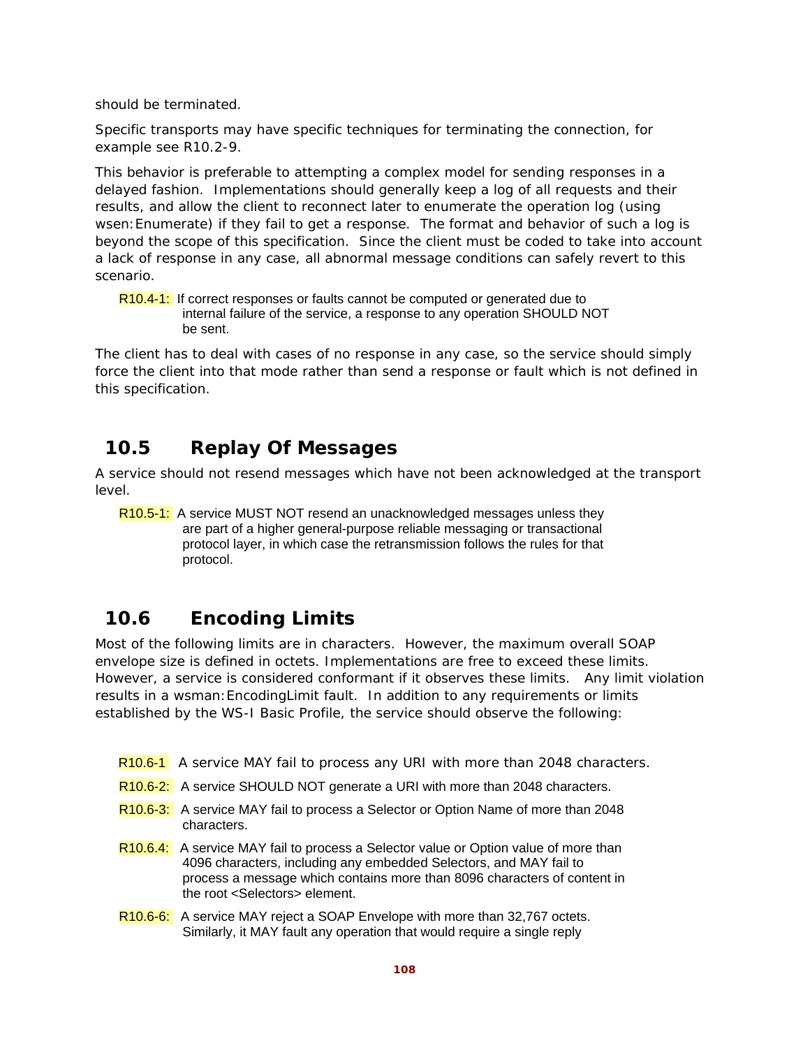should be terminated.

Specific transports may have specific techniques for terminating the connection, for example see R10.2-9.

This behavior is preferable to attempting a complex model for sending responses in a delayed fashion. Implementations should generally keep a log of all requests and their results, and allow the client to reconnect later to enumerate the operation log (using wsen:Enumerate) if they fail to get a response. The format and behavior of such a log is beyond the scope of this specification. Since the client must be coded to take into account a lack of response in any case, all abnormal message conditions can safely revert to this scenario.

R10.4-1: If correct responses or faults cannot be computed or generated due to internal failure of the service, a response to any operation SHOULD NOT be sent.

The client has to deal with cases of no response in any case, so the service should simply force the client into that mode rather than send a response or fault which is not defined in this specification.

## 10.5 Replay Of Messages

A service should not resend messages which have not been acknowledged at the transport level.

R10.5-1: A service MUST NOT resend an unacknowledged messages unless they are part of a higher general-purpose reliable messaging or transactional protocol layer, in which case the retransmission follows the rules for that protocol.

## 10.6 Encoding Limits

Most of the following limits are in characters. However, the maximum overall SOAP envelope size is defined in octets. Implementations are free to exceed these limits. However, a service is considered conformant if it observes these limits. Any limit violation results in a wsman:EncodingLimit fault. In addition to any requirements or limits established by the WS-I Basic Profile, the service should observe the following:

R10.6-1 A service MAY fail to process any URI with more than 2048 characters.

R10.6-2: A service SHOULD NOT generate a URI with more than 2048 characters.

R10.6-3: A service MAY fail to process a Selector or Option Name of more than 2048 characters.

R10.6.4: A service MAY fail to process a Selector value or Option value of more than 4096 characters, including any embedded Selectors, and MAY fail to process a message which contains more than 8096 characters of content in the root <Selectors> element.

R10.6-6: A service MAY reject a SOAP Envelope with more than 32,767 octets. Similarly, it MAY fault any operation that would require a single reply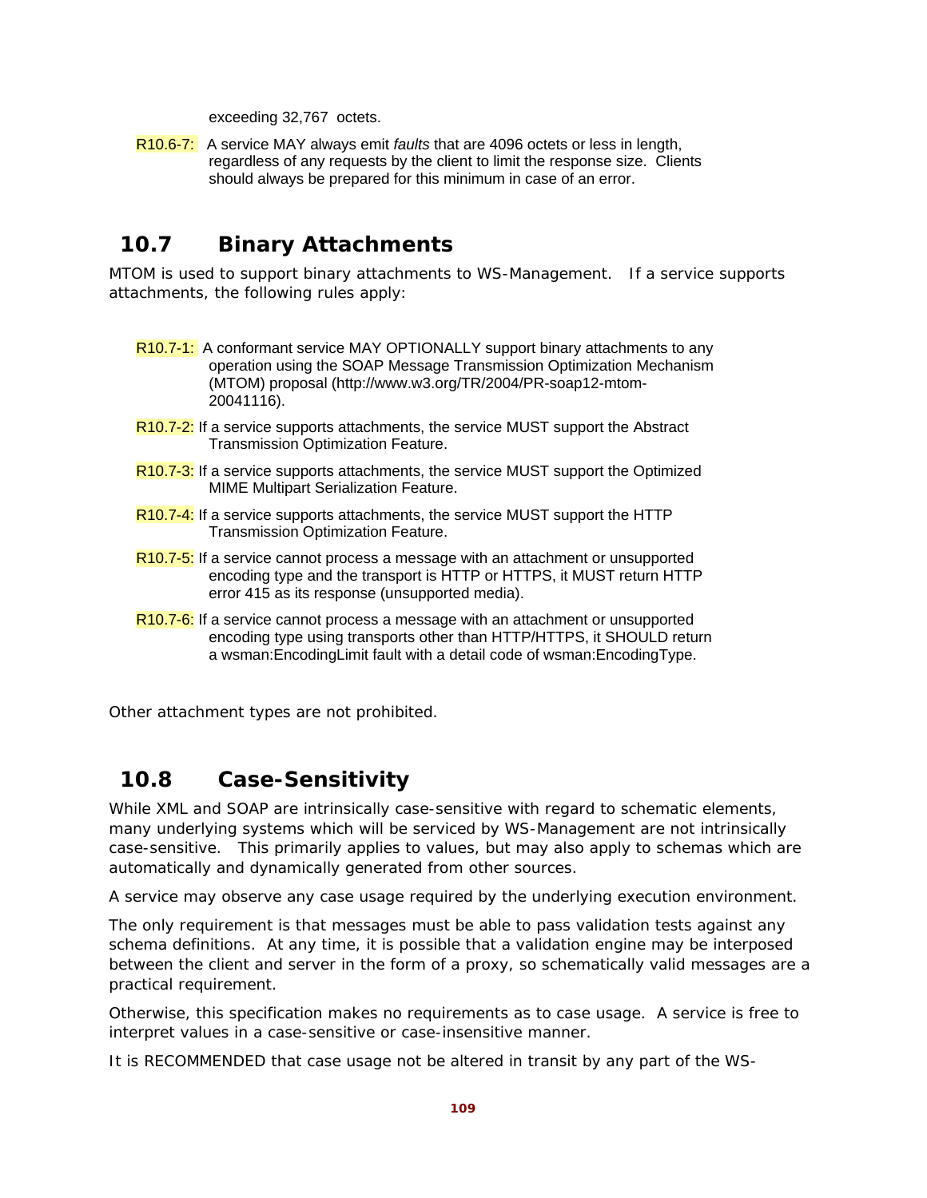exceeding 32,767 octets.

R10.6-7: A service MAY always emit *faults* that are 4096 octets or less in length, regardless of any requests by the client to limit the response size. Clients should always be prepared for this minimum in case of an error.

## 10.7 Binary Attachments

MTOM is used to support binary attachments to WS-Management. If a service supports attachments, the following rules apply:

R10.7-1: A conformant service MAY OPTIONALLY support binary attachments to any operation using the SOAP Message Transmission Optimization Mechanism (MTOM) proposal (http://www.w3.org/TR/2004/PR-soap12-mtom-20041116).

R10.7-2: If a service supports attachments, the service MUST support the Abstract Transmission Optimization Feature.

R10.7-3: If a service supports attachments, the service MUST support the Optimized MIME Multipart Serialization Feature.

R10.7-4: If a service supports attachments, the service MUST support the HTTP Transmission Optimization Feature.

R10.7-5: If a service cannot process a message with an attachment or unsupported encoding type and the transport is HTTP or HTTPS, it MUST return HTTP error 415 as its response (unsupported media).

R10.7-6: If a service cannot process a message with an attachment or unsupported encoding type using transports other than HTTP/HTTPS, it SHOULD return a wsman:EncodingLimit fault with a detail code of wsman:EncodingType.

Other attachment types are not prohibited.

## 10.8 Case-Sensitivity

While XML and SOAP are intrinsically case-sensitive with regard to schematic elements, many underlying systems which will be serviced by WS-Management are not intrinsically case-sensitive. This primarily applies to values, but may also apply to schemas which are automatically and dynamically generated from other sources.

A service may observe any case usage required by the underlying execution environment.

The only requirement is that messages must be able to pass validation tests against any schema definitions. At any time, it is possible that a validation engine may be interposed between the client and server in the form of a proxy, so schematically valid messages are a practical requirement.

Otherwise, this specification makes no requirements as to case usage. A service is free to interpret values in a case-sensitive or case-insensitive manner.

It is RECOMMENDED that case usage not be altered in transit by any part of the WS-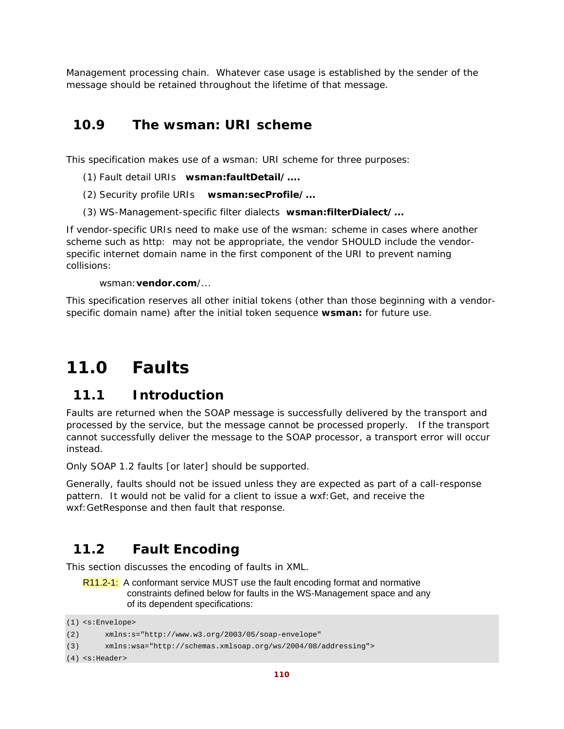Management processing chain. Whatever case usage is established by the sender of the message should be retained throughout the lifetime of that message.

## 10.9 The wsman: URI scheme

This specification makes use of a wsman: URI scheme for three purposes:

(1) Fault detail URIs **wsman:faultDetail/....**

(2) Security profile URIs **wsman:secProfile/...**

(3) WS-Management-specific filter dialects **wsman:filterDialect/...**

If vendor-specific URIs need to make use of the wsman: scheme in cases where another scheme such as http: may not be appropriate, the vendor SHOULD include the vendor-specific internet domain name in the first component of the URI to prevent naming collisions:

wsman:**vendor.com**/...

This specification reserves all other initial tokens (other than those beginning with a vendor-specific domain name) after the initial token sequence **wsman:** for future use.

# 11.0 Faults

## 11.1 Introduction

Faults are returned when the SOAP message is successfully delivered by the transport and processed by the service, but the message cannot be processed properly. If the transport cannot successfully deliver the message to the SOAP processor, a transport error will occur instead.

Only SOAP 1.2 faults [or later] should be supported.

Generally, faults should not be issued unless they are expected as part of a call-response pattern. It would not be valid for a client to issue a wxf:Get, and receive the wxf:GetResponse and then fault that response.

## 11.2 Fault Encoding

This section discusses the encoding of faults in XML.

R11.2-1: A conformant service MUST use the fault encoding format and normative constraints defined below for faults in the WS-Management space and any of its dependent specifications:

```
(1) <s:Envelope>
(2)      xmlns:s="http://www.w3.org/2003/05/soap-envelope"
(3)      xmlns:wsa="http://schemas.xmlsoap.org/ws/2004/08/addressing">
(4) <s:Header>
```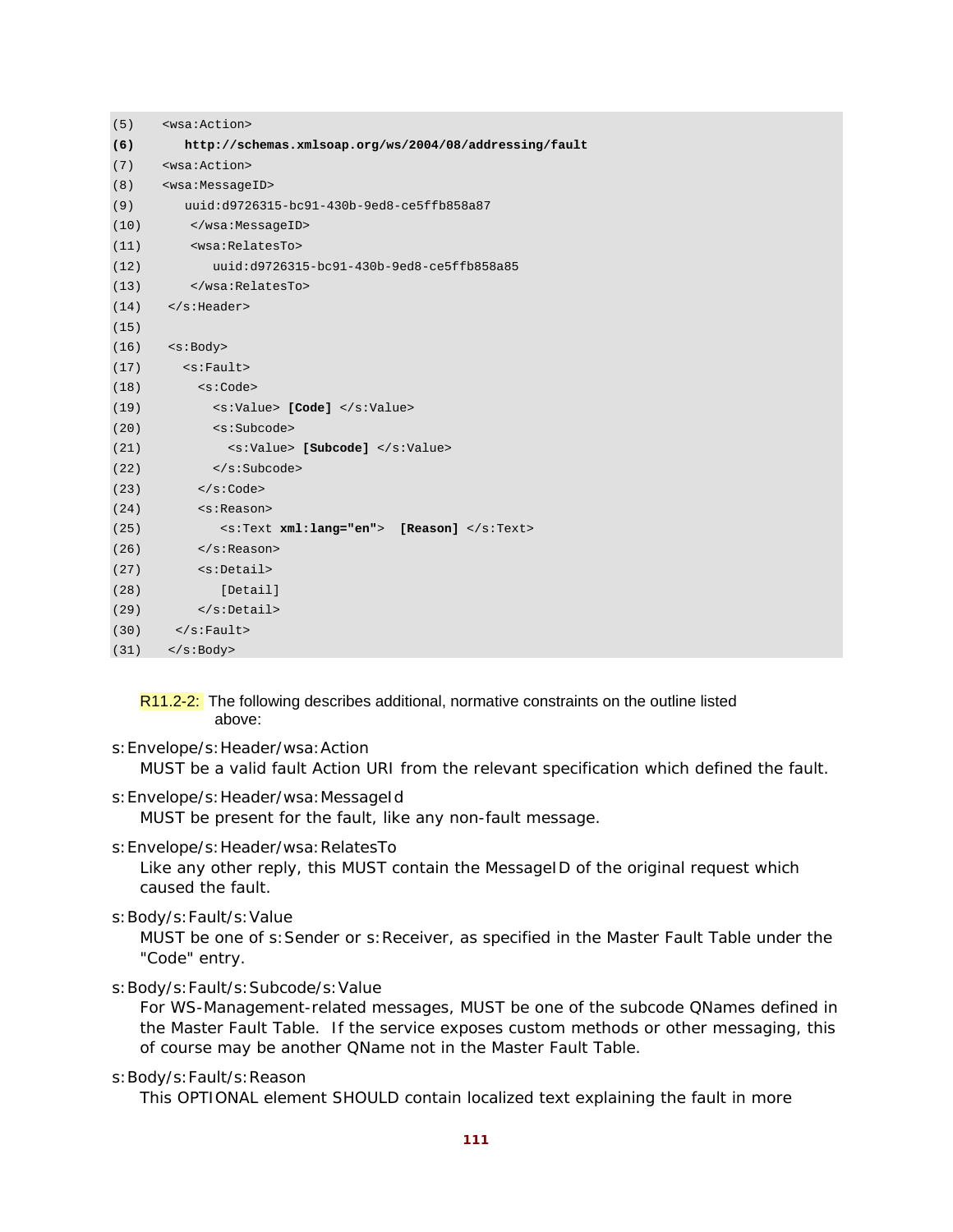```
(5)    <wsa:Action>
(6)       http://schemas.xmlsoap.org/ws/2004/08/addressing/fault
(7)    <wsa:Action>
(8)    <wsa:MessageID>
(9)       uuid:d9726315-bc91-430b-9ed8-ce5ffb858a87
(10)      </wsa:MessageID>
(11)      <wsa:RelatesTo>
(12)         uuid:d9726315-bc91-430b-9ed8-ce5ffb858a85
(13)      </wsa:RelatesTo>
(14)   </s:Header>
(15)
(16)   <s:Body>
(17)     <s:Fault>
(18)       <s:Code>
(19)         <s:Value> [Code] </s:Value>
(20)         <s:Subcode>
(21)           <s:Value> [Subcode] </s:Value>
(22)         </s:Subcode>
(23)       </s:Code>
(24)       <s:Reason>
(25)          <s:Text xml:lang="en">  [Reason] </s:Text>
(26)       </s:Reason>
(27)       <s:Detail>
(28)          [Detail]
(29)       </s:Detail>
(30)    </s:Fault>
(31)   </s:Body>
```

R11.2-2: The following describes additional, normative constraints on the outline listed above:

s:Envelope/s:Header/wsa:Action
: MUST be a valid fault Action URI from the relevant specification which defined the fault.

s:Envelope/s:Header/wsa:MessageId
: MUST be present for the fault, like any non-fault message.

s:Envelope/s:Header/wsa:RelatesTo
: Like any other reply, this MUST contain the MessageID of the original request which caused the fault.

s:Body/s:Fault/s:Value
: MUST be one of s:Sender or s:Receiver, as specified in the Master Fault Table under the "Code" entry.

s:Body/s:Fault/s:Subcode/s:Value
: For WS-Management-related messages, MUST be one of the subcode QNames defined in the Master Fault Table. If the service exposes custom methods or other messaging, this of course may be another QName not in the Master Fault Table.

s:Body/s:Fault/s:Reason
: This OPTIONAL element SHOULD contain localized text explaining the fault in more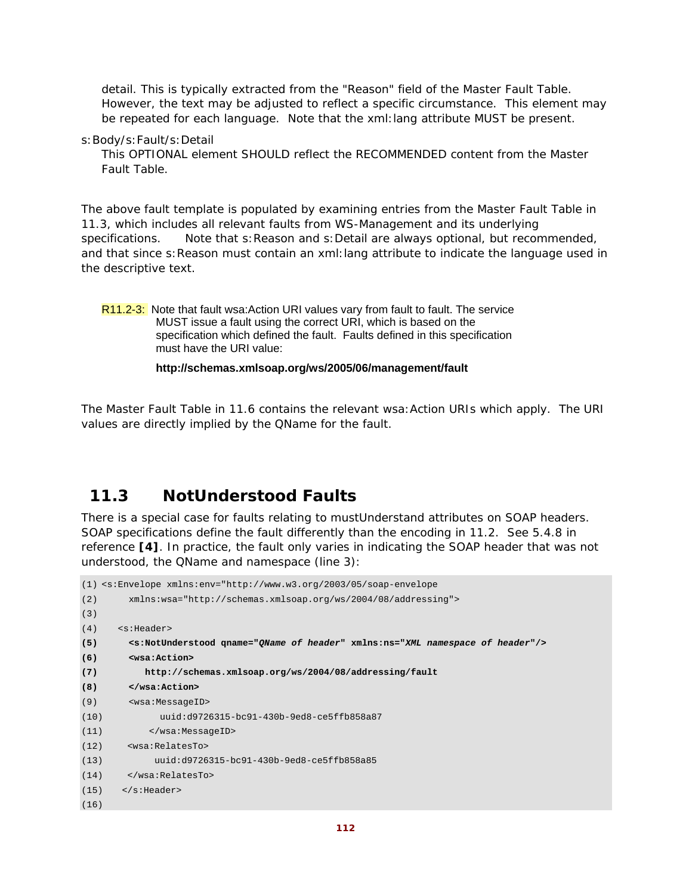detail. This is typically extracted from the "Reason" field of the Master Fault Table. However, the text may be adjusted to reflect a specific circumstance. This element may be repeated for each language. Note that the xml:lang attribute MUST be present.

s:Body/s:Fault/s:Detail

This OPTIONAL element SHOULD reflect the RECOMMENDED content from the Master Fault Table.

The above fault template is populated by examining entries from the Master Fault Table in 11.3, which includes all relevant faults from WS-Management and its underlying specifications. Note that s:Reason and s:Detail are always optional, but recommended, and that since s:Reason must contain an xml:lang attribute to indicate the language used in the descriptive text.

R11.2-3: Note that fault wsa:Action URI values vary from fault to fault. The service MUST issue a fault using the correct URI, which is based on the specification which defined the fault. Faults defined in this specification must have the URI value:

**http://schemas.xmlsoap.org/ws/2005/06/management/fault**

The Master Fault Table in 11.6 contains the relevant wsa:Action URIs which apply. The URI values are directly implied by the QName for the fault.

## 11.3 NotUnderstood Faults

There is a special case for faults relating to mustUnderstand attributes on SOAP headers. SOAP specifications define the fault differently than the encoding in 11.2. See 5.4.8 in reference **[4]**. In practice, the fault only varies in indicating the SOAP header that was not understood, the QName and namespace (line 3):

```
(1) <s:Envelope xmlns:env="http://www.w3.org/2003/05/soap-envelope
(2)      xmlns:wsa="http://schemas.xmlsoap.org/ws/2004/08/addressing">
(3)
(4)   <s:Header>
(5)     <s:NotUnderstood qname="QName of header" xmlns:ns="XML namespace of header"/>
(6)     <wsa:Action>
(7)        http://schemas.xmlsoap.org/ws/2004/08/addressing/fault
(8)     </wsa:Action>
(9)     <wsa:MessageID>
(10)         uuid:d9726315-bc91-430b-9ed8-ce5ffb858a87
(11)       </wsa:MessageID>
(12)    <wsa:RelatesTo>
(13)        uuid:d9726315-bc91-430b-9ed8-ce5ffb858a85
(14)    </wsa:RelatesTo>
(15)   </s:Header>
(16)
```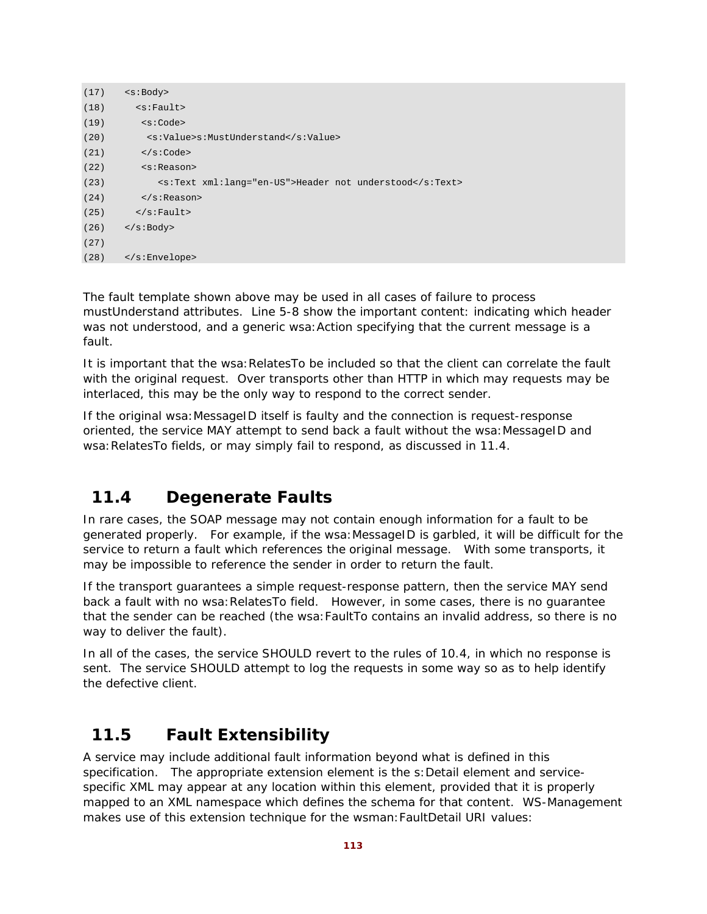```
(17)    <s:Body>
(18)      <s:Fault>
(19)       <s:Code>
(20)        <s:Value>s:MustUnderstand</s:Value>
(21)       </s:Code>
(22)       <s:Reason>
(23)          <s:Text xml:lang="en-US">Header not understood</s:Text>
(24)       </s:Reason>
(25)      </s:Fault>
(26)    </s:Body>
(27)
(28)    </s:Envelope>
```

The fault template shown above may be used in all cases of failure to process mustUnderstand attributes. Line 5-8 show the important content: indicating which header was not understood, and a generic wsa:Action specifying that the current message is a fault.

It is important that the wsa:RelatesTo be included so that the client can correlate the fault with the original request. Over transports other than HTTP in which may requests may be interlaced, this may be the only way to respond to the correct sender.

If the original wsa:MessageID itself is faulty and the connection is request-response oriented, the service MAY attempt to send back a fault without the wsa:MessageID and wsa:RelatesTo fields, or may simply fail to respond, as discussed in 11.4.

## 11.4 Degenerate Faults

In rare cases, the SOAP message may not contain enough information for a fault to be generated properly. For example, if the wsa:MessageID is garbled, it will be difficult for the service to return a fault which references the original message. With some transports, it may be impossible to reference the sender in order to return the fault.

If the transport guarantees a simple request-response pattern, then the service MAY send back a fault with no wsa:RelatesTo field. However, in some cases, there is no guarantee that the sender can be reached (the wsa:FaultTo contains an invalid address, so there is no way to deliver the fault).

In all of the cases, the service SHOULD revert to the rules of 10.4, in which no response is sent. The service SHOULD attempt to log the requests in some way so as to help identify the defective client.

## 11.5 Fault Extensibility

A service may include additional fault information beyond what is defined in this specification. The appropriate extension element is the s:Detail element and service-specific XML may appear at any location within this element, provided that it is properly mapped to an XML namespace which defines the schema for that content. WS-Management makes use of this extension technique for the wsman:FaultDetail URI values: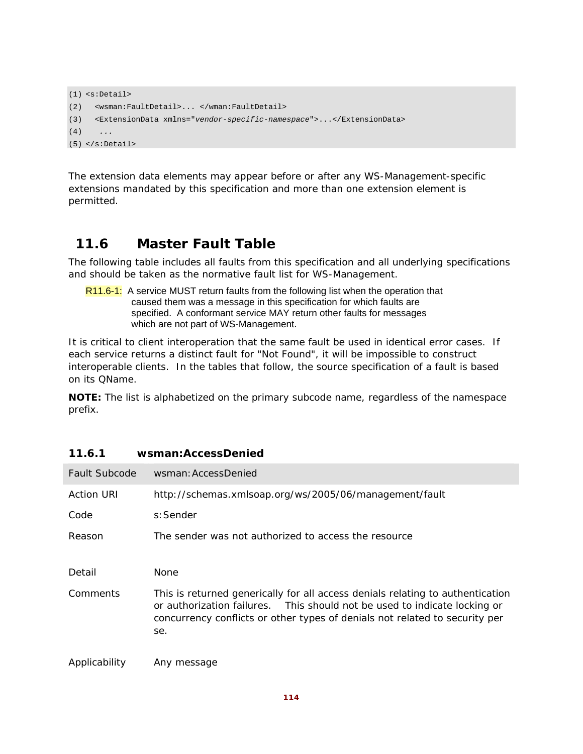```
(1) <s:Detail>
(2)   <wsman:FaultDetail>... </wman:FaultDetail>
(3)   <ExtensionData xmlns="vendor-specific-namespace">...</ExtensionData>
(4)    ...
(5) </s:Detail>
```

The extension data elements may appear before or after any WS-Management-specific extensions mandated by this specification and more than one extension element is permitted.

## 11.6 Master Fault Table

The following table includes all faults from this specification and all underlying specifications and should be taken as the normative fault list for WS-Management.

> R11.6-1: A service MUST return faults from the following list when the operation that caused them was a message in this specification for which faults are specified. A conformant service MAY return other faults for messages which are not part of WS-Management.

It is critical to client interoperation that the same fault be used in identical error cases. If each service returns a distinct fault for "Not Found", it will be impossible to construct interoperable clients. In the tables that follow, the source specification of a fault is based on its QName.

**NOTE:** The list is alphabetized on the primary subcode name, regardless of the namespace prefix.

### 11.6.1 wsman:AccessDenied

| Fault Subcode | wsman:AccessDenied |
|---|---|
| Action URI | http://schemas.xmlsoap.org/ws/2005/06/management/fault |
| Code | s:Sender |
| Reason | The sender was not authorized to access the resource |
| Detail | None |
| Comments | This is returned generically for all access denials relating to authentication or authorization failures. This should not be used to indicate locking or concurrency conflicts or other types of denials not related to security per se. |
| Applicability | Any message |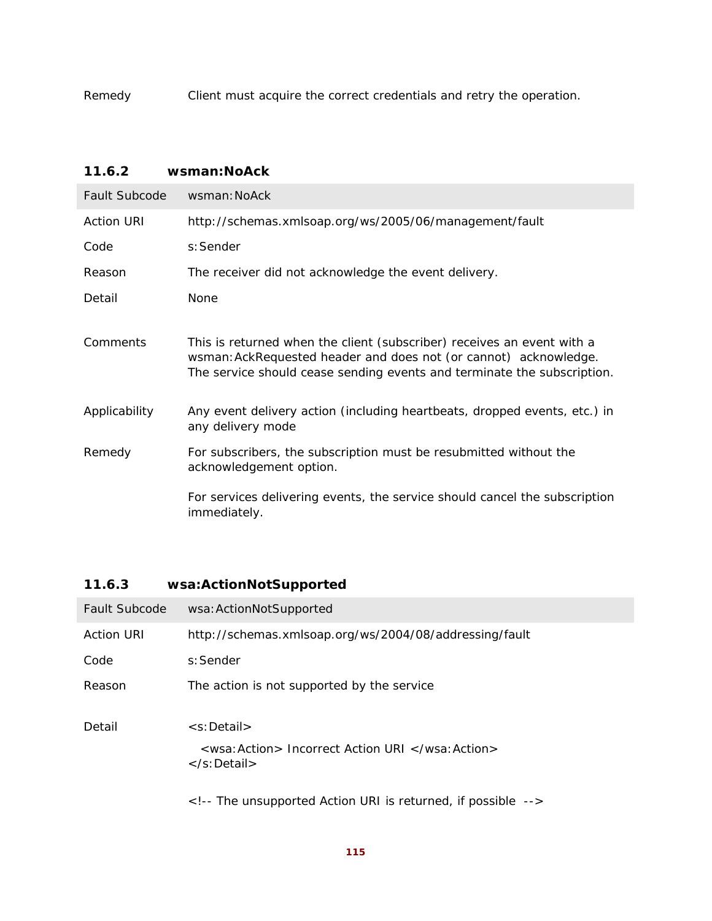| | |
|---|---|
| Remedy | Client must acquire the correct credentials and retry the operation. |

### 11.6.2 wsman:NoAck

| Fault Subcode | wsman:NoAck |
|---|---|
| Action URI | http://schemas.xmlsoap.org/ws/2005/06/management/fault |
| Code | s:Sender |
| Reason | The receiver did not acknowledge the event delivery. |
| Detail | None |
| Comments | This is returned when the client (subscriber) receives an event with a wsman:AckRequested header and does not (or cannot) acknowledge. The service should cease sending events and terminate the subscription. |
| Applicability | Any event delivery action (including heartbeats, dropped events, etc.) in any delivery mode |
| Remedy | For subscribers, the subscription must be resubmitted without the acknowledgement option.<br><br>For services delivering events, the service should cancel the subscription immediately. |

### 11.6.3 wsa:ActionNotSupported

| Fault Subcode | wsa:ActionNotSupported |
|---|---|
| Action URI | http://schemas.xmlsoap.org/ws/2004/08/addressing/fault |
| Code | s:Sender |
| Reason | The action is not supported by the service |
| Detail | `<s:Detail>`<br>`  <wsa:Action> Incorrect Action URI </wsa:Action>`<br>`</s:Detail>`<br><br>`<!-- The unsupported Action URI is returned, if possible -->` |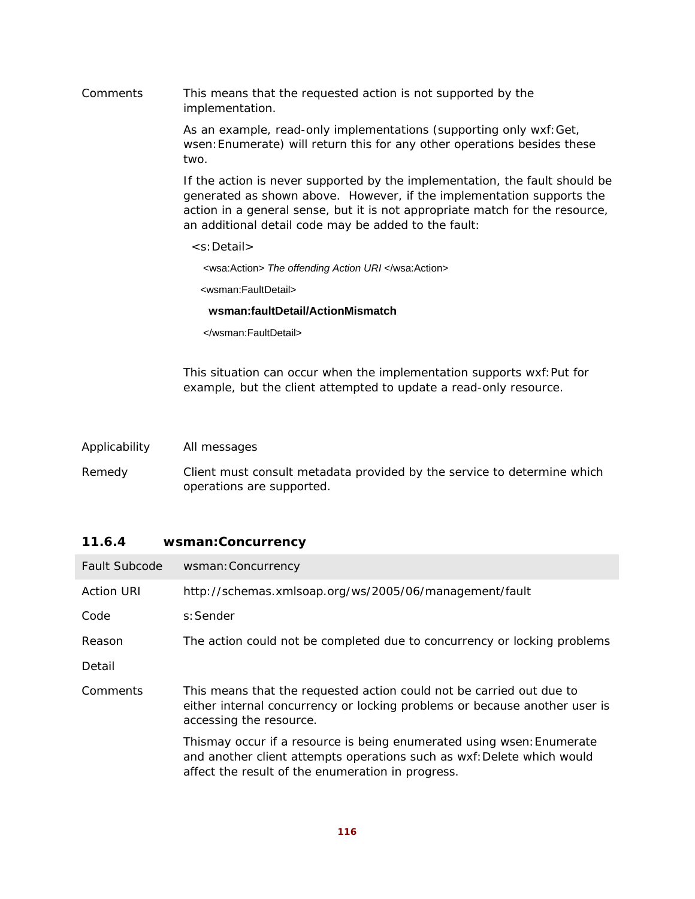| | |
|---|---|
| Comments | This means that the requested action is not supported by the implementation.<br><br>As an example, read-only implementations (supporting only wxf:Get, wsen:Enumerate) will return this for any other operations besides these two.<br><br>If the action is never supported by the implementation, the fault should be generated as shown above. However, if the implementation supports the action in a general sense, but it is not appropriate match for the resource, an additional detail code may be added to the fault:<br><br>`<s:Detail>`<br>`<wsa:Action>` *The offending Action URI* `</wsa:Action>`<br>`<wsman:FaultDetail>`<br>**wsman:faultDetail/ActionMismatch**<br>`</wsman:FaultDetail>`<br><br>This situation can occur when the implementation supports wxf:Put for example, but the client attempted to update a read-only resource. |
| Applicability | All messages |
| Remedy | Client must consult metadata provided by the service to determine which operations are supported. |

### 11.6.4 wsman:Concurrency

| Fault Subcode | wsman:Concurrency |
|---|---|
| Action URI | http://schemas.xmlsoap.org/ws/2005/06/management/fault |
| Code | s:Sender |
| Reason | The action could not be completed due to concurrency or locking problems |
| Detail | |
| Comments | This means that the requested action could not be carried out due to either internal concurrency or locking problems or because another user is accessing the resource.<br><br>Thismay occur if a resource is being enumerated using wsen:Enumerate and another client attempts operations such as wxf:Delete which would affect the result of the enumeration in progress. |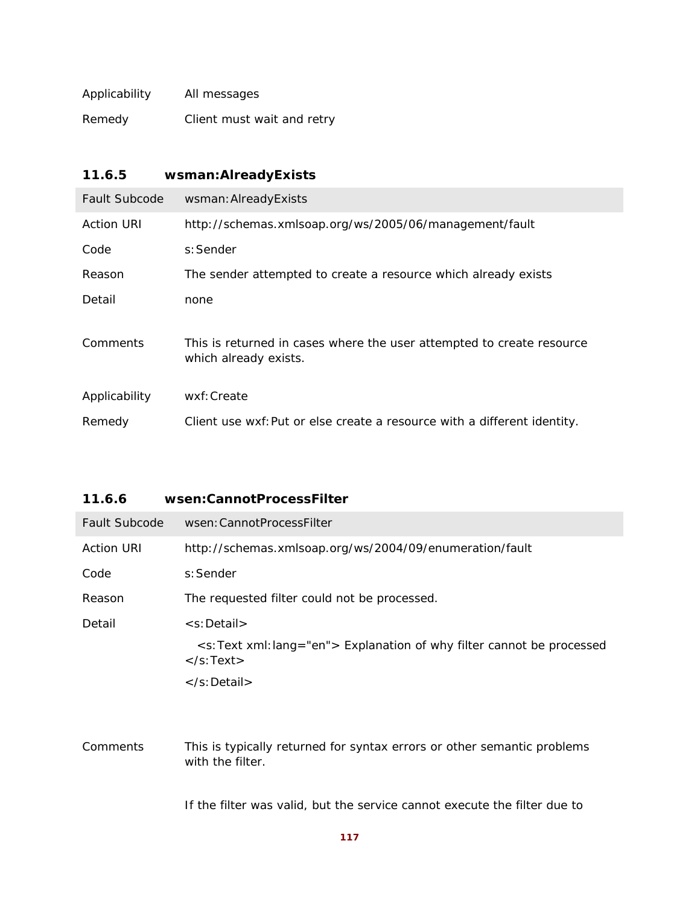| | |
|---|---|
| Applicability | All messages |
| Remedy | Client must wait and retry |

### 11.6.5 wsman:AlreadyExists

| Fault Subcode | wsman:AlreadyExists |
|---|---|
| Action URI | http://schemas.xmlsoap.org/ws/2005/06/management/fault |
| Code | s:Sender |
| Reason | The sender attempted to create a resource which already exists |
| Detail | none |
| Comments | This is returned in cases where the user attempted to create resource which already exists. |
| Applicability | wxf:Create |
| Remedy | Client use wxf:Put or else create a resource with a different identity. |

### 11.6.6 wsen:CannotProcessFilter

| Fault Subcode | wsen:CannotProcessFilter |
|---|---|
| Action URI | http://schemas.xmlsoap.org/ws/2004/09/enumeration/fault |
| Code | s:Sender |
| Reason | The requested filter could not be processed. |
| Detail | <s:Detail><br>&nbsp;&nbsp;<s:Text xml:lang="en"> Explanation of why filter cannot be processed </s:Text><br></s:Detail> |
| Comments | This is typically returned for syntax errors or other semantic problems with the filter.<br><br>If the filter was valid, but the service cannot execute the filter due to |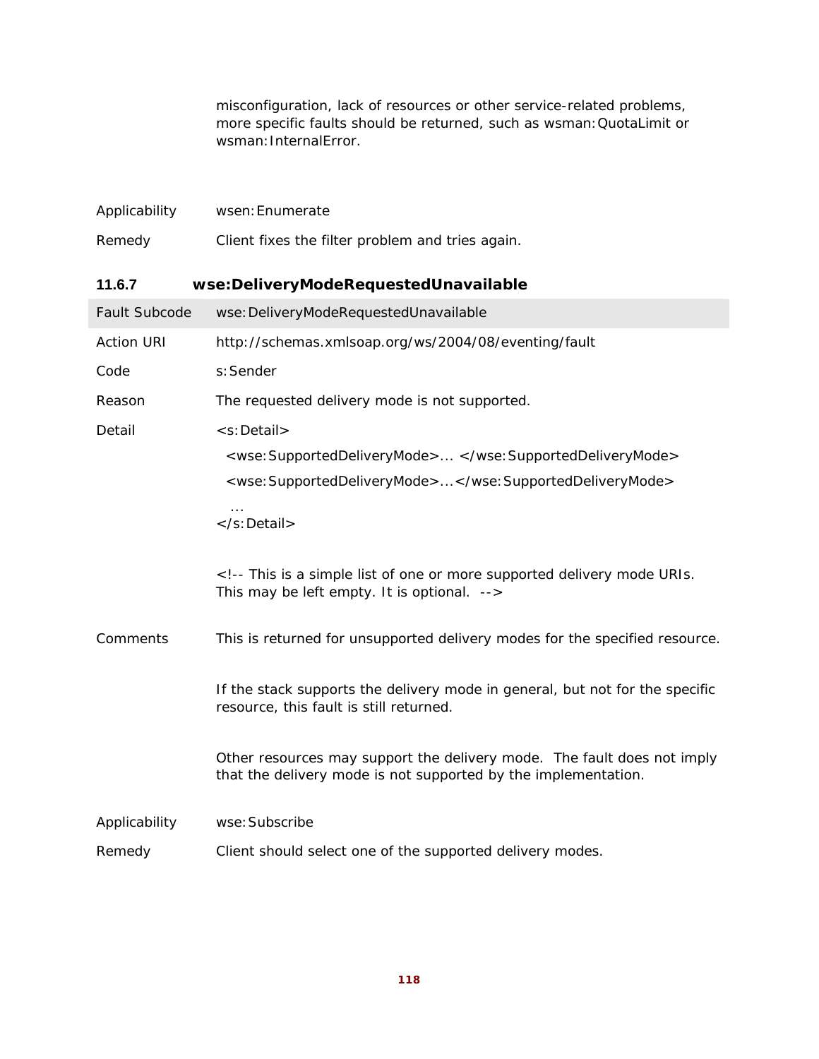misconfiguration, lack of resources or other service-related problems, more specific faults should be returned, such as wsman:QuotaLimit or wsman:InternalError.

| | |
|---|---|
| Applicability | wsen:Enumerate |
| Remedy | Client fixes the filter problem and tries again. |

### 11.6.7 wse:DeliveryModeRequestedUnavailable

| Fault Subcode | wse:DeliveryModeRequestedUnavailable |
|---|---|
| Action URI | http://schemas.xmlsoap.org/ws/2004/08/eventing/fault |
| Code | s:Sender |
| Reason | The requested delivery mode is not supported. |
| Detail | `<s:Detail>` `<wse:SupportedDeliveryMode>... </wse:SupportedDeliveryMode>` `<wse:SupportedDeliveryMode>...</wse:SupportedDeliveryMode>` ... `</s:Detail>` `<!-- This is a simple list of one or more supported delivery mode URIs. This may be left empty. It is optional. -->` |
| Comments | This is returned for unsupported delivery modes for the specified resource. If the stack supports the delivery mode in general, but not for the specific resource, this fault is still returned. Other resources may support the delivery mode. The fault does not imply that the delivery mode is not supported by the implementation. |
| Applicability | wse:Subscribe |
| Remedy | Client should select one of the supported delivery modes. |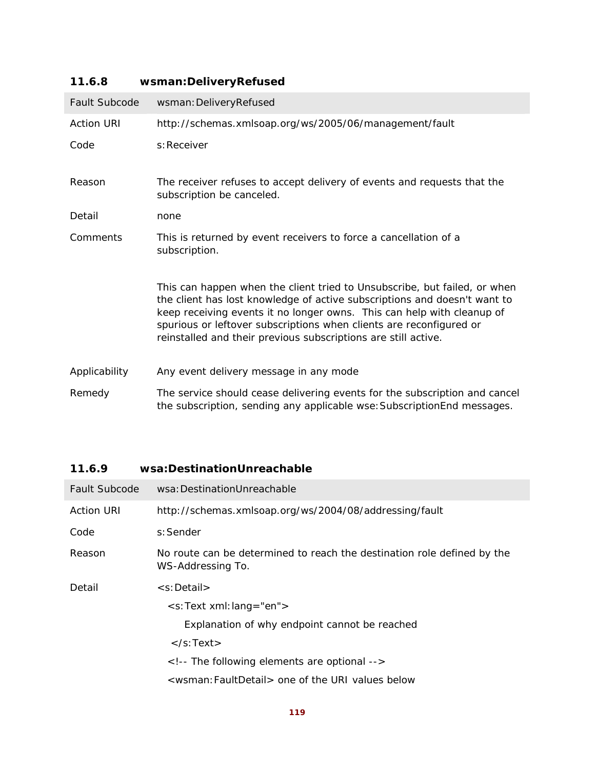### 11.6.8 wsman:DeliveryRefused

| Fault Subcode | wsman:DeliveryRefused |
|---|---|
| Action URI | http://schemas.xmlsoap.org/ws/2005/06/management/fault |
| Code | s:Receiver |
| Reason | The receiver refuses to accept delivery of events and requests that the subscription be canceled. |
| Detail | none |
| Comments | This is returned by event receivers to force a cancellation of a subscription.<br><br>This can happen when the client tried to Unsubscribe, but failed, or when the client has lost knowledge of active subscriptions and doesn't want to keep receiving events it no longer owns. This can help with cleanup of spurious or leftover subscriptions when clients are reconfigured or reinstalled and their previous subscriptions are still active. |
| Applicability | Any event delivery message in any mode |
| Remedy | The service should cease delivering events for the subscription and cancel the subscription, sending any applicable wse:SubscriptionEnd messages. |

### 11.6.9 wsa:DestinationUnreachable

| Fault Subcode | wsa:DestinationUnreachable |
|---|---|
| Action URI | http://schemas.xmlsoap.org/ws/2004/08/addressing/fault |
| Code | s:Sender |
| Reason | No route can be determined to reach the destination role defined by the WS-Addressing To. |
| Detail | (see below) |

```
<s:Detail>
   <s:Text xml:lang="en">
       Explanation of why endpoint cannot be reached
    </s:Text>
   <!-- The following elements are optional -->
   <wsman:FaultDetail> one of the URI values below
```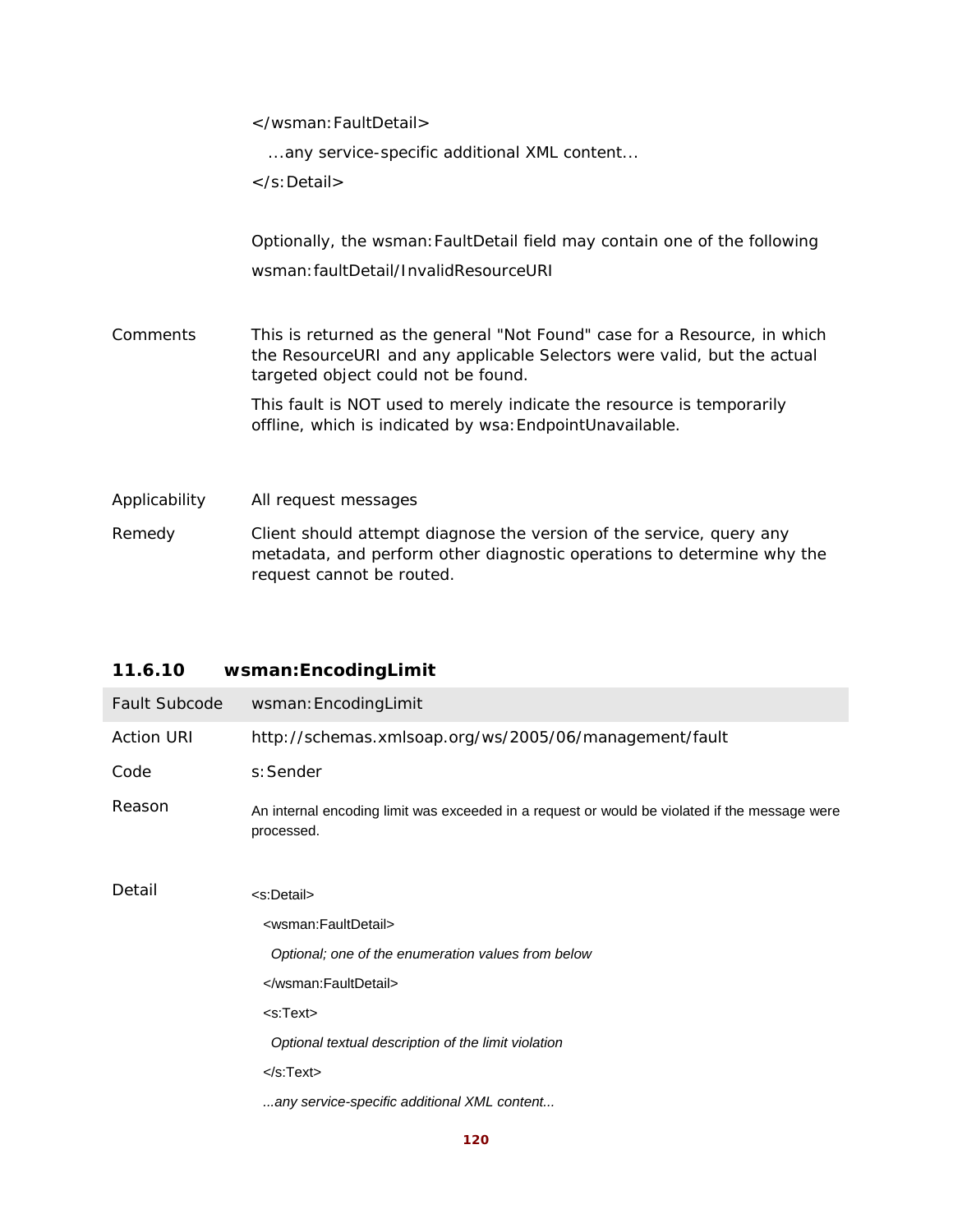| | |
|---|---|
| | </wsman:FaultDetail><br><br>...any service-specific additional XML content...<br><br></s:Detail><br><br>Optionally, the wsman:FaultDetail field may contain one of the following<br><br>wsman:faultDetail/InvalidResourceURI |
| Comments | This is returned as the general "Not Found" case for a Resource, in which the ResourceURI and any applicable Selectors were valid, but the actual targeted object could not be found.<br><br>This fault is NOT used to merely indicate the resource is temporarily offline, which is indicated by wsa:EndpointUnavailable. |
| Applicability | All request messages |
| Remedy | Client should attempt diagnose the version of the service, query any metadata, and perform other diagnostic operations to determine why the request cannot be routed. |

### 11.6.10 wsman:EncodingLimit

| Fault Subcode | wsman:EncodingLimit |
|---|---|
| Action URI | http://schemas.xmlsoap.org/ws/2005/06/management/fault |
| Code | s:Sender |
| Reason | An internal encoding limit was exceeded in a request or would be violated if the message were processed. |
| Detail | <s:Detail><br><br><wsman:FaultDetail><br><br>*Optional; one of the enumeration values from below*<br><br></wsman:FaultDetail><br><br><s:Text><br><br>*Optional textual description of the limit violation*<br><br></s:Text><br><br>*...any service-specific additional XML content...* |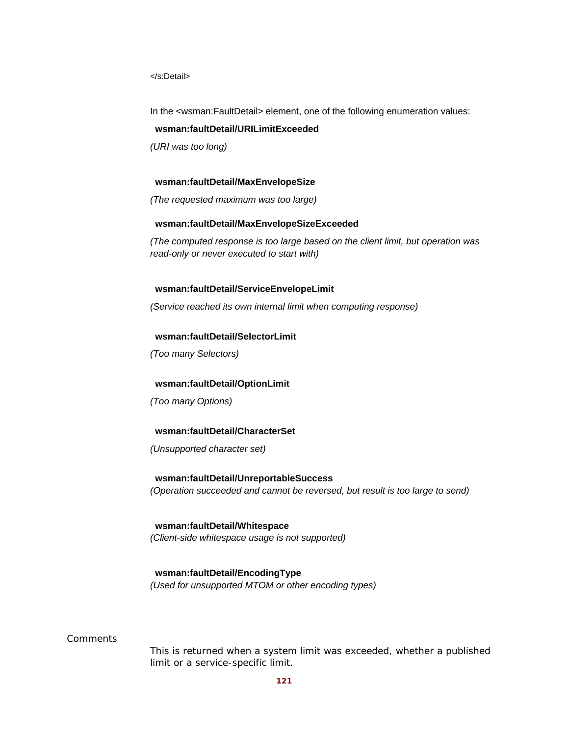```
</s:Detail>
```

In the <wsman:FaultDetail> element, one of the following enumeration values:

**wsman:faultDetail/URILimitExceeded**

*(URI was too long)*

**wsman:faultDetail/MaxEnvelopeSize**

*(The requested maximum was too large)*

**wsman:faultDetail/MaxEnvelopeSizeExceeded**

*(The computed response is too large based on the client limit, but operation was read-only or never executed to start with)*

**wsman:faultDetail/ServiceEnvelopeLimit**

*(Service reached its own internal limit when computing response)*

**wsman:faultDetail/SelectorLimit**

*(Too many Selectors)*

**wsman:faultDetail/OptionLimit**

*(Too many Options)*

**wsman:faultDetail/CharacterSet**

*(Unsupported character set)*

**wsman:faultDetail/UnreportableSuccess**

*(Operation succeeded and cannot be reversed, but result is too large to send)*

**wsman:faultDetail/Whitespace**

*(Client-side whitespace usage is not supported)*

**wsman:faultDetail/EncodingType**

*(Used for unsupported MTOM or other encoding types)*

Comments

This is returned when a system limit was exceeded, whether a published limit or a service-specific limit.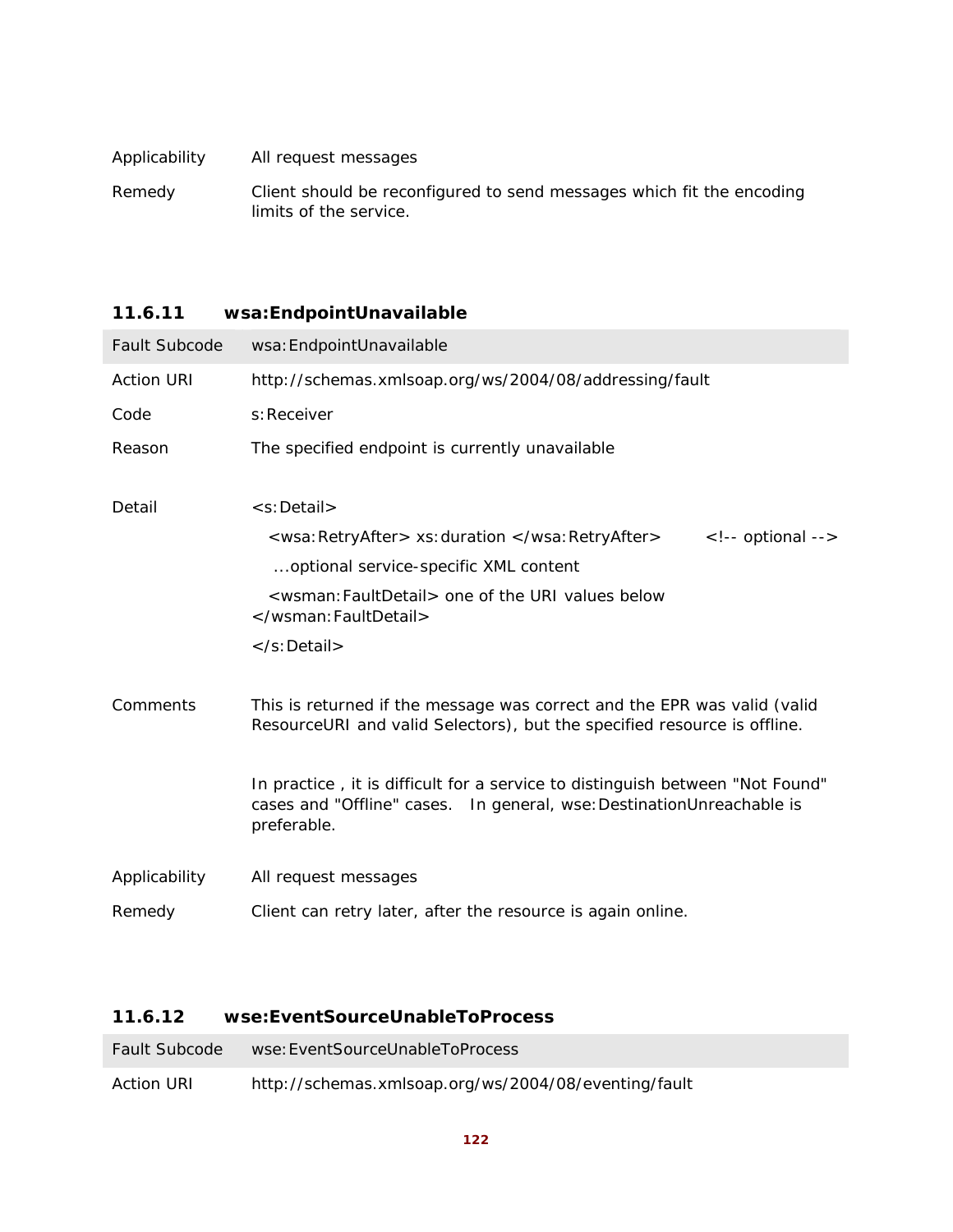| | |
|---|---|
| Applicability | All request messages |
| Remedy | Client should be reconfigured to send messages which fit the encoding limits of the service. |

### 11.6.11 wsa:EndpointUnavailable

| Fault Subcode | wsa:EndpointUnavailable |
|---|---|
| Action URI | http://schemas.xmlsoap.org/ws/2004/08/addressing/fault |
| Code | s:Receiver |
| Reason | The specified endpoint is currently unavailable |
| Detail | `<s:Detail>` <br> `<wsa:RetryAfter> xs:duration </wsa:RetryAfter>` `<!-- optional -->` <br> ...optional service-specific XML content <br> `<wsman:FaultDetail>` one of the URI values below `</wsman:FaultDetail>` <br> `</s:Detail>` |
| Comments | This is returned if the message was correct and the EPR was valid (valid ResourceURI and valid Selectors), but the specified resource is offline. <br><br> In practice , it is difficult for a service to distinguish between "Not Found" cases and "Offline" cases. In general, wse:DestinationUnreachable is preferable. |
| Applicability | All request messages |
| Remedy | Client can retry later, after the resource is again online. |

### 11.6.12 wse:EventSourceUnableToProcess

| Fault Subcode | wse:EventSourceUnableToProcess |
|---|---|
| Action URI | http://schemas.xmlsoap.org/ws/2004/08/eventing/fault |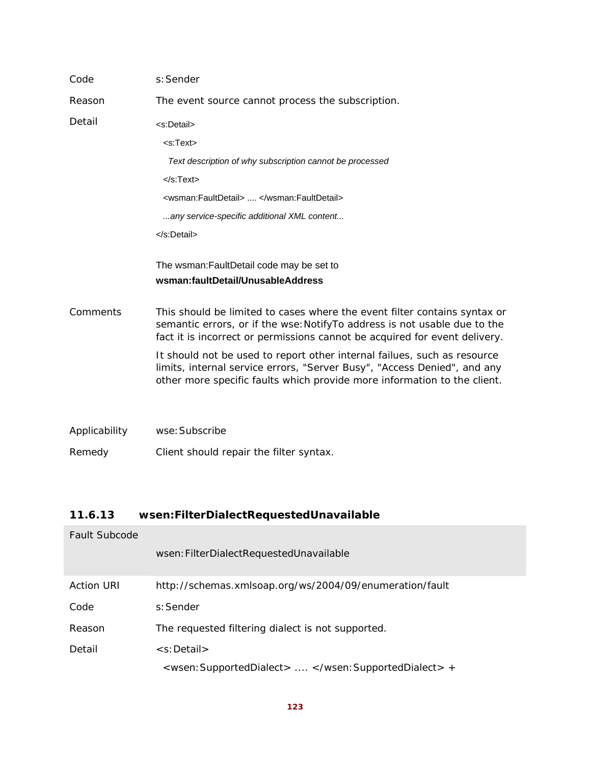| | |
|---|---|
| Code | s:Sender |
| Reason | The event source cannot process the subscription. |
| Detail | `<s:Detail>`<br>`<s:Text>`<br>*Text description of why subscription cannot be processed*<br>`</s:Text>`<br>`<wsman:FaultDetail> .... </wsman:FaultDetail>`<br>*...any service-specific additional XML content...*<br>`</s:Detail>`<br><br>The wsman:FaultDetail code may be set to<br>**wsman:faultDetail/UnusableAddress** |
| Comments | This should be limited to cases where the event filter contains syntax or semantic errors, or if the wse:NotifyTo address is not usable due to the fact it is incorrect or permissions cannot be acquired for event delivery.<br><br>It should not be used to report other internal failues, such as resource limits, internal service errors, "Server Busy", "Access Denied", and any other more specific faults which provide more information to the client. |
| Applicability | wse:Subscribe |
| Remedy | Client should repair the filter syntax. |

### 11.6.13 wsen:FilterDialectRequestedUnavailable

| Fault Subcode | wsen:FilterDialectRequestedUnavailable |
|---|---|
| Action URI | http://schemas.xmlsoap.org/ws/2004/09/enumeration/fault |
| Code | s:Sender |
| Reason | The requested filtering dialect is not supported. |
| Detail | `<s:Detail>`<br>`<wsen:SupportedDialect> .... </wsen:SupportedDialect> +` |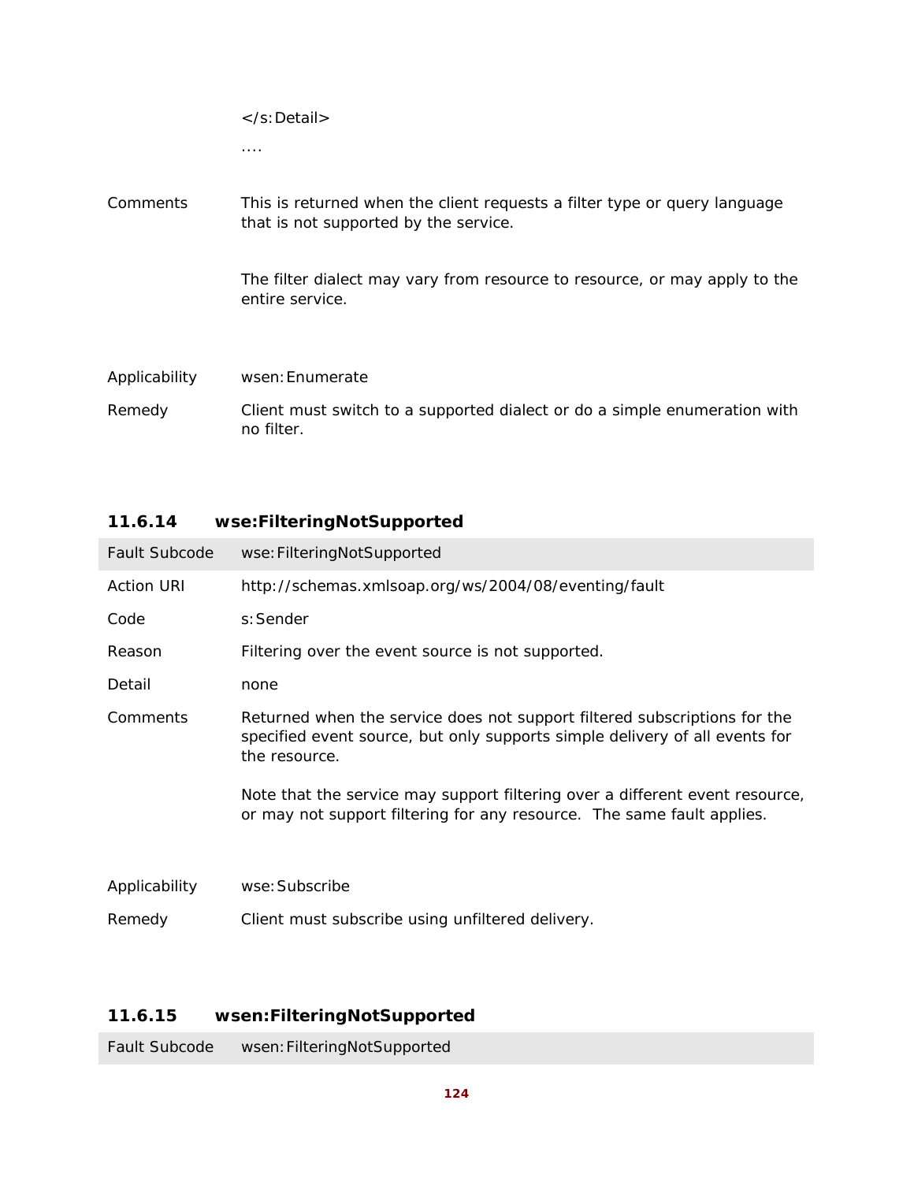</s:Detail>

....

| | |
|---|---|
| Comments | This is returned when the client requests a filter type or query language that is not supported by the service.<br><br>The filter dialect may vary from resource to resource, or may apply to the entire service. |
| Applicability | wsen:Enumerate |
| Remedy | Client must switch to a supported dialect or do a simple enumeration with no filter. |

### 11.6.14 wse:FilteringNotSupported

| Fault Subcode | wse:FilteringNotSupported |
|---|---|
| Action URI | http://schemas.xmlsoap.org/ws/2004/08/eventing/fault |
| Code | s:Sender |
| Reason | Filtering over the event source is not supported. |
| Detail | none |
| Comments | Returned when the service does not support filtered subscriptions for the specified event source, but only supports simple delivery of all events for the resource.<br><br>Note that the service may support filtering over a different event resource, or may not support filtering for any resource. The same fault applies. |
| Applicability | wse:Subscribe |
| Remedy | Client must subscribe using unfiltered delivery. |

### 11.6.15 wsen:FilteringNotSupported

| Fault Subcode | wsen:FilteringNotSupported |
|---|---|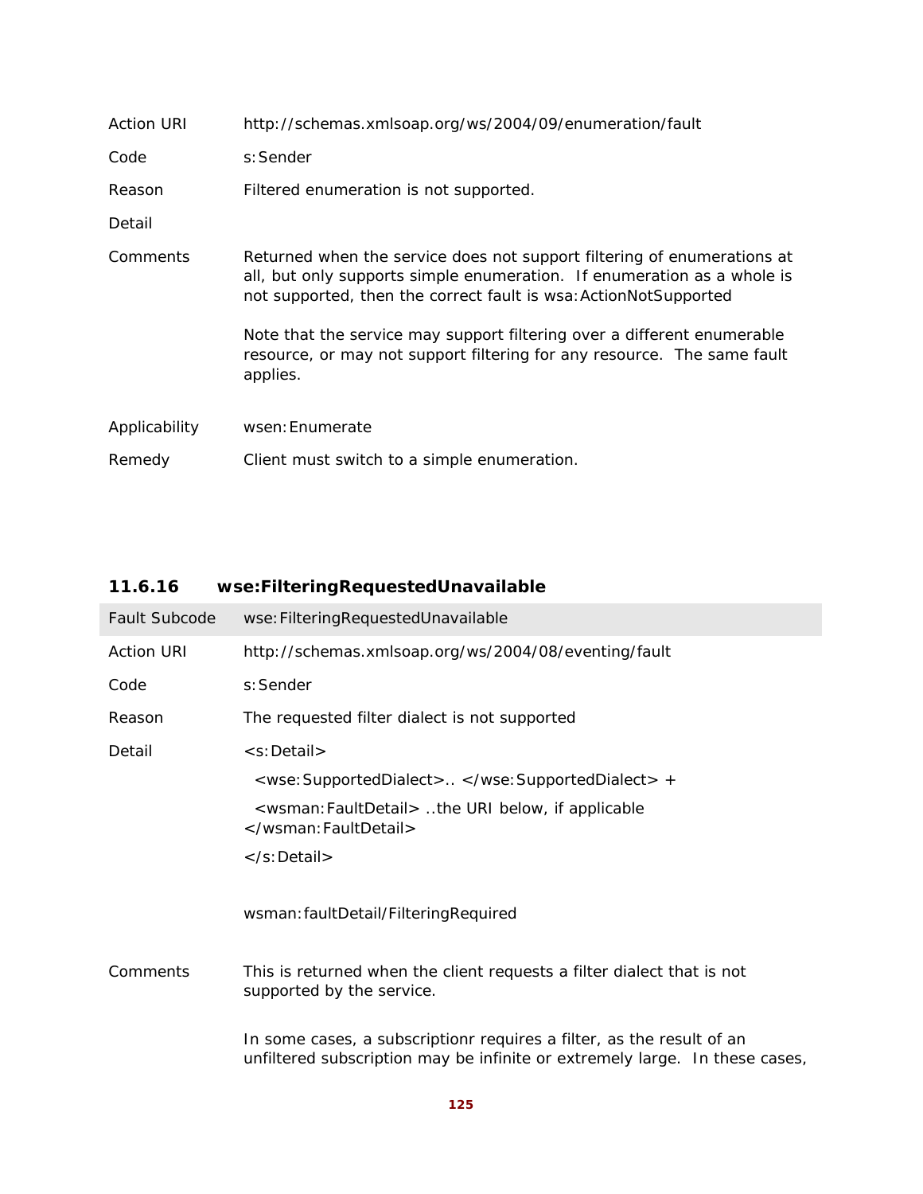| | |
|---|---|
| Action URI | http://schemas.xmlsoap.org/ws/2004/09/enumeration/fault |
| Code | s:Sender |
| Reason | Filtered enumeration is not supported. |
| Detail | |
| Comments | Returned when the service does not support filtering of enumerations at all, but only supports simple enumeration. If enumeration as a whole is not supported, then the correct fault is wsa:ActionNotSupported<br><br>Note that the service may support filtering over a different enumerable resource, or may not support filtering for any resource. The same fault applies. |
| Applicability | wsen:Enumerate |
| Remedy | Client must switch to a simple enumeration. |

### 11.6.16 wse:FilteringRequestedUnavailable

| Fault Subcode | wse:FilteringRequestedUnavailable |
|---|---|
| Action URI | http://schemas.xmlsoap.org/ws/2004/08/eventing/fault |
| Code | s:Sender |
| Reason | The requested filter dialect is not supported |
| Detail | <s:Detail><br>&nbsp;&nbsp;<wse:SupportedDialect>.. </wse:SupportedDialect> +<br>&nbsp;&nbsp;<wsman:FaultDetail> ..the URI below, if applicable </wsman:FaultDetail><br></s:Detail><br><br>wsman:faultDetail/FilteringRequired |
| Comments | This is returned when the client requests a filter dialect that is not supported by the service.<br><br>In some cases, a subscriptionr requires a filter, as the result of an unfiltered subscription may be infinite or extremely large. In these cases, |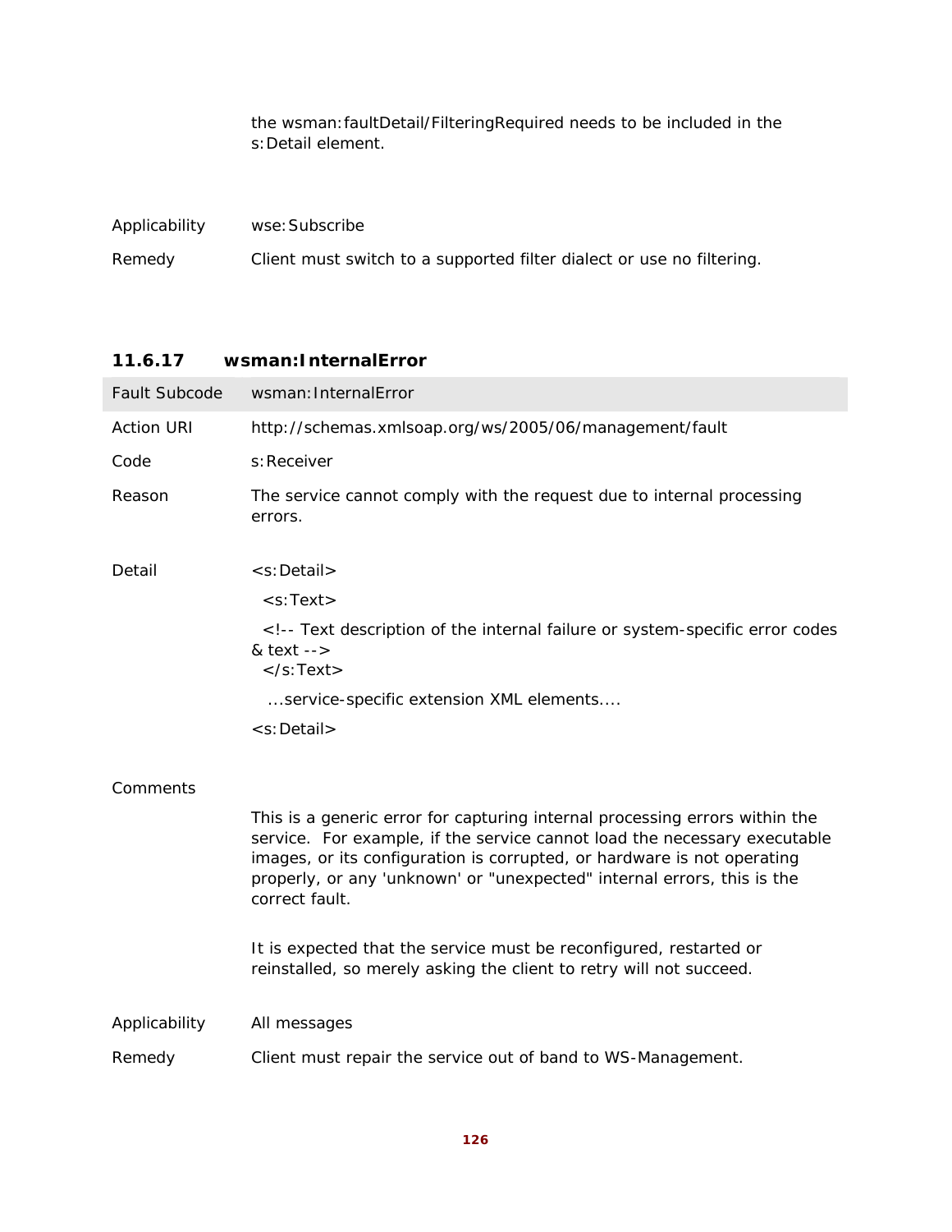the wsman:faultDetail/FilteringRequired needs to be included in the s:Detail element.

| | |
|---|---|
| Applicability | wse:Subscribe |
| Remedy | Client must switch to a supported filter dialect or use no filtering. |

### 11.6.17 wsman:InternalError

| Fault Subcode | wsman:InternalError |
|---|---|
| Action URI | http://schemas.xmlsoap.org/ws/2005/06/management/fault |
| Code | s:Receiver |
| Reason | The service cannot comply with the request due to internal processing errors. |
| Detail | <s:Detail><br>  <s:Text><br>  <!-- Text description of the internal failure or system-specific error codes & text --><br>  </s:Text><br>   ...service-specific extension XML elements....<br><s:Detail> |
| Comments | This is a generic error for capturing internal processing errors within the service. For example, if the service cannot load the necessary executable images, or its configuration is corrupted, or hardware is not operating properly, or any 'unknown' or "unexpected" internal errors, this is the correct fault.<br><br>It is expected that the service must be reconfigured, restarted or reinstalled, so merely asking the client to retry will not succeed. |
| Applicability | All messages |
| Remedy | Client must repair the service out of band to WS-Management. |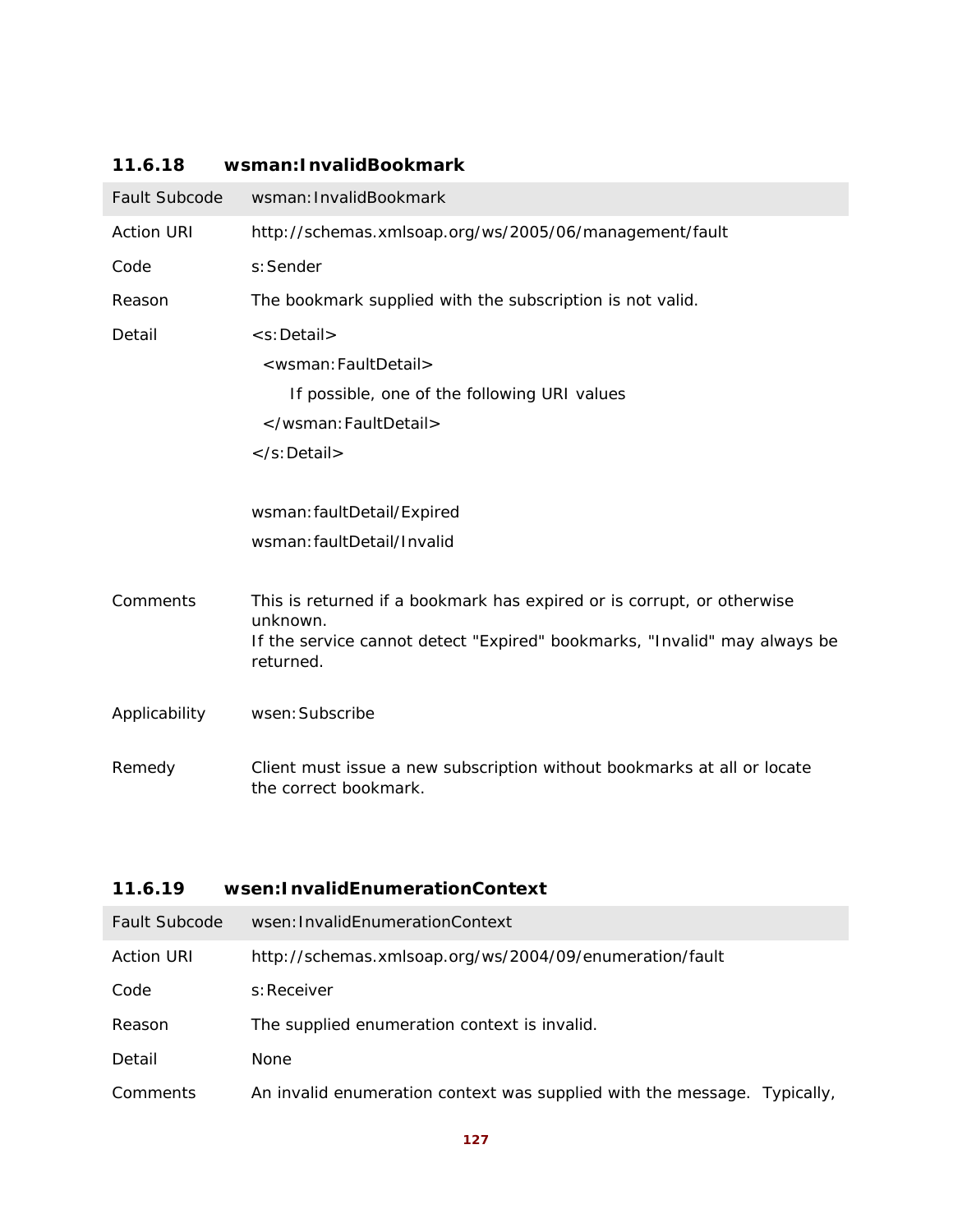### 11.6.18 wsman:InvalidBookmark

| Fault Subcode | wsman:InvalidBookmark |
|---|---|
| Action URI | http://schemas.xmlsoap.org/ws/2005/06/management/fault |
| Code | s:Sender |
| Reason | The bookmark supplied with the subscription is not valid. |
| Detail | `<s:Detail>`<br>`<wsman:FaultDetail>`<br>If possible, one of the following URI values<br>`</wsman:FaultDetail>`<br>`</s:Detail>`<br><br>wsman:faultDetail/Expired<br>wsman:faultDetail/Invalid |
| Comments | This is returned if a bookmark has expired or is corrupt, or otherwise unknown.<br>If the service cannot detect "Expired" bookmarks, "Invalid" may always be returned. |
| Applicability | wsen:Subscribe |
| Remedy | Client must issue a new subscription without bookmarks at all or locate the correct bookmark. |

### 11.6.19 wsen:InvalidEnumerationContext

| Fault Subcode | wsen:InvalidEnumerationContext |
|---|---|
| Action URI | http://schemas.xmlsoap.org/ws/2004/09/enumeration/fault |
| Code | s:Receiver |
| Reason | The supplied enumeration context is invalid. |
| Detail | None |
| Comments | An invalid enumeration context was supplied with the message. Typically, |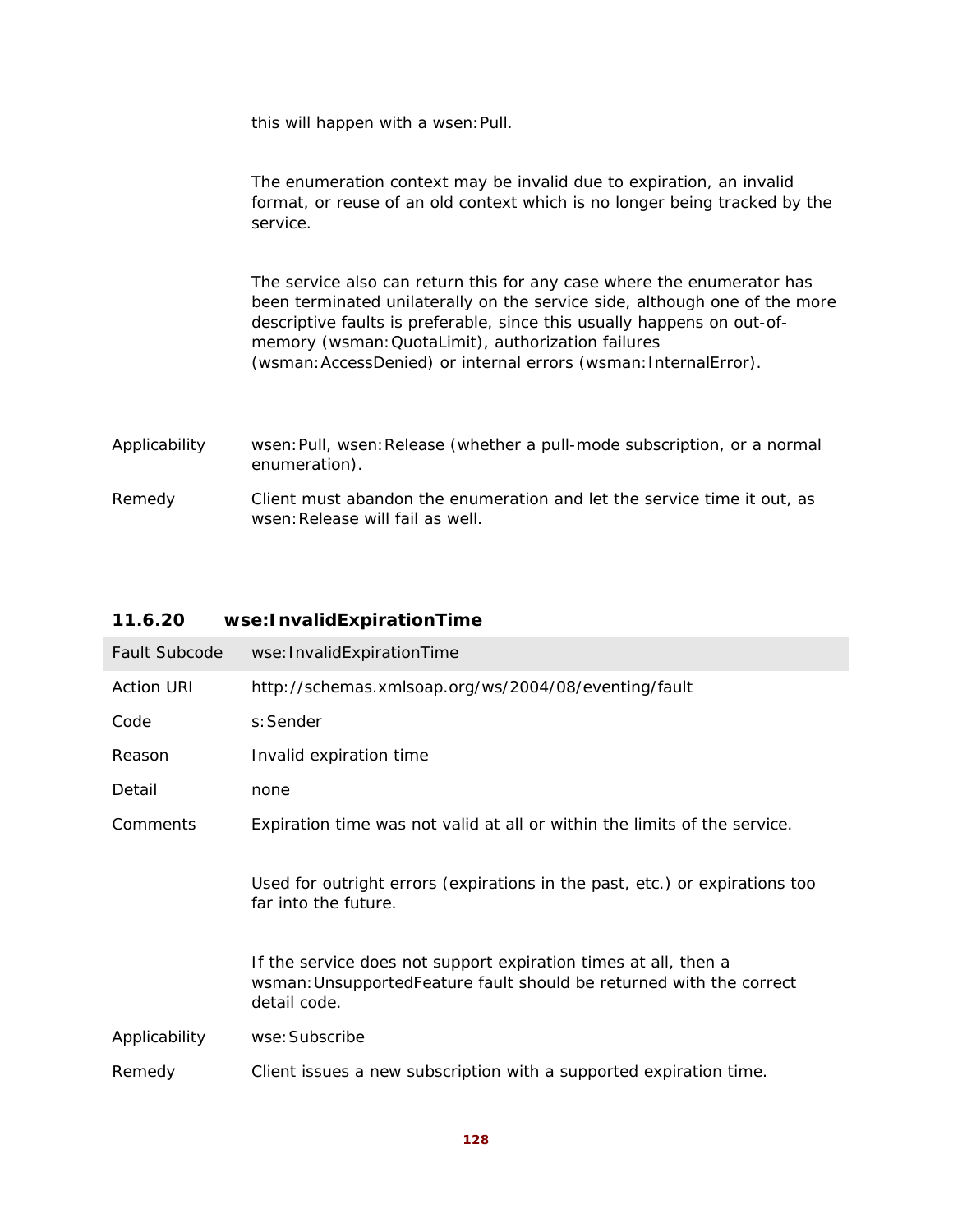this will happen with a wsen:Pull.

The enumeration context may be invalid due to expiration, an invalid format, or reuse of an old context which is no longer being tracked by the service.

The service also can return this for any case where the enumerator has been terminated unilaterally on the service side, although one of the more descriptive faults is preferable, since this usually happens on out-of-memory (wsman:QuotaLimit), authorization failures (wsman:AccessDenied) or internal errors (wsman:InternalError).

| | |
|---|---|
| Applicability | wsen:Pull, wsen:Release (whether a pull-mode subscription, or a normal enumeration). |
| Remedy | Client must abandon the enumeration and let the service time it out, as wsen:Release will fail as well. |

### 11.6.20 wse:InvalidExpirationTime

| Fault Subcode | wse:InvalidExpirationTime |
|---|---|
| Action URI | http://schemas.xmlsoap.org/ws/2004/08/eventing/fault |
| Code | s:Sender |
| Reason | Invalid expiration time |
| Detail | none |
| Comments | Expiration time was not valid at all or within the limits of the service. <br><br> Used for outright errors (expirations in the past, etc.) or expirations too far into the future. <br><br> If the service does not support expiration times at all, then a wsman:UnsupportedFeature fault should be returned with the correct detail code. |
| Applicability | wse:Subscribe |
| Remedy | Client issues a new subscription with a supported expiration time. |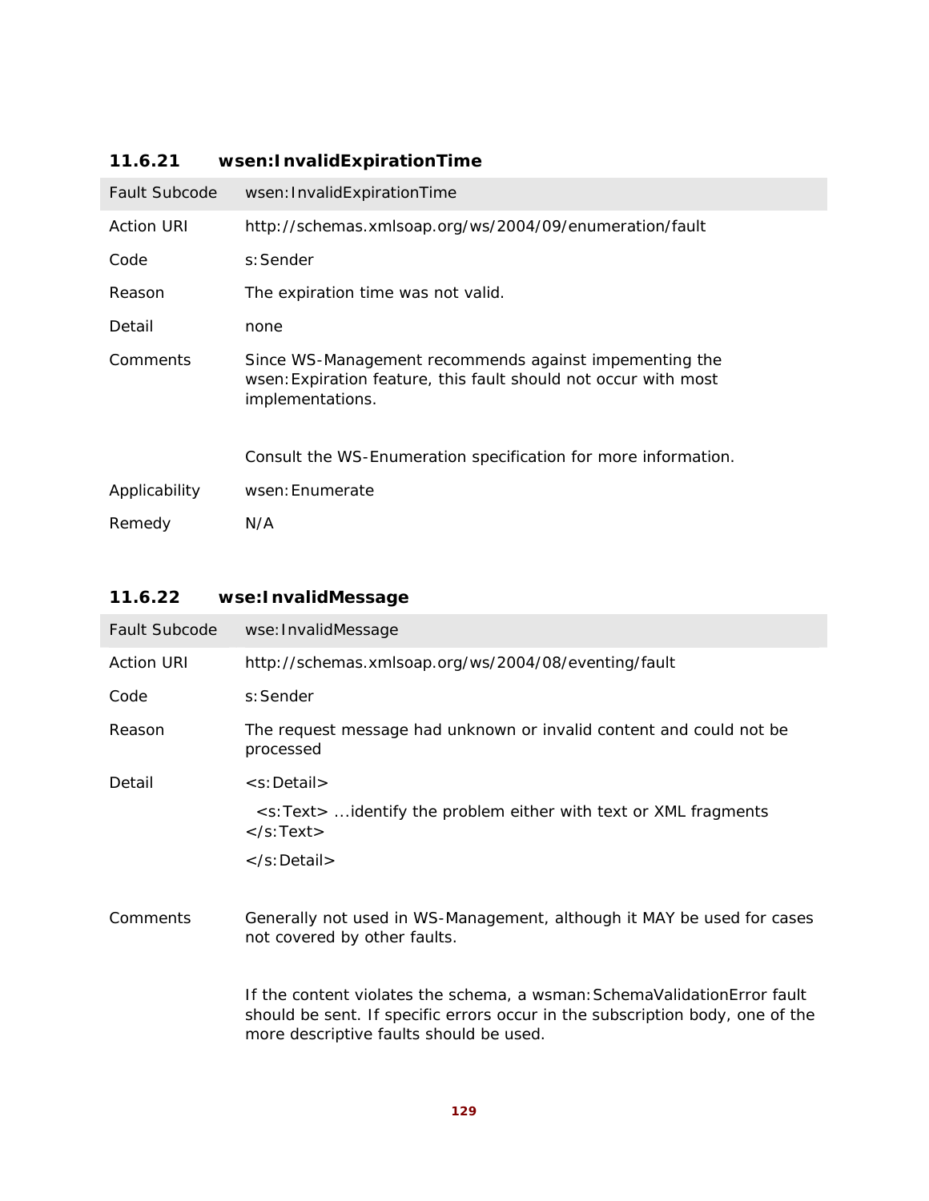### 11.6.21 wsen:InvalidExpirationTime

| Fault Subcode | wsen:InvalidExpirationTime |
|---|---|
| Action URI | http://schemas.xmlsoap.org/ws/2004/09/enumeration/fault |
| Code | s:Sender |
| Reason | The expiration time was not valid. |
| Detail | none |
| Comments | Since WS-Management recommends against impementing the wsen:Expiration feature, this fault should not occur with most implementations.<br><br>Consult the WS-Enumeration specification for more information. |
| Applicability | wsen:Enumerate |
| Remedy | N/A |

### 11.6.22 wse:InvalidMessage

| Fault Subcode | wse:InvalidMessage |
|---|---|
| Action URI | http://schemas.xmlsoap.org/ws/2004/08/eventing/fault |
| Code | s:Sender |
| Reason | The request message had unknown or invalid content and could not be processed |
| Detail | `<s:Detail>`<br>`<s:Text>` ...identify the problem either with text or XML fragments `</s:Text>`<br>`</s:Detail>` |
| Comments | Generally not used in WS-Management, although it MAY be used for cases not covered by other faults.<br><br>If the content violates the schema, a wsman:SchemaValidationError fault should be sent. If specific errors occur in the subscription body, one of the more descriptive faults should be used. |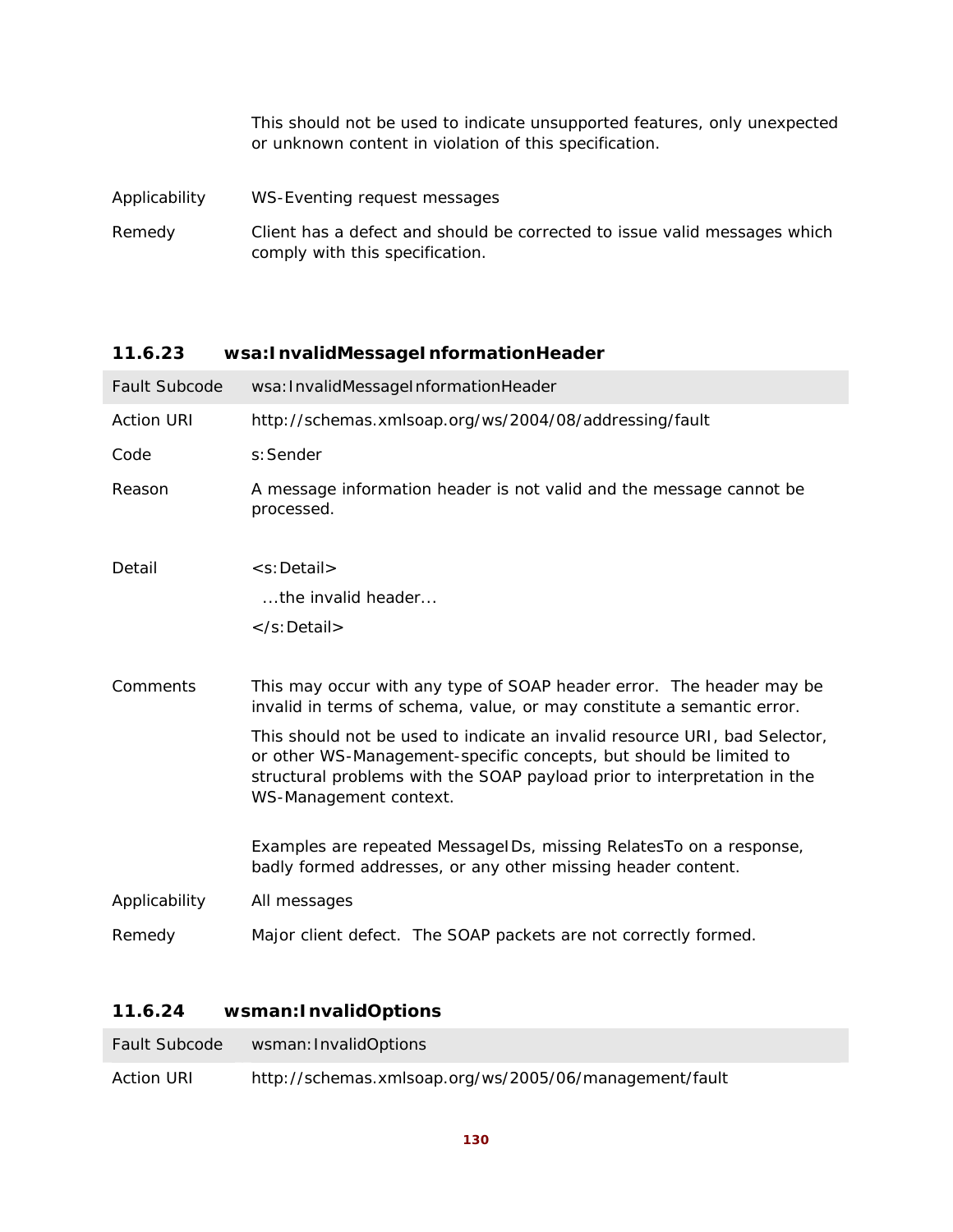| | |
|---|---|
| | This should not be used to indicate unsupported features, only unexpected or unknown content in violation of this specification. |
| Applicability | WS-Eventing request messages |
| Remedy | Client has a defect and should be corrected to issue valid messages which comply with this specification. |

### 11.6.23 wsa:InvalidMessageInformationHeader

| Fault Subcode | wsa:InvalidMessageInformationHeader |
|---|---|
| Action URI | http://schemas.xmlsoap.org/ws/2004/08/addressing/fault |
| Code | s:Sender |
| Reason | A message information header is not valid and the message cannot be processed. |
| Detail | `<s:Detail>` ...the invalid header... `</s:Detail>` |
| Comments | This may occur with any type of SOAP header error. The header may be invalid in terms of schema, value, or may constitute a semantic error. This should not be used to indicate an invalid resource URI, bad Selector, or other WS-Management-specific concepts, but should be limited to structural problems with the SOAP payload prior to interpretation in the WS-Management context. Examples are repeated MessageIDs, missing RelatesTo on a response, badly formed addresses, or any other missing header content. |
| Applicability | All messages |
| Remedy | Major client defect. The SOAP packets are not correctly formed. |

### 11.6.24 wsman:InvalidOptions

| Fault Subcode | wsman:InvalidOptions |
|---|---|
| Action URI | http://schemas.xmlsoap.org/ws/2005/06/management/fault |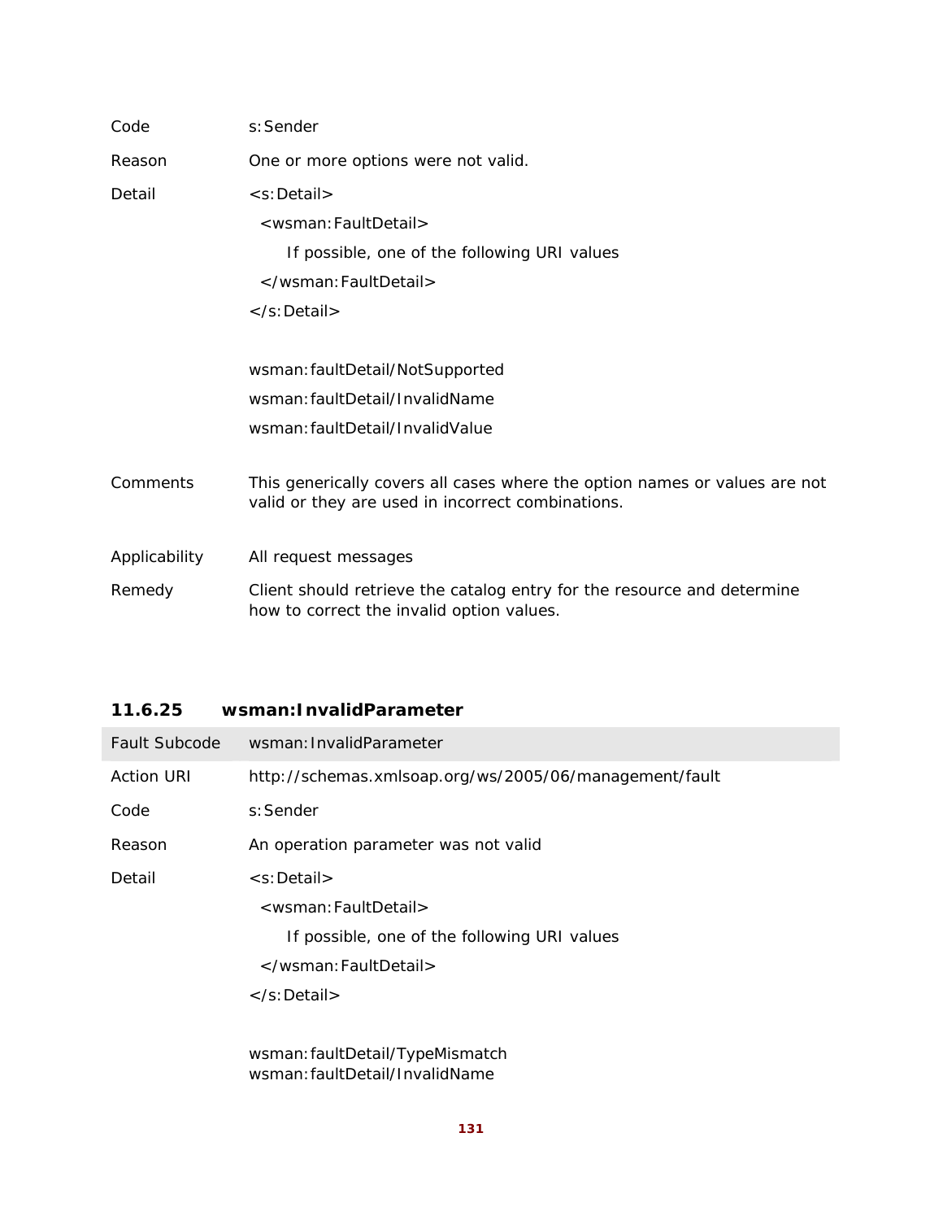| | |
|---|---|
| Code | s:Sender |
| Reason | One or more options were not valid. |
| Detail | `<s:Detail>`<br>`<wsman:FaultDetail>`<br>If possible, one of the following URI values<br>`</wsman:FaultDetail>`<br>`</s:Detail>`<br><br>wsman:faultDetail/NotSupported<br>wsman:faultDetail/InvalidName<br>wsman:faultDetail/InvalidValue |
| Comments | This generically covers all cases where the option names or values are not valid or they are used in incorrect combinations. |
| Applicability | All request messages |
| Remedy | Client should retrieve the catalog entry for the resource and determine how to correct the invalid option values. |

### 11.6.25 wsman:InvalidParameter

| Fault Subcode | wsman:InvalidParameter |
|---|---|
| Action URI | http://schemas.xmlsoap.org/ws/2005/06/management/fault |
| Code | s:Sender |
| Reason | An operation parameter was not valid |
| Detail | `<s:Detail>`<br>`<wsman:FaultDetail>`<br>If possible, one of the following URI values<br>`</wsman:FaultDetail>`<br>`</s:Detail>`<br><br>wsman:faultDetail/TypeMismatch<br>wsman:faultDetail/InvalidName |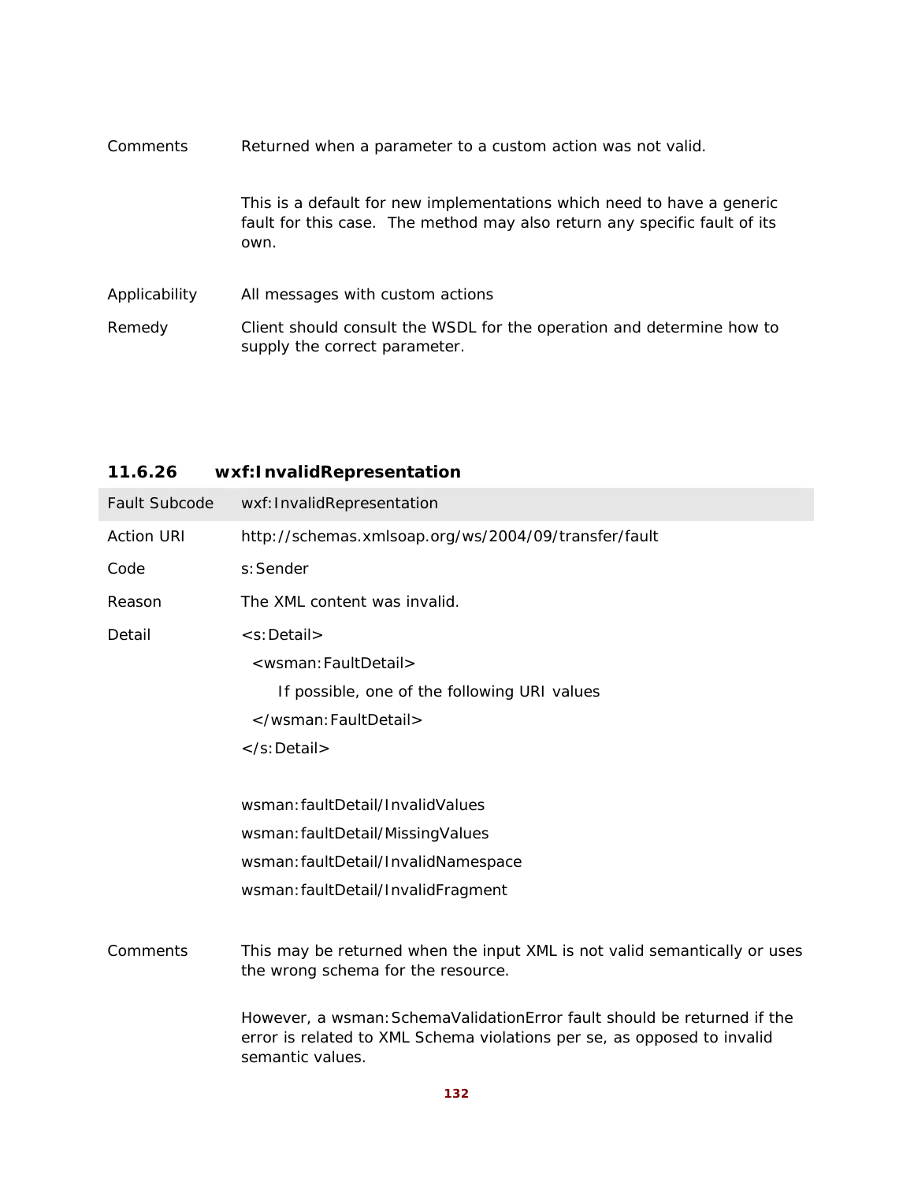| | |
|---|---|
| Comments | Returned when a parameter to a custom action was not valid.<br><br>This is a default for new implementations which need to have a generic fault for this case. The method may also return any specific fault of its own. |
| Applicability | All messages with custom actions |
| Remedy | Client should consult the WSDL for the operation and determine how to supply the correct parameter. |

### 11.6.26 wxf:InvalidRepresentation

| Fault Subcode | wxf:InvalidRepresentation |
|---|---|
| Action URI | http://schemas.xmlsoap.org/ws/2004/09/transfer/fault |
| Code | s:Sender |
| Reason | The XML content was invalid. |
| Detail | <s:Detail><br>&nbsp;&nbsp;<wsman:FaultDetail><br>&nbsp;&nbsp;&nbsp;&nbsp;&nbsp;&nbsp;If possible, one of the following URI values<br>&nbsp;&nbsp;</wsman:FaultDetail><br></s:Detail><br><br>wsman:faultDetail/InvalidValues<br>wsman:faultDetail/MissingValues<br>wsman:faultDetail/InvalidNamespace<br>wsman:faultDetail/InvalidFragment |
| Comments | This may be returned when the input XML is not valid semantically or uses the wrong schema for the resource.<br><br>However, a wsman:SchemaValidationError fault should be returned if the error is related to XML Schema violations per se, as opposed to invalid semantic values. |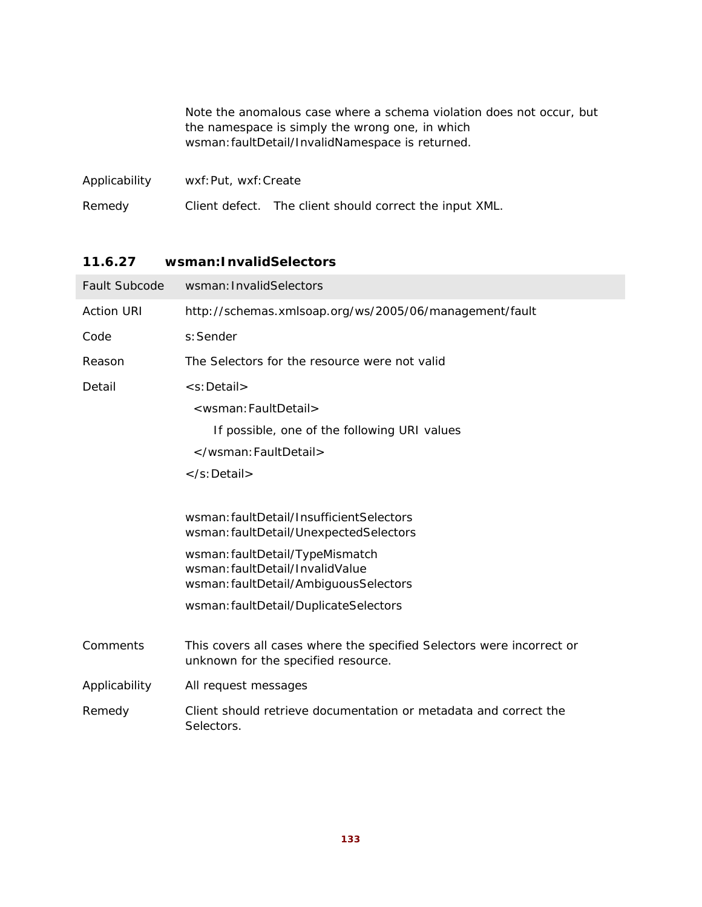Note the anomalous case where a schema violation does not occur, but the namespace is simply the wrong one, in which wsman:faultDetail/InvalidNamespace is returned.

| | |
|---|---|
| Applicability | wxf:Put, wxf:Create |
| Remedy | Client defect. The client should correct the input XML. |

### 11.6.27 wsman:InvalidSelectors

| Fault Subcode | wsman:InvalidSelectors |
|---|---|
| Action URI | http://schemas.xmlsoap.org/ws/2005/06/management/fault |
| Code | s:Sender |
| Reason | The Selectors for the resource were not valid |
| Detail | `<s:Detail>` `<wsman:FaultDetail>` If possible, one of the following URI values `</wsman:FaultDetail>` `</s:Detail>` <br><br> wsman:faultDetail/InsufficientSelectors <br> wsman:faultDetail/UnexpectedSelectors <br> wsman:faultDetail/TypeMismatch <br> wsman:faultDetail/InvalidValue <br> wsman:faultDetail/AmbiguousSelectors <br> wsman:faultDetail/DuplicateSelectors |
| Comments | This covers all cases where the specified Selectors were incorrect or unknown for the specified resource. |
| Applicability | All request messages |
| Remedy | Client should retrieve documentation or metadata and correct the Selectors. |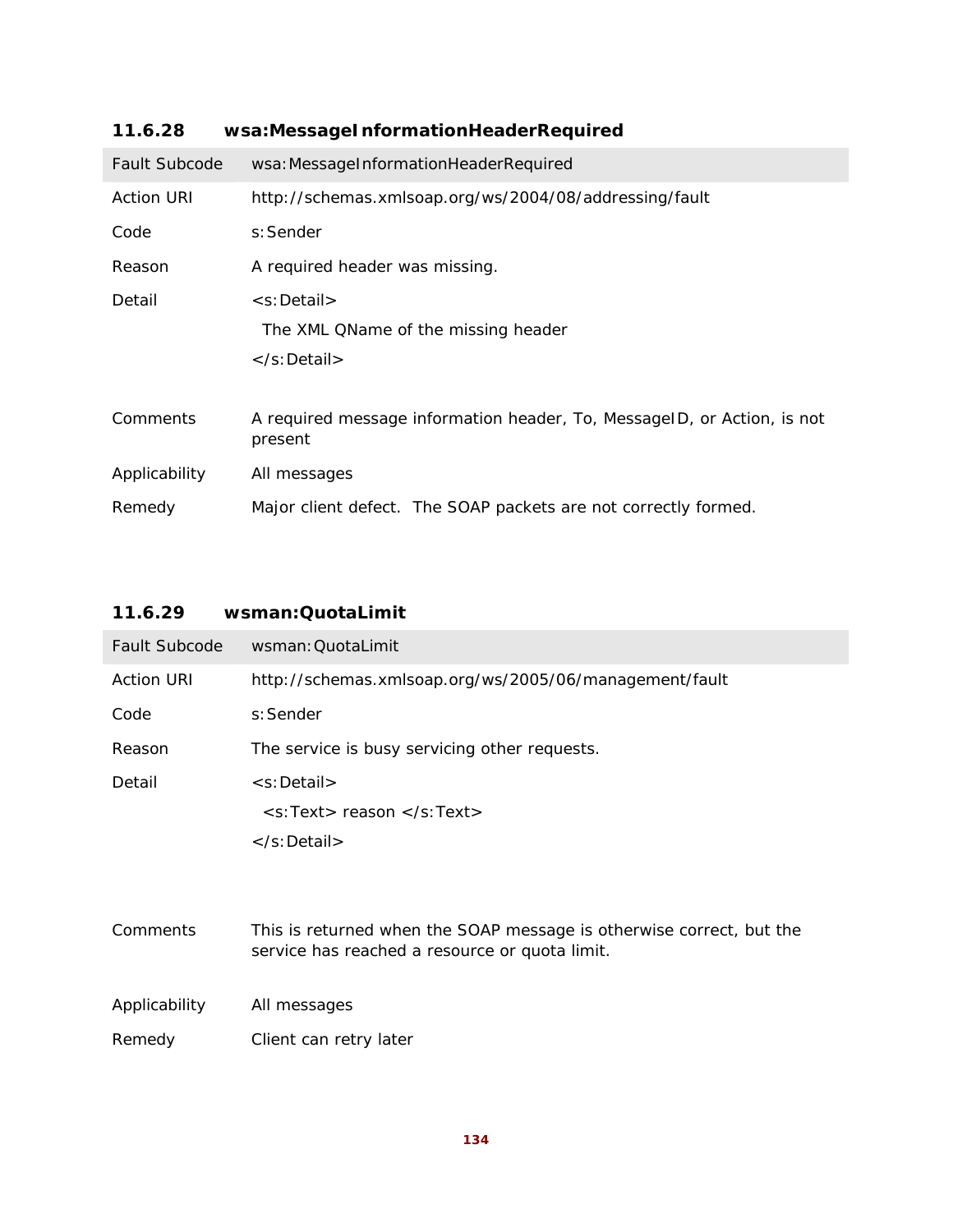### 11.6.28 wsa:MessageInformationHeaderRequired

| Fault Subcode | wsa:MessageInformationHeaderRequired |
|---|---|
| Action URI | http://schemas.xmlsoap.org/ws/2004/08/addressing/fault |
| Code | s:Sender |
| Reason | A required header was missing. |
| Detail | `<s:Detail>` The XML QName of the missing header `</s:Detail>` |
| Comments | A required message information header, To, MessageID, or Action, is not present |
| Applicability | All messages |
| Remedy | Major client defect. The SOAP packets are not correctly formed. |

### 11.6.29 wsman:QuotaLimit

| Fault Subcode | wsman:QuotaLimit |
|---|---|
| Action URI | http://schemas.xmlsoap.org/ws/2005/06/management/fault |
| Code | s:Sender |
| Reason | The service is busy servicing other requests. |
| Detail | `<s:Detail>` `<s:Text> reason </s:Text>` `</s:Detail>` |
| Comments | This is returned when the SOAP message is otherwise correct, but the service has reached a resource or quota limit. |
| Applicability | All messages |
| Remedy | Client can retry later |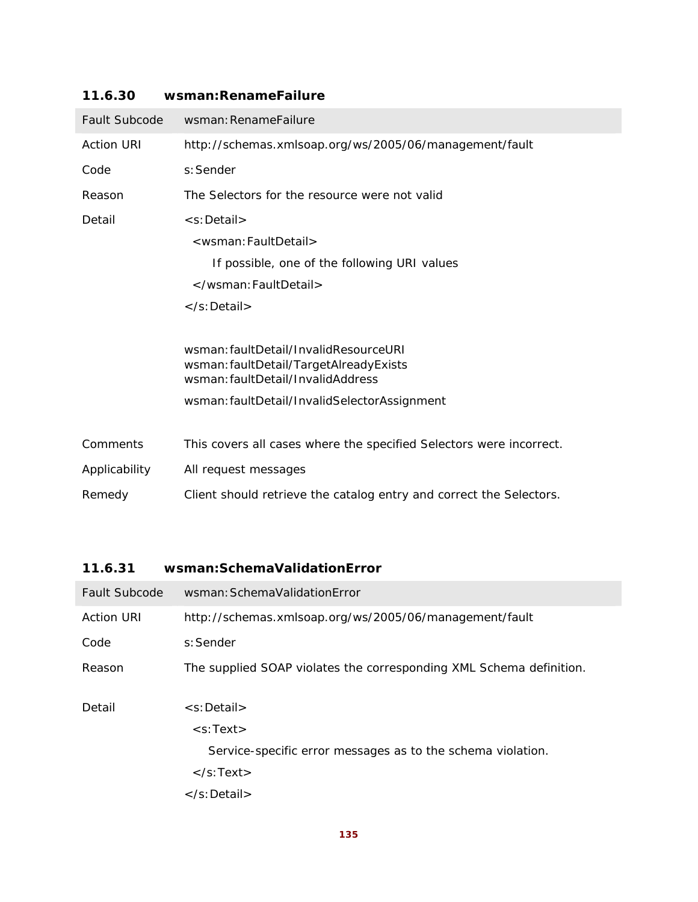### 11.6.30 wsman:RenameFailure

| Fault Subcode | wsman:RenameFailure |
|---|---|
| Action URI | http://schemas.xmlsoap.org/ws/2005/06/management/fault |
| Code | s:Sender |
| Reason | The Selectors for the resource were not valid |
| Detail | `<s:Detail>`<br>`<wsman:FaultDetail>`<br>If possible, one of the following URI values<br>`</wsman:FaultDetail>`<br>`</s:Detail>`<br><br>wsman:faultDetail/InvalidResourceURI<br>wsman:faultDetail/TargetAlreadyExists<br>wsman:faultDetail/InvalidAddress<br>wsman:faultDetail/InvalidSelectorAssignment |
| Comments | This covers all cases where the specified Selectors were incorrect. |
| Applicability | All request messages |
| Remedy | Client should retrieve the catalog entry and correct the Selectors. |

### 11.6.31 wsman:SchemaValidationError

| Fault Subcode | wsman:SchemaValidationError |
|---|---|
| Action URI | http://schemas.xmlsoap.org/ws/2005/06/management/fault |
| Code | s:Sender |
| Reason | The supplied SOAP violates the corresponding XML Schema definition. |
| Detail | `<s:Detail>`<br>`<s:Text>`<br>Service-specific error messages as to the schema violation.<br>`</s:Text>`<br>`</s:Detail>` |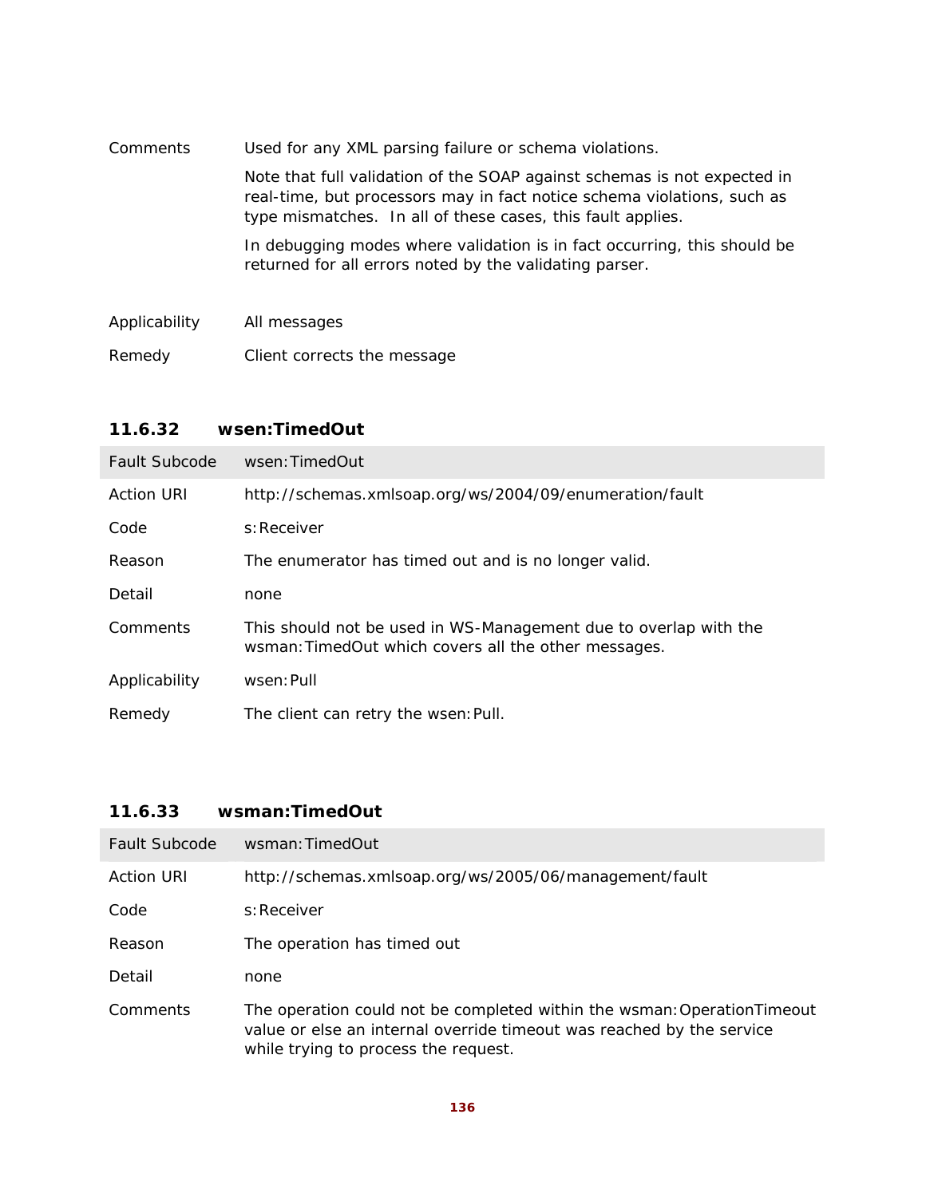| | |
|---|---|
| Comments | Used for any XML parsing failure or schema violations.<br><br>Note that full validation of the SOAP against schemas is not expected in real-time, but processors may in fact notice schema violations, such as type mismatches. In all of these cases, this fault applies.<br><br>In debugging modes where validation is in fact occurring, this should be returned for all errors noted by the validating parser. |
| Applicability | All messages |
| Remedy | Client corrects the message |

### 11.6.32 wsen:TimedOut

| Fault Subcode | wsen:TimedOut |
|---|---|
| Action URI | http://schemas.xmlsoap.org/ws/2004/09/enumeration/fault |
| Code | s:Receiver |
| Reason | The enumerator has timed out and is no longer valid. |
| Detail | none |
| Comments | This should not be used in WS-Management due to overlap with the wsman:TimedOut which covers all the other messages. |
| Applicability | wsen:Pull |
| Remedy | The client can retry the wsen:Pull. |

### 11.6.33 wsman:TimedOut

| Fault Subcode | wsman:TimedOut |
|---|---|
| Action URI | http://schemas.xmlsoap.org/ws/2005/06/management/fault |
| Code | s:Receiver |
| Reason | The operation has timed out |
| Detail | none |
| Comments | The operation could not be completed within the wsman:OperationTimeout value or else an internal override timeout was reached by the service while trying to process the request. |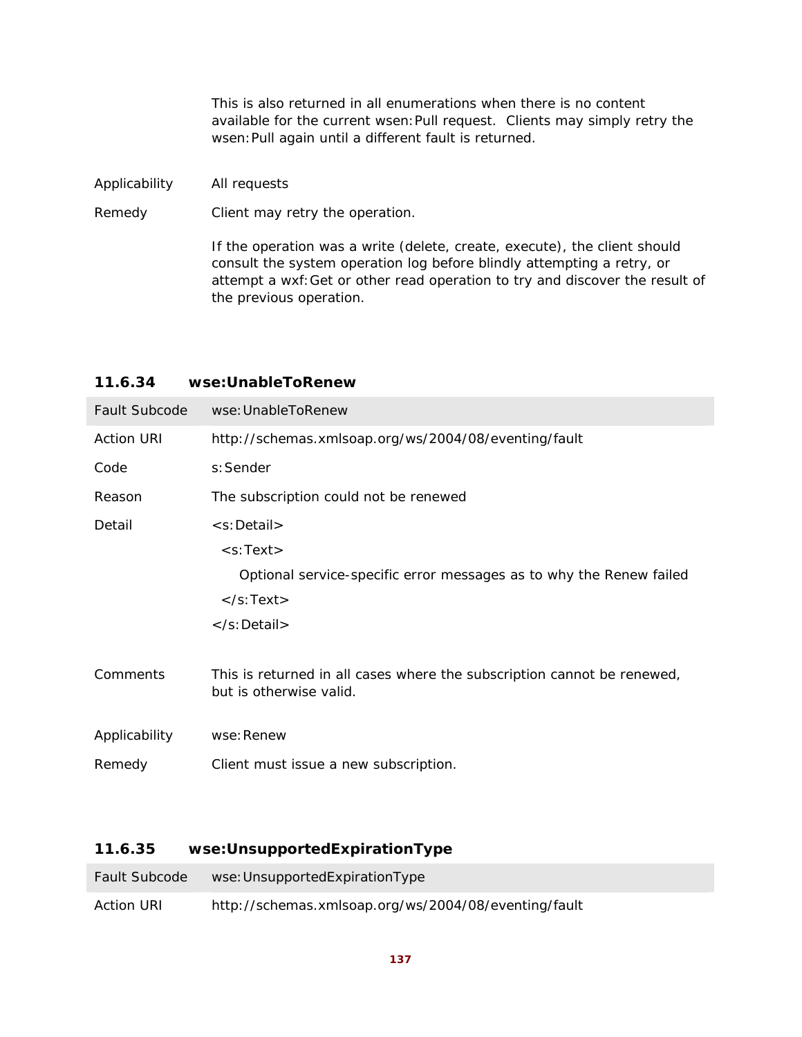| | |
|---|---|
| | This is also returned in all enumerations when there is no content available for the current wsen:Pull request. Clients may simply retry the wsen:Pull again until a different fault is returned. |
| Applicability | All requests |
| Remedy | Client may retry the operation.<br><br>If the operation was a write (delete, create, execute), the client should consult the system operation log before blindly attempting a retry, or attempt a wxf:Get or other read operation to try and discover the result of the previous operation. |

### 11.6.34 wse:UnableToRenew

| Fault Subcode | wse:UnableToRenew |
|---|---|
| Action URI | http://schemas.xmlsoap.org/ws/2004/08/eventing/fault |
| Code | s:Sender |
| Reason | The subscription could not be renewed |
| Detail | <s:Detail><br>  <s:Text><br>    Optional service-specific error messages as to why the Renew failed<br>  </s:Text><br></s:Detail> |
| Comments | This is returned in all cases where the subscription cannot be renewed, but is otherwise valid. |
| Applicability | wse:Renew |
| Remedy | Client must issue a new subscription. |

### 11.6.35 wse:UnsupportedExpirationType

| Fault Subcode | wse:UnsupportedExpirationType |
|---|---|
| Action URI | http://schemas.xmlsoap.org/ws/2004/08/eventing/fault |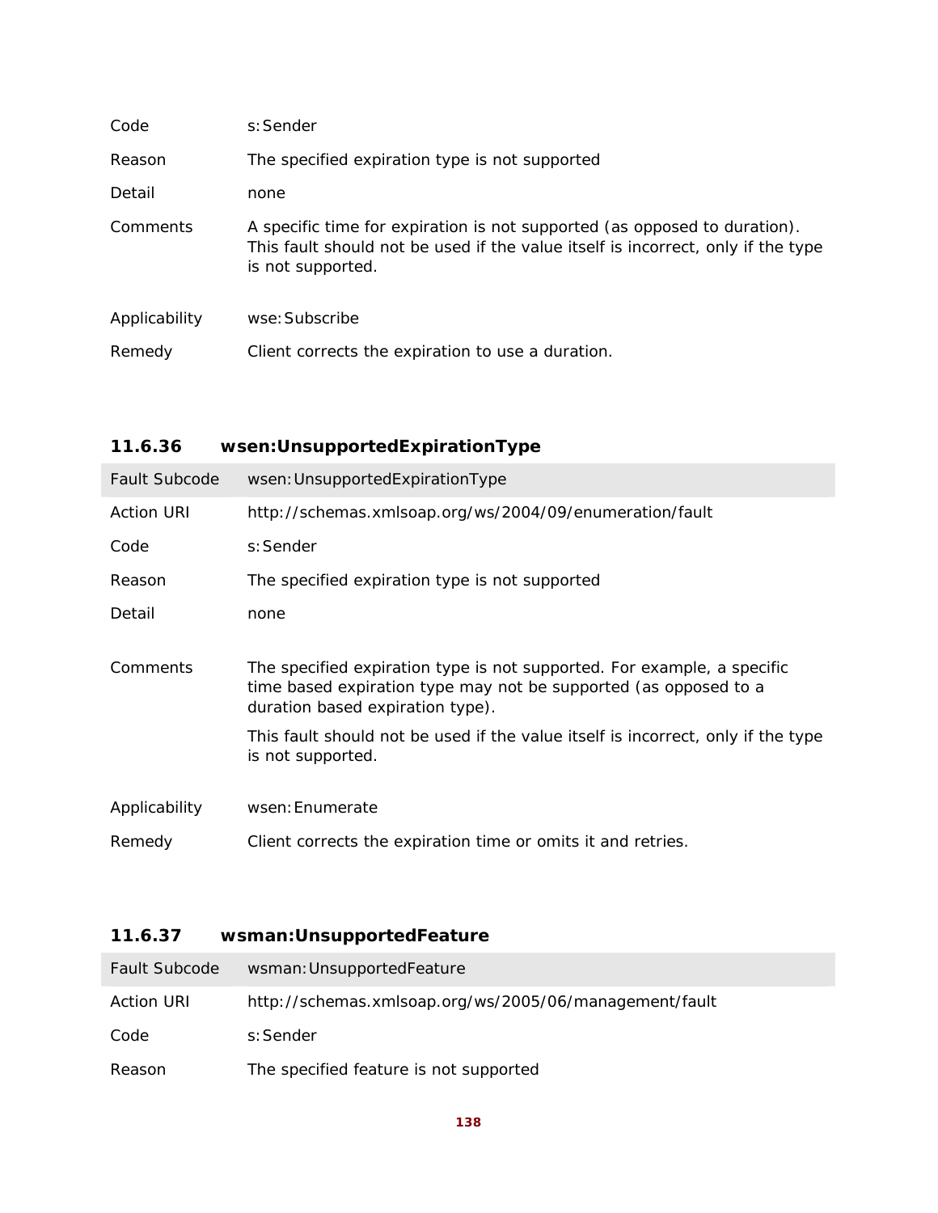| | |
|---|---|
| Code | s:Sender |
| Reason | The specified expiration type is not supported |
| Detail | none |
| Comments | A specific time for expiration is not supported (as opposed to duration). This fault should not be used if the value itself is incorrect, only if the type is not supported. |
| Applicability | wse:Subscribe |
| Remedy | Client corrects the expiration to use a duration. |

### 11.6.36 wsen:UnsupportedExpirationType

| Fault Subcode | wsen:UnsupportedExpirationType |
|---|---|
| Action URI | http://schemas.xmlsoap.org/ws/2004/09/enumeration/fault |
| Code | s:Sender |
| Reason | The specified expiration type is not supported |
| Detail | none |
| Comments | The specified expiration type is not supported. For example, a specific time based expiration type may not be supported (as opposed to a duration based expiration type).<br><br>This fault should not be used if the value itself is incorrect, only if the type is not supported. |
| Applicability | wsen:Enumerate |
| Remedy | Client corrects the expiration time or omits it and retries. |

### 11.6.37 wsman:UnsupportedFeature

| Fault Subcode | wsman:UnsupportedFeature |
|---|---|
| Action URI | http://schemas.xmlsoap.org/ws/2005/06/management/fault |
| Code | s:Sender |
| Reason | The specified feature is not supported |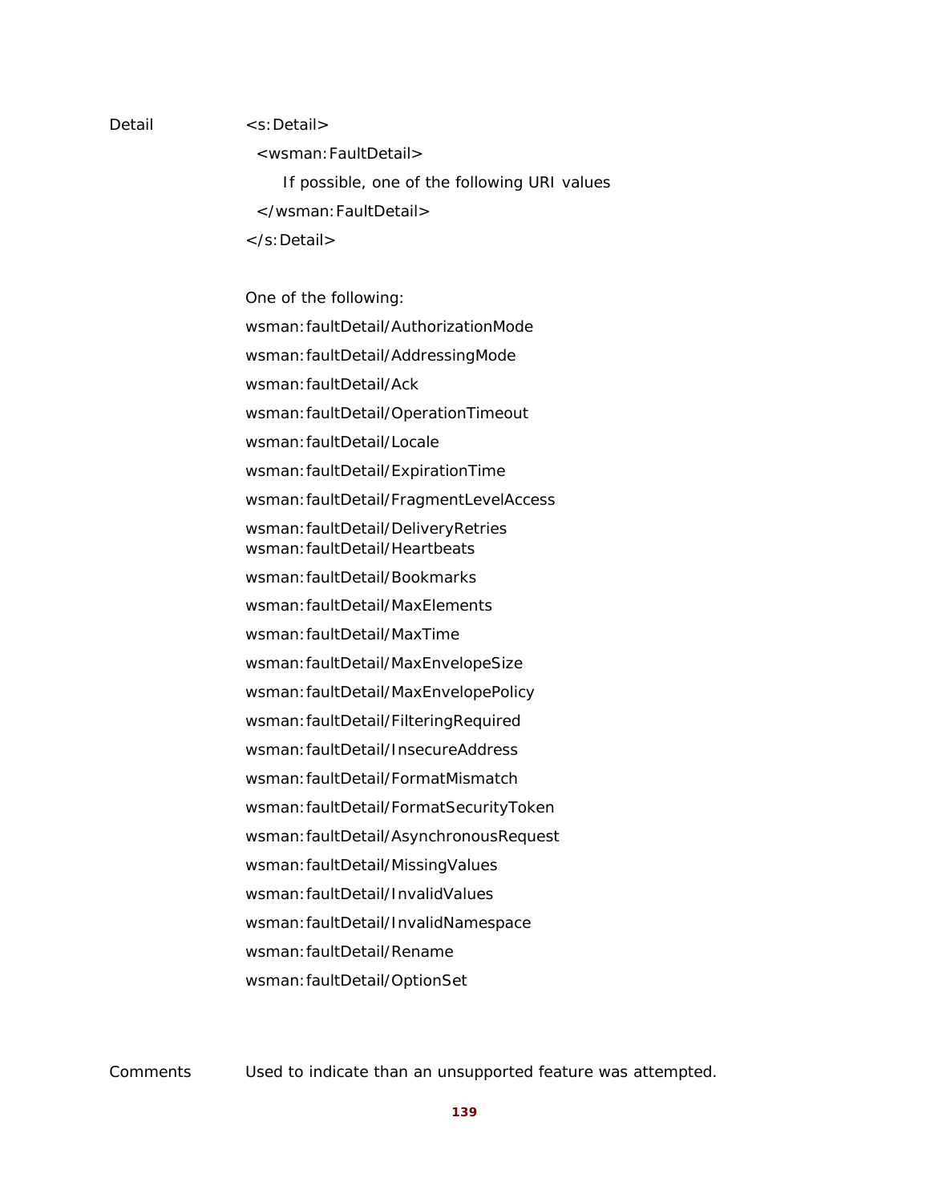| | |
|---|---|
| Detail | `<s:Detail>`<br>`  <wsman:FaultDetail>`<br>`      If possible, one of the following URI values`<br>`  </wsman:FaultDetail>`<br>`</s:Detail>`<br><br>One of the following:<br>wsman:faultDetail/AuthorizationMode<br>wsman:faultDetail/AddressingMode<br>wsman:faultDetail/Ack<br>wsman:faultDetail/OperationTimeout<br>wsman:faultDetail/Locale<br>wsman:faultDetail/ExpirationTime<br>wsman:faultDetail/FragmentLevelAccess<br>wsman:faultDetail/DeliveryRetries<br>wsman:faultDetail/Heartbeats<br>wsman:faultDetail/Bookmarks<br>wsman:faultDetail/MaxElements<br>wsman:faultDetail/MaxTime<br>wsman:faultDetail/MaxEnvelopeSize<br>wsman:faultDetail/MaxEnvelopePolicy<br>wsman:faultDetail/FilteringRequired<br>wsman:faultDetail/InsecureAddress<br>wsman:faultDetail/FormatMismatch<br>wsman:faultDetail/FormatSecurityToken<br>wsman:faultDetail/AsynchronousRequest<br>wsman:faultDetail/MissingValues<br>wsman:faultDetail/InvalidValues<br>wsman:faultDetail/InvalidNamespace<br>wsman:faultDetail/Rename<br>wsman:faultDetail/OptionSet |
| Comments | Used to indicate than an unsupported feature was attempted. |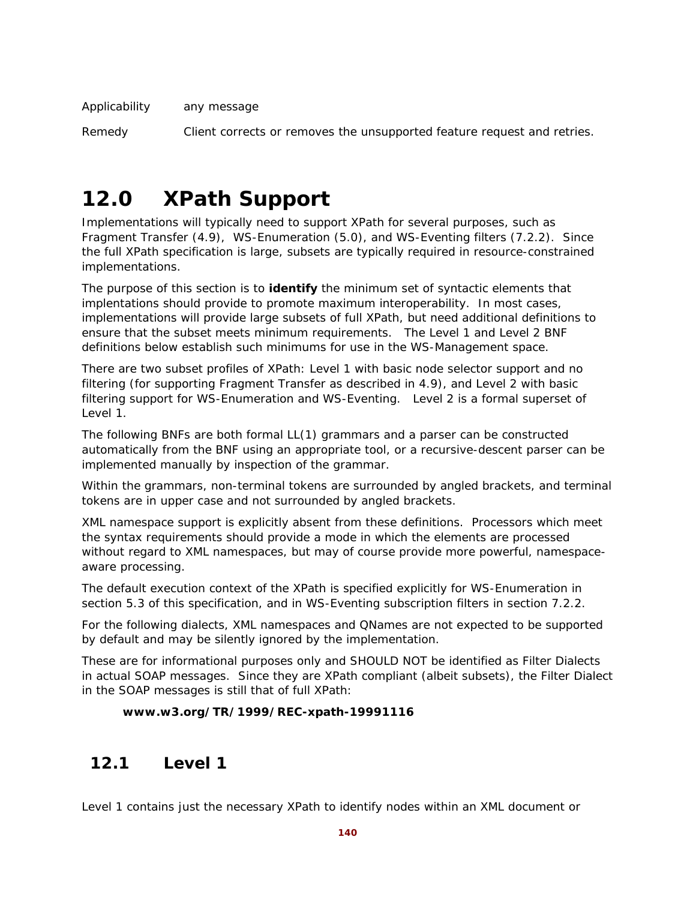| | |
|---|---|
| Applicability | any message |
| Remedy | Client corrects or removes the unsupported feature request and retries. |

# 12.0 XPath Support

Implementations will typically need to support XPath for several purposes, such as Fragment Transfer (4.9), WS-Enumeration (5.0), and WS-Eventing filters (7.2.2). Since the full XPath specification is large, subsets are typically required in resource-constrained implementations.

The purpose of this section is to **identify** the minimum set of syntactic elements that implentations should provide to promote maximum interoperability. In most cases, implementations will provide large subsets of full XPath, but need additional definitions to ensure that the subset meets minimum requirements. The Level 1 and Level 2 BNF definitions below establish such minimums for use in the WS-Management space.

There are two subset profiles of XPath: Level 1 with basic node selector support and no filtering (for supporting Fragment Transfer as described in 4.9), and Level 2 with basic filtering support for WS-Enumeration and WS-Eventing. Level 2 is a formal superset of Level 1.

The following BNFs are both formal LL(1) grammars and a parser can be constructed automatically from the BNF using an appropriate tool, or a recursive-descent parser can be implemented manually by inspection of the grammar.

Within the grammars, non-terminal tokens are surrounded by angled brackets, and terminal tokens are in upper case and not surrounded by angled brackets.

XML namespace support is explicitly absent from these definitions. Processors which meet the syntax requirements should provide a mode in which the elements are processed without regard to XML namespaces, but may of course provide more powerful, namespace-aware processing.

The default execution context of the XPath is specified explicitly for WS-Enumeration in section 5.3 of this specification, and in WS-Eventing subscription filters in section 7.2.2.

For the following dialects, XML namespaces and QNames are not expected to be supported by default and may be silently ignored by the implementation.

These are for informational purposes only and SHOULD NOT be identified as Filter Dialects in actual SOAP messages. Since they are XPath compliant (albeit subsets), the Filter Dialect in the SOAP messages is still that of full XPath:

> **www.w3.org/TR/1999/REC-xpath-19991116**

## 12.1 Level 1

Level 1 contains just the necessary XPath to identify nodes within an XML document or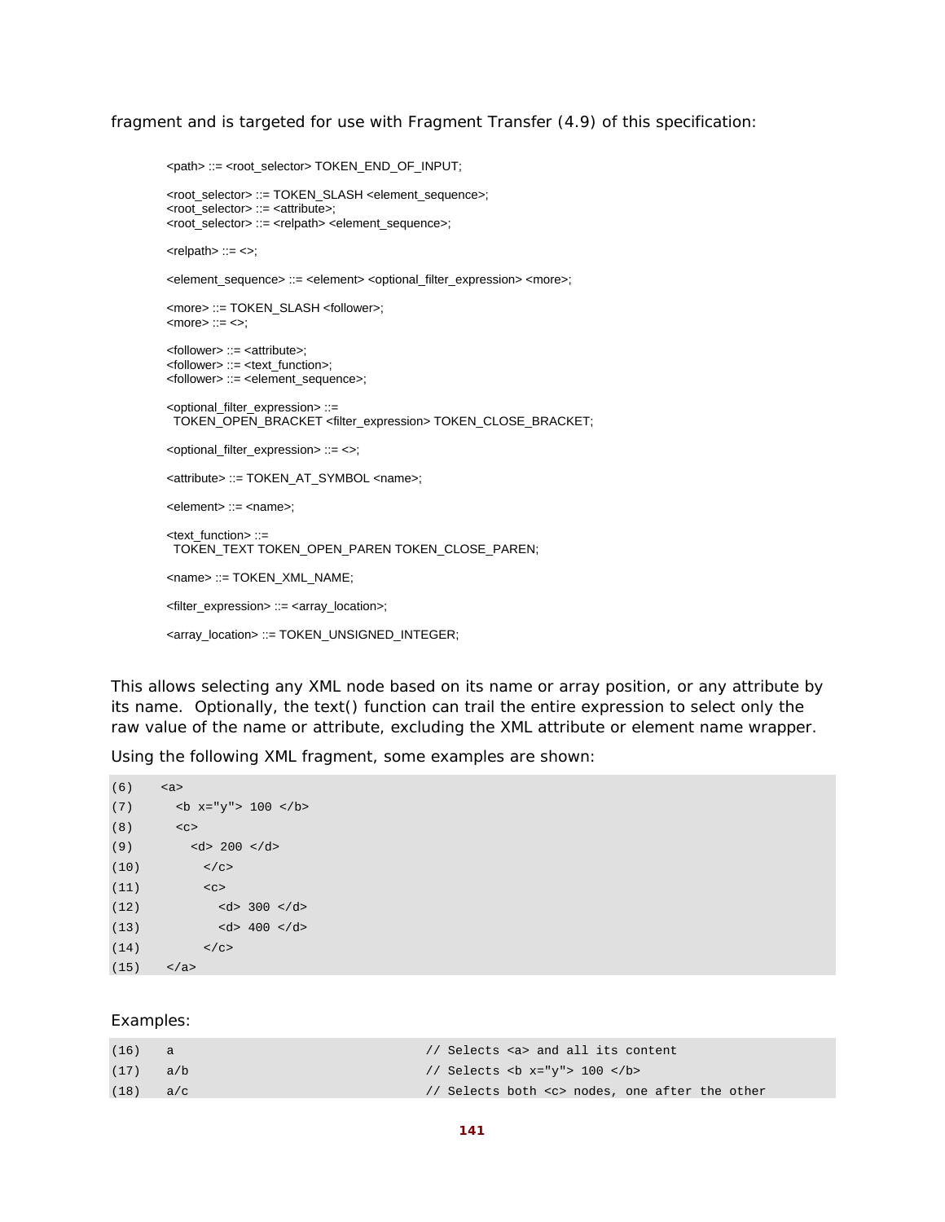fragment and is targeted for use with Fragment Transfer (4.9) of this specification:

```
<path> ::= <root_selector> TOKEN_END_OF_INPUT;

<root_selector> ::= TOKEN_SLASH <element_sequence>;
<root_selector> ::= <attribute>;
<root_selector> ::= <relpath> <element_sequence>;

<relpath> ::= <>;

<element_sequence> ::= <element> <optional_filter_expression> <more>;

<more> ::= TOKEN_SLASH <follower>;
<more> ::= <>;

<follower> ::= <attribute>;
<follower> ::= <text_function>;
<follower> ::= <element_sequence>;

<optional_filter_expression> ::=
  TOKEN_OPEN_BRACKET <filter_expression> TOKEN_CLOSE_BRACKET;

<optional_filter_expression> ::= <>;

<attribute> ::= TOKEN_AT_SYMBOL <name>;

<element> ::= <name>;

<text_function> ::=
  TOKEN_TEXT TOKEN_OPEN_PAREN TOKEN_CLOSE_PAREN;

<name> ::= TOKEN_XML_NAME;

<filter_expression> ::= <array_location>;

<array_location> ::= TOKEN_UNSIGNED_INTEGER;
```

This allows selecting any XML node based on its name or array position, or any attribute by its name. Optionally, the text() function can trail the entire expression to select only the raw value of the name or attribute, excluding the XML attribute or element name wrapper.

Using the following XML fragment, some examples are shown:

```
(6)   <a>
(7)     <b x="y"> 100 </b>
(8)     <c>
(9)       <d> 200 </d>
(10)        </c>
(11)        <c>
(12)          <d> 300 </d>
(13)          <d> 400 </d>
(14)        </c>
(15)  </a>
```

Examples:

```
(16)   a                                 // Selects <a> and all its content
(17)   a/b                               // Selects <b x="y"> 100 </b>
(18)   a/c                               // Selects both <c> nodes, one after the other
```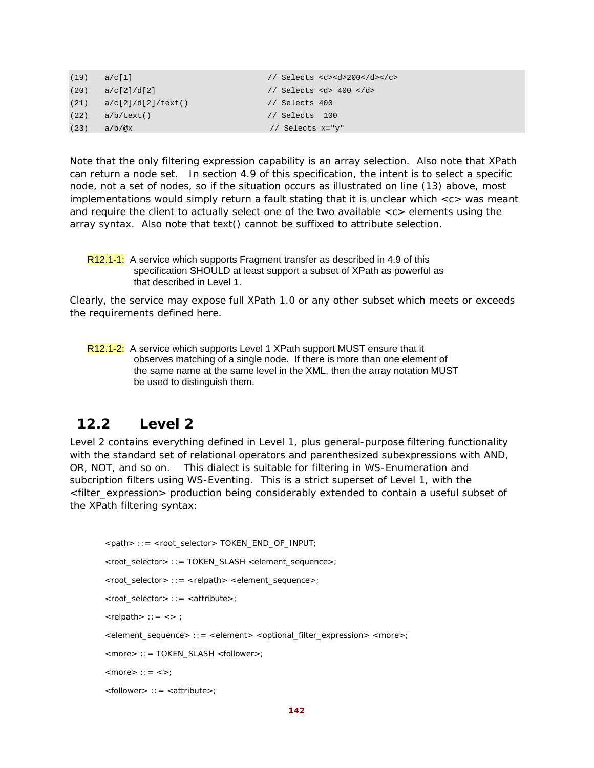```
(19)   a/c[1]                          // Selects <c><d>200</d></c>
(20)   a/c[2]/d[2]                     // Selects <d> 400 </d>
(21)   a/c[2]/d[2]/text()              // Selects 400
(22)   a/b/text()                      // Selects  100
(23)   a/b/@x                           // Selects x="y"
```

Note that the only filtering expression capability is an array selection. Also note that XPath can return a node set. In section 4.9 of this specification, the intent is to select a specific node, not a set of nodes, so if the situation occurs as illustrated on line (13) above, most implementations would simply return a fault stating that it is unclear which <c> was meant and require the client to actually select one of the two available <c> elements using the array syntax. Also note that text() cannot be suffixed to attribute selection.

R12.1-1: A service which supports Fragment transfer as described in 4.9 of this specification SHOULD at least support a subset of XPath as powerful as that described in Level 1.

Clearly, the service may expose full XPath 1.0 or any other subset which meets or exceeds the requirements defined here.

R12.1-2: A service which supports Level 1 XPath support MUST ensure that it observes matching of a single node. If there is more than one element of the same name at the same level in the XML, then the array notation MUST be used to distinguish them.

## 12.2 Level 2

Level 2 contains everything defined in Level 1, plus general-purpose filtering functionality with the standard set of relational operators and parenthesized subexpressions with AND, OR, NOT, and so on. This dialect is suitable for filtering in WS-Enumeration and subcription filters using WS-Eventing. This is a strict superset of Level 1, with the <filter_expression> production being considerably extended to contain a useful subset of the XPath filtering syntax:

```
<path> ::= <root_selector> TOKEN_END_OF_INPUT;

<root_selector> ::= TOKEN_SLASH <element_sequence>;

<root_selector> ::= <relpath> <element_sequence>;

<root_selector> ::= <attribute>;

<relpath> ::= <> ;

<element_sequence> ::= <element> <optional_filter_expression> <more>;

<more> ::= TOKEN_SLASH <follower>;

<more> ::= <>;

<follower> ::= <attribute>;
```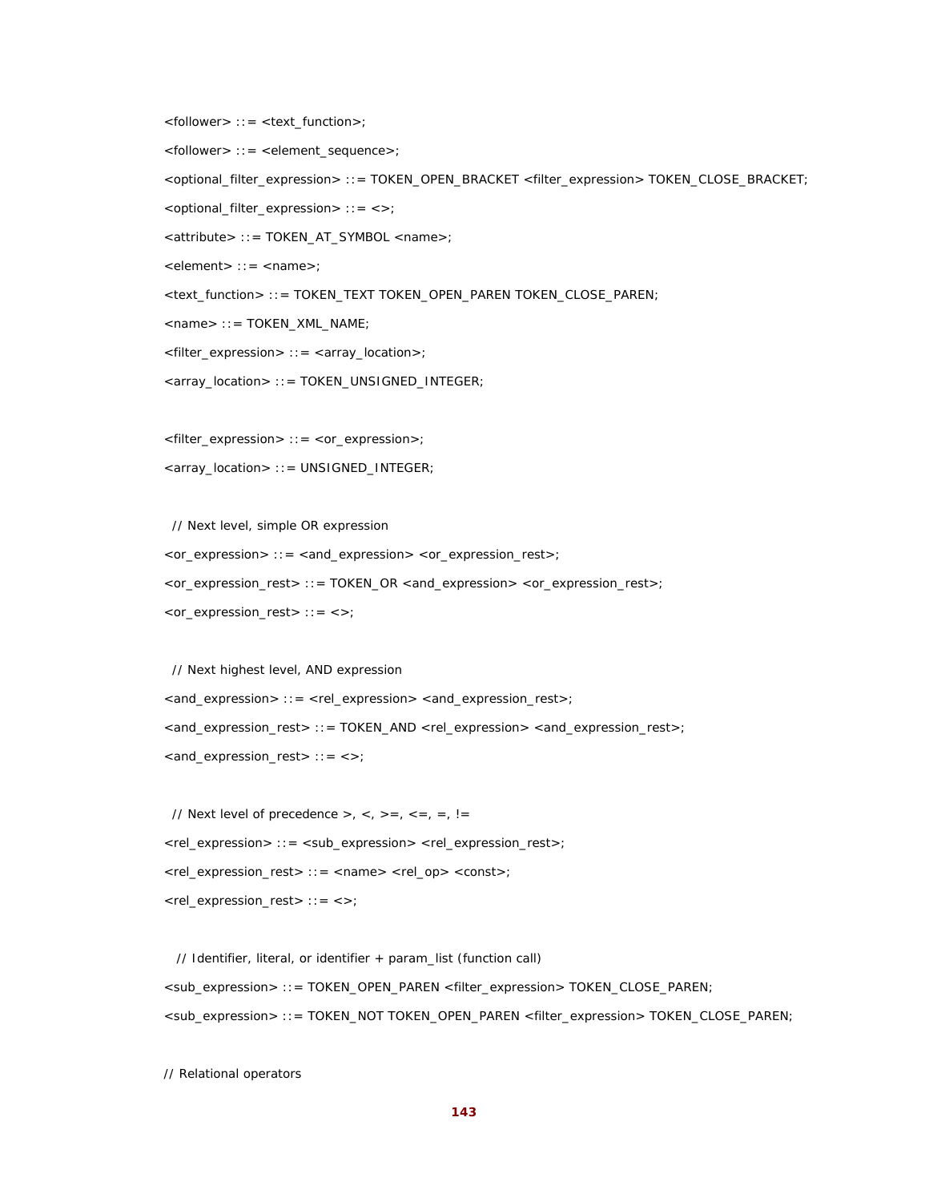```
<follower> ::= <text_function>;

<follower> ::= <element_sequence>;

<optional_filter_expression> ::= TOKEN_OPEN_BRACKET <filter_expression> TOKEN_CLOSE_BRACKET;

<optional_filter_expression> ::= <>;

<attribute> ::= TOKEN_AT_SYMBOL <name>;

<element> ::= <name>;

<text_function> ::= TOKEN_TEXT TOKEN_OPEN_PAREN TOKEN_CLOSE_PAREN;

<name> ::= TOKEN_XML_NAME;

<filter_expression> ::= <array_location>;

<array_location> ::= TOKEN_UNSIGNED_INTEGER;


<filter_expression> ::= <or_expression>;

<array_location> ::= UNSIGNED_INTEGER;


  // Next level, simple OR expression

<or_expression> ::= <and_expression> <or_expression_rest>;

<or_expression_rest> ::= TOKEN_OR <and_expression> <or_expression_rest>;

<or_expression_rest> ::= <>;


  // Next highest level, AND expression

<and_expression> ::= <rel_expression> <and_expression_rest>;

<and_expression_rest> ::= TOKEN_AND <rel_expression> <and_expression_rest>;

<and_expression_rest> ::= <>;


  // Next level of precedence >, <, >=, <=, =, !=

<rel_expression> ::= <sub_expression> <rel_expression_rest>;

<rel_expression_rest> ::= <name> <rel_op> <const>;

<rel_expression_rest> ::= <>;


   // Identifier, literal, or identifier + param_list (function call)

<sub_expression> ::= TOKEN_OPEN_PAREN <filter_expression> TOKEN_CLOSE_PAREN;

<sub_expression> ::= TOKEN_NOT TOKEN_OPEN_PAREN <filter_expression> TOKEN_CLOSE_PAREN;


// Relational operators
```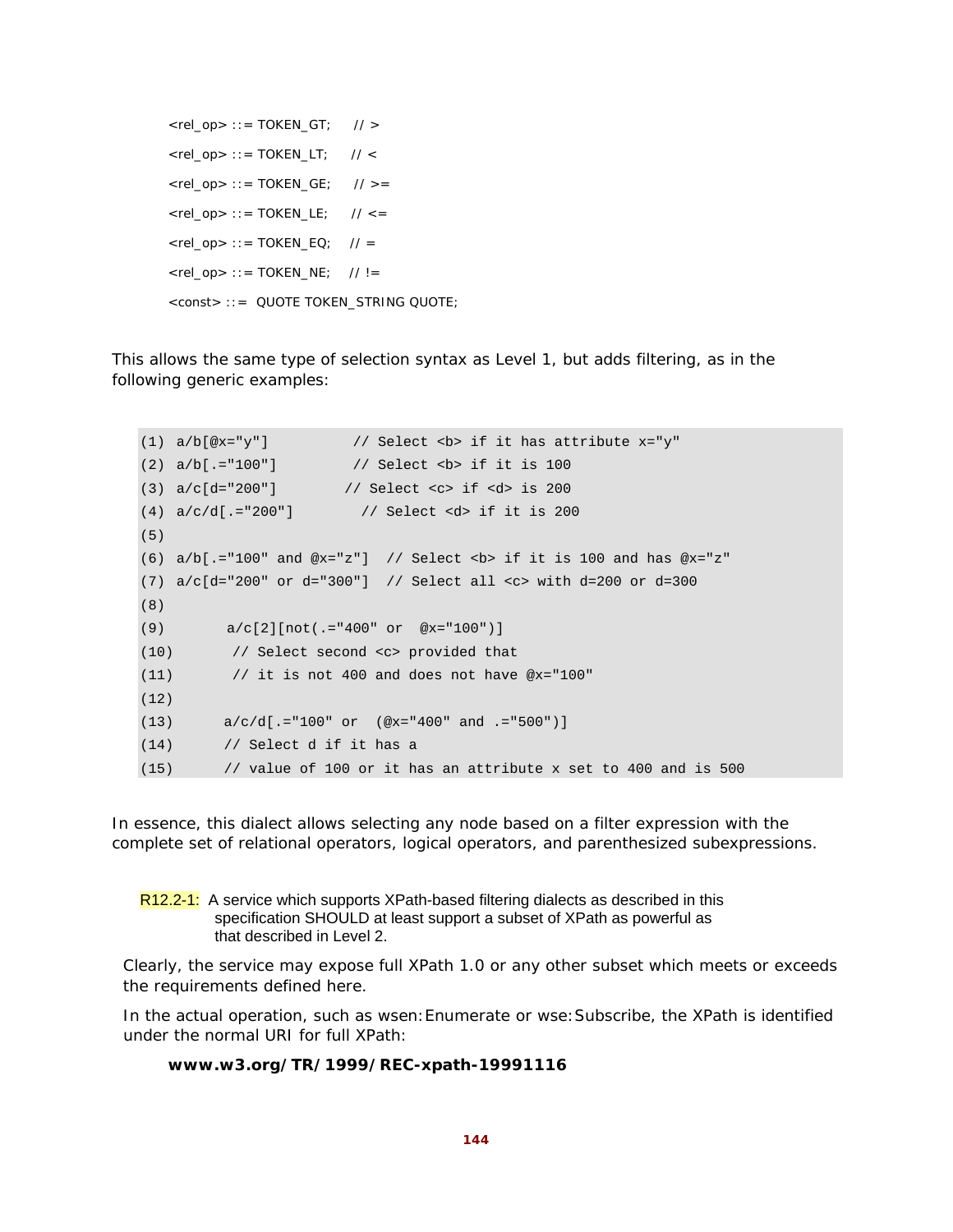```
<rel_op> ::= TOKEN_GT;     // >
<rel_op> ::= TOKEN_LT;     // <
<rel_op> ::= TOKEN_GE;     // >=
<rel_op> ::= TOKEN_LE;     // <=
<rel_op> ::= TOKEN_EQ;    // =
<rel_op> ::= TOKEN_NE;    // !=
<const> ::=  QUOTE TOKEN_STRING QUOTE;
```

This allows the same type of selection syntax as Level 1, but adds filtering, as in the following generic examples:

```
(1) a/b[@x="y"]          // Select <b> if it has attribute x="y"
(2) a/b[.="100"]         // Select <b> if it is 100
(3) a/c[d="200"]        // Select <c> if <d> is 200
(4) a/c/d[.="200"]        // Select <d> if it is 200
(5)
(6) a/b[.="100" and @x="z"]  // Select <b> if it is 100 and has @x="z"
(7) a/c[d="200" or d="300"]  // Select all <c> with d=200 or d=300
(8)
(9)       a/c[2][not(.="400" or  @x="100")]
(10)       // Select second <c> provided that
(11)       // it is not 400 and does not have @x="100"
(12)
(13)      a/c/d[.="100" or  (@x="400" and .="500")]
(14)      // Select d if it has a
(15)      // value of 100 or it has an attribute x set to 400 and is 500
```

In essence, this dialect allows selecting any node based on a filter expression with the complete set of relational operators, logical operators, and parenthesized subexpressions.

R12.2-1: A service which supports XPath-based filtering dialects as described in this specification SHOULD at least support a subset of XPath as powerful as that described in Level 2.

Clearly, the service may expose full XPath 1.0 or any other subset which meets or exceeds the requirements defined here.

In the actual operation, such as wsen:Enumerate or wse:Subscribe, the XPath is identified under the normal URI for full XPath:

**www.w3.org/TR/1999/REC-xpath-19991116**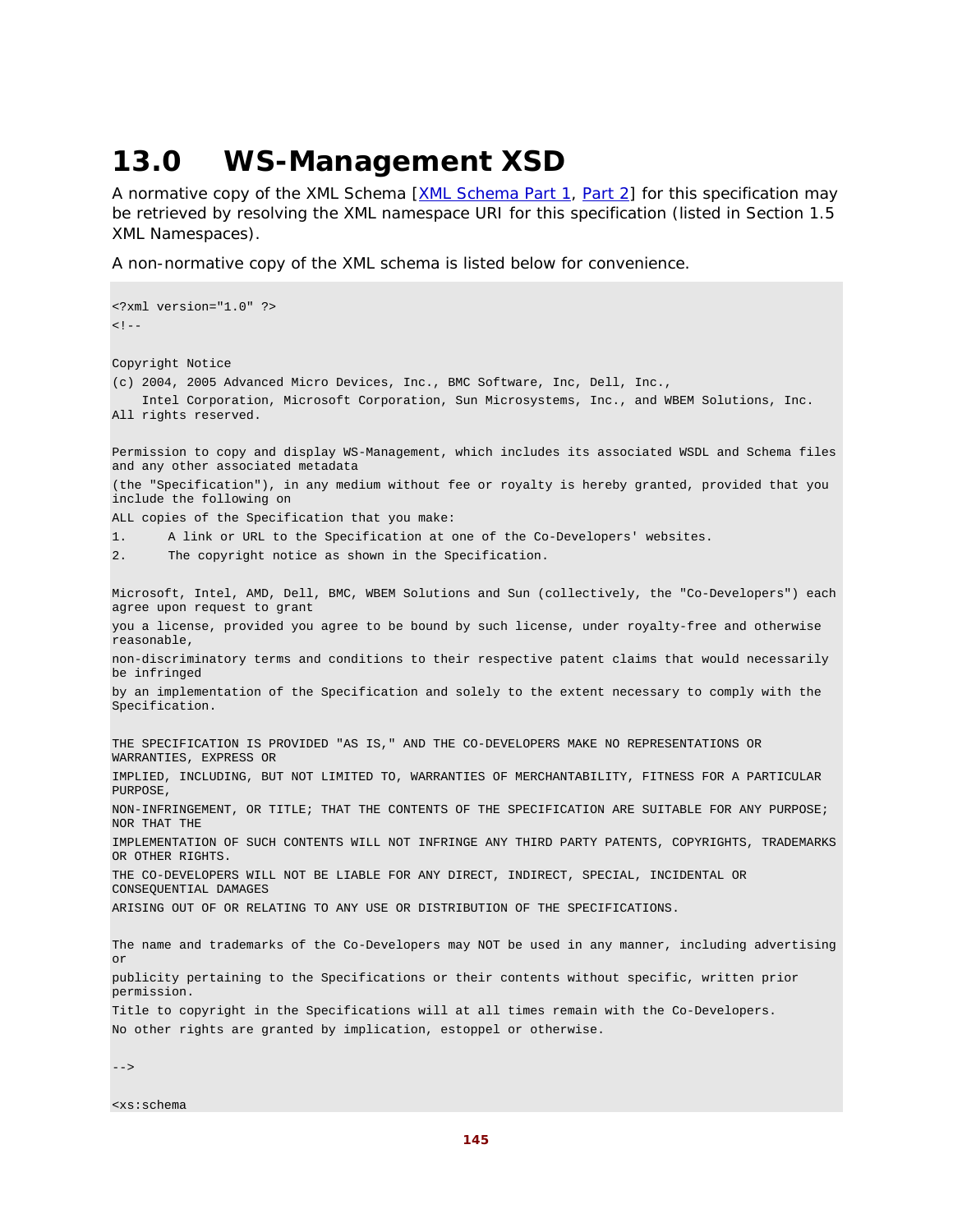# 13.0 WS-Management XSD

A normative copy of the XML Schema [XML Schema Part 1, Part 2] for this specification may be retrieved by resolving the XML namespace URI for this specification (listed in Section 1.5 XML Namespaces).

A non-normative copy of the XML schema is listed below for convenience.

```
<?xml version="1.0" ?>
<!--

Copyright Notice
(c) 2004, 2005 Advanced Micro Devices, Inc., BMC Software, Inc, Dell, Inc.,
    Intel Corporation, Microsoft Corporation, Sun Microsystems, Inc., and WBEM Solutions, Inc.
All rights reserved.

Permission to copy and display WS-Management, which includes its associated WSDL and Schema files
and any other associated metadata
(the "Specification"), in any medium without fee or royalty is hereby granted, provided that you
include the following on
ALL copies of the Specification that you make:
1.      A link or URL to the Specification at one of the Co-Developers' websites.
2.      The copyright notice as shown in the Specification.

Microsoft, Intel, AMD, Dell, BMC, WBEM Solutions and Sun (collectively, the "Co-Developers") each
agree upon request to grant
you a license, provided you agree to be bound by such license, under royalty-free and otherwise
reasonable,
non-discriminatory terms and conditions to their respective patent claims that would necessarily
be infringed
by an implementation of the Specification and solely to the extent necessary to comply with the
Specification.

THE SPECIFICATION IS PROVIDED "AS IS," AND THE CO-DEVELOPERS MAKE NO REPRESENTATIONS OR
WARRANTIES, EXPRESS OR
IMPLIED, INCLUDING, BUT NOT LIMITED TO, WARRANTIES OF MERCHANTABILITY, FITNESS FOR A PARTICULAR
PURPOSE,
NON-INFRINGEMENT, OR TITLE; THAT THE CONTENTS OF THE SPECIFICATION ARE SUITABLE FOR ANY PURPOSE;
NOR THAT THE
IMPLEMENTATION OF SUCH CONTENTS WILL NOT INFRINGE ANY THIRD PARTY PATENTS, COPYRIGHTS, TRADEMARKS
OR OTHER RIGHTS.
THE CO-DEVELOPERS WILL NOT BE LIABLE FOR ANY DIRECT, INDIRECT, SPECIAL, INCIDENTAL OR
CONSEQUENTIAL DAMAGES
ARISING OUT OF OR RELATING TO ANY USE OR DISTRIBUTION OF THE SPECIFICATIONS.

The name and trademarks of the Co-Developers may NOT be used in any manner, including advertising
or
publicity pertaining to the Specifications or their contents without specific, written prior
permission.
Title to copyright in the Specifications will at all times remain with the Co-Developers.
No other rights are granted by implication, estoppel or otherwise.

-->

<xs:schema
```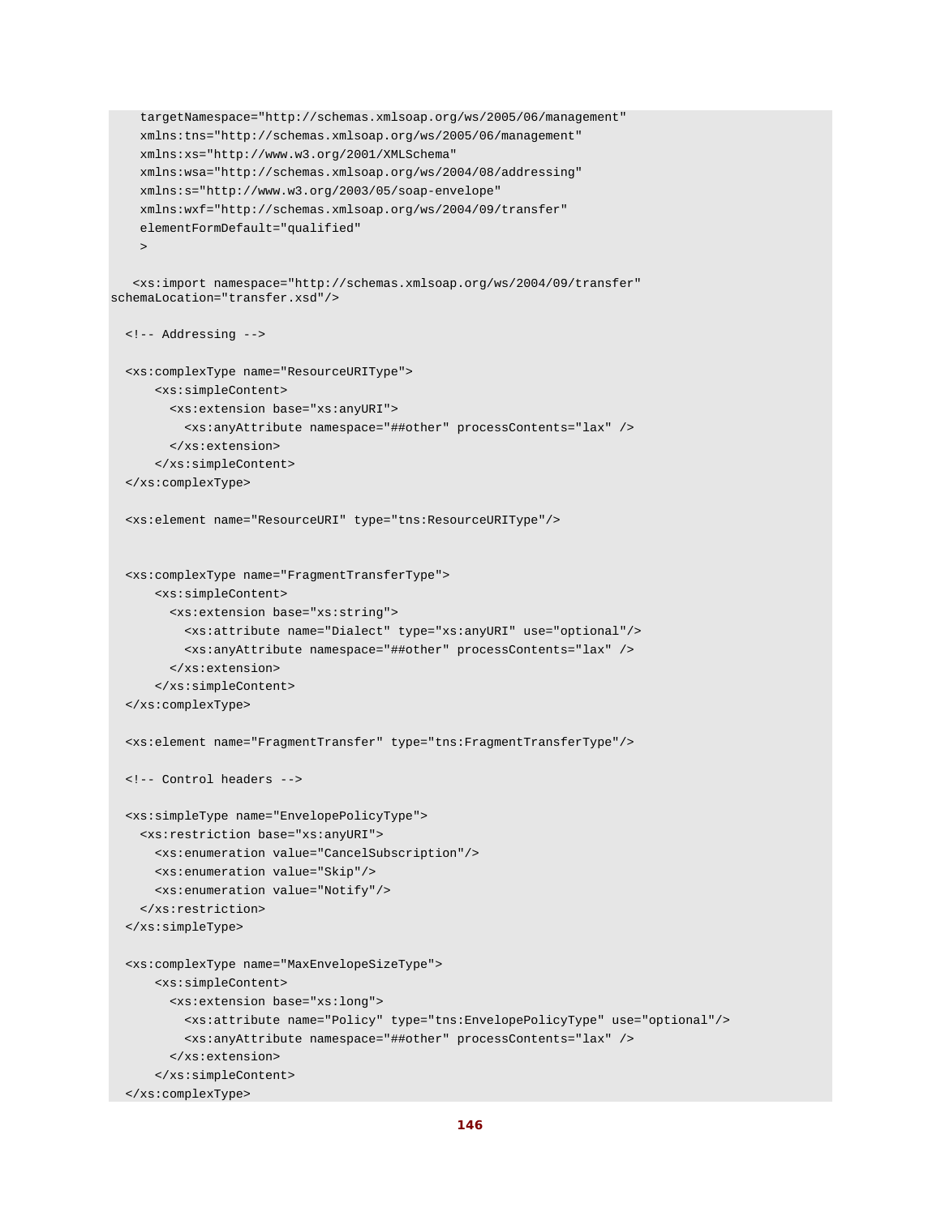```
    targetNamespace="http://schemas.xmlsoap.org/ws/2005/06/management"
    xmlns:tns="http://schemas.xmlsoap.org/ws/2005/06/management"
    xmlns:xs="http://www.w3.org/2001/XMLSchema"
    xmlns:wsa="http://schemas.xmlsoap.org/ws/2004/08/addressing"
    xmlns:s="http://www.w3.org/2003/05/soap-envelope"
    xmlns:wxf="http://schemas.xmlsoap.org/ws/2004/09/transfer"
    elementFormDefault="qualified"
    >

   <xs:import namespace="http://schemas.xmlsoap.org/ws/2004/09/transfer"
schemaLocation="transfer.xsd"/>

  <!-- Addressing -->

  <xs:complexType name="ResourceURIType">
      <xs:simpleContent>
        <xs:extension base="xs:anyURI">
          <xs:anyAttribute namespace="##other" processContents="lax" />
        </xs:extension>
      </xs:simpleContent>
  </xs:complexType>

  <xs:element name="ResourceURI" type="tns:ResourceURIType"/>


  <xs:complexType name="FragmentTransferType">
      <xs:simpleContent>
        <xs:extension base="xs:string">
          <xs:attribute name="Dialect" type="xs:anyURI" use="optional"/>
          <xs:anyAttribute namespace="##other" processContents="lax" />
        </xs:extension>
      </xs:simpleContent>
  </xs:complexType>

  <xs:element name="FragmentTransfer" type="tns:FragmentTransferType"/>

  <!-- Control headers -->

  <xs:simpleType name="EnvelopePolicyType">
    <xs:restriction base="xs:anyURI">
      <xs:enumeration value="CancelSubscription"/>
      <xs:enumeration value="Skip"/>
      <xs:enumeration value="Notify"/>
    </xs:restriction>
  </xs:simpleType>

  <xs:complexType name="MaxEnvelopeSizeType">
      <xs:simpleContent>
        <xs:extension base="xs:long">
          <xs:attribute name="Policy" type="tns:EnvelopePolicyType" use="optional"/>
          <xs:anyAttribute namespace="##other" processContents="lax" />
        </xs:extension>
      </xs:simpleContent>
  </xs:complexType>
```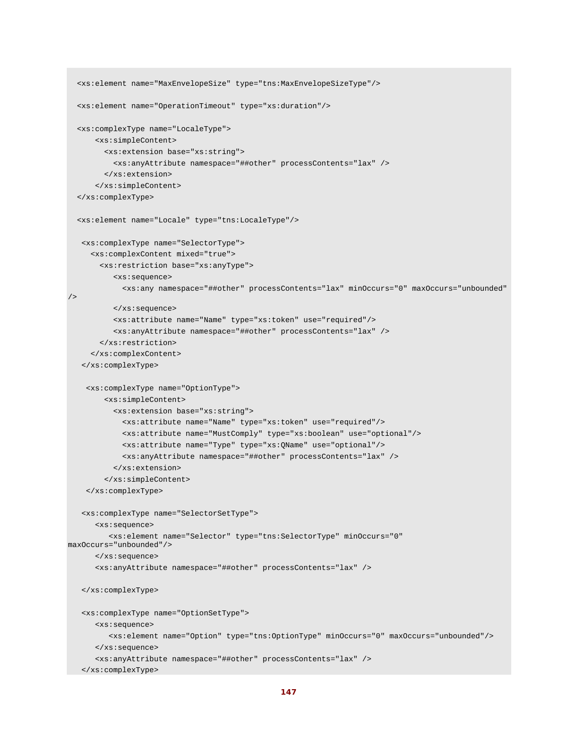```
  <xs:element name="MaxEnvelopeSize" type="tns:MaxEnvelopeSizeType"/>

  <xs:element name="OperationTimeout" type="xs:duration"/>

  <xs:complexType name="LocaleType">
      <xs:simpleContent>
        <xs:extension base="xs:string">
          <xs:anyAttribute namespace="##other" processContents="lax" />
        </xs:extension>
      </xs:simpleContent>
  </xs:complexType>

  <xs:element name="Locale" type="tns:LocaleType"/>

   <xs:complexType name="SelectorType">
     <xs:complexContent mixed="true">
       <xs:restriction base="xs:anyType">
          <xs:sequence>
            <xs:any namespace="##other" processContents="lax" minOccurs="0" maxOccurs="unbounded"
/>
          </xs:sequence>
          <xs:attribute name="Name" type="xs:token" use="required"/>
          <xs:anyAttribute namespace="##other" processContents="lax" />
       </xs:restriction>
     </xs:complexContent>
   </xs:complexType>

    <xs:complexType name="OptionType">
        <xs:simpleContent>
          <xs:extension base="xs:string">
            <xs:attribute name="Name" type="xs:token" use="required"/>
            <xs:attribute name="MustComply" type="xs:boolean" use="optional"/>
            <xs:attribute name="Type" type="xs:QName" use="optional"/>
            <xs:anyAttribute namespace="##other" processContents="lax" />
          </xs:extension>
        </xs:simpleContent>
    </xs:complexType>

   <xs:complexType name="SelectorSetType">
      <xs:sequence>
         <xs:element name="Selector" type="tns:SelectorType" minOccurs="0"
maxOccurs="unbounded"/>
      </xs:sequence>
      <xs:anyAttribute namespace="##other" processContents="lax" />

   </xs:complexType>

   <xs:complexType name="OptionSetType">
      <xs:sequence>
         <xs:element name="Option" type="tns:OptionType" minOccurs="0" maxOccurs="unbounded"/>
      </xs:sequence>
      <xs:anyAttribute namespace="##other" processContents="lax" />
   </xs:complexType>
```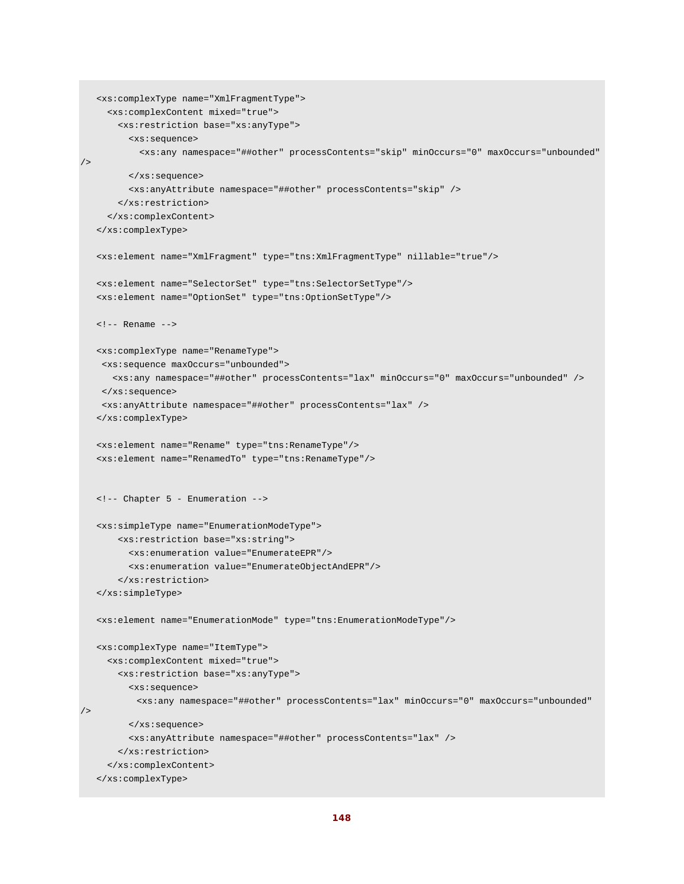```
  <xs:complexType name="XmlFragmentType">
    <xs:complexContent mixed="true">
      <xs:restriction base="xs:anyType">
        <xs:sequence>
          <xs:any namespace="##other" processContents="skip" minOccurs="0" maxOccurs="unbounded"
/>
        </xs:sequence>
        <xs:anyAttribute namespace="##other" processContents="skip" />
      </xs:restriction>
    </xs:complexContent>
  </xs:complexType>

  <xs:element name="XmlFragment" type="tns:XmlFragmentType" nillable="true"/>

  <xs:element name="SelectorSet" type="tns:SelectorSetType"/>
  <xs:element name="OptionSet" type="tns:OptionSetType"/>

  <!-- Rename -->

  <xs:complexType name="RenameType">
   <xs:sequence maxOccurs="unbounded">
     <xs:any namespace="##other" processContents="lax" minOccurs="0" maxOccurs="unbounded" />
   </xs:sequence>
   <xs:anyAttribute namespace="##other" processContents="lax" />
  </xs:complexType>

  <xs:element name="Rename" type="tns:RenameType"/>
  <xs:element name="RenamedTo" type="tns:RenameType"/>


  <!-- Chapter 5 - Enumeration -->

  <xs:simpleType name="EnumerationModeType">
      <xs:restriction base="xs:string">
        <xs:enumeration value="EnumerateEPR"/>
        <xs:enumeration value="EnumerateObjectAndEPR"/>
      </xs:restriction>
  </xs:simpleType>

  <xs:element name="EnumerationMode" type="tns:EnumerationModeType"/>

  <xs:complexType name="ItemType">
    <xs:complexContent mixed="true">
      <xs:restriction base="xs:anyType">
        <xs:sequence>
         <xs:any namespace="##other" processContents="lax" minOccurs="0" maxOccurs="unbounded"
/>
        </xs:sequence>
        <xs:anyAttribute namespace="##other" processContents="lax" />
      </xs:restriction>
    </xs:complexContent>
  </xs:complexType>
```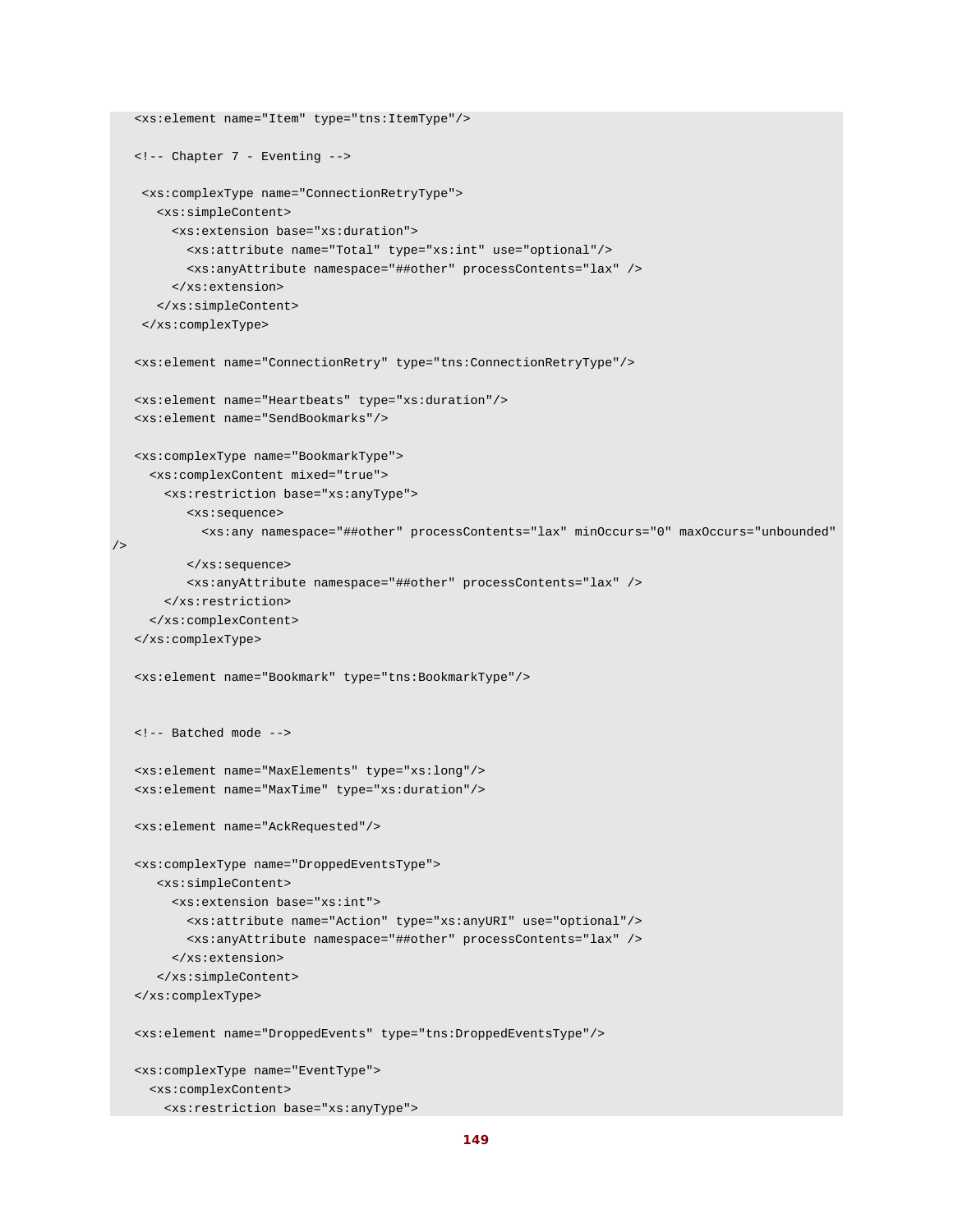```
  <xs:element name="Item" type="tns:ItemType"/>

  <!-- Chapter 7 - Eventing -->

   <xs:complexType name="ConnectionRetryType">
     <xs:simpleContent>
       <xs:extension base="xs:duration">
         <xs:attribute name="Total" type="xs:int" use="optional"/>
         <xs:anyAttribute namespace="##other" processContents="lax" />
       </xs:extension>
     </xs:simpleContent>
   </xs:complexType>

  <xs:element name="ConnectionRetry" type="tns:ConnectionRetryType"/>

  <xs:element name="Heartbeats" type="xs:duration"/>
  <xs:element name="SendBookmarks"/>

  <xs:complexType name="BookmarkType">
    <xs:complexContent mixed="true">
      <xs:restriction base="xs:anyType">
         <xs:sequence>
           <xs:any namespace="##other" processContents="lax" minOccurs="0" maxOccurs="unbounded"
/>
         </xs:sequence>
         <xs:anyAttribute namespace="##other" processContents="lax" />
      </xs:restriction>
    </xs:complexContent>
  </xs:complexType>

  <xs:element name="Bookmark" type="tns:BookmarkType"/>


  <!-- Batched mode -->

  <xs:element name="MaxElements" type="xs:long"/>
  <xs:element name="MaxTime" type="xs:duration"/>

  <xs:element name="AckRequested"/>

  <xs:complexType name="DroppedEventsType">
     <xs:simpleContent>
       <xs:extension base="xs:int">
         <xs:attribute name="Action" type="xs:anyURI" use="optional"/>
         <xs:anyAttribute namespace="##other" processContents="lax" />
       </xs:extension>
     </xs:simpleContent>
  </xs:complexType>

  <xs:element name="DroppedEvents" type="tns:DroppedEventsType"/>

  <xs:complexType name="EventType">
    <xs:complexContent>
      <xs:restriction base="xs:anyType">
```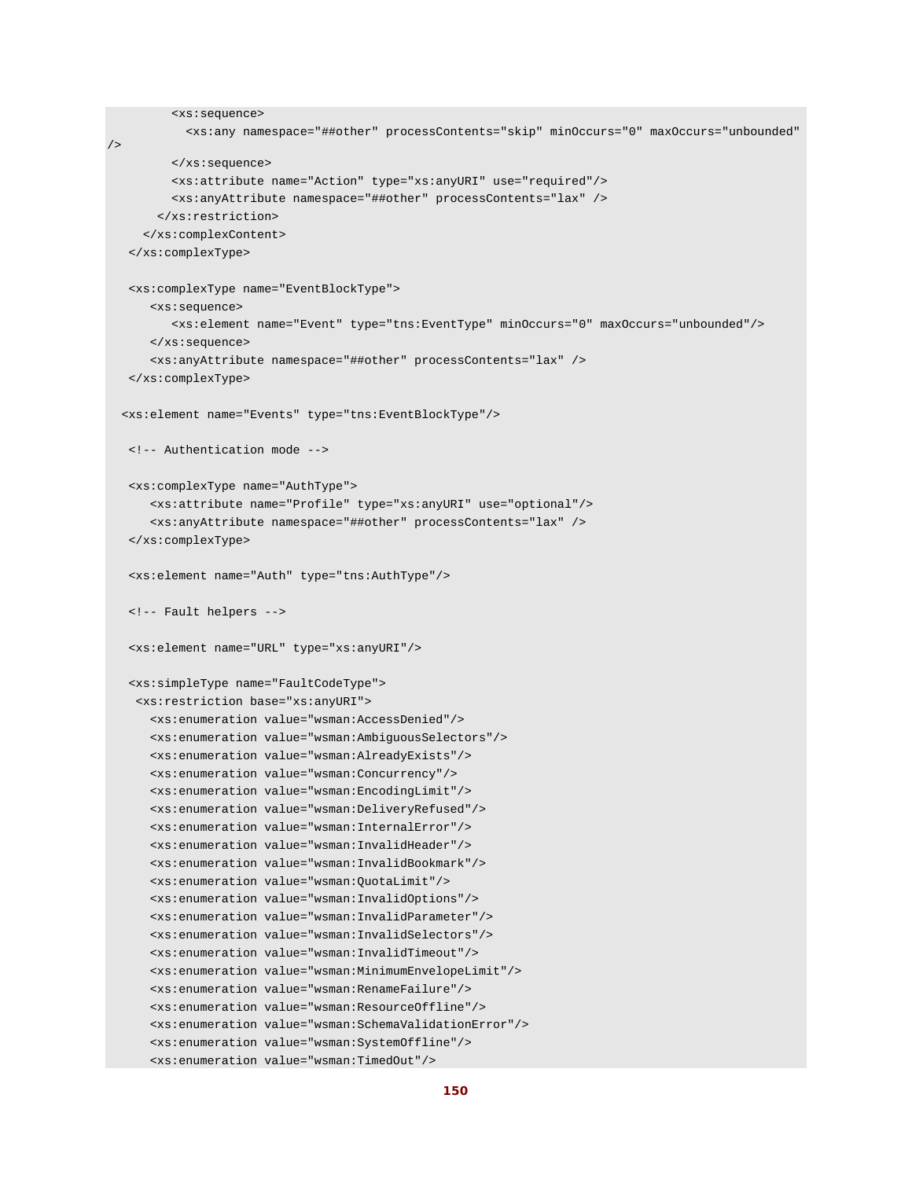```
        <xs:sequence>
          <xs:any namespace="##other" processContents="skip" minOccurs="0" maxOccurs="unbounded"
/>
        </xs:sequence>
        <xs:attribute name="Action" type="xs:anyURI" use="required"/>
        <xs:anyAttribute namespace="##other" processContents="lax" />
      </xs:restriction>
    </xs:complexContent>
  </xs:complexType>

  <xs:complexType name="EventBlockType">
     <xs:sequence>
        <xs:element name="Event" type="tns:EventType" minOccurs="0" maxOccurs="unbounded"/>
     </xs:sequence>
     <xs:anyAttribute namespace="##other" processContents="lax" />
  </xs:complexType>

 <xs:element name="Events" type="tns:EventBlockType"/>

  <!-- Authentication mode -->

  <xs:complexType name="AuthType">
     <xs:attribute name="Profile" type="xs:anyURI" use="optional"/>
     <xs:anyAttribute namespace="##other" processContents="lax" />
  </xs:complexType>

  <xs:element name="Auth" type="tns:AuthType"/>

  <!-- Fault helpers -->

  <xs:element name="URL" type="xs:anyURI"/>

  <xs:simpleType name="FaultCodeType">
   <xs:restriction base="xs:anyURI">
     <xs:enumeration value="wsman:AccessDenied"/>
     <xs:enumeration value="wsman:AmbiguousSelectors"/>
     <xs:enumeration value="wsman:AlreadyExists"/>
     <xs:enumeration value="wsman:Concurrency"/>
     <xs:enumeration value="wsman:EncodingLimit"/>
     <xs:enumeration value="wsman:DeliveryRefused"/>
     <xs:enumeration value="wsman:InternalError"/>
     <xs:enumeration value="wsman:InvalidHeader"/>
     <xs:enumeration value="wsman:InvalidBookmark"/>
     <xs:enumeration value="wsman:QuotaLimit"/>
     <xs:enumeration value="wsman:InvalidOptions"/>
     <xs:enumeration value="wsman:InvalidParameter"/>
     <xs:enumeration value="wsman:InvalidSelectors"/>
     <xs:enumeration value="wsman:InvalidTimeout"/>
     <xs:enumeration value="wsman:MinimumEnvelopeLimit"/>
     <xs:enumeration value="wsman:RenameFailure"/>
     <xs:enumeration value="wsman:ResourceOffline"/>
     <xs:enumeration value="wsman:SchemaValidationError"/>
     <xs:enumeration value="wsman:SystemOffline"/>
     <xs:enumeration value="wsman:TimedOut"/>
```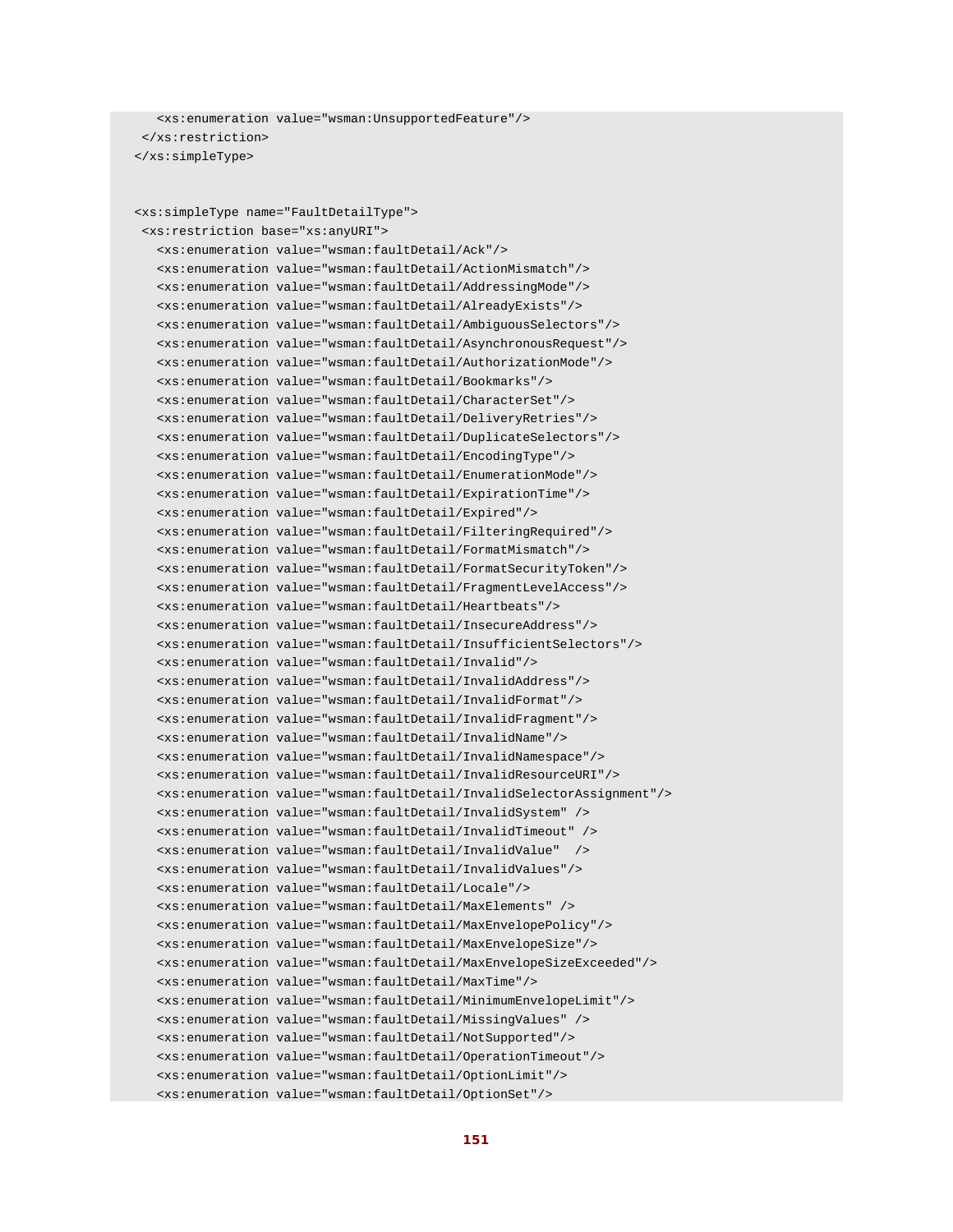```
      <xs:enumeration value="wsman:UnsupportedFeature"/>
    </xs:restriction>
  </xs:simpleType>


  <xs:simpleType name="FaultDetailType">
    <xs:restriction base="xs:anyURI">
      <xs:enumeration value="wsman:faultDetail/Ack"/>
      <xs:enumeration value="wsman:faultDetail/ActionMismatch"/>
      <xs:enumeration value="wsman:faultDetail/AddressingMode"/>
      <xs:enumeration value="wsman:faultDetail/AlreadyExists"/>
      <xs:enumeration value="wsman:faultDetail/AmbiguousSelectors"/>
      <xs:enumeration value="wsman:faultDetail/AsynchronousRequest"/>
      <xs:enumeration value="wsman:faultDetail/AuthorizationMode"/>
      <xs:enumeration value="wsman:faultDetail/Bookmarks"/>
      <xs:enumeration value="wsman:faultDetail/CharacterSet"/>
      <xs:enumeration value="wsman:faultDetail/DeliveryRetries"/>
      <xs:enumeration value="wsman:faultDetail/DuplicateSelectors"/>
      <xs:enumeration value="wsman:faultDetail/EncodingType"/>
      <xs:enumeration value="wsman:faultDetail/EnumerationMode"/>
      <xs:enumeration value="wsman:faultDetail/ExpirationTime"/>
      <xs:enumeration value="wsman:faultDetail/Expired"/>
      <xs:enumeration value="wsman:faultDetail/FilteringRequired"/>
      <xs:enumeration value="wsman:faultDetail/FormatMismatch"/>
      <xs:enumeration value="wsman:faultDetail/FormatSecurityToken"/>
      <xs:enumeration value="wsman:faultDetail/FragmentLevelAccess"/>
      <xs:enumeration value="wsman:faultDetail/Heartbeats"/>
      <xs:enumeration value="wsman:faultDetail/InsecureAddress"/>
      <xs:enumeration value="wsman:faultDetail/InsufficientSelectors"/>
      <xs:enumeration value="wsman:faultDetail/Invalid"/>
      <xs:enumeration value="wsman:faultDetail/InvalidAddress"/>
      <xs:enumeration value="wsman:faultDetail/InvalidFormat"/>
      <xs:enumeration value="wsman:faultDetail/InvalidFragment"/>
      <xs:enumeration value="wsman:faultDetail/InvalidName"/>
      <xs:enumeration value="wsman:faultDetail/InvalidNamespace"/>
      <xs:enumeration value="wsman:faultDetail/InvalidResourceURI"/>
      <xs:enumeration value="wsman:faultDetail/InvalidSelectorAssignment"/>
      <xs:enumeration value="wsman:faultDetail/InvalidSystem" />
      <xs:enumeration value="wsman:faultDetail/InvalidTimeout" />
      <xs:enumeration value="wsman:faultDetail/InvalidValue"  />
      <xs:enumeration value="wsman:faultDetail/InvalidValues"/>
      <xs:enumeration value="wsman:faultDetail/Locale"/>
      <xs:enumeration value="wsman:faultDetail/MaxElements" />
      <xs:enumeration value="wsman:faultDetail/MaxEnvelopePolicy"/>
      <xs:enumeration value="wsman:faultDetail/MaxEnvelopeSize"/>
      <xs:enumeration value="wsman:faultDetail/MaxEnvelopeSizeExceeded"/>
      <xs:enumeration value="wsman:faultDetail/MaxTime"/>
      <xs:enumeration value="wsman:faultDetail/MinimumEnvelopeLimit"/>
      <xs:enumeration value="wsman:faultDetail/MissingValues" />
      <xs:enumeration value="wsman:faultDetail/NotSupported"/>
      <xs:enumeration value="wsman:faultDetail/OperationTimeout"/>
      <xs:enumeration value="wsman:faultDetail/OptionLimit"/>
      <xs:enumeration value="wsman:faultDetail/OptionSet"/>
```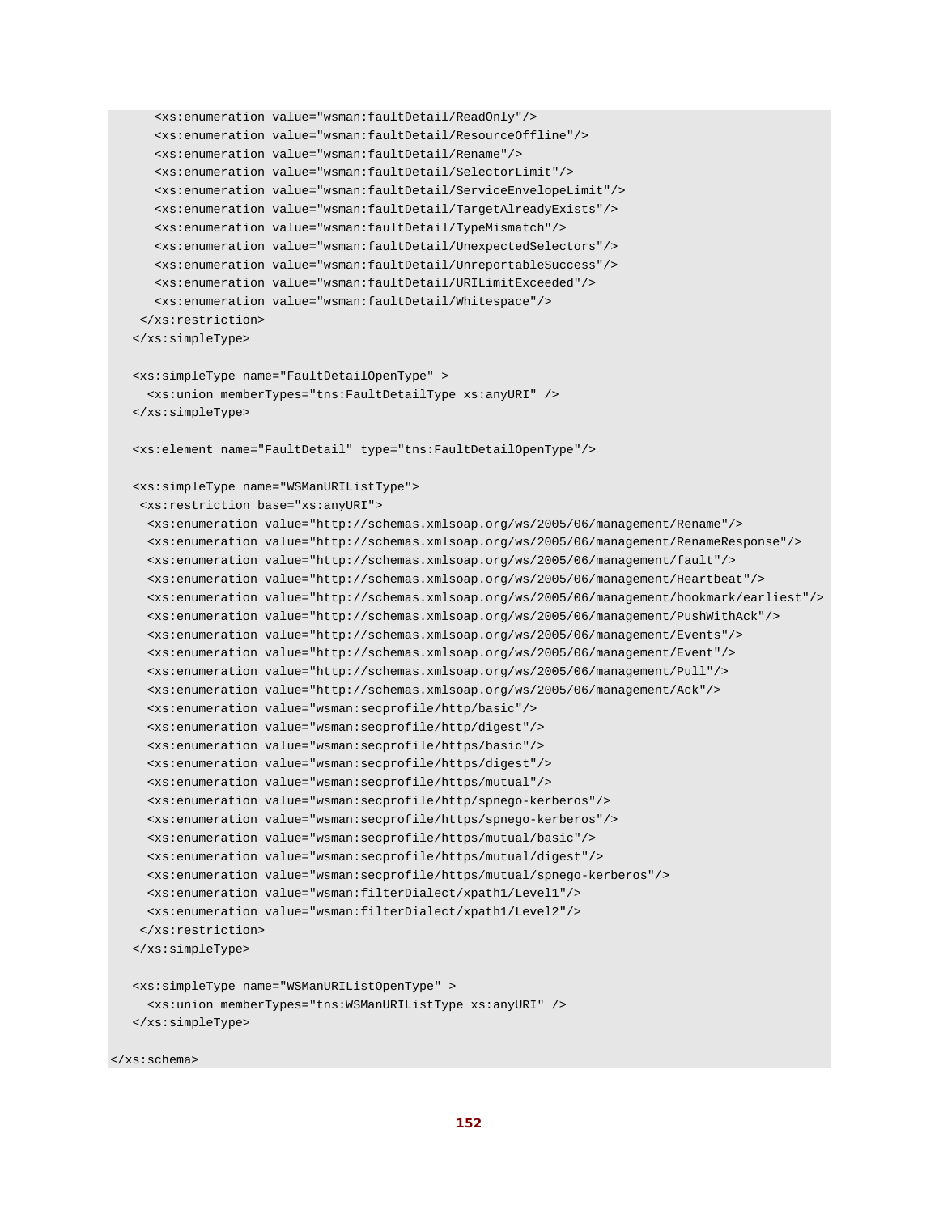```
      <xs:enumeration value="wsman:faultDetail/ReadOnly"/>
      <xs:enumeration value="wsman:faultDetail/ResourceOffline"/>
      <xs:enumeration value="wsman:faultDetail/Rename"/>
      <xs:enumeration value="wsman:faultDetail/SelectorLimit"/>
      <xs:enumeration value="wsman:faultDetail/ServiceEnvelopeLimit"/>
      <xs:enumeration value="wsman:faultDetail/TargetAlreadyExists"/>
      <xs:enumeration value="wsman:faultDetail/TypeMismatch"/>
      <xs:enumeration value="wsman:faultDetail/UnexpectedSelectors"/>
      <xs:enumeration value="wsman:faultDetail/UnreportableSuccess"/>
      <xs:enumeration value="wsman:faultDetail/URILimitExceeded"/>
      <xs:enumeration value="wsman:faultDetail/Whitespace"/>
    </xs:restriction>
   </xs:simpleType>

   <xs:simpleType name="FaultDetailOpenType" >
     <xs:union memberTypes="tns:FaultDetailType xs:anyURI" />
   </xs:simpleType>

   <xs:element name="FaultDetail" type="tns:FaultDetailOpenType"/>

   <xs:simpleType name="WSManURIListType">
    <xs:restriction base="xs:anyURI">
     <xs:enumeration value="http://schemas.xmlsoap.org/ws/2005/06/management/Rename"/>
     <xs:enumeration value="http://schemas.xmlsoap.org/ws/2005/06/management/RenameResponse"/>
     <xs:enumeration value="http://schemas.xmlsoap.org/ws/2005/06/management/fault"/>
     <xs:enumeration value="http://schemas.xmlsoap.org/ws/2005/06/management/Heartbeat"/>
     <xs:enumeration value="http://schemas.xmlsoap.org/ws/2005/06/management/bookmark/earliest"/>
     <xs:enumeration value="http://schemas.xmlsoap.org/ws/2005/06/management/PushWithAck"/>
     <xs:enumeration value="http://schemas.xmlsoap.org/ws/2005/06/management/Events"/>
     <xs:enumeration value="http://schemas.xmlsoap.org/ws/2005/06/management/Event"/>
     <xs:enumeration value="http://schemas.xmlsoap.org/ws/2005/06/management/Pull"/>
     <xs:enumeration value="http://schemas.xmlsoap.org/ws/2005/06/management/Ack"/>
     <xs:enumeration value="wsman:secprofile/http/basic"/>
     <xs:enumeration value="wsman:secprofile/http/digest"/>
     <xs:enumeration value="wsman:secprofile/https/basic"/>
     <xs:enumeration value="wsman:secprofile/https/digest"/>
     <xs:enumeration value="wsman:secprofile/https/mutual"/>
     <xs:enumeration value="wsman:secprofile/http/spnego-kerberos"/>
     <xs:enumeration value="wsman:secprofile/https/spnego-kerberos"/>
     <xs:enumeration value="wsman:secprofile/https/mutual/basic"/>
     <xs:enumeration value="wsman:secprofile/https/mutual/digest"/>
     <xs:enumeration value="wsman:secprofile/https/mutual/spnego-kerberos"/>
     <xs:enumeration value="wsman:filterDialect/xpath1/Level1"/>
     <xs:enumeration value="wsman:filterDialect/xpath1/Level2"/>
    </xs:restriction>
   </xs:simpleType>

   <xs:simpleType name="WSManURIListOpenType" >
     <xs:union memberTypes="tns:WSManURIListType xs:anyURI" />
   </xs:simpleType>

</xs:schema>
```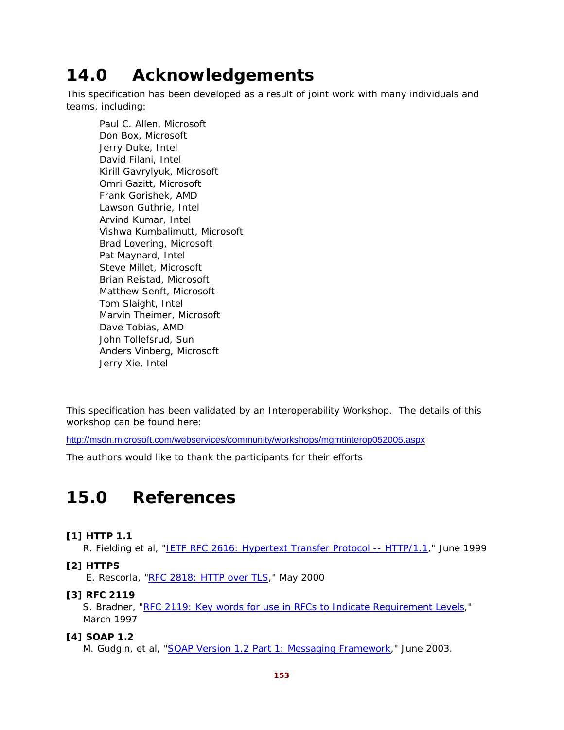# 14.0 Acknowledgements

This specification has been developed as a result of joint work with many individuals and teams, including:

Paul C. Allen, Microsoft
Don Box, Microsoft
Jerry Duke, Intel
David Filani, Intel
Kirill Gavrylyuk, Microsoft
Omri Gazitt, Microsoft
Frank Gorishek, AMD
Lawson Guthrie, Intel
Arvind Kumar, Intel
Vishwa Kumbalimutt, Microsoft
Brad Lovering, Microsoft
Pat Maynard, Intel
Steve Millet, Microsoft
Brian Reistad, Microsoft
Matthew Senft, Microsoft
Tom Slaight, Intel
Marvin Theimer, Microsoft
Dave Tobias, AMD
John Tollefsrud, Sun
Anders Vinberg, Microsoft
Jerry Xie, Intel

This specification has been validated by an Interoperability Workshop. The details of this workshop can be found here:

http://msdn.microsoft.com/webservices/community/workshops/mgmtinterop052005.aspx

The authors would like to thank the participants for their efforts

# 15.0 References

**[1] HTTP 1.1**

R. Fielding et al, "IETF RFC 2616: Hypertext Transfer Protocol -- HTTP/1.1," June 1999

**[2] HTTPS**

E. Rescorla, "RFC 2818: HTTP over TLS," May 2000

**[3] RFC 2119**

S. Bradner, "RFC 2119: Key words for use in RFCs to Indicate Requirement Levels," March 1997

**[4] SOAP 1.2**

M. Gudgin, et al, "SOAP Version 1.2 Part 1: Messaging Framework," June 2003.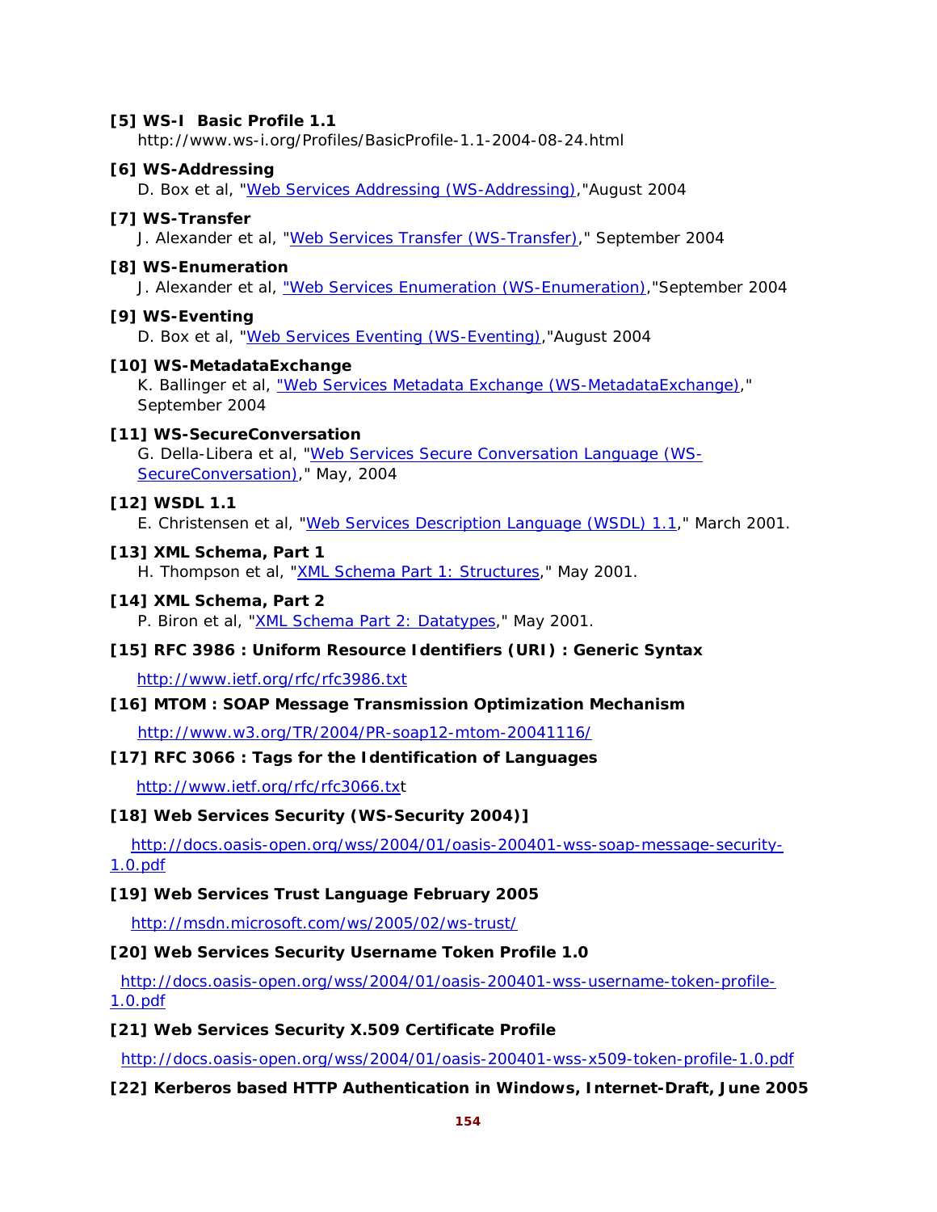**[5] WS-I Basic Profile 1.1**

http://www.ws-i.org/Profiles/BasicProfile-1.1-2004-08-24.html

**[6] WS-Addressing**

D. Box et al, "Web Services Addressing (WS-Addressing),"August 2004

**[7] WS-Transfer**

J. Alexander et al, "Web Services Transfer (WS-Transfer)," September 2004

**[8] WS-Enumeration**

J. Alexander et al, "Web Services Enumeration (WS-Enumeration),"September 2004

**[9] WS-Eventing**

D. Box et al, "Web Services Eventing (WS-Eventing),"August 2004

**[10] WS-MetadataExchange**

K. Ballinger et al, "Web Services Metadata Exchange (WS-MetadataExchange)," September 2004

**[11] WS-SecureConversation**

G. Della-Libera et al, "Web Services Secure Conversation Language (WS-SecureConversation)," May, 2004

**[12] WSDL 1.1**

E. Christensen et al, "Web Services Description Language (WSDL) 1.1," March 2001.

**[13] XML Schema, Part 1**

H. Thompson et al, "XML Schema Part 1: Structures," May 2001.

**[14] XML Schema, Part 2**

P. Biron et al, "XML Schema Part 2: Datatypes," May 2001.

**[15] RFC 3986 : Uniform Resource Identifiers (URI) : Generic Syntax**

http://www.ietf.org/rfc/rfc3986.txt

**[16] MTOM : SOAP Message Transmission Optimization Mechanism**

http://www.w3.org/TR/2004/PR-soap12-mtom-20041116/

**[17] RFC 3066 : Tags for the Identification of Languages**

http://www.ietf.org/rfc/rfc3066.txt

**[18] Web Services Security (WS-Security 2004)]**

http://docs.oasis-open.org/wss/2004/01/oasis-200401-wss-soap-message-security-1.0.pdf

**[19] Web Services Trust Language February 2005**

http://msdn.microsoft.com/ws/2005/02/ws-trust/

**[20] Web Services Security Username Token Profile 1.0**

http://docs.oasis-open.org/wss/2004/01/oasis-200401-wss-username-token-profile-1.0.pdf

**[21] Web Services Security X.509 Certificate Profile**

http://docs.oasis-open.org/wss/2004/01/oasis-200401-wss-x509-token-profile-1.0.pdf

**[22] Kerberos based HTTP Authentication in Windows, Internet-Draft, June 2005**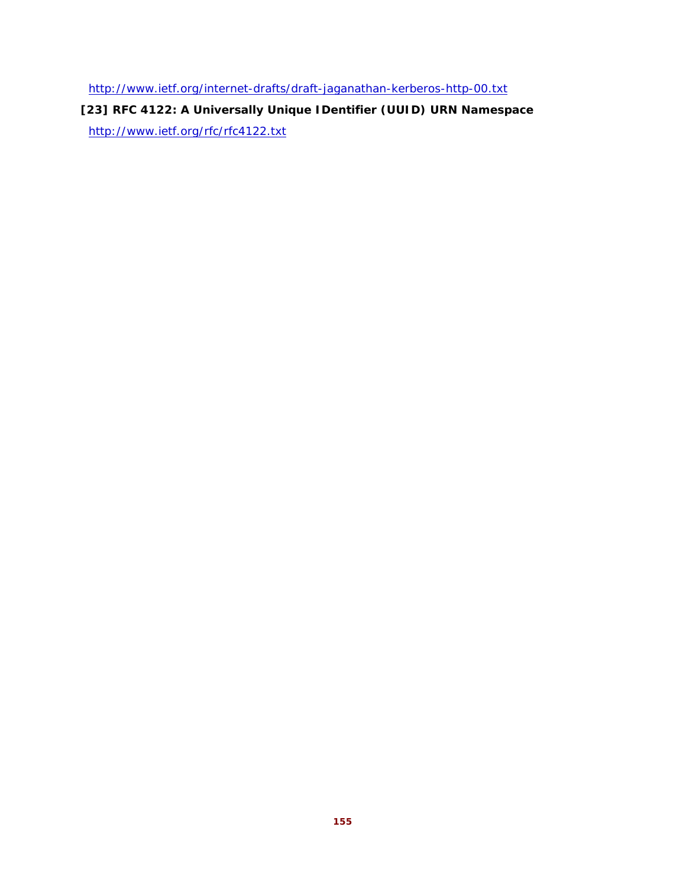http://www.ietf.org/internet-drafts/draft-jaganathan-kerberos-http-00.txt

**[23] RFC 4122: A Universally Unique IDentifier (UUID) URN Namespace**

http://www.ietf.org/rfc/rfc4122.txt